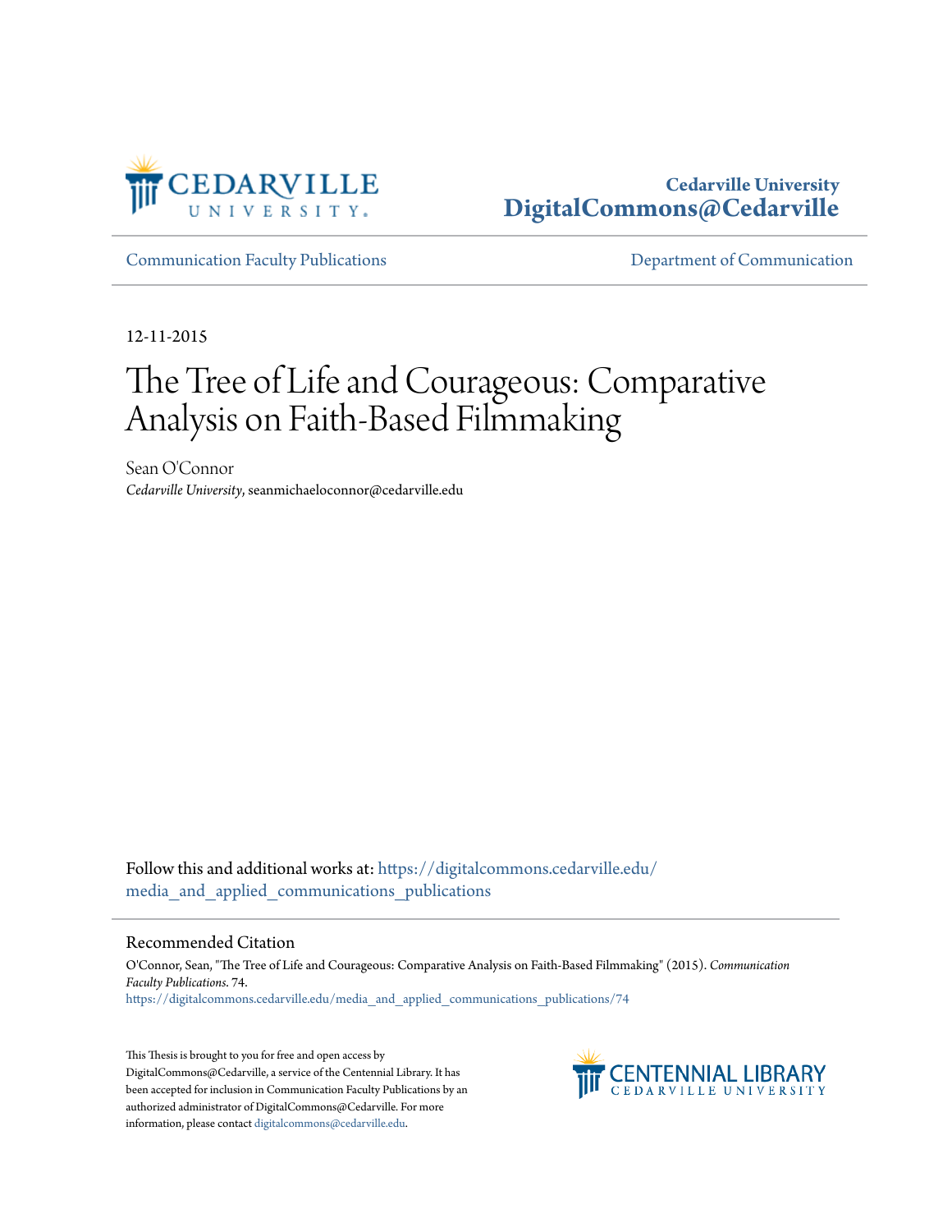Cedarville University
DigitalCommons@Cedarville

Communication Faculty Publications

Department of Communication

12-11-2015

# The Tree of Life and Courageous: Comparative Analysis on Faith-Based Filmmaking

Sean O'Connor
*Cedarville University*, seanmichaeloconnor@cedarville.edu

Follow this and additional works at: https://digitalcommons.cedarville.edu/media_and_applied_communications_publications

## Recommended Citation

O'Connor, Sean, "The Tree of Life and Courageous: Comparative Analysis on Faith-Based Filmmaking" (2015). *Communication Faculty Publications*. 74.
https://digitalcommons.cedarville.edu/media_and_applied_communications_publications/74

This Thesis is brought to you for free and open access by DigitalCommons@Cedarville, a service of the Centennial Library. It has been accepted for inclusion in Communication Faculty Publications by an authorized administrator of DigitalCommons@Cedarville. For more information, please contact digitalcommons@cedarville.edu.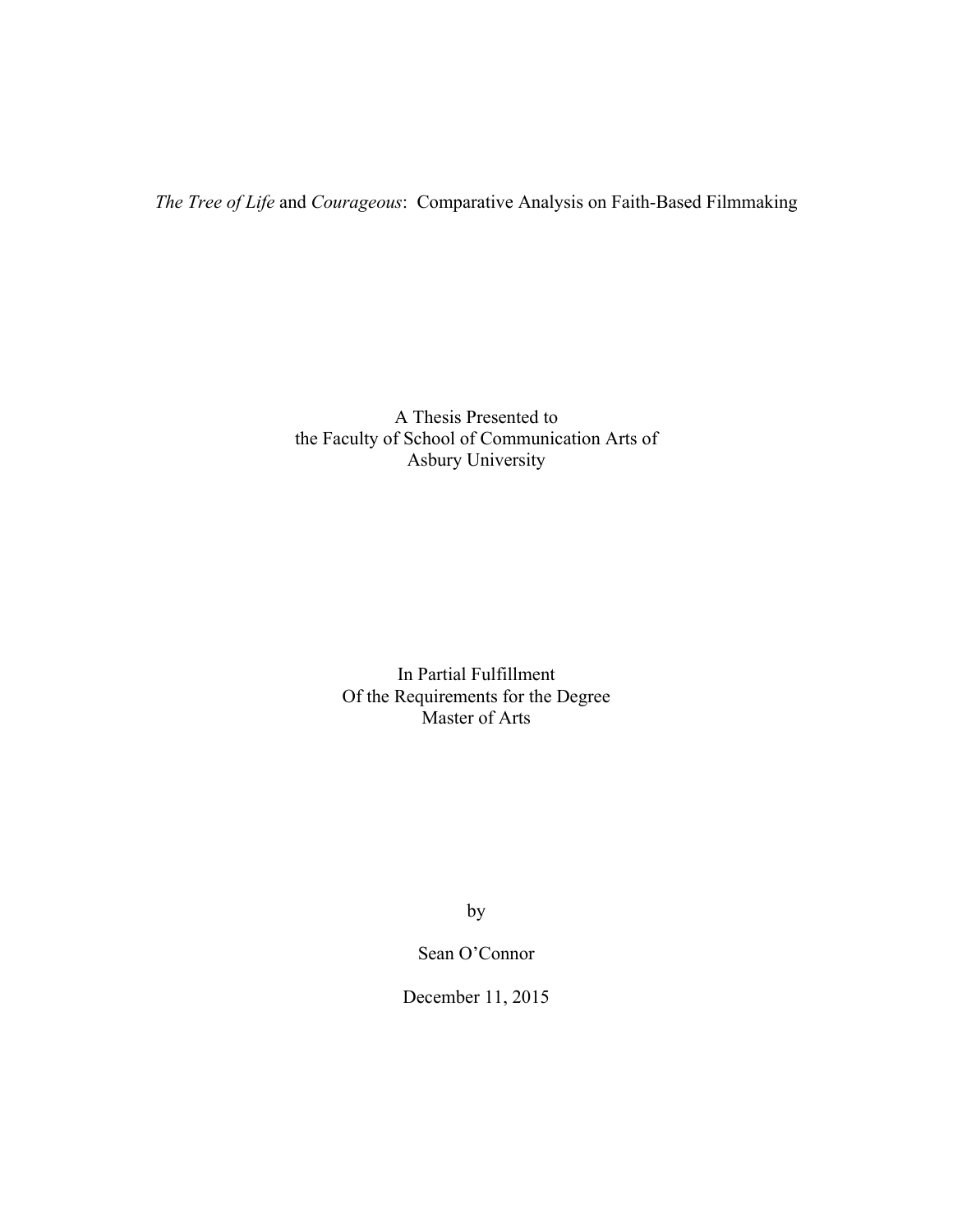*The Tree of Life* and *Courageous*: Comparative Analysis on Faith-Based Filmmaking

A Thesis Presented to
the Faculty of School of Communication Arts of
Asbury University

In Partial Fulfillment
Of the Requirements for the Degree
Master of Arts

by

Sean O'Connor

December 11, 2015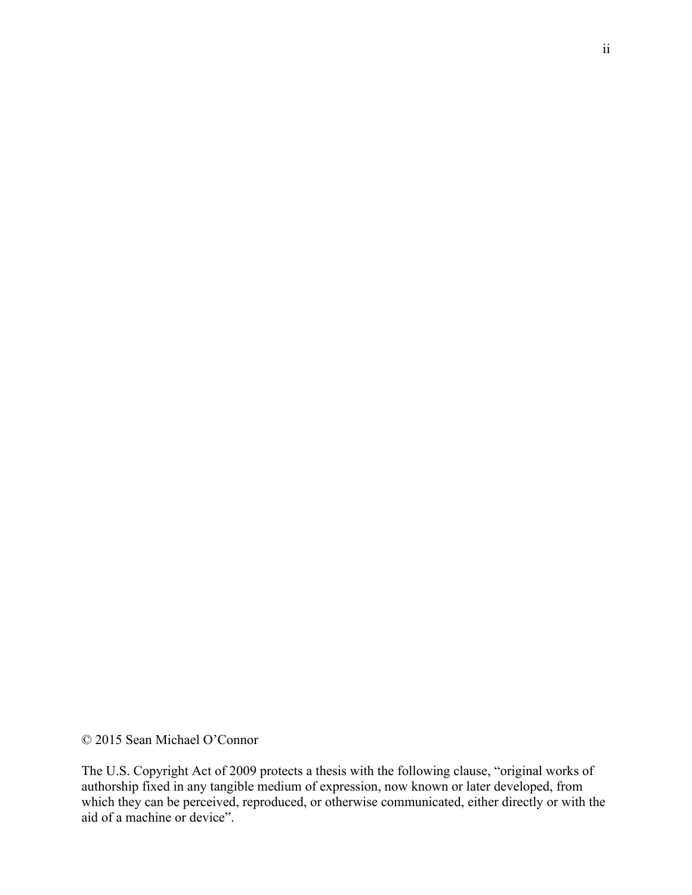© 2015 Sean Michael O'Connor

The U.S. Copyright Act of 2009 protects a thesis with the following clause, "original works of authorship fixed in any tangible medium of expression, now known or later developed, from which they can be perceived, reproduced, or otherwise communicated, either directly or with the aid of a machine or device".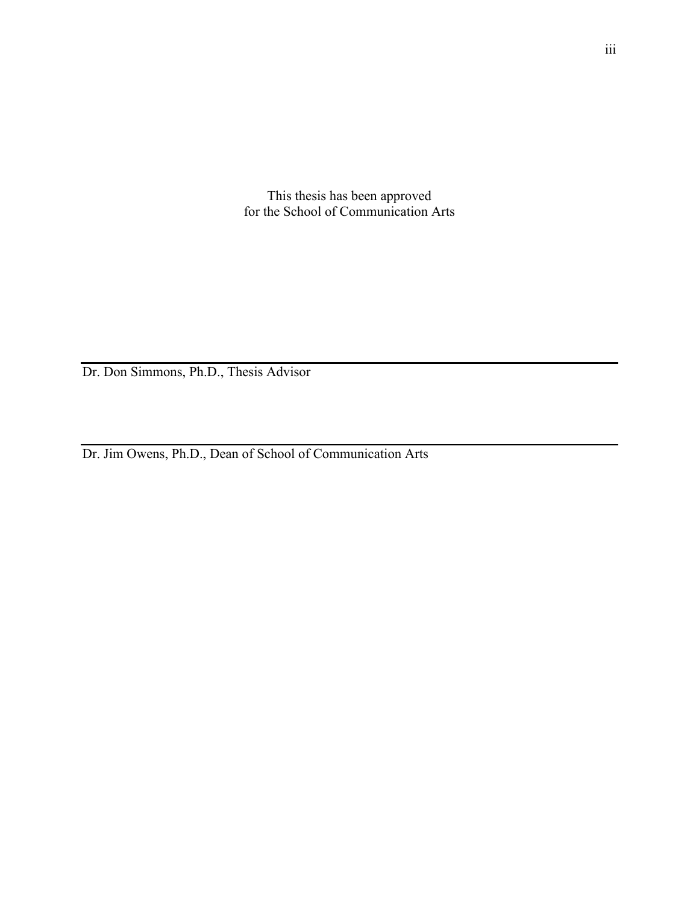This thesis has been approved
for the School of Communication Arts

_______________________________________________________________

Dr. Don Simmons, Ph.D., Thesis Advisor

_______________________________________________________________

Dr. Jim Owens, Ph.D., Dean of School of Communication Arts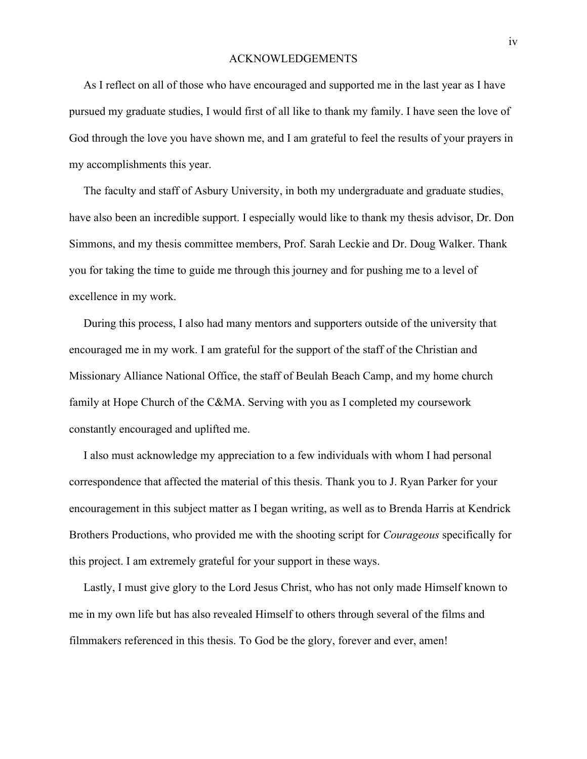# ACKNOWLEDGEMENTS

As I reflect on all of those who have encouraged and supported me in the last year as I have pursued my graduate studies, I would first of all like to thank my family. I have seen the love of God through the love you have shown me, and I am grateful to feel the results of your prayers in my accomplishments this year.

The faculty and staff of Asbury University, in both my undergraduate and graduate studies, have also been an incredible support. I especially would like to thank my thesis advisor, Dr. Don Simmons, and my thesis committee members, Prof. Sarah Leckie and Dr. Doug Walker. Thank you for taking the time to guide me through this journey and for pushing me to a level of excellence in my work.

During this process, I also had many mentors and supporters outside of the university that encouraged me in my work. I am grateful for the support of the staff of the Christian and Missionary Alliance National Office, the staff of Beulah Beach Camp, and my home church family at Hope Church of the C&MA. Serving with you as I completed my coursework constantly encouraged and uplifted me.

I also must acknowledge my appreciation to a few individuals with whom I had personal correspondence that affected the material of this thesis. Thank you to J. Ryan Parker for your encouragement in this subject matter as I began writing, as well as to Brenda Harris at Kendrick Brothers Productions, who provided me with the shooting script for *Courageous* specifically for this project. I am extremely grateful for your support in these ways.

Lastly, I must give glory to the Lord Jesus Christ, who has not only made Himself known to me in my own life but has also revealed Himself to others through several of the films and filmmakers referenced in this thesis. To God be the glory, forever and ever, amen!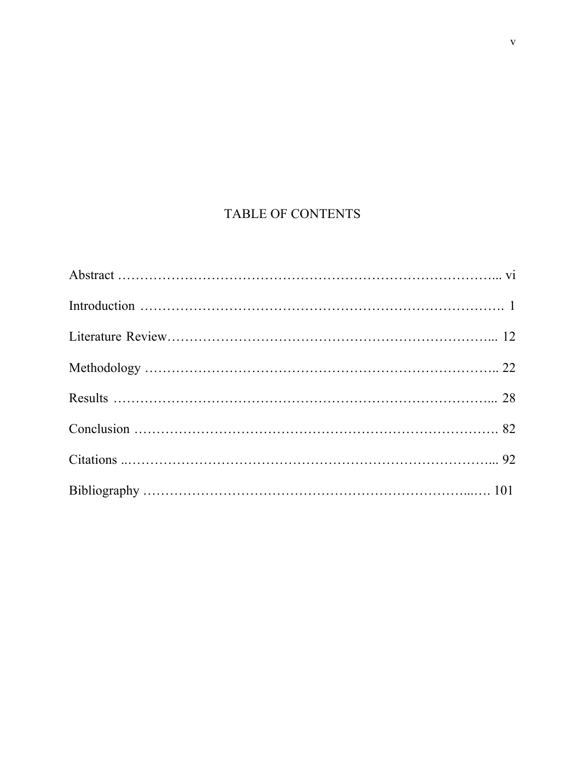# TABLE OF CONTENTS

Abstract ………………………………………………………………………... vi

Introduction ………………………………………………………………………. 1

Literature Review………………………………………………………………... 12

Methodology …………………………………………………………………….. 22

Results ………………………………………………………………………... 28

Conclusion ………………………………………………………………………. 82

Citations ..……………………………………………………………………... 92

Bibliography ……………………………………………………………...…. 101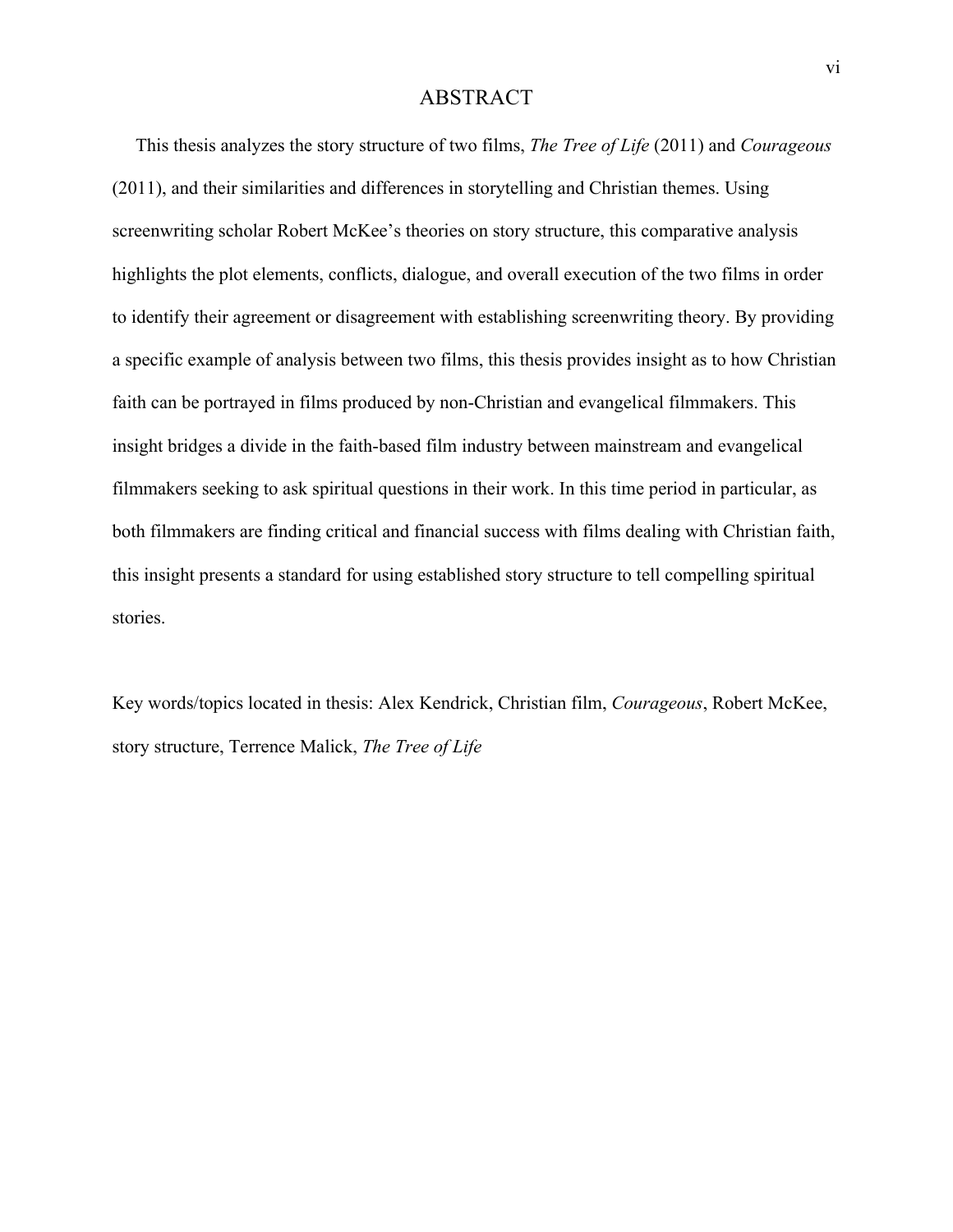# ABSTRACT

This thesis analyzes the story structure of two films, *The Tree of Life* (2011) and *Courageous* (2011), and their similarities and differences in storytelling and Christian themes. Using screenwriting scholar Robert McKee's theories on story structure, this comparative analysis highlights the plot elements, conflicts, dialogue, and overall execution of the two films in order to identify their agreement or disagreement with establishing screenwriting theory. By providing a specific example of analysis between two films, this thesis provides insight as to how Christian faith can be portrayed in films produced by non-Christian and evangelical filmmakers. This insight bridges a divide in the faith-based film industry between mainstream and evangelical filmmakers seeking to ask spiritual questions in their work. In this time period in particular, as both filmmakers are finding critical and financial success with films dealing with Christian faith, this insight presents a standard for using established story structure to tell compelling spiritual stories.

Key words/topics located in thesis: Alex Kendrick, Christian film, *Courageous*, Robert McKee, story structure, Terrence Malick, *The Tree of Life*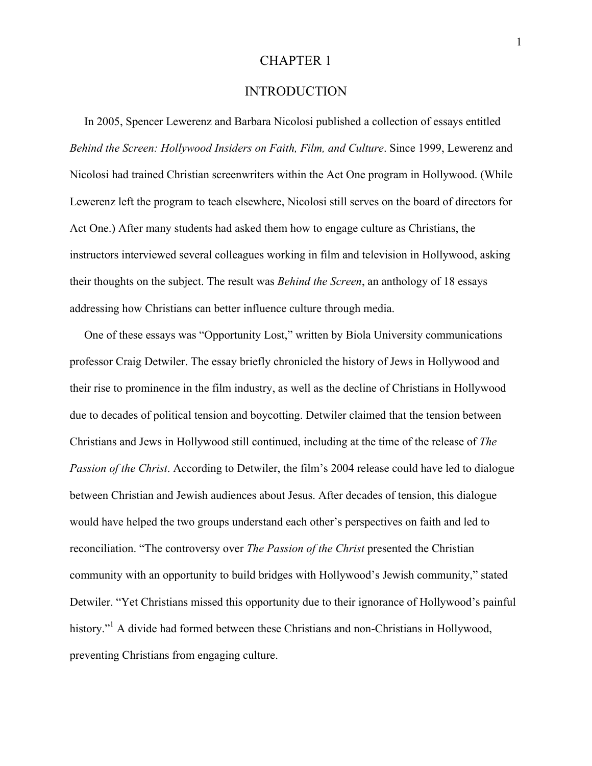# CHAPTER 1

# INTRODUCTION

In 2005, Spencer Lewerenz and Barbara Nicolosi published a collection of essays entitled *Behind the Screen: Hollywood Insiders on Faith, Film, and Culture*. Since 1999, Lewerenz and Nicolosi had trained Christian screenwriters within the Act One program in Hollywood. (While Lewerenz left the program to teach elsewhere, Nicolosi still serves on the board of directors for Act One.) After many students had asked them how to engage culture as Christians, the instructors interviewed several colleagues working in film and television in Hollywood, asking their thoughts on the subject. The result was *Behind the Screen*, an anthology of 18 essays addressing how Christians can better influence culture through media.

One of these essays was "Opportunity Lost," written by Biola University communications professor Craig Detwiler. The essay briefly chronicled the history of Jews in Hollywood and their rise to prominence in the film industry, as well as the decline of Christians in Hollywood due to decades of political tension and boycotting. Detwiler claimed that the tension between Christians and Jews in Hollywood still continued, including at the time of the release of *The Passion of the Christ*. According to Detwiler, the film's 2004 release could have led to dialogue between Christian and Jewish audiences about Jesus. After decades of tension, this dialogue would have helped the two groups understand each other's perspectives on faith and led to reconciliation. "The controversy over *The Passion of the Christ* presented the Christian community with an opportunity to build bridges with Hollywood's Jewish community," stated Detwiler. "Yet Christians missed this opportunity due to their ignorance of Hollywood's painful history."[1] A divide had formed between these Christians and non-Christians in Hollywood, preventing Christians from engaging culture.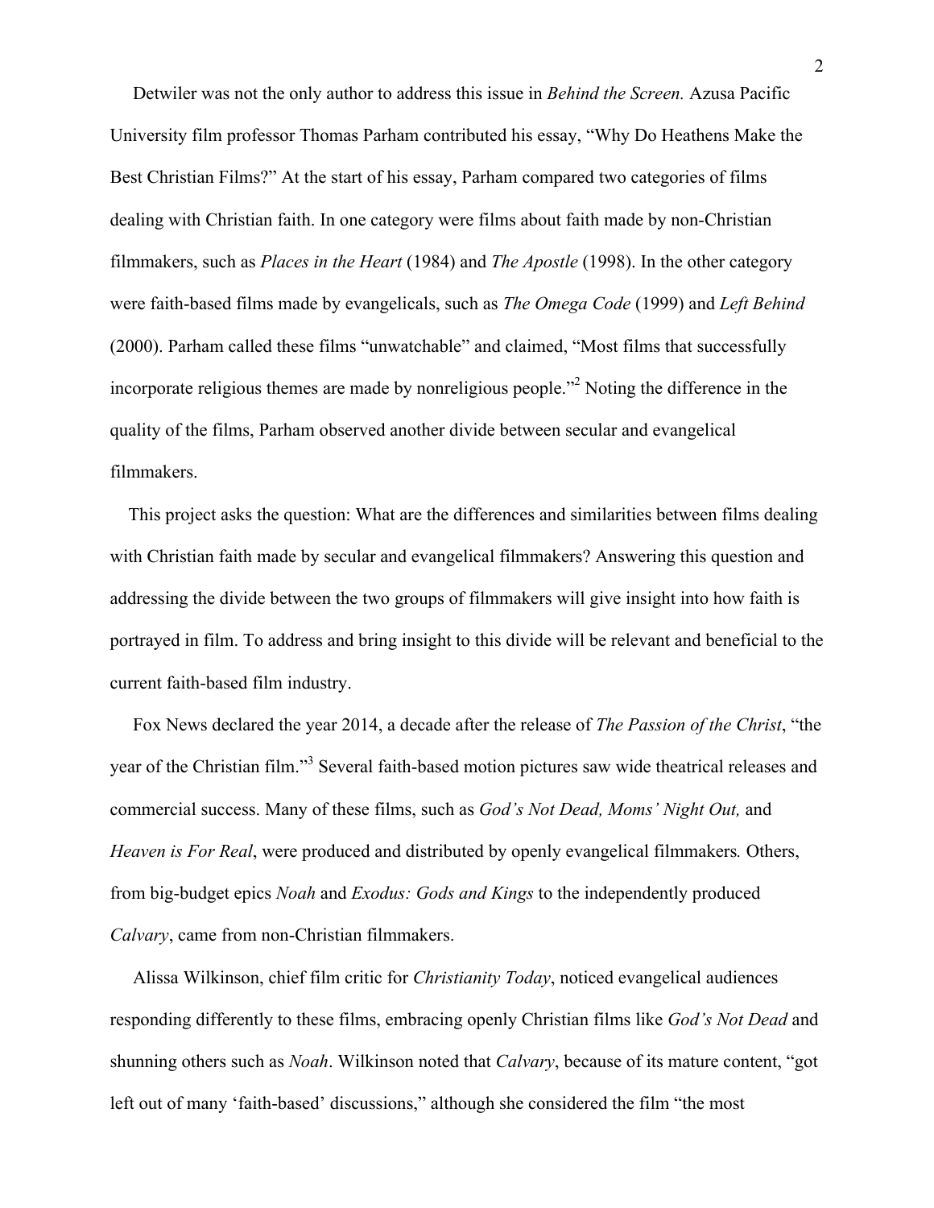Detwiler was not the only author to address this issue in *Behind the Screen.* Azusa Pacific University film professor Thomas Parham contributed his essay, "Why Do Heathens Make the Best Christian Films?" At the start of his essay, Parham compared two categories of films dealing with Christian faith. In one category were films about faith made by non-Christian filmmakers, such as *Places in the Heart* (1984) and *The Apostle* (1998). In the other category were faith-based films made by evangelicals, such as *The Omega Code* (1999) and *Left Behind* (2000). Parham called these films "unwatchable" and claimed, "Most films that successfully incorporate religious themes are made by nonreligious people."[2] Noting the difference in the quality of the films, Parham observed another divide between secular and evangelical filmmakers.

This project asks the question: What are the differences and similarities between films dealing with Christian faith made by secular and evangelical filmmakers? Answering this question and addressing the divide between the two groups of filmmakers will give insight into how faith is portrayed in film. To address and bring insight to this divide will be relevant and beneficial to the current faith-based film industry.

Fox News declared the year 2014, a decade after the release of *The Passion of the Christ*, "the year of the Christian film."[3] Several faith-based motion pictures saw wide theatrical releases and commercial success. Many of these films, such as *God's Not Dead, Moms' Night Out,* and *Heaven is For Real*, were produced and distributed by openly evangelical filmmakers*.* Others, from big-budget epics *Noah* and *Exodus: Gods and Kings* to the independently produced *Calvary*, came from non-Christian filmmakers.

Alissa Wilkinson, chief film critic for *Christianity Today*, noticed evangelical audiences responding differently to these films, embracing openly Christian films like *God's Not Dead* and shunning others such as *Noah*. Wilkinson noted that *Calvary*, because of its mature content, "got left out of many 'faith-based' discussions," although she considered the film "the most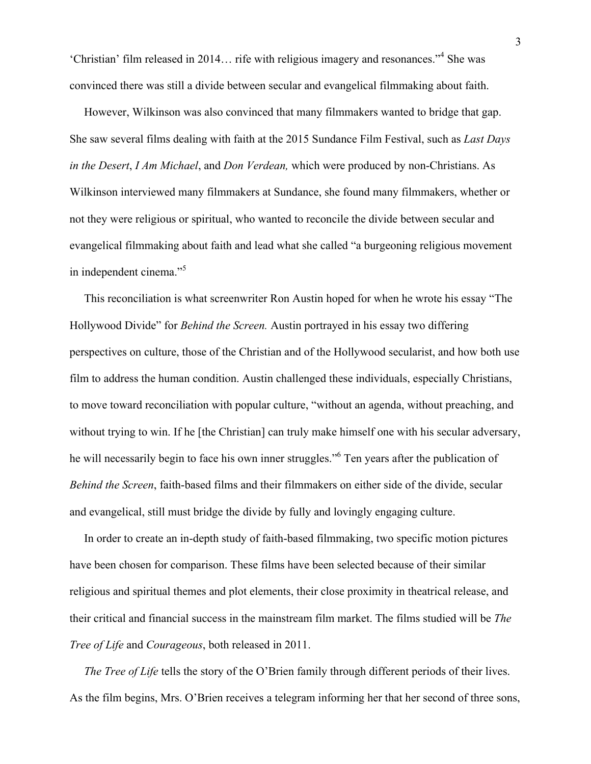'Christian' film released in 2014… rife with religious imagery and resonances."[4] She was convinced there was still a divide between secular and evangelical filmmaking about faith.

However, Wilkinson was also convinced that many filmmakers wanted to bridge that gap. She saw several films dealing with faith at the 2015 Sundance Film Festival, such as *Last Days in the Desert*, *I Am Michael*, and *Don Verdean,* which were produced by non-Christians. As Wilkinson interviewed many filmmakers at Sundance, she found many filmmakers, whether or not they were religious or spiritual, who wanted to reconcile the divide between secular and evangelical filmmaking about faith and lead what she called "a burgeoning religious movement in independent cinema."[5]

This reconciliation is what screenwriter Ron Austin hoped for when he wrote his essay "The Hollywood Divide" for *Behind the Screen.* Austin portrayed in his essay two differing perspectives on culture, those of the Christian and of the Hollywood secularist, and how both use film to address the human condition. Austin challenged these individuals, especially Christians, to move toward reconciliation with popular culture, "without an agenda, without preaching, and without trying to win. If he [the Christian] can truly make himself one with his secular adversary, he will necessarily begin to face his own inner struggles."[6] Ten years after the publication of *Behind the Screen*, faith-based films and their filmmakers on either side of the divide, secular and evangelical, still must bridge the divide by fully and lovingly engaging culture.

In order to create an in-depth study of faith-based filmmaking, two specific motion pictures have been chosen for comparison. These films have been selected because of their similar religious and spiritual themes and plot elements, their close proximity in theatrical release, and their critical and financial success in the mainstream film market. The films studied will be *The Tree of Life* and *Courageous*, both released in 2011.

*The Tree of Life* tells the story of the O'Brien family through different periods of their lives. As the film begins, Mrs. O'Brien receives a telegram informing her that her second of three sons,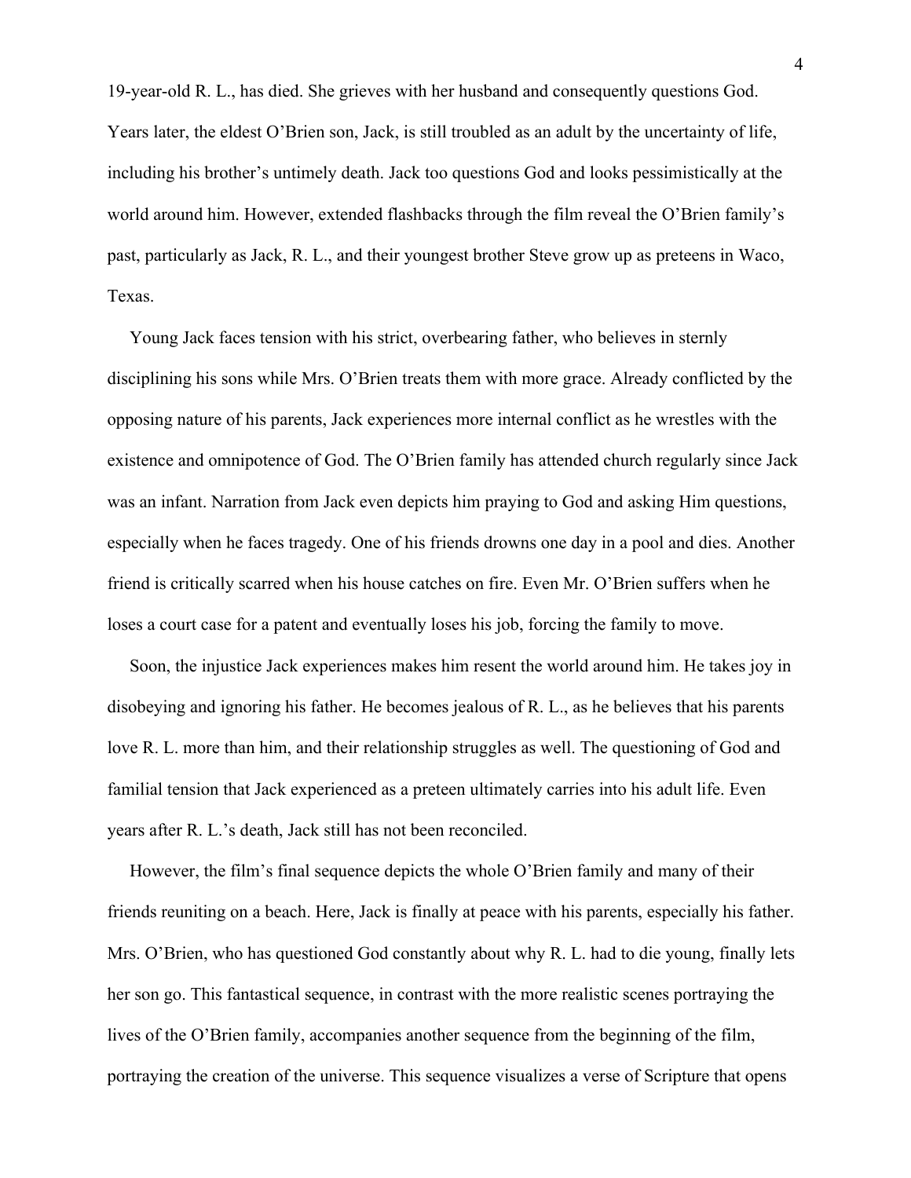19-year-old R. L., has died. She grieves with her husband and consequently questions God. Years later, the eldest O'Brien son, Jack, is still troubled as an adult by the uncertainty of life, including his brother's untimely death. Jack too questions God and looks pessimistically at the world around him. However, extended flashbacks through the film reveal the O'Brien family's past, particularly as Jack, R. L., and their youngest brother Steve grow up as preteens in Waco, Texas.

Young Jack faces tension with his strict, overbearing father, who believes in sternly disciplining his sons while Mrs. O'Brien treats them with more grace. Already conflicted by the opposing nature of his parents, Jack experiences more internal conflict as he wrestles with the existence and omnipotence of God. The O'Brien family has attended church regularly since Jack was an infant. Narration from Jack even depicts him praying to God and asking Him questions, especially when he faces tragedy. One of his friends drowns one day in a pool and dies. Another friend is critically scarred when his house catches on fire. Even Mr. O'Brien suffers when he loses a court case for a patent and eventually loses his job, forcing the family to move.

Soon, the injustice Jack experiences makes him resent the world around him. He takes joy in disobeying and ignoring his father. He becomes jealous of R. L., as he believes that his parents love R. L. more than him, and their relationship struggles as well. The questioning of God and familial tension that Jack experienced as a preteen ultimately carries into his adult life. Even years after R. L.'s death, Jack still has not been reconciled.

However, the film's final sequence depicts the whole O'Brien family and many of their friends reuniting on a beach. Here, Jack is finally at peace with his parents, especially his father. Mrs. O'Brien, who has questioned God constantly about why R. L. had to die young, finally lets her son go. This fantastical sequence, in contrast with the more realistic scenes portraying the lives of the O'Brien family, accompanies another sequence from the beginning of the film, portraying the creation of the universe. This sequence visualizes a verse of Scripture that opens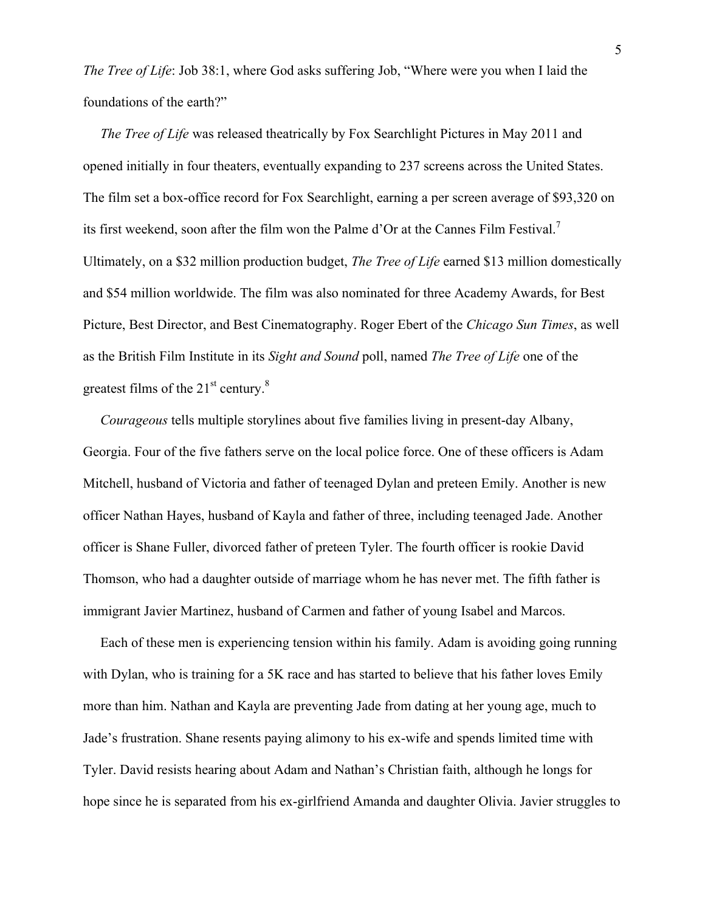*The Tree of Life*: Job 38:1, where God asks suffering Job, "Where were you when I laid the foundations of the earth?"

*The Tree of Life* was released theatrically by Fox Searchlight Pictures in May 2011 and opened initially in four theaters, eventually expanding to 237 screens across the United States. The film set a box-office record for Fox Searchlight, earning a per screen average of $93,320 on its first weekend, soon after the film won the Palme d'Or at the Cannes Film Festival.[7] Ultimately, on a $32 million production budget, *The Tree of Life* earned $13 million domestically and $54 million worldwide. The film was also nominated for three Academy Awards, for Best Picture, Best Director, and Best Cinematography. Roger Ebert of the *Chicago Sun Times*, as well as the British Film Institute in its *Sight and Sound* poll, named *The Tree of Life* one of the greatest films of the 21st century.[8]

*Courageous* tells multiple storylines about five families living in present-day Albany, Georgia. Four of the five fathers serve on the local police force. One of these officers is Adam Mitchell, husband of Victoria and father of teenaged Dylan and preteen Emily. Another is new officer Nathan Hayes, husband of Kayla and father of three, including teenaged Jade. Another officer is Shane Fuller, divorced father of preteen Tyler. The fourth officer is rookie David Thomson, who had a daughter outside of marriage whom he has never met. The fifth father is immigrant Javier Martinez, husband of Carmen and father of young Isabel and Marcos.

Each of these men is experiencing tension within his family. Adam is avoiding going running with Dylan, who is training for a 5K race and has started to believe that his father loves Emily more than him. Nathan and Kayla are preventing Jade from dating at her young age, much to Jade's frustration. Shane resents paying alimony to his ex-wife and spends limited time with Tyler. David resists hearing about Adam and Nathan's Christian faith, although he longs for hope since he is separated from his ex-girlfriend Amanda and daughter Olivia. Javier struggles to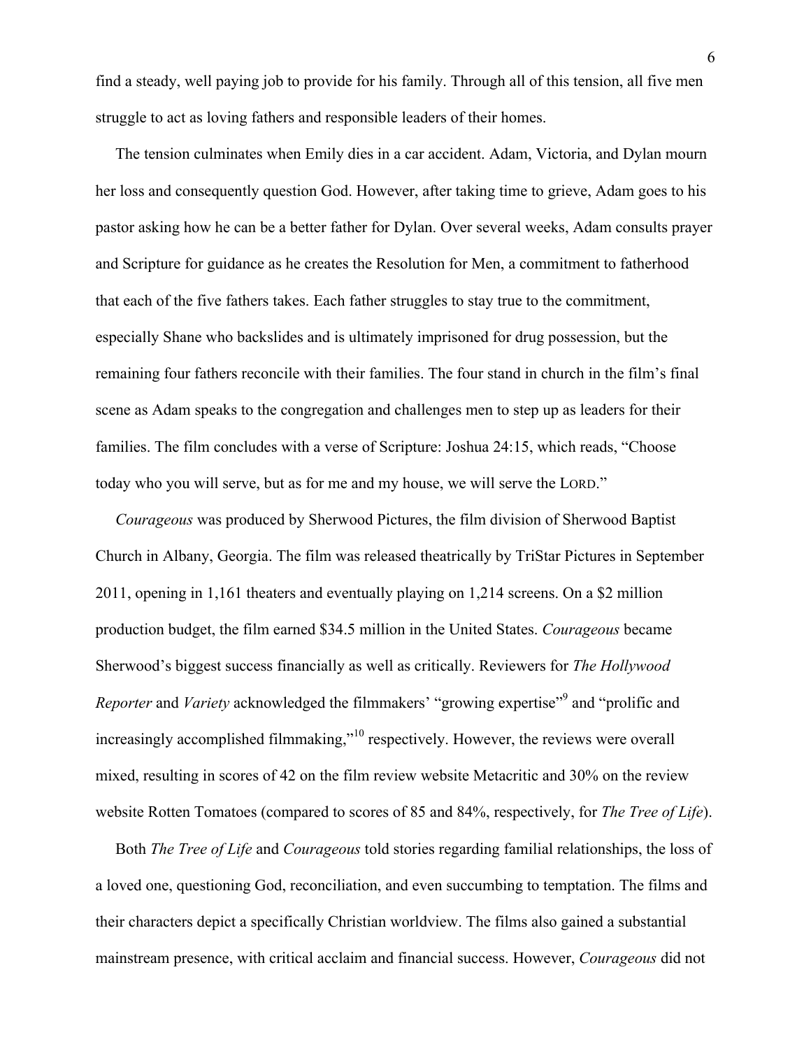find a steady, well paying job to provide for his family. Through all of this tension, all five men struggle to act as loving fathers and responsible leaders of their homes.

The tension culminates when Emily dies in a car accident. Adam, Victoria, and Dylan mourn her loss and consequently question God. However, after taking time to grieve, Adam goes to his pastor asking how he can be a better father for Dylan. Over several weeks, Adam consults prayer and Scripture for guidance as he creates the Resolution for Men, a commitment to fatherhood that each of the five fathers takes. Each father struggles to stay true to the commitment, especially Shane who backslides and is ultimately imprisoned for drug possession, but the remaining four fathers reconcile with their families. The four stand in church in the film's final scene as Adam speaks to the congregation and challenges men to step up as leaders for their families. The film concludes with a verse of Scripture: Joshua 24:15, which reads, "Choose today who you will serve, but as for me and my house, we will serve the LORD."

*Courageous* was produced by Sherwood Pictures, the film division of Sherwood Baptist Church in Albany, Georgia. The film was released theatrically by TriStar Pictures in September 2011, opening in 1,161 theaters and eventually playing on 1,214 screens. On a $2 million production budget, the film earned $34.5 million in the United States. *Courageous* became Sherwood's biggest success financially as well as critically. Reviewers for *The Hollywood Reporter* and *Variety* acknowledged the filmmakers' "growing expertise"[9] and "prolific and increasingly accomplished filmmaking,"[10] respectively. However, the reviews were overall mixed, resulting in scores of 42 on the film review website Metacritic and 30% on the review website Rotten Tomatoes (compared to scores of 85 and 84%, respectively, for *The Tree of Life*).

Both *The Tree of Life* and *Courageous* told stories regarding familial relationships, the loss of a loved one, questioning God, reconciliation, and even succumbing to temptation. The films and their characters depict a specifically Christian worldview. The films also gained a substantial mainstream presence, with critical acclaim and financial success. However, *Courageous* did not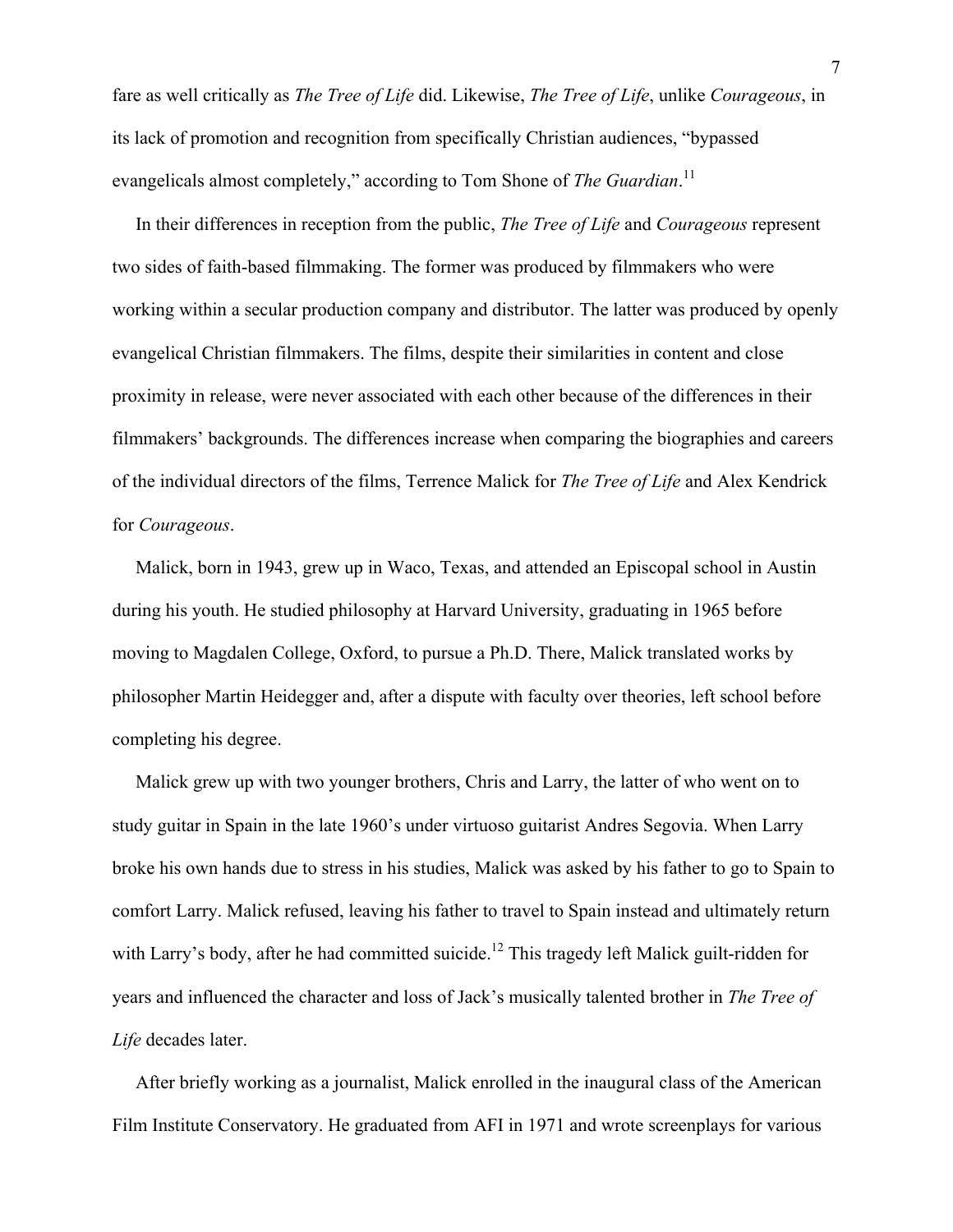fare as well critically as *The Tree of Life* did. Likewise, *The Tree of Life*, unlike *Courageous*, in its lack of promotion and recognition from specifically Christian audiences, "bypassed evangelicals almost completely," according to Tom Shone of *The Guardian*.[11]

In their differences in reception from the public, *The Tree of Life* and *Courageous* represent two sides of faith-based filmmaking. The former was produced by filmmakers who were working within a secular production company and distributor. The latter was produced by openly evangelical Christian filmmakers. The films, despite their similarities in content and close proximity in release, were never associated with each other because of the differences in their filmmakers' backgrounds. The differences increase when comparing the biographies and careers of the individual directors of the films, Terrence Malick for *The Tree of Life* and Alex Kendrick for *Courageous*.

Malick, born in 1943, grew up in Waco, Texas, and attended an Episcopal school in Austin during his youth. He studied philosophy at Harvard University, graduating in 1965 before moving to Magdalen College, Oxford, to pursue a Ph.D. There, Malick translated works by philosopher Martin Heidegger and, after a dispute with faculty over theories, left school before completing his degree.

Malick grew up with two younger brothers, Chris and Larry, the latter of who went on to study guitar in Spain in the late 1960's under virtuoso guitarist Andres Segovia. When Larry broke his own hands due to stress in his studies, Malick was asked by his father to go to Spain to comfort Larry. Malick refused, leaving his father to travel to Spain instead and ultimately return with Larry's body, after he had committed suicide.[12] This tragedy left Malick guilt-ridden for years and influenced the character and loss of Jack's musically talented brother in *The Tree of Life* decades later.

After briefly working as a journalist, Malick enrolled in the inaugural class of the American Film Institute Conservatory. He graduated from AFI in 1971 and wrote screenplays for various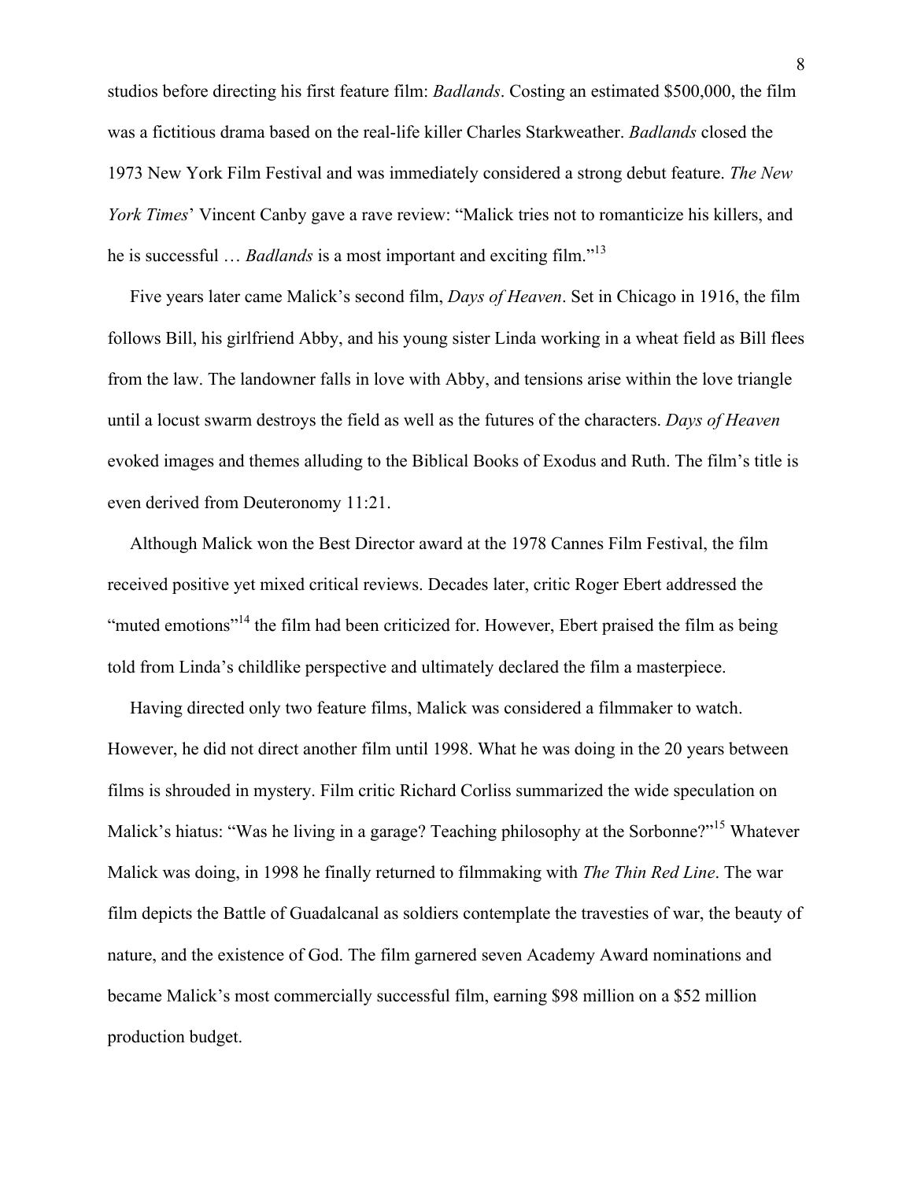studios before directing his first feature film: *Badlands*. Costing an estimated $500,000, the film was a fictitious drama based on the real-life killer Charles Starkweather. *Badlands* closed the 1973 New York Film Festival and was immediately considered a strong debut feature. *The New York Times*' Vincent Canby gave a rave review: "Malick tries not to romanticize his killers, and he is successful … *Badlands* is a most important and exciting film."[13]

Five years later came Malick's second film, *Days of Heaven*. Set in Chicago in 1916, the film follows Bill, his girlfriend Abby, and his young sister Linda working in a wheat field as Bill flees from the law. The landowner falls in love with Abby, and tensions arise within the love triangle until a locust swarm destroys the field as well as the futures of the characters. *Days of Heaven* evoked images and themes alluding to the Biblical Books of Exodus and Ruth. The film's title is even derived from Deuteronomy 11:21.

Although Malick won the Best Director award at the 1978 Cannes Film Festival, the film received positive yet mixed critical reviews. Decades later, critic Roger Ebert addressed the "muted emotions"[14] the film had been criticized for. However, Ebert praised the film as being told from Linda's childlike perspective and ultimately declared the film a masterpiece.

Having directed only two feature films, Malick was considered a filmmaker to watch. However, he did not direct another film until 1998. What he was doing in the 20 years between films is shrouded in mystery. Film critic Richard Corliss summarized the wide speculation on Malick's hiatus: "Was he living in a garage? Teaching philosophy at the Sorbonne?"[15] Whatever Malick was doing, in 1998 he finally returned to filmmaking with *The Thin Red Line*. The war film depicts the Battle of Guadalcanal as soldiers contemplate the travesties of war, the beauty of nature, and the existence of God. The film garnered seven Academy Award nominations and became Malick's most commercially successful film, earning $98 million on a $52 million production budget.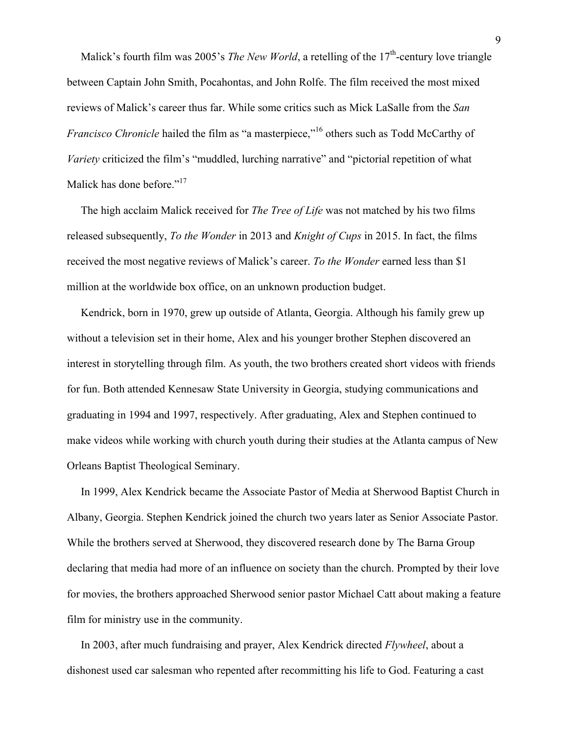Malick's fourth film was 2005's *The New World*, a retelling of the 17th-century love triangle between Captain John Smith, Pocahontas, and John Rolfe. The film received the most mixed reviews of Malick's career thus far. While some critics such as Mick LaSalle from the *San Francisco Chronicle* hailed the film as "a masterpiece,"[16] others such as Todd McCarthy of *Variety* criticized the film's "muddled, lurching narrative" and "pictorial repetition of what Malick has done before."[17]

The high acclaim Malick received for *The Tree of Life* was not matched by his two films released subsequently, *To the Wonder* in 2013 and *Knight of Cups* in 2015. In fact, the films received the most negative reviews of Malick's career. *To the Wonder* earned less than $1 million at the worldwide box office, on an unknown production budget.

Kendrick, born in 1970, grew up outside of Atlanta, Georgia. Although his family grew up without a television set in their home, Alex and his younger brother Stephen discovered an interest in storytelling through film. As youth, the two brothers created short videos with friends for fun. Both attended Kennesaw State University in Georgia, studying communications and graduating in 1994 and 1997, respectively. After graduating, Alex and Stephen continued to make videos while working with church youth during their studies at the Atlanta campus of New Orleans Baptist Theological Seminary.

In 1999, Alex Kendrick became the Associate Pastor of Media at Sherwood Baptist Church in Albany, Georgia. Stephen Kendrick joined the church two years later as Senior Associate Pastor. While the brothers served at Sherwood, they discovered research done by The Barna Group declaring that media had more of an influence on society than the church. Prompted by their love for movies, the brothers approached Sherwood senior pastor Michael Catt about making a feature film for ministry use in the community.

In 2003, after much fundraising and prayer, Alex Kendrick directed *Flywheel*, about a dishonest used car salesman who repented after recommitting his life to God. Featuring a cast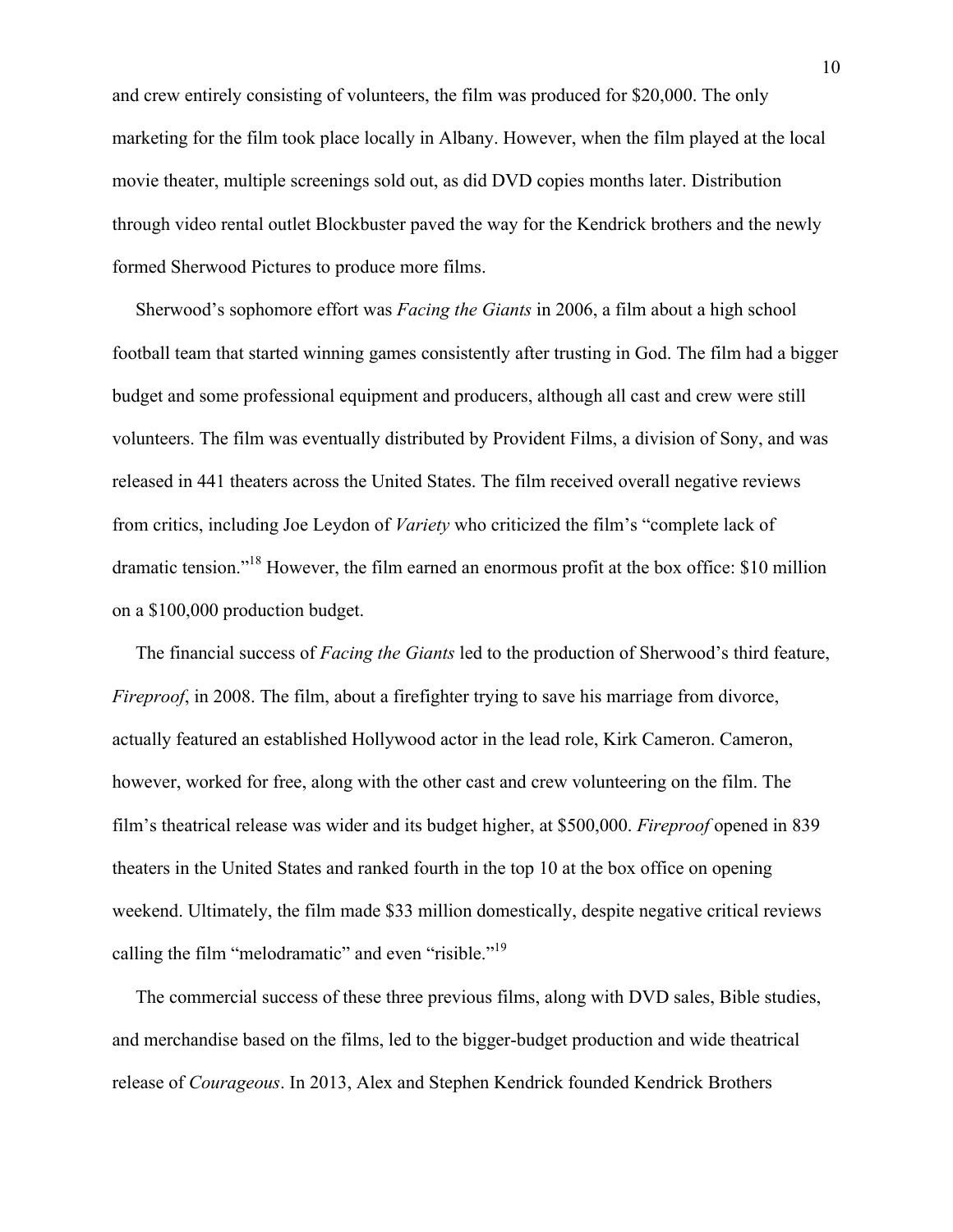and crew entirely consisting of volunteers, the film was produced for $20,000. The only marketing for the film took place locally in Albany. However, when the film played at the local movie theater, multiple screenings sold out, as did DVD copies months later. Distribution through video rental outlet Blockbuster paved the way for the Kendrick brothers and the newly formed Sherwood Pictures to produce more films.

Sherwood's sophomore effort was *Facing the Giants* in 2006, a film about a high school football team that started winning games consistently after trusting in God. The film had a bigger budget and some professional equipment and producers, although all cast and crew were still volunteers. The film was eventually distributed by Provident Films, a division of Sony, and was released in 441 theaters across the United States. The film received overall negative reviews from critics, including Joe Leydon of *Variety* who criticized the film's "complete lack of dramatic tension."[18] However, the film earned an enormous profit at the box office: $10 million on a $100,000 production budget.

The financial success of *Facing the Giants* led to the production of Sherwood's third feature, *Fireproof*, in 2008. The film, about a firefighter trying to save his marriage from divorce, actually featured an established Hollywood actor in the lead role, Kirk Cameron. Cameron, however, worked for free, along with the other cast and crew volunteering on the film. The film's theatrical release was wider and its budget higher, at $500,000. *Fireproof* opened in 839 theaters in the United States and ranked fourth in the top 10 at the box office on opening weekend. Ultimately, the film made $33 million domestically, despite negative critical reviews calling the film "melodramatic" and even "risible."[19]

The commercial success of these three previous films, along with DVD sales, Bible studies, and merchandise based on the films, led to the bigger-budget production and wide theatrical release of *Courageous*. In 2013, Alex and Stephen Kendrick founded Kendrick Brothers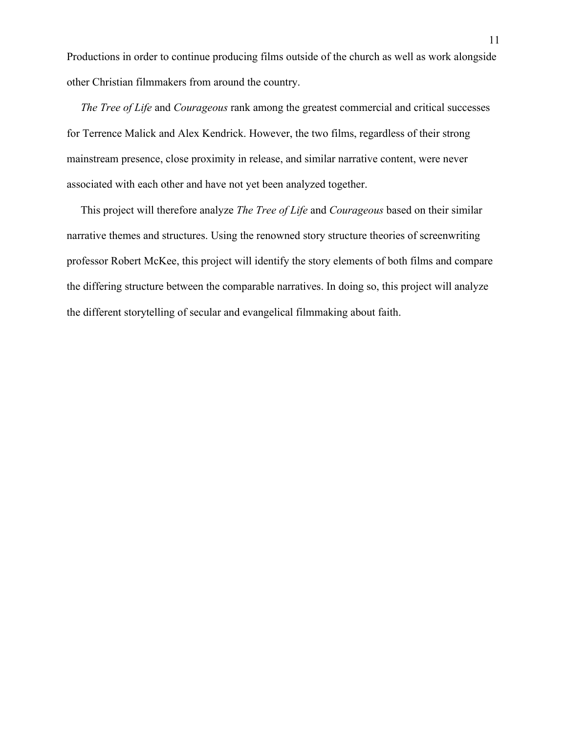Productions in order to continue producing films outside of the church as well as work alongside other Christian filmmakers from around the country.

*The Tree of Life* and *Courageous* rank among the greatest commercial and critical successes for Terrence Malick and Alex Kendrick. However, the two films, regardless of their strong mainstream presence, close proximity in release, and similar narrative content, were never associated with each other and have not yet been analyzed together.

This project will therefore analyze *The Tree of Life* and *Courageous* based on their similar narrative themes and structures. Using the renowned story structure theories of screenwriting professor Robert McKee, this project will identify the story elements of both films and compare the differing structure between the comparable narratives. In doing so, this project will analyze the different storytelling of secular and evangelical filmmaking about faith.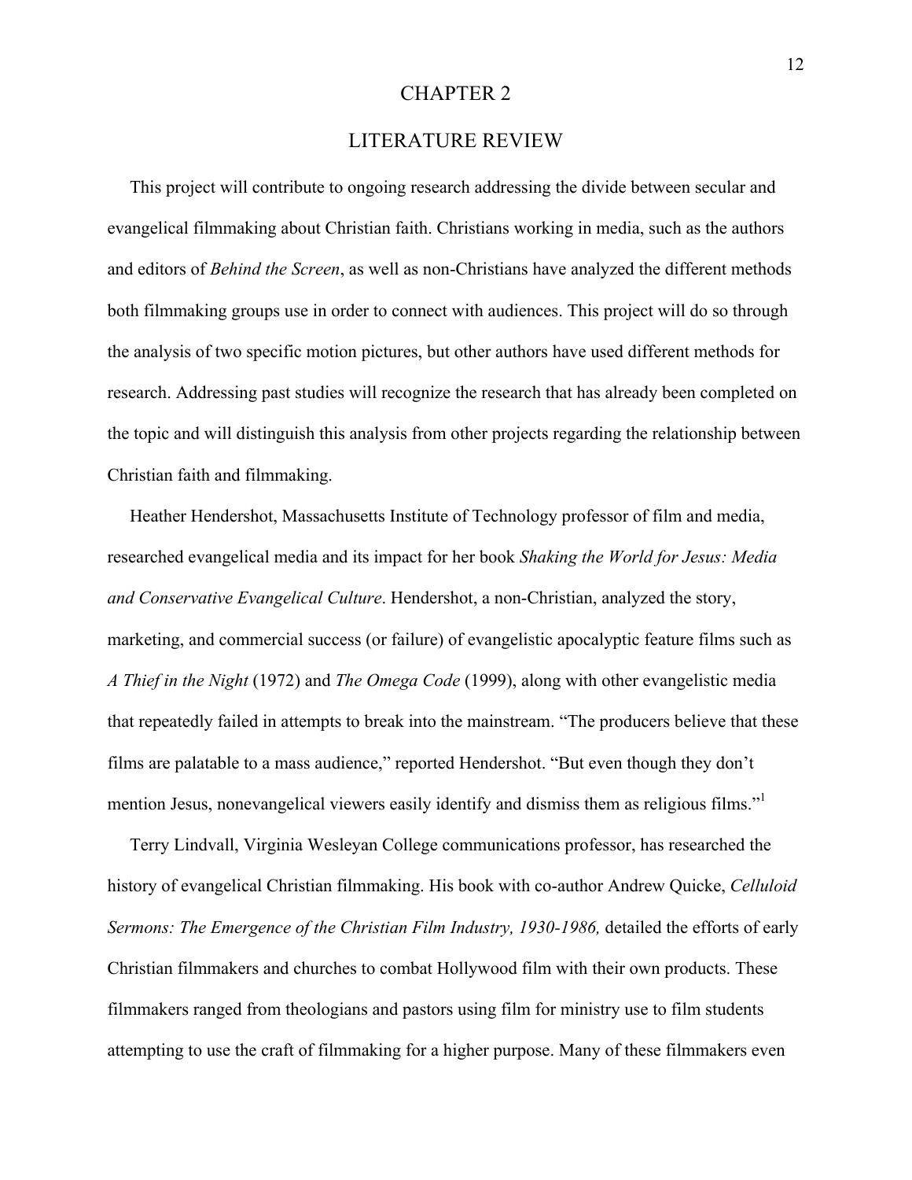# CHAPTER 2

## LITERATURE REVIEW

This project will contribute to ongoing research addressing the divide between secular and evangelical filmmaking about Christian faith. Christians working in media, such as the authors and editors of *Behind the Screen*, as well as non-Christians have analyzed the different methods both filmmaking groups use in order to connect with audiences. This project will do so through the analysis of two specific motion pictures, but other authors have used different methods for research. Addressing past studies will recognize the research that has already been completed on the topic and will distinguish this analysis from other projects regarding the relationship between Christian faith and filmmaking.

Heather Hendershot, Massachusetts Institute of Technology professor of film and media, researched evangelical media and its impact for her book *Shaking the World for Jesus: Media and Conservative Evangelical Culture*. Hendershot, a non-Christian, analyzed the story, marketing, and commercial success (or failure) of evangelistic apocalyptic feature films such as *A Thief in the Night* (1972) and *The Omega Code* (1999), along with other evangelistic media that repeatedly failed in attempts to break into the mainstream. "The producers believe that these films are palatable to a mass audience," reported Hendershot. "But even though they don't mention Jesus, nonevangelical viewers easily identify and dismiss them as religious films."[1]

Terry Lindvall, Virginia Wesleyan College communications professor, has researched the history of evangelical Christian filmmaking. His book with co-author Andrew Quicke, *Celluloid Sermons: The Emergence of the Christian Film Industry, 1930-1986,* detailed the efforts of early Christian filmmakers and churches to combat Hollywood film with their own products. These filmmakers ranged from theologians and pastors using film for ministry use to film students attempting to use the craft of filmmaking for a higher purpose. Many of these filmmakers even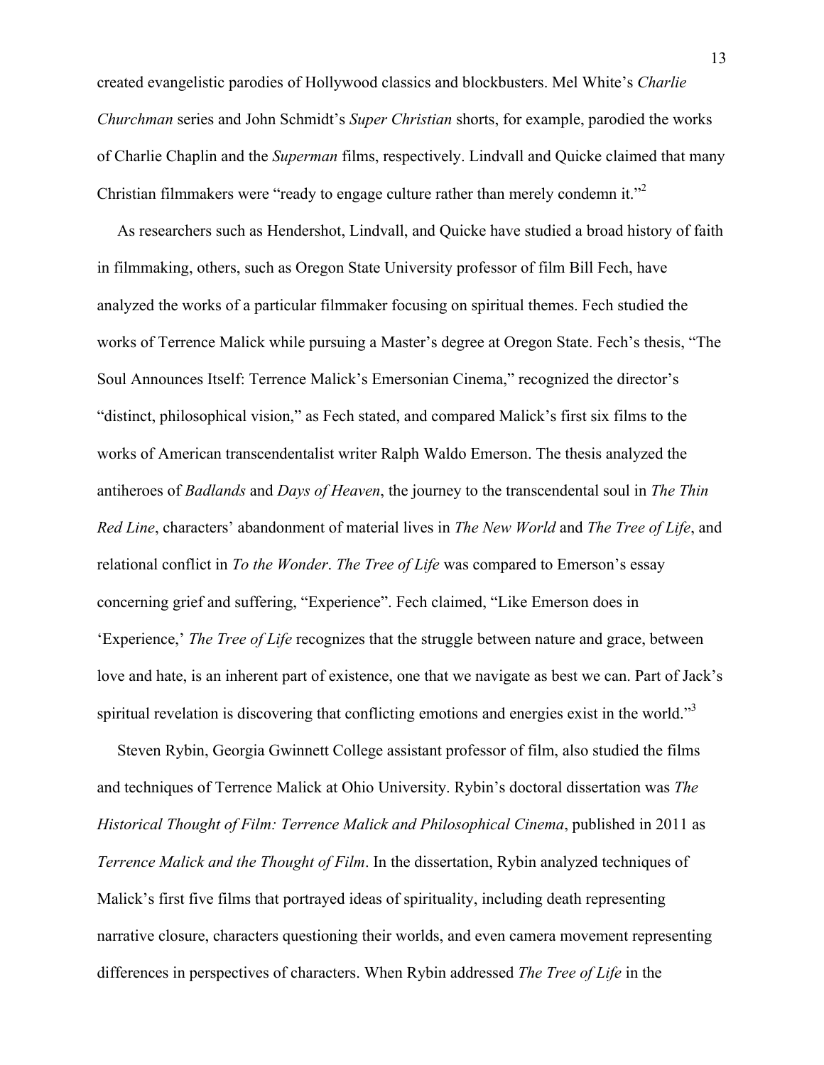created evangelistic parodies of Hollywood classics and blockbusters. Mel White's *Charlie Churchman* series and John Schmidt's *Super Christian* shorts, for example, parodied the works of Charlie Chaplin and the *Superman* films, respectively. Lindvall and Quicke claimed that many Christian filmmakers were "ready to engage culture rather than merely condemn it."[2]

As researchers such as Hendershot, Lindvall, and Quicke have studied a broad history of faith in filmmaking, others, such as Oregon State University professor of film Bill Fech, have analyzed the works of a particular filmmaker focusing on spiritual themes. Fech studied the works of Terrence Malick while pursuing a Master's degree at Oregon State. Fech's thesis, "The Soul Announces Itself: Terrence Malick's Emersonian Cinema," recognized the director's "distinct, philosophical vision," as Fech stated, and compared Malick's first six films to the works of American transcendentalist writer Ralph Waldo Emerson. The thesis analyzed the antiheroes of *Badlands* and *Days of Heaven*, the journey to the transcendental soul in *The Thin Red Line*, characters' abandonment of material lives in *The New World* and *The Tree of Life*, and relational conflict in *To the Wonder*. *The Tree of Life* was compared to Emerson's essay concerning grief and suffering, "Experience". Fech claimed, "Like Emerson does in 'Experience,' *The Tree of Life* recognizes that the struggle between nature and grace, between love and hate, is an inherent part of existence, one that we navigate as best we can. Part of Jack's spiritual revelation is discovering that conflicting emotions and energies exist in the world."[3]

Steven Rybin, Georgia Gwinnett College assistant professor of film, also studied the films and techniques of Terrence Malick at Ohio University. Rybin's doctoral dissertation was *The Historical Thought of Film: Terrence Malick and Philosophical Cinema*, published in 2011 as *Terrence Malick and the Thought of Film*. In the dissertation, Rybin analyzed techniques of Malick's first five films that portrayed ideas of spirituality, including death representing narrative closure, characters questioning their worlds, and even camera movement representing differences in perspectives of characters. When Rybin addressed *The Tree of Life* in the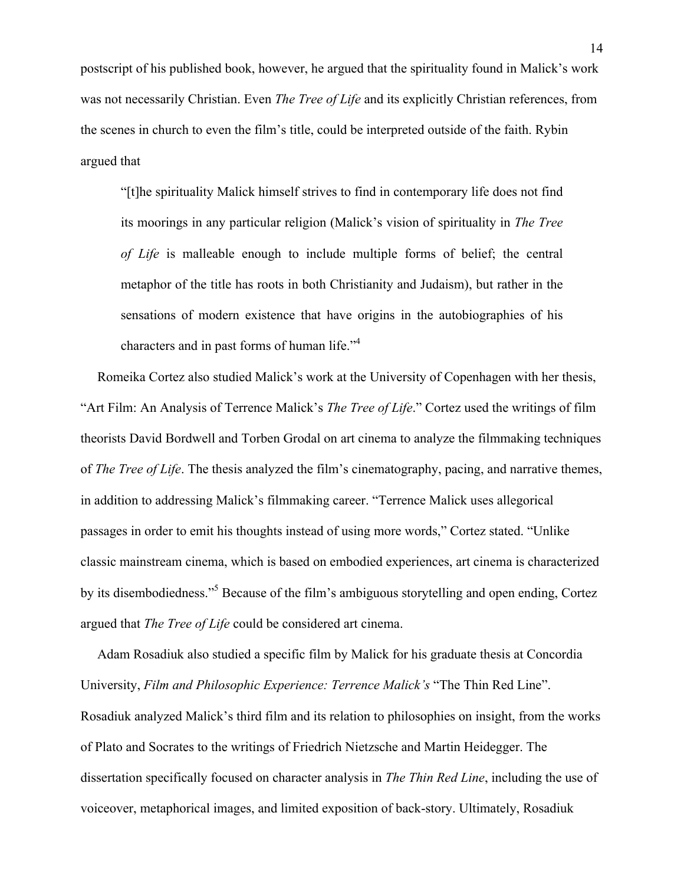postscript of his published book, however, he argued that the spirituality found in Malick's work was not necessarily Christian. Even *The Tree of Life* and its explicitly Christian references, from the scenes in church to even the film's title, could be interpreted outside of the faith. Rybin argued that

> "[t]he spirituality Malick himself strives to find in contemporary life does not find its moorings in any particular religion (Malick's vision of spirituality in *The Tree of Life* is malleable enough to include multiple forms of belief; the central metaphor of the title has roots in both Christianity and Judaism), but rather in the sensations of modern existence that have origins in the autobiographies of his characters and in past forms of human life."[4]

Romeika Cortez also studied Malick's work at the University of Copenhagen with her thesis, "Art Film: An Analysis of Terrence Malick's *The Tree of Life*." Cortez used the writings of film theorists David Bordwell and Torben Grodal on art cinema to analyze the filmmaking techniques of *The Tree of Life*. The thesis analyzed the film's cinematography, pacing, and narrative themes, in addition to addressing Malick's filmmaking career. "Terrence Malick uses allegorical passages in order to emit his thoughts instead of using more words," Cortez stated. "Unlike classic mainstream cinema, which is based on embodied experiences, art cinema is characterized by its disembodiedness."[5] Because of the film's ambiguous storytelling and open ending, Cortez argued that *The Tree of Life* could be considered art cinema.

Adam Rosadiuk also studied a specific film by Malick for his graduate thesis at Concordia University, *Film and Philosophic Experience: Terrence Malick's* "The Thin Red Line". Rosadiuk analyzed Malick's third film and its relation to philosophies on insight, from the works of Plato and Socrates to the writings of Friedrich Nietzsche and Martin Heidegger. The dissertation specifically focused on character analysis in *The Thin Red Line*, including the use of voiceover, metaphorical images, and limited exposition of back-story. Ultimately, Rosadiuk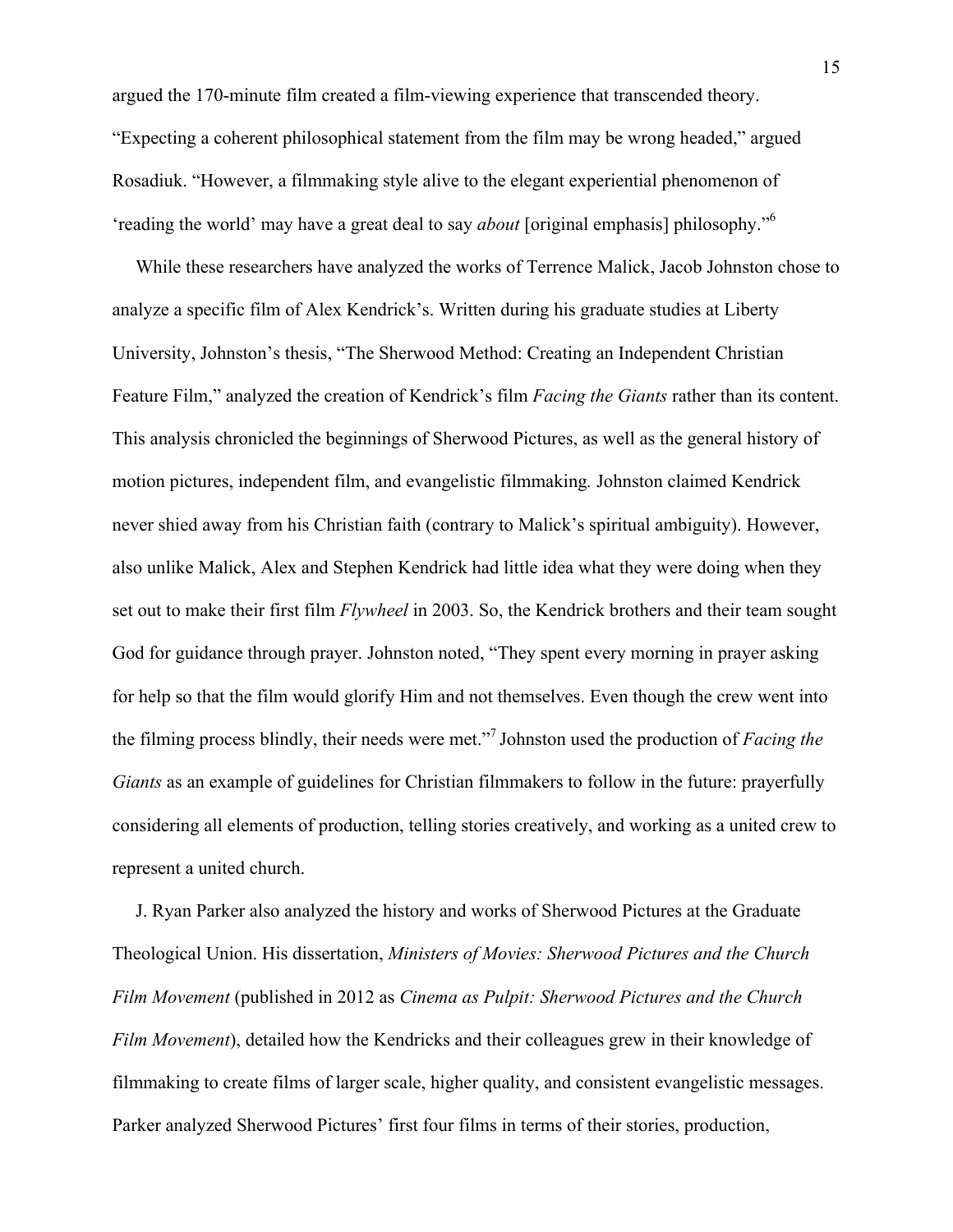argued the 170-minute film created a film-viewing experience that transcended theory. "Expecting a coherent philosophical statement from the film may be wrong headed," argued Rosadiuk. "However, a filmmaking style alive to the elegant experiential phenomenon of 'reading the world' may have a great deal to say *about* [original emphasis] philosophy."[6]

While these researchers have analyzed the works of Terrence Malick, Jacob Johnston chose to analyze a specific film of Alex Kendrick's. Written during his graduate studies at Liberty University, Johnston's thesis, "The Sherwood Method: Creating an Independent Christian Feature Film," analyzed the creation of Kendrick's film *Facing the Giants* rather than its content. This analysis chronicled the beginnings of Sherwood Pictures, as well as the general history of motion pictures, independent film, and evangelistic filmmaking. Johnston claimed Kendrick never shied away from his Christian faith (contrary to Malick's spiritual ambiguity). However, also unlike Malick, Alex and Stephen Kendrick had little idea what they were doing when they set out to make their first film *Flywheel* in 2003. So, the Kendrick brothers and their team sought God for guidance through prayer. Johnston noted, "They spent every morning in prayer asking for help so that the film would glorify Him and not themselves. Even though the crew went into the filming process blindly, their needs were met."[7] Johnston used the production of *Facing the Giants* as an example of guidelines for Christian filmmakers to follow in the future: prayerfully considering all elements of production, telling stories creatively, and working as a united crew to represent a united church.

J. Ryan Parker also analyzed the history and works of Sherwood Pictures at the Graduate Theological Union. His dissertation, *Ministers of Movies: Sherwood Pictures and the Church Film Movement* (published in 2012 as *Cinema as Pulpit: Sherwood Pictures and the Church Film Movement*), detailed how the Kendricks and their colleagues grew in their knowledge of filmmaking to create films of larger scale, higher quality, and consistent evangelistic messages. Parker analyzed Sherwood Pictures' first four films in terms of their stories, production,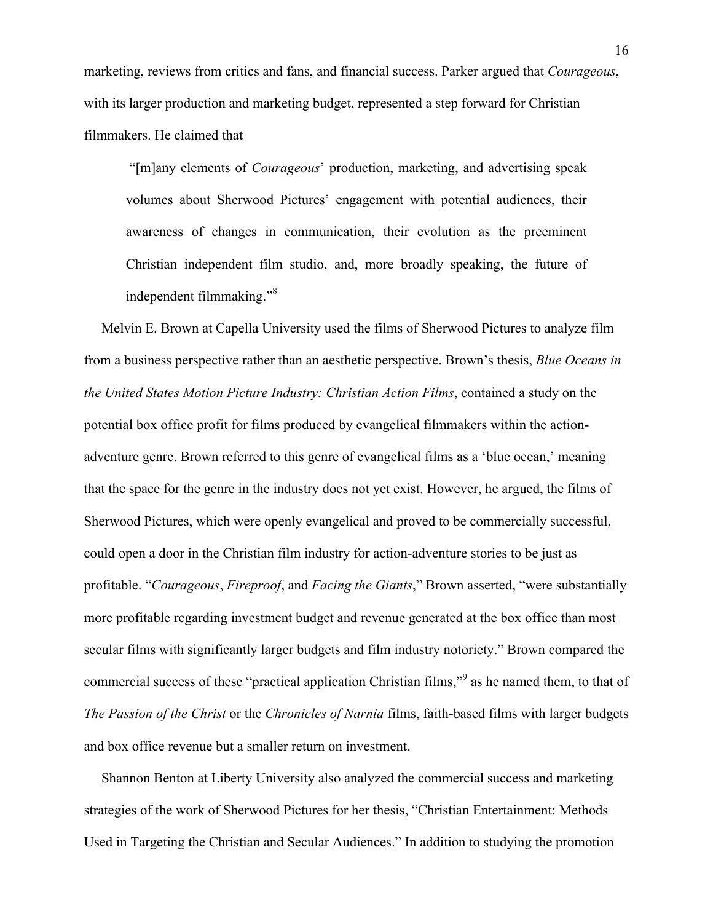marketing, reviews from critics and fans, and financial success. Parker argued that *Courageous*, with its larger production and marketing budget, represented a step forward for Christian filmmakers. He claimed that

> "[m]any elements of *Courageous*' production, marketing, and advertising speak volumes about Sherwood Pictures' engagement with potential audiences, their awareness of changes in communication, their evolution as the preeminent Christian independent film studio, and, more broadly speaking, the future of independent filmmaking."[8]

Melvin E. Brown at Capella University used the films of Sherwood Pictures to analyze film from a business perspective rather than an aesthetic perspective. Brown's thesis, *Blue Oceans in the United States Motion Picture Industry: Christian Action Films*, contained a study on the potential box office profit for films produced by evangelical filmmakers within the action-adventure genre. Brown referred to this genre of evangelical films as a 'blue ocean,' meaning that the space for the genre in the industry does not yet exist. However, he argued, the films of Sherwood Pictures, which were openly evangelical and proved to be commercially successful, could open a door in the Christian film industry for action-adventure stories to be just as profitable. "*Courageous*, *Fireproof*, and *Facing the Giants*," Brown asserted, "were substantially more profitable regarding investment budget and revenue generated at the box office than most secular films with significantly larger budgets and film industry notoriety." Brown compared the commercial success of these "practical application Christian films,"[9] as he named them, to that of *The Passion of the Christ* or the *Chronicles of Narnia* films, faith-based films with larger budgets and box office revenue but a smaller return on investment.

Shannon Benton at Liberty University also analyzed the commercial success and marketing strategies of the work of Sherwood Pictures for her thesis, "Christian Entertainment: Methods Used in Targeting the Christian and Secular Audiences." In addition to studying the promotion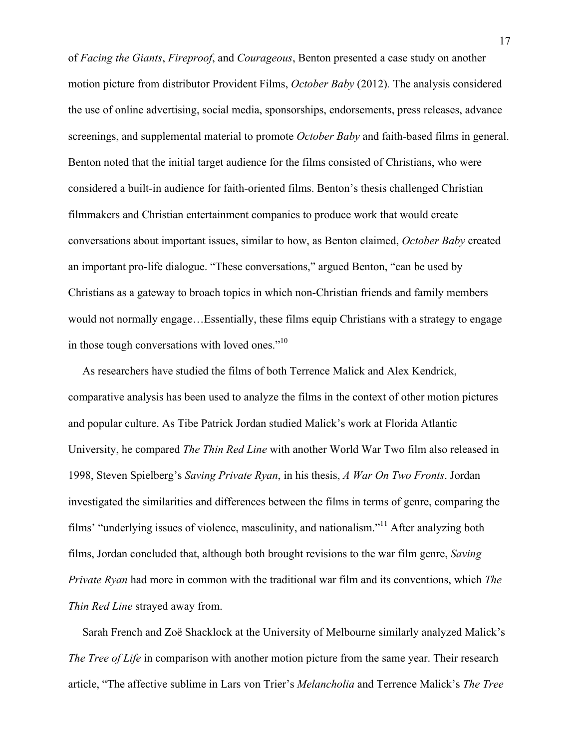of *Facing the Giants*, *Fireproof*, and *Courageous*, Benton presented a case study on another motion picture from distributor Provident Films, *October Baby* (2012). The analysis considered the use of online advertising, social media, sponsorships, endorsements, press releases, advance screenings, and supplemental material to promote *October Baby* and faith-based films in general. Benton noted that the initial target audience for the films consisted of Christians, who were considered a built-in audience for faith-oriented films. Benton's thesis challenged Christian filmmakers and Christian entertainment companies to produce work that would create conversations about important issues, similar to how, as Benton claimed, *October Baby* created an important pro-life dialogue. "These conversations," argued Benton, "can be used by Christians as a gateway to broach topics in which non-Christian friends and family members would not normally engage…Essentially, these films equip Christians with a strategy to engage in those tough conversations with loved ones."[10]

As researchers have studied the films of both Terrence Malick and Alex Kendrick, comparative analysis has been used to analyze the films in the context of other motion pictures and popular culture. As Tibe Patrick Jordan studied Malick's work at Florida Atlantic University, he compared *The Thin Red Line* with another World War Two film also released in 1998, Steven Spielberg's *Saving Private Ryan*, in his thesis, *A War On Two Fronts*. Jordan investigated the similarities and differences between the films in terms of genre, comparing the films' "underlying issues of violence, masculinity, and nationalism."[11] After analyzing both films, Jordan concluded that, although both brought revisions to the war film genre, *Saving Private Ryan* had more in common with the traditional war film and its conventions, which *The Thin Red Line* strayed away from.

Sarah French and Zoë Shacklock at the University of Melbourne similarly analyzed Malick's *The Tree of Life* in comparison with another motion picture from the same year. Their research article, "The affective sublime in Lars von Trier's *Melancholia* and Terrence Malick's *The Tree*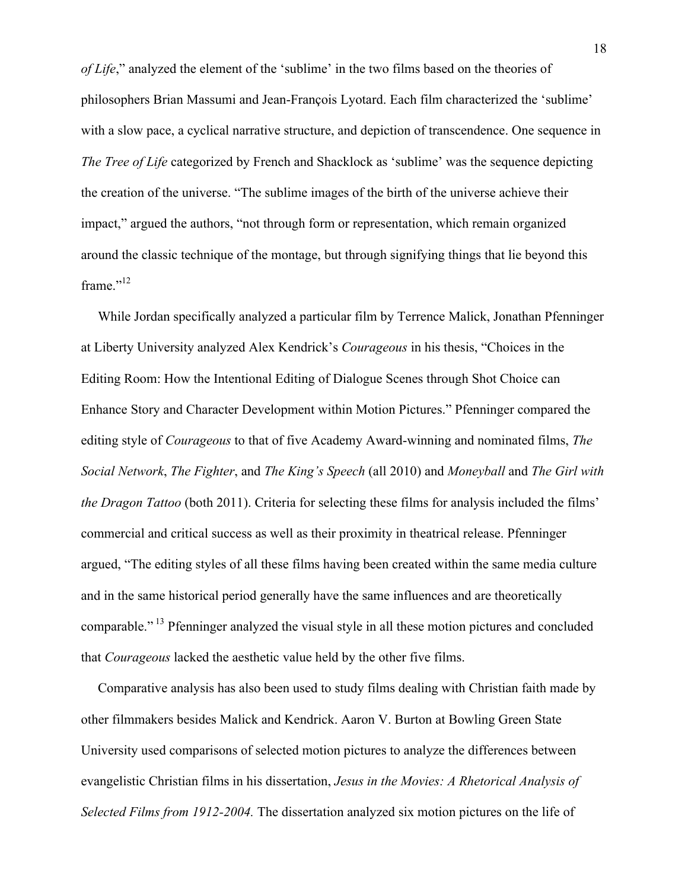*of Life*," analyzed the element of the 'sublime' in the two films based on the theories of philosophers Brian Massumi and Jean-François Lyotard. Each film characterized the 'sublime' with a slow pace, a cyclical narrative structure, and depiction of transcendence. One sequence in *The Tree of Life* categorized by French and Shacklock as 'sublime' was the sequence depicting the creation of the universe. "The sublime images of the birth of the universe achieve their impact," argued the authors, "not through form or representation, which remain organized around the classic technique of the montage, but through signifying things that lie beyond this frame."[12]

While Jordan specifically analyzed a particular film by Terrence Malick, Jonathan Pfenninger at Liberty University analyzed Alex Kendrick's *Courageous* in his thesis, "Choices in the Editing Room: How the Intentional Editing of Dialogue Scenes through Shot Choice can Enhance Story and Character Development within Motion Pictures." Pfenninger compared the editing style of *Courageous* to that of five Academy Award-winning and nominated films, *The Social Network*, *The Fighter*, and *The King's Speech* (all 2010) and *Moneyball* and *The Girl with the Dragon Tattoo* (both 2011). Criteria for selecting these films for analysis included the films' commercial and critical success as well as their proximity in theatrical release. Pfenninger argued, "The editing styles of all these films having been created within the same media culture and in the same historical period generally have the same influences and are theoretically comparable."[13] Pfenninger analyzed the visual style in all these motion pictures and concluded that *Courageous* lacked the aesthetic value held by the other five films.

Comparative analysis has also been used to study films dealing with Christian faith made by other filmmakers besides Malick and Kendrick. Aaron V. Burton at Bowling Green State University used comparisons of selected motion pictures to analyze the differences between evangelistic Christian films in his dissertation, *Jesus in the Movies: A Rhetorical Analysis of Selected Films from 1912-2004.* The dissertation analyzed six motion pictures on the life of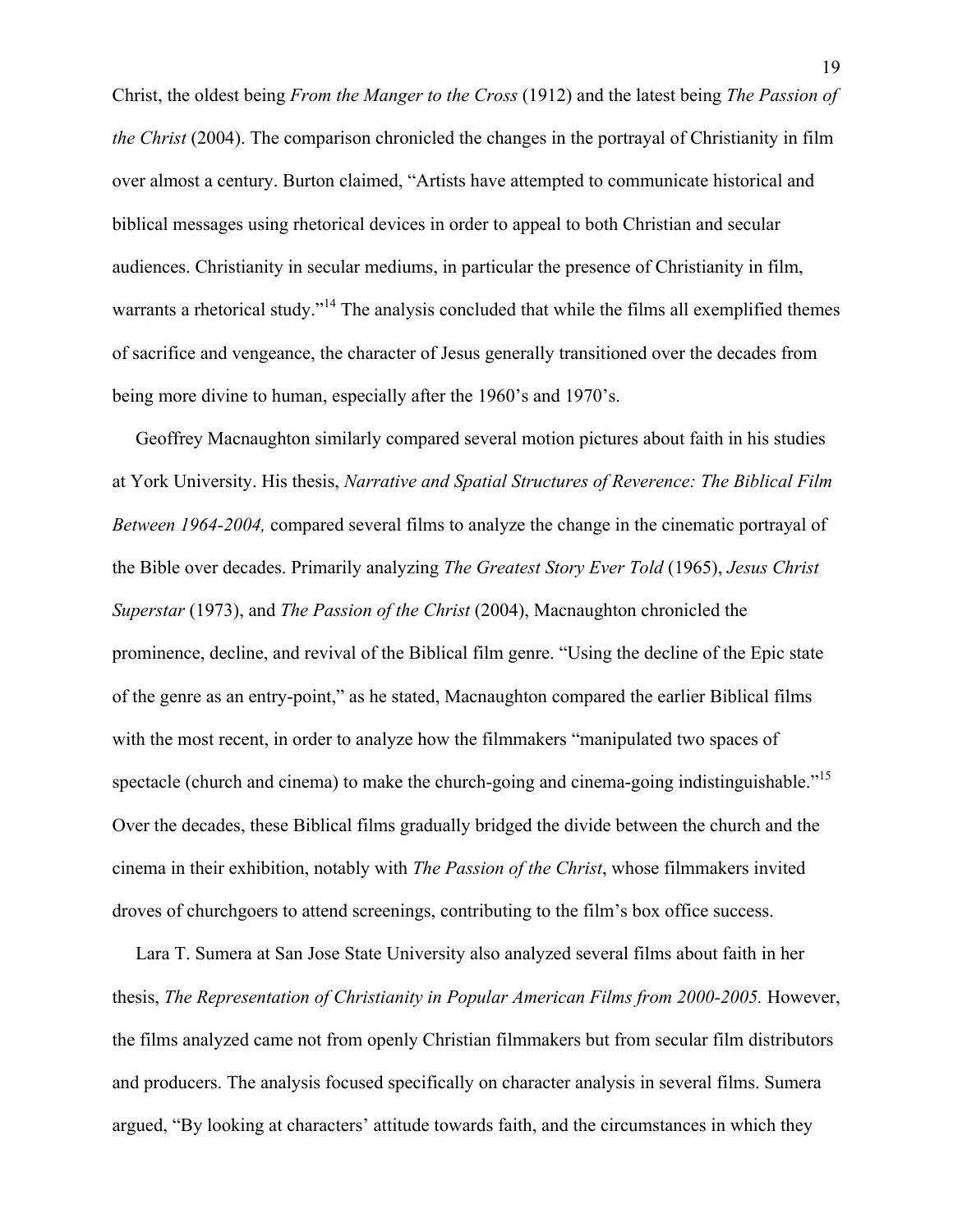Christ, the oldest being *From the Manger to the Cross* (1912) and the latest being *The Passion of the Christ* (2004). The comparison chronicled the changes in the portrayal of Christianity in film over almost a century. Burton claimed, “Artists have attempted to communicate historical and biblical messages using rhetorical devices in order to appeal to both Christian and secular audiences. Christianity in secular mediums, in particular the presence of Christianity in film, warrants a rhetorical study.”[14] The analysis concluded that while the films all exemplified themes of sacrifice and vengeance, the character of Jesus generally transitioned over the decades from being more divine to human, especially after the 1960’s and 1970’s.

Geoffrey Macnaughton similarly compared several motion pictures about faith in his studies at York University. His thesis, *Narrative and Spatial Structures of Reverence: The Biblical Film Between 1964-2004,* compared several films to analyze the change in the cinematic portrayal of the Bible over decades. Primarily analyzing *The Greatest Story Ever Told* (1965), *Jesus Christ Superstar* (1973), and *The Passion of the Christ* (2004), Macnaughton chronicled the prominence, decline, and revival of the Biblical film genre. “Using the decline of the Epic state of the genre as an entry-point,” as he stated, Macnaughton compared the earlier Biblical films with the most recent, in order to analyze how the filmmakers “manipulated two spaces of spectacle (church and cinema) to make the church-going and cinema-going indistinguishable.”[15] Over the decades, these Biblical films gradually bridged the divide between the church and the cinema in their exhibition, notably with *The Passion of the Christ*, whose filmmakers invited droves of churchgoers to attend screenings, contributing to the film’s box office success.

Lara T. Sumera at San Jose State University also analyzed several films about faith in her thesis, *The Representation of Christianity in Popular American Films from 2000-2005.* However, the films analyzed came not from openly Christian filmmakers but from secular film distributors and producers. The analysis focused specifically on character analysis in several films. Sumera argued, “By looking at characters’ attitude towards faith, and the circumstances in which they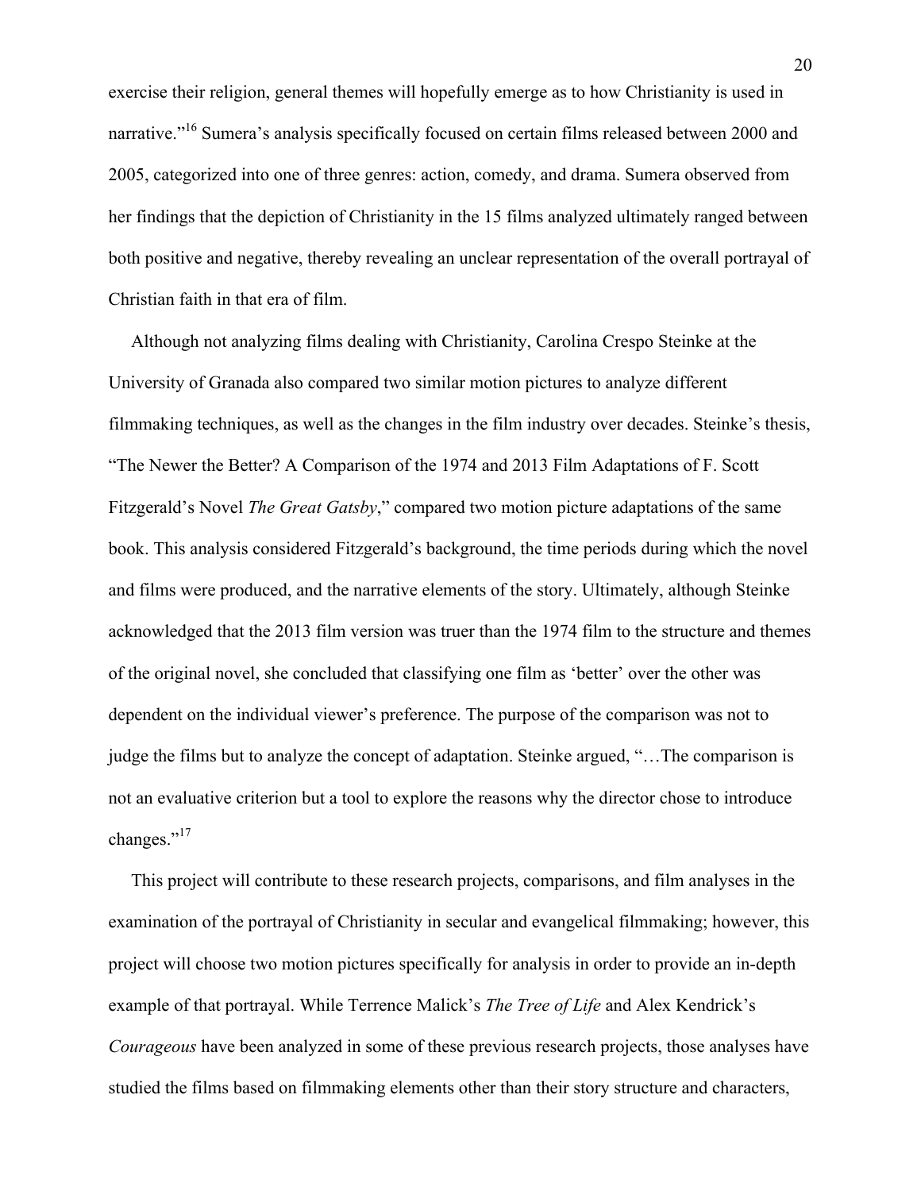exercise their religion, general themes will hopefully emerge as to how Christianity is used in narrative."[16] Sumera's analysis specifically focused on certain films released between 2000 and 2005, categorized into one of three genres: action, comedy, and drama. Sumera observed from her findings that the depiction of Christianity in the 15 films analyzed ultimately ranged between both positive and negative, thereby revealing an unclear representation of the overall portrayal of Christian faith in that era of film.

Although not analyzing films dealing with Christianity, Carolina Crespo Steinke at the University of Granada also compared two similar motion pictures to analyze different filmmaking techniques, as well as the changes in the film industry over decades. Steinke's thesis, "The Newer the Better? A Comparison of the 1974 and 2013 Film Adaptations of F. Scott Fitzgerald's Novel *The Great Gatsby*," compared two motion picture adaptations of the same book. This analysis considered Fitzgerald's background, the time periods during which the novel and films were produced, and the narrative elements of the story. Ultimately, although Steinke acknowledged that the 2013 film version was truer than the 1974 film to the structure and themes of the original novel, she concluded that classifying one film as 'better' over the other was dependent on the individual viewer's preference. The purpose of the comparison was not to judge the films but to analyze the concept of adaptation. Steinke argued, "…The comparison is not an evaluative criterion but a tool to explore the reasons why the director chose to introduce changes."[17]

This project will contribute to these research projects, comparisons, and film analyses in the examination of the portrayal of Christianity in secular and evangelical filmmaking; however, this project will choose two motion pictures specifically for analysis in order to provide an in-depth example of that portrayal. While Terrence Malick's *The Tree of Life* and Alex Kendrick's *Courageous* have been analyzed in some of these previous research projects, those analyses have studied the films based on filmmaking elements other than their story structure and characters,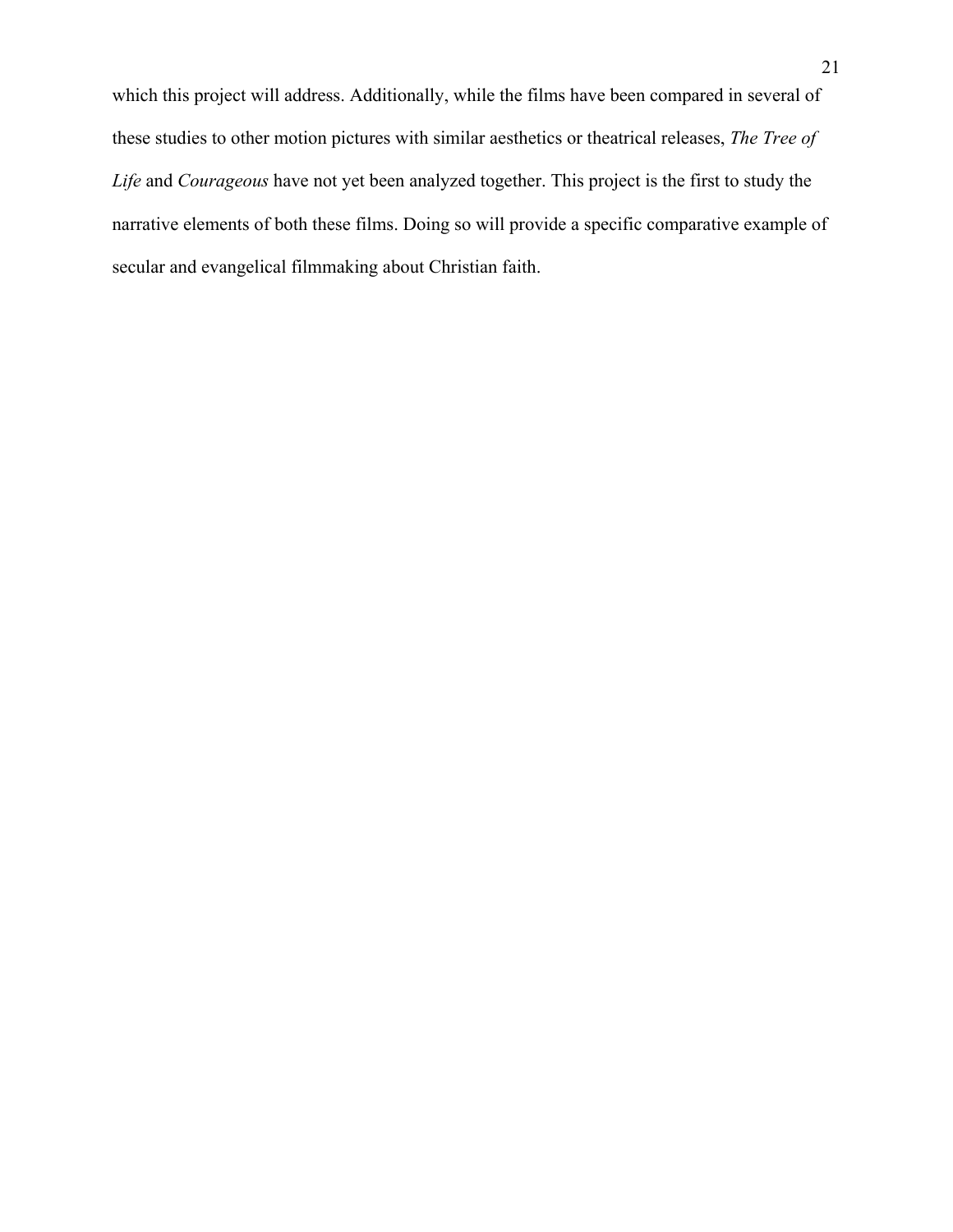which this project will address. Additionally, while the films have been compared in several of these studies to other motion pictures with similar aesthetics or theatrical releases, *The Tree of Life* and *Courageous* have not yet been analyzed together. This project is the first to study the narrative elements of both these films. Doing so will provide a specific comparative example of secular and evangelical filmmaking about Christian faith.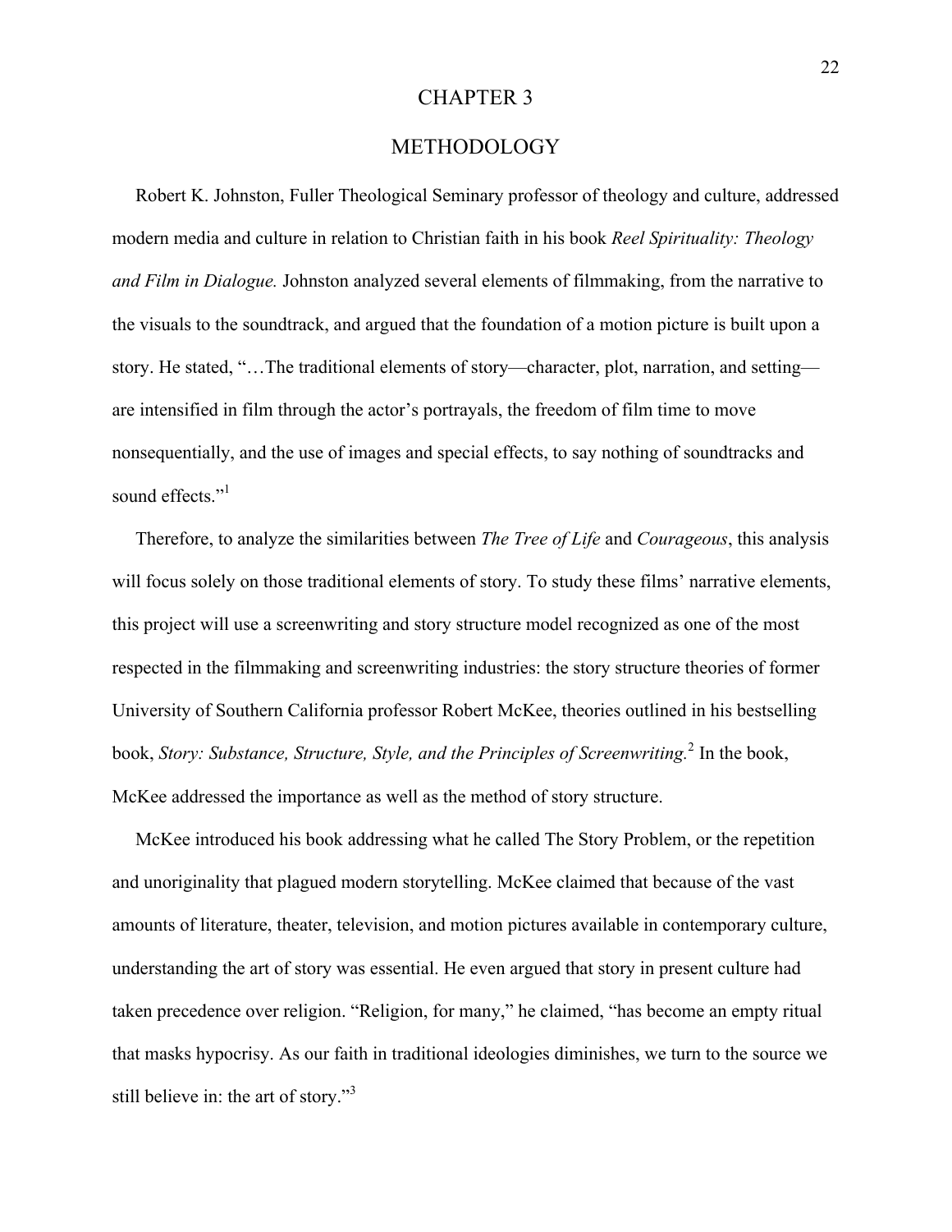# CHAPTER 3

## METHODOLOGY

Robert K. Johnston, Fuller Theological Seminary professor of theology and culture, addressed modern media and culture in relation to Christian faith in his book *Reel Spirituality: Theology and Film in Dialogue.* Johnston analyzed several elements of filmmaking, from the narrative to the visuals to the soundtrack, and argued that the foundation of a motion picture is built upon a story. He stated, "…The traditional elements of story—character, plot, narration, and setting—are intensified in film through the actor's portrayals, the freedom of film time to move nonsequentially, and the use of images and special effects, to say nothing of soundtracks and sound effects."[1]

Therefore, to analyze the similarities between *The Tree of Life* and *Courageous*, this analysis will focus solely on those traditional elements of story. To study these films' narrative elements, this project will use a screenwriting and story structure model recognized as one of the most respected in the filmmaking and screenwriting industries: the story structure theories of former University of Southern California professor Robert McKee, theories outlined in his bestselling book, *Story: Substance, Structure, Style, and the Principles of Screenwriting.*[2] In the book, McKee addressed the importance as well as the method of story structure.

McKee introduced his book addressing what he called The Story Problem, or the repetition and unoriginality that plagued modern storytelling. McKee claimed that because of the vast amounts of literature, theater, television, and motion pictures available in contemporary culture, understanding the art of story was essential. He even argued that story in present culture had taken precedence over religion. "Religion, for many," he claimed, "has become an empty ritual that masks hypocrisy. As our faith in traditional ideologies diminishes, we turn to the source we still believe in: the art of story."[3]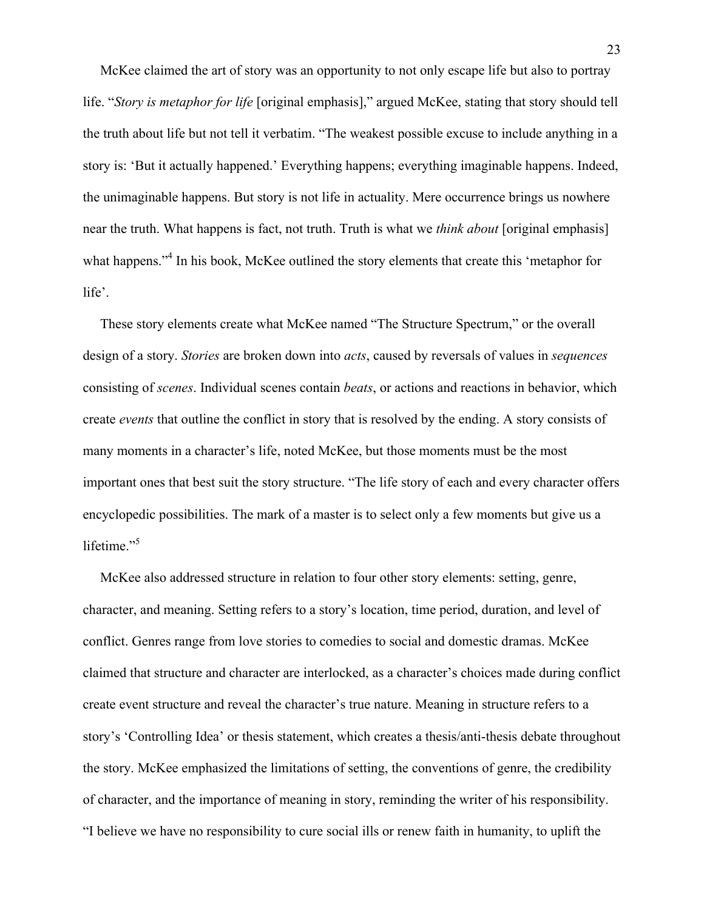McKee claimed the art of story was an opportunity to not only escape life but also to portray life. "*Story is metaphor for life* [original emphasis]," argued McKee, stating that story should tell the truth about life but not tell it verbatim. "The weakest possible excuse to include anything in a story is: 'But it actually happened.' Everything happens; everything imaginable happens. Indeed, the unimaginable happens. But story is not life in actuality. Mere occurrence brings us nowhere near the truth. What happens is fact, not truth. Truth is what we *think about* [original emphasis] what happens."[4] In his book, McKee outlined the story elements that create this 'metaphor for life'.

These story elements create what McKee named "The Structure Spectrum," or the overall design of a story. *Stories* are broken down into *acts*, caused by reversals of values in *sequences* consisting of *scenes*. Individual scenes contain *beats*, or actions and reactions in behavior, which create *events* that outline the conflict in story that is resolved by the ending. A story consists of many moments in a character's life, noted McKee, but those moments must be the most important ones that best suit the story structure. "The life story of each and every character offers encyclopedic possibilities. The mark of a master is to select only a few moments but give us a lifetime."[5]

McKee also addressed structure in relation to four other story elements: setting, genre, character, and meaning. Setting refers to a story's location, time period, duration, and level of conflict. Genres range from love stories to comedies to social and domestic dramas. McKee claimed that structure and character are interlocked, as a character's choices made during conflict create event structure and reveal the character's true nature. Meaning in structure refers to a story's 'Controlling Idea' or thesis statement, which creates a thesis/anti-thesis debate throughout the story. McKee emphasized the limitations of setting, the conventions of genre, the credibility of character, and the importance of meaning in story, reminding the writer of his responsibility. "I believe we have no responsibility to cure social ills or renew faith in humanity, to uplift the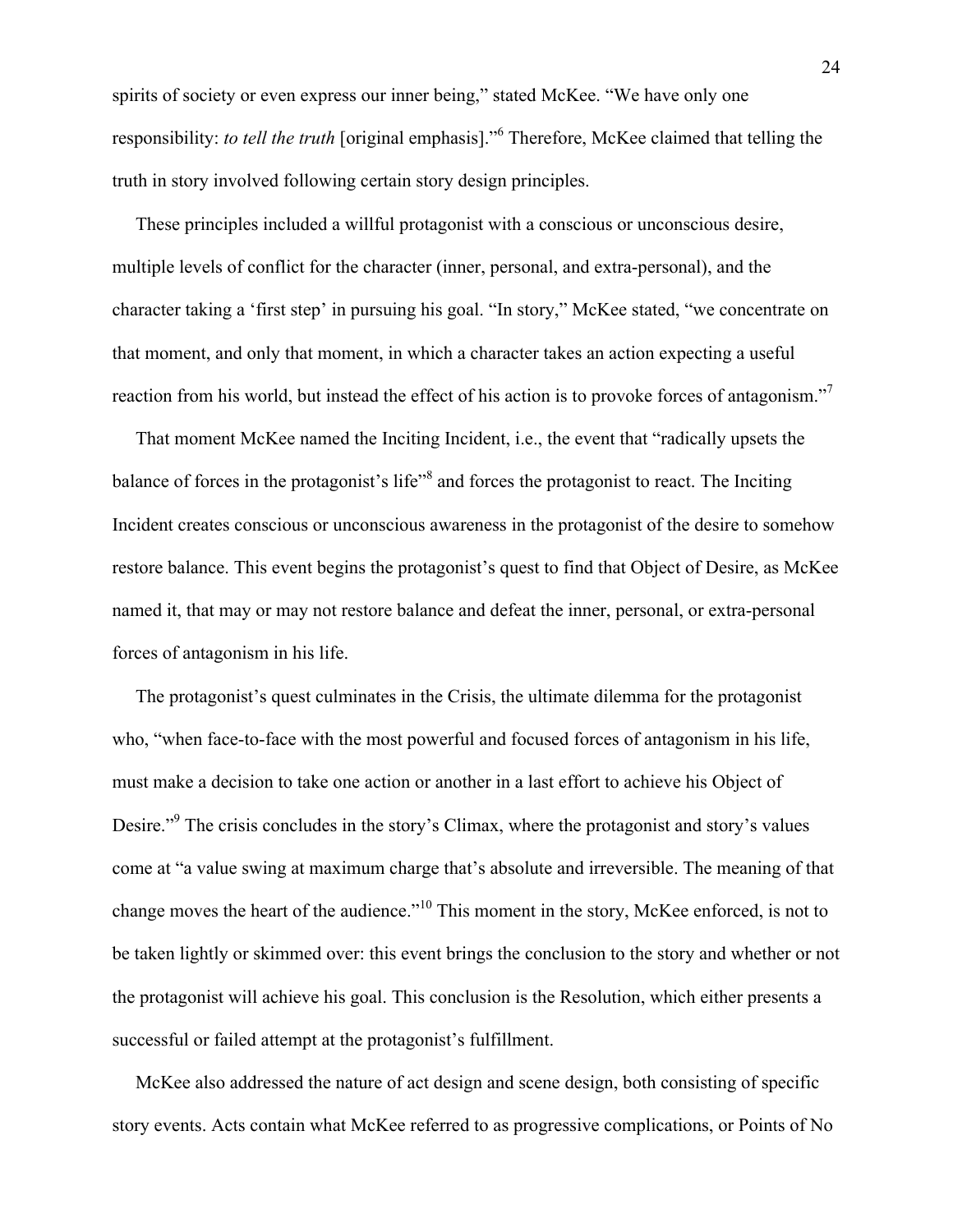spirits of society or even express our inner being," stated McKee. "We have only one responsibility: *to tell the truth* [original emphasis]."[6] Therefore, McKee claimed that telling the truth in story involved following certain story design principles.

These principles included a willful protagonist with a conscious or unconscious desire, multiple levels of conflict for the character (inner, personal, and extra-personal), and the character taking a 'first step' in pursuing his goal. "In story," McKee stated, "we concentrate on that moment, and only that moment, in which a character takes an action expecting a useful reaction from his world, but instead the effect of his action is to provoke forces of antagonism."[7]

That moment McKee named the Inciting Incident, i.e., the event that "radically upsets the balance of forces in the protagonist's life"[8] and forces the protagonist to react. The Inciting Incident creates conscious or unconscious awareness in the protagonist of the desire to somehow restore balance. This event begins the protagonist's quest to find that Object of Desire, as McKee named it, that may or may not restore balance and defeat the inner, personal, or extra-personal forces of antagonism in his life.

The protagonist's quest culminates in the Crisis, the ultimate dilemma for the protagonist who, "when face-to-face with the most powerful and focused forces of antagonism in his life, must make a decision to take one action or another in a last effort to achieve his Object of Desire."[9] The crisis concludes in the story's Climax, where the protagonist and story's values come at "a value swing at maximum charge that's absolute and irreversible. The meaning of that change moves the heart of the audience."[10] This moment in the story, McKee enforced, is not to be taken lightly or skimmed over: this event brings the conclusion to the story and whether or not the protagonist will achieve his goal. This conclusion is the Resolution, which either presents a successful or failed attempt at the protagonist's fulfillment.

McKee also addressed the nature of act design and scene design, both consisting of specific story events. Acts contain what McKee referred to as progressive complications, or Points of No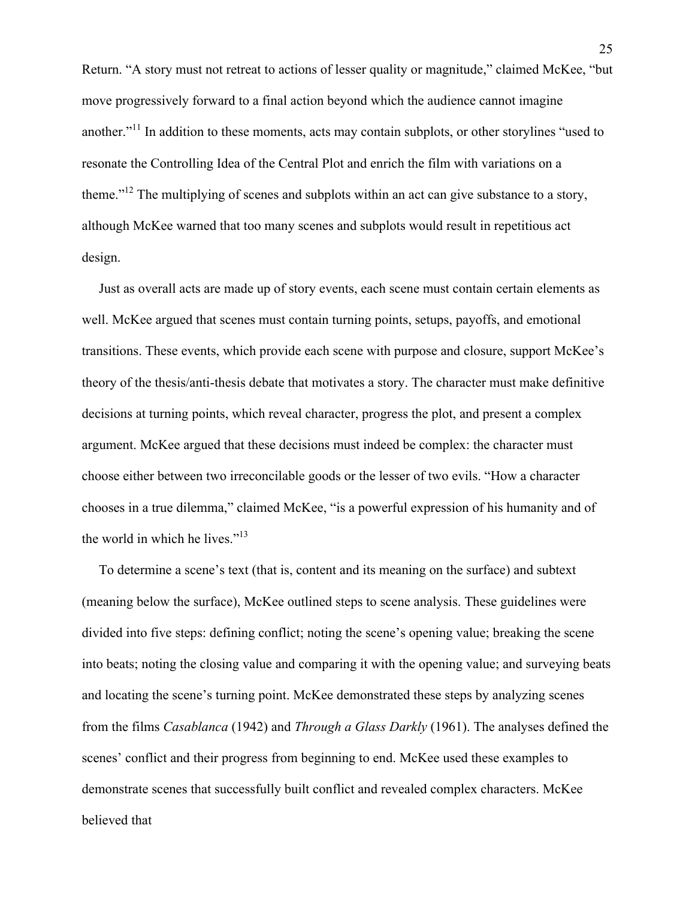Return. “A story must not retreat to actions of lesser quality or magnitude,” claimed McKee, “but move progressively forward to a final action beyond which the audience cannot imagine another.”[11] In addition to these moments, acts may contain subplots, or other storylines “used to resonate the Controlling Idea of the Central Plot and enrich the film with variations on a theme.”[12] The multiplying of scenes and subplots within an act can give substance to a story, although McKee warned that too many scenes and subplots would result in repetitious act design.

Just as overall acts are made up of story events, each scene must contain certain elements as well. McKee argued that scenes must contain turning points, setups, payoffs, and emotional transitions. These events, which provide each scene with purpose and closure, support McKee’s theory of the thesis/anti-thesis debate that motivates a story. The character must make definitive decisions at turning points, which reveal character, progress the plot, and present a complex argument. McKee argued that these decisions must indeed be complex: the character must choose either between two irreconcilable goods or the lesser of two evils. “How a character chooses in a true dilemma,” claimed McKee, “is a powerful expression of his humanity and of the world in which he lives.”[13]

To determine a scene’s text (that is, content and its meaning on the surface) and subtext (meaning below the surface), McKee outlined steps to scene analysis. These guidelines were divided into five steps: defining conflict; noting the scene’s opening value; breaking the scene into beats; noting the closing value and comparing it with the opening value; and surveying beats and locating the scene’s turning point. McKee demonstrated these steps by analyzing scenes from the films *Casablanca* (1942) and *Through a Glass Darkly* (1961). The analyses defined the scenes’ conflict and their progress from beginning to end. McKee used these examples to demonstrate scenes that successfully built conflict and revealed complex characters. McKee believed that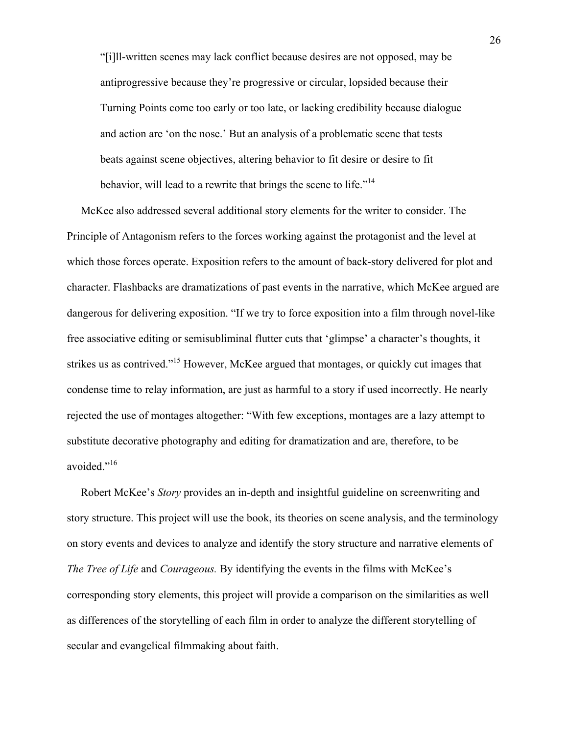> "[i]ll-written scenes may lack conflict because desires are not opposed, may be antiprogressive because they're progressive or circular, lopsided because their Turning Points come too early or too late, or lacking credibility because dialogue and action are 'on the nose.' But an analysis of a problematic scene that tests beats against scene objectives, altering behavior to fit desire or desire to fit behavior, will lead to a rewrite that brings the scene to life."[14]

McKee also addressed several additional story elements for the writer to consider. The Principle of Antagonism refers to the forces working against the protagonist and the level at which those forces operate. Exposition refers to the amount of back-story delivered for plot and character. Flashbacks are dramatizations of past events in the narrative, which McKee argued are dangerous for delivering exposition. "If we try to force exposition into a film through novel-like free associative editing or semisubliminal flutter cuts that 'glimpse' a character's thoughts, it strikes us as contrived."[15] However, McKee argued that montages, or quickly cut images that condense time to relay information, are just as harmful to a story if used incorrectly. He nearly rejected the use of montages altogether: "With few exceptions, montages are a lazy attempt to substitute decorative photography and editing for dramatization and are, therefore, to be avoided."[16]

Robert McKee's *Story* provides an in-depth and insightful guideline on screenwriting and story structure. This project will use the book, its theories on scene analysis, and the terminology on story events and devices to analyze and identify the story structure and narrative elements of *The Tree of Life* and *Courageous.* By identifying the events in the films with McKee's corresponding story elements, this project will provide a comparison on the similarities as well as differences of the storytelling of each film in order to analyze the different storytelling of secular and evangelical filmmaking about faith.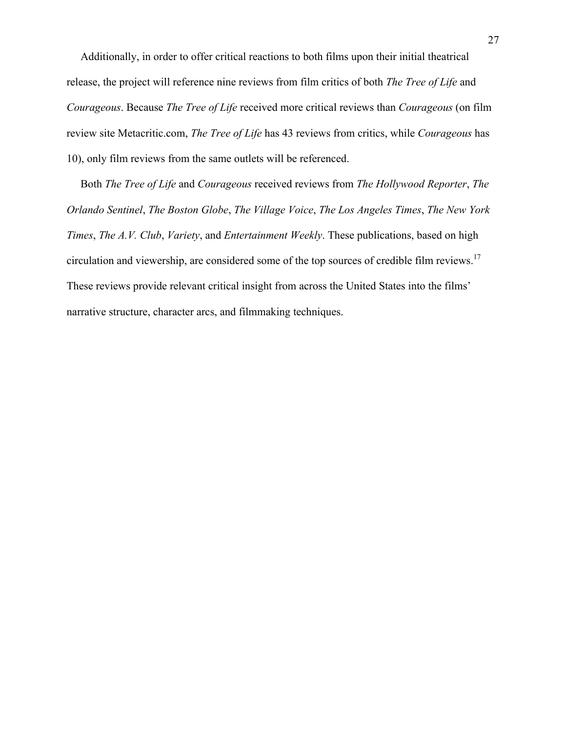Additionally, in order to offer critical reactions to both films upon their initial theatrical release, the project will reference nine reviews from film critics of both *The Tree of Life* and *Courageous*. Because *The Tree of Life* received more critical reviews than *Courageous* (on film review site Metacritic.com, *The Tree of Life* has 43 reviews from critics, while *Courageous* has 10), only film reviews from the same outlets will be referenced.

Both *The Tree of Life* and *Courageous* received reviews from *The Hollywood Reporter*, *The Orlando Sentinel*, *The Boston Globe*, *The Village Voice*, *The Los Angeles Times*, *The New York Times*, *The A.V. Club*, *Variety*, and *Entertainment Weekly*. These publications, based on high circulation and viewership, are considered some of the top sources of credible film reviews.[17] These reviews provide relevant critical insight from across the United States into the films' narrative structure, character arcs, and filmmaking techniques.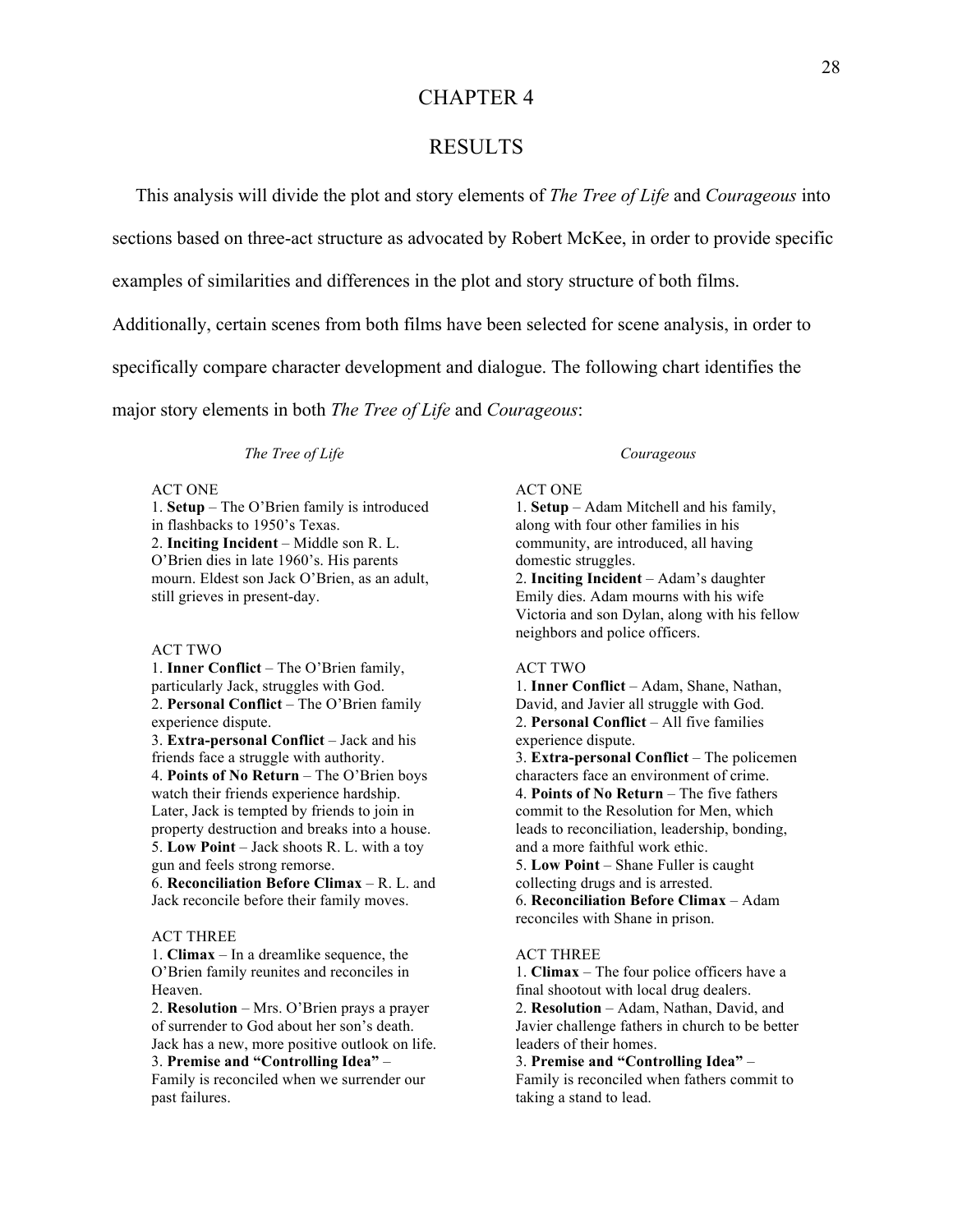# CHAPTER 4

# RESULTS

This analysis will divide the plot and story elements of *The Tree of Life* and *Courageous* into sections based on three-act structure as advocated by Robert McKee, in order to provide specific examples of similarities and differences in the plot and story structure of both films. Additionally, certain scenes from both films have been selected for scene analysis, in order to specifically compare character development and dialogue. The following chart identifies the major story elements in both *The Tree of Life* and *Courageous*:

| *The Tree of Life* | *Courageous* |
|---|---|
| ACT ONE | ACT ONE |
| 1. **Setup** – The O'Brien family is introduced in flashbacks to 1950's Texas. | 1. **Setup** – Adam Mitchell and his family, along with four other families in his community, are introduced, all having domestic struggles. |
| 2. **Inciting Incident** – Middle son R. L. O'Brien dies in late 1960's. His parents mourn. Eldest son Jack O'Brien, as an adult, still grieves in present-day. | 2. **Inciting Incident** – Adam's daughter Emily dies. Adam mourns with his wife Victoria and son Dylan, along with his fellow neighbors and police officers. |
| ACT TWO | ACT TWO |
| 1. **Inner Conflict** – The O'Brien family, particularly Jack, struggles with God. | 1. **Inner Conflict** – Adam, Shane, Nathan, David, and Javier all struggle with God. |
| 2. **Personal Conflict** – The O'Brien family experience dispute. | 2. **Personal Conflict** – All five families experience dispute. |
| 3. **Extra-personal Conflict** – Jack and his friends face a struggle with authority. | 3. **Extra-personal Conflict** – The policemen characters face an environment of crime. |
| 4. **Points of No Return** – The O'Brien boys watch their friends experience hardship. Later, Jack is tempted by friends to join in property destruction and breaks into a house. | 4. **Points of No Return** – The five fathers commit to the Resolution for Men, which leads to reconciliation, leadership, bonding, and a more faithful work ethic. |
| 5. **Low Point** – Jack shoots R. L. with a toy gun and feels strong remorse. | 5. **Low Point** – Shane Fuller is caught collecting drugs and is arrested. |
| 6. **Reconciliation Before Climax** – R. L. and Jack reconcile before their family moves. | 6. **Reconciliation Before Climax** – Adam reconciles with Shane in prison. |
| ACT THREE | ACT THREE |
| 1. **Climax** – In a dreamlike sequence, the O'Brien family reunites and reconciles in Heaven. | 1. **Climax** – The four police officers have a final shootout with local drug dealers. |
| 2. **Resolution** – Mrs. O'Brien prays a prayer of surrender to God about her son's death. Jack has a new, more positive outlook on life. | 2. **Resolution** – Adam, Nathan, David, and Javier challenge fathers in church to be better leaders of their homes. |
| 3. **Premise and "Controlling Idea"** – Family is reconciled when we surrender our past failures. | 3. **Premise and "Controlling Idea"** – Family is reconciled when fathers commit to taking a stand to lead. |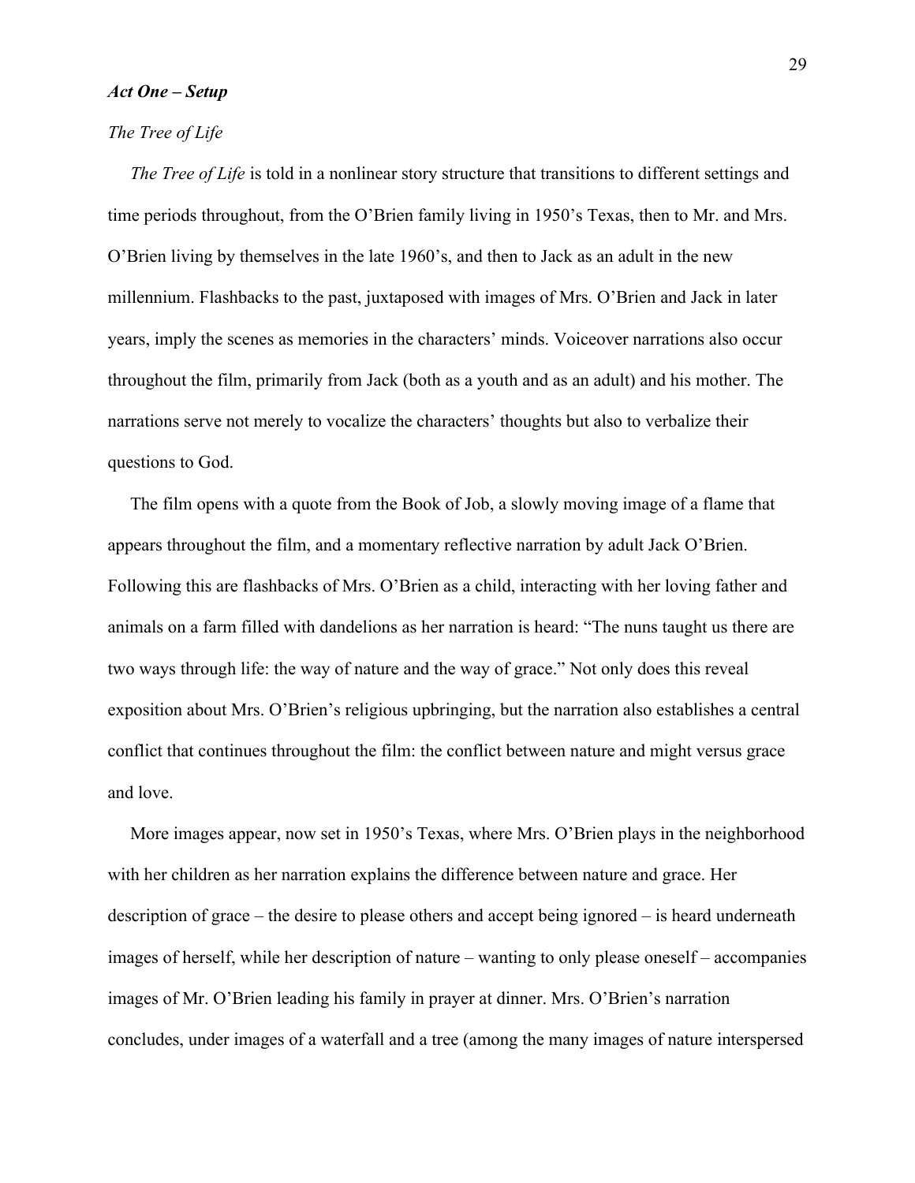***Act One – Setup***

*The Tree of Life*

*The Tree of Life* is told in a nonlinear story structure that transitions to different settings and time periods throughout, from the O'Brien family living in 1950's Texas, then to Mr. and Mrs. O'Brien living by themselves in the late 1960's, and then to Jack as an adult in the new millennium. Flashbacks to the past, juxtaposed with images of Mrs. O'Brien and Jack in later years, imply the scenes as memories in the characters' minds. Voiceover narrations also occur throughout the film, primarily from Jack (both as a youth and as an adult) and his mother. The narrations serve not merely to vocalize the characters' thoughts but also to verbalize their questions to God.

The film opens with a quote from the Book of Job, a slowly moving image of a flame that appears throughout the film, and a momentary reflective narration by adult Jack O'Brien. Following this are flashbacks of Mrs. O'Brien as a child, interacting with her loving father and animals on a farm filled with dandelions as her narration is heard: "The nuns taught us there are two ways through life: the way of nature and the way of grace." Not only does this reveal exposition about Mrs. O'Brien's religious upbringing, but the narration also establishes a central conflict that continues throughout the film: the conflict between nature and might versus grace and love.

More images appear, now set in 1950's Texas, where Mrs. O'Brien plays in the neighborhood with her children as her narration explains the difference between nature and grace. Her description of grace – the desire to please others and accept being ignored – is heard underneath images of herself, while her description of nature – wanting to only please oneself – accompanies images of Mr. O'Brien leading his family in prayer at dinner. Mrs. O'Brien's narration concludes, under images of a waterfall and a tree (among the many images of nature interspersed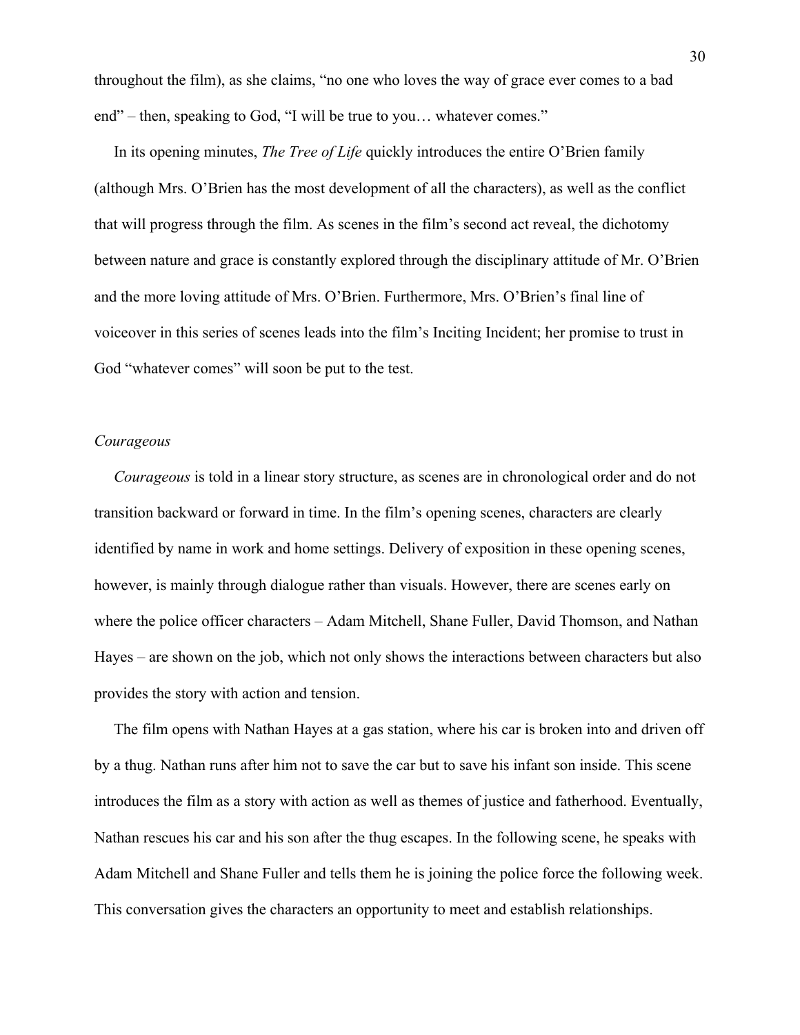throughout the film), as she claims, "no one who loves the way of grace ever comes to a bad end" – then, speaking to God, "I will be true to you… whatever comes."

In its opening minutes, *The Tree of Life* quickly introduces the entire O'Brien family (although Mrs. O'Brien has the most development of all the characters), as well as the conflict that will progress through the film. As scenes in the film's second act reveal, the dichotomy between nature and grace is constantly explored through the disciplinary attitude of Mr. O'Brien and the more loving attitude of Mrs. O'Brien. Furthermore, Mrs. O'Brien's final line of voiceover in this series of scenes leads into the film's Inciting Incident; her promise to trust in God "whatever comes" will soon be put to the test.

*Courageous*

*Courageous* is told in a linear story structure, as scenes are in chronological order and do not transition backward or forward in time. In the film's opening scenes, characters are clearly identified by name in work and home settings. Delivery of exposition in these opening scenes, however, is mainly through dialogue rather than visuals. However, there are scenes early on where the police officer characters – Adam Mitchell, Shane Fuller, David Thomson, and Nathan Hayes – are shown on the job, which not only shows the interactions between characters but also provides the story with action and tension.

The film opens with Nathan Hayes at a gas station, where his car is broken into and driven off by a thug. Nathan runs after him not to save the car but to save his infant son inside. This scene introduces the film as a story with action as well as themes of justice and fatherhood. Eventually, Nathan rescues his car and his son after the thug escapes. In the following scene, he speaks with Adam Mitchell and Shane Fuller and tells them he is joining the police force the following week. This conversation gives the characters an opportunity to meet and establish relationships.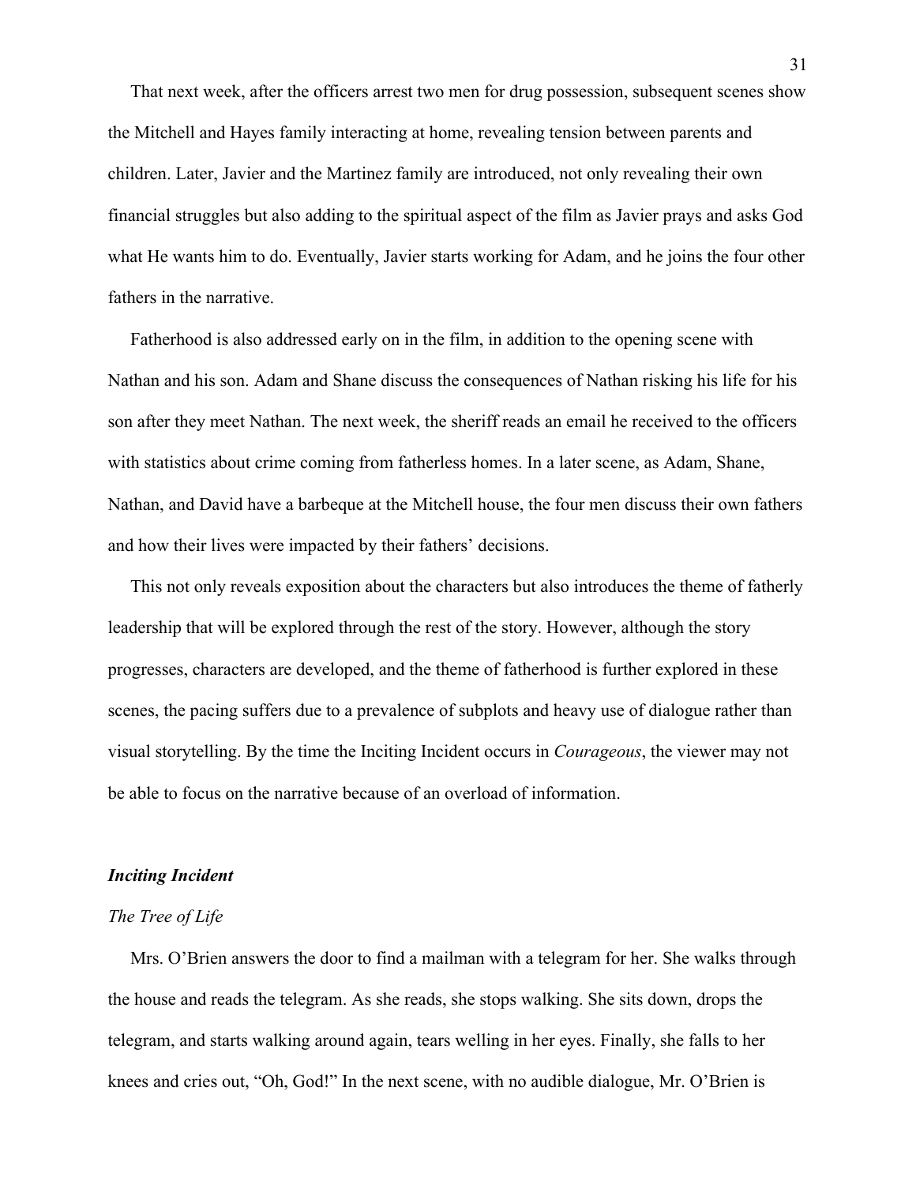That next week, after the officers arrest two men for drug possession, subsequent scenes show the Mitchell and Hayes family interacting at home, revealing tension between parents and children. Later, Javier and the Martinez family are introduced, not only revealing their own financial struggles but also adding to the spiritual aspect of the film as Javier prays and asks God what He wants him to do. Eventually, Javier starts working for Adam, and he joins the four other fathers in the narrative.

Fatherhood is also addressed early on in the film, in addition to the opening scene with Nathan and his son. Adam and Shane discuss the consequences of Nathan risking his life for his son after they meet Nathan. The next week, the sheriff reads an email he received to the officers with statistics about crime coming from fatherless homes. In a later scene, as Adam, Shane, Nathan, and David have a barbeque at the Mitchell house, the four men discuss their own fathers and how their lives were impacted by their fathers' decisions.

This not only reveals exposition about the characters but also introduces the theme of fatherly leadership that will be explored through the rest of the story. However, although the story progresses, characters are developed, and the theme of fatherhood is further explored in these scenes, the pacing suffers due to a prevalence of subplots and heavy use of dialogue rather than visual storytelling. By the time the Inciting Incident occurs in *Courageous*, the viewer may not be able to focus on the narrative because of an overload of information.

### ***Inciting Incident***

*The Tree of Life*

Mrs. O'Brien answers the door to find a mailman with a telegram for her. She walks through the house and reads the telegram. As she reads, she stops walking. She sits down, drops the telegram, and starts walking around again, tears welling in her eyes. Finally, she falls to her knees and cries out, "Oh, God!" In the next scene, with no audible dialogue, Mr. O'Brien is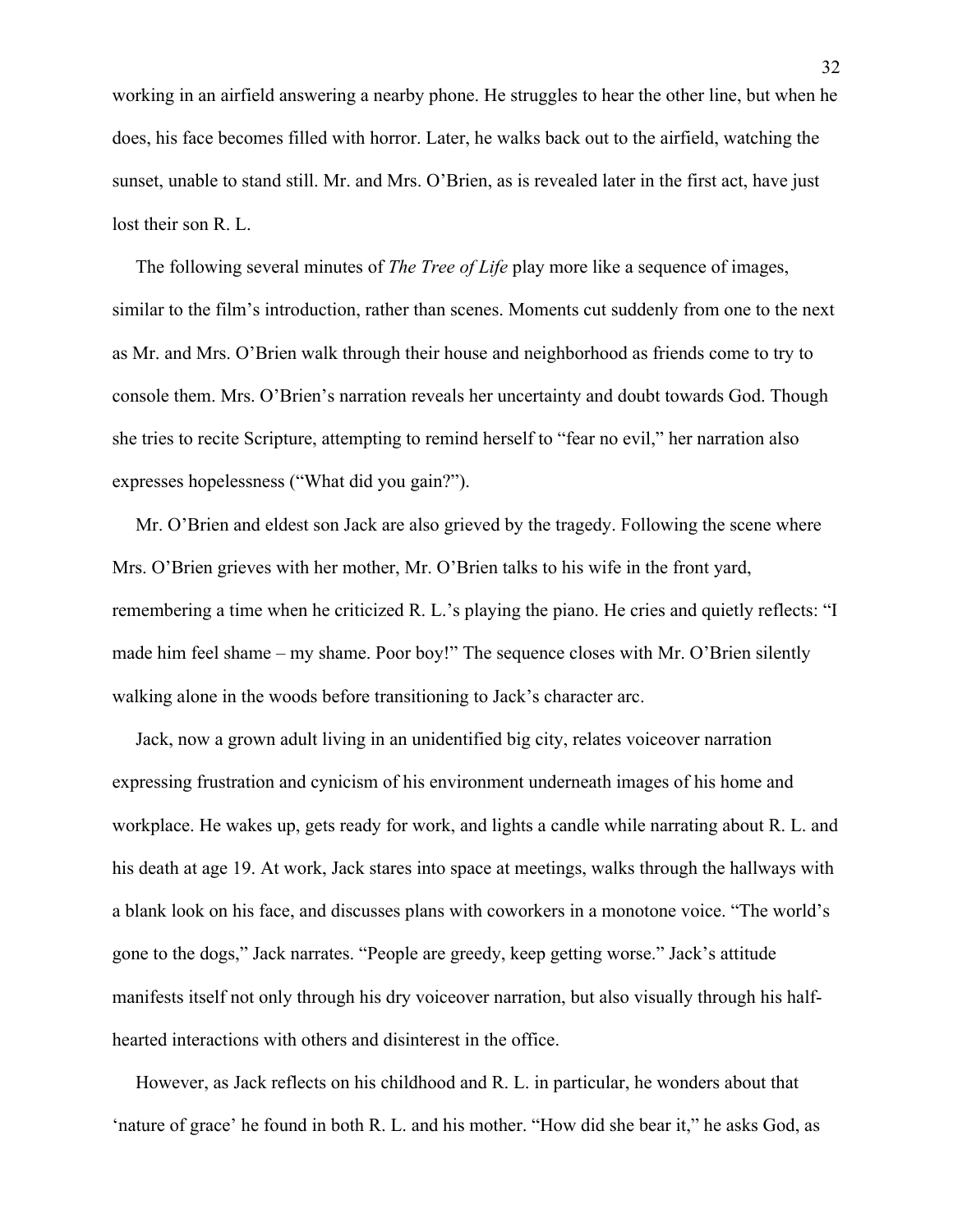working in an airfield answering a nearby phone. He struggles to hear the other line, but when he does, his face becomes filled with horror. Later, he walks back out to the airfield, watching the sunset, unable to stand still. Mr. and Mrs. O'Brien, as is revealed later in the first act, have just lost their son R. L.

The following several minutes of *The Tree of Life* play more like a sequence of images, similar to the film's introduction, rather than scenes. Moments cut suddenly from one to the next as Mr. and Mrs. O'Brien walk through their house and neighborhood as friends come to try to console them. Mrs. O'Brien's narration reveals her uncertainty and doubt towards God. Though she tries to recite Scripture, attempting to remind herself to "fear no evil," her narration also expresses hopelessness ("What did you gain?").

Mr. O'Brien and eldest son Jack are also grieved by the tragedy. Following the scene where Mrs. O'Brien grieves with her mother, Mr. O'Brien talks to his wife in the front yard, remembering a time when he criticized R. L.'s playing the piano. He cries and quietly reflects: "I made him feel shame – my shame. Poor boy!" The sequence closes with Mr. O'Brien silently walking alone in the woods before transitioning to Jack's character arc.

Jack, now a grown adult living in an unidentified big city, relates voiceover narration expressing frustration and cynicism of his environment underneath images of his home and workplace. He wakes up, gets ready for work, and lights a candle while narrating about R. L. and his death at age 19. At work, Jack stares into space at meetings, walks through the hallways with a blank look on his face, and discusses plans with coworkers in a monotone voice. "The world's gone to the dogs," Jack narrates. "People are greedy, keep getting worse." Jack's attitude manifests itself not only through his dry voiceover narration, but also visually through his half-hearted interactions with others and disinterest in the office.

However, as Jack reflects on his childhood and R. L. in particular, he wonders about that 'nature of grace' he found in both R. L. and his mother. "How did she bear it," he asks God, as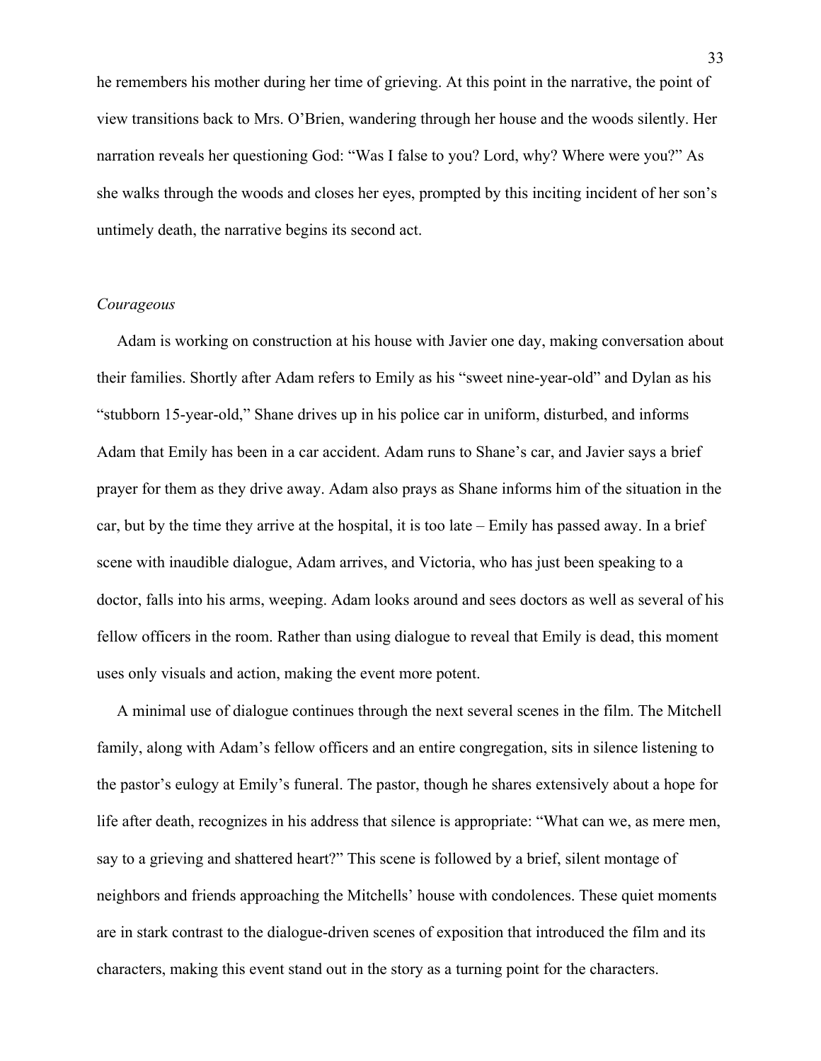he remembers his mother during her time of grieving. At this point in the narrative, the point of view transitions back to Mrs. O'Brien, wandering through her house and the woods silently. Her narration reveals her questioning God: "Was I false to you? Lord, why? Where were you?" As she walks through the woods and closes her eyes, prompted by this inciting incident of her son's untimely death, the narrative begins its second act.

### *Courageous*

Adam is working on construction at his house with Javier one day, making conversation about their families. Shortly after Adam refers to Emily as his "sweet nine-year-old" and Dylan as his "stubborn 15-year-old," Shane drives up in his police car in uniform, disturbed, and informs Adam that Emily has been in a car accident. Adam runs to Shane's car, and Javier says a brief prayer for them as they drive away. Adam also prays as Shane informs him of the situation in the car, but by the time they arrive at the hospital, it is too late – Emily has passed away. In a brief scene with inaudible dialogue, Adam arrives, and Victoria, who has just been speaking to a doctor, falls into his arms, weeping. Adam looks around and sees doctors as well as several of his fellow officers in the room. Rather than using dialogue to reveal that Emily is dead, this moment uses only visuals and action, making the event more potent.

A minimal use of dialogue continues through the next several scenes in the film. The Mitchell family, along with Adam's fellow officers and an entire congregation, sits in silence listening to the pastor's eulogy at Emily's funeral. The pastor, though he shares extensively about a hope for life after death, recognizes in his address that silence is appropriate: "What can we, as mere men, say to a grieving and shattered heart?" This scene is followed by a brief, silent montage of neighbors and friends approaching the Mitchells' house with condolences. These quiet moments are in stark contrast to the dialogue-driven scenes of exposition that introduced the film and its characters, making this event stand out in the story as a turning point for the characters.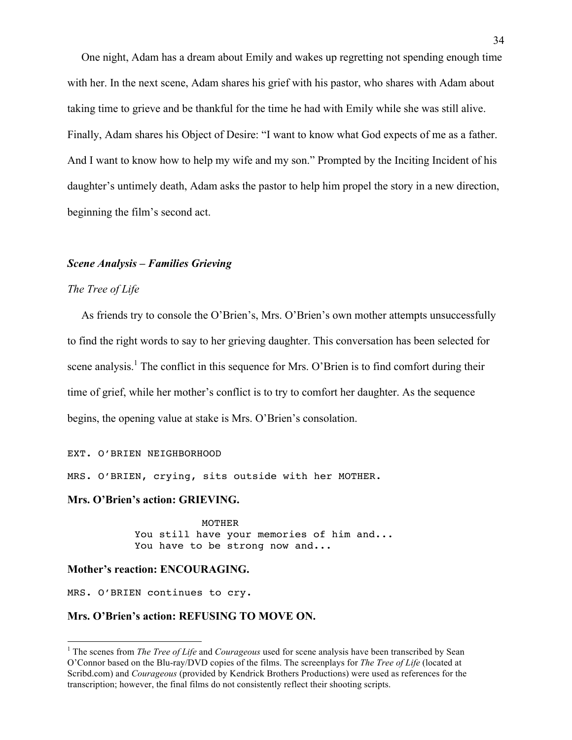One night, Adam has a dream about Emily and wakes up regretting not spending enough time with her. In the next scene, Adam shares his grief with his pastor, who shares with Adam about taking time to grieve and be thankful for the time he had with Emily while she was still alive. Finally, Adam shares his Object of Desire: "I want to know what God expects of me as a father. And I want to know how to help my wife and my son." Prompted by the Inciting Incident of his daughter's untimely death, Adam asks the pastor to help him propel the story in a new direction, beginning the film's second act.

***Scene Analysis – Families Grieving***

*The Tree of Life*

As friends try to console the O'Brien's, Mrs. O'Brien's own mother attempts unsuccessfully to find the right words to say to her grieving daughter. This conversation has been selected for scene analysis.[1] The conflict in this sequence for Mrs. O'Brien is to find comfort during their time of grief, while her mother's conflict is to try to comfort her daughter. As the sequence begins, the opening value at stake is Mrs. O'Brien's consolation.

```
EXT. O'BRIEN NEIGHBORHOOD

MRS. O'BRIEN, crying, sits outside with her MOTHER.
```

**Mrs. O'Brien's action: GRIEVING.**

```
                    MOTHER
          You still have your memories of him and...
          You have to be strong now and...
```

**Mother's reaction: ENCOURAGING.**

```
MRS. O'BRIEN continues to cry.
```

**Mrs. O'Brien's action: REFUSING TO MOVE ON.**

[1] The scenes from *The Tree of Life* and *Courageous* used for scene analysis have been transcribed by Sean O'Connor based on the Blu-ray/DVD copies of the films. The screenplays for *The Tree of Life* (located at Scribd.com) and *Courageous* (provided by Kendrick Brothers Productions) were used as references for the transcription; however, the final films do not consistently reflect their shooting scripts.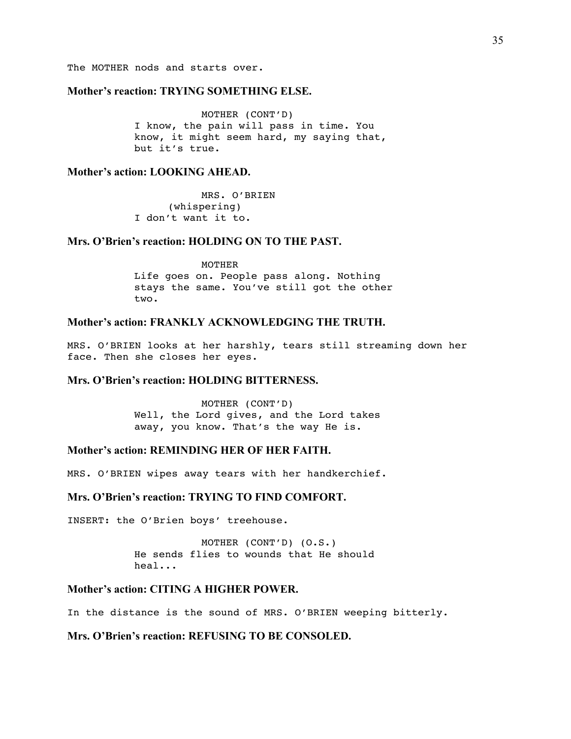The MOTHER nods and starts over.

**Mother's reaction: TRYING SOMETHING ELSE.**

```
                MOTHER (CONT'D)
      I know, the pain will pass in time. You
      know, it might seem hard, my saying that,
      but it's true.
```

**Mother's action: LOOKING AHEAD.**

```
                MRS. O'BRIEN
            (whispering)
      I don't want it to.
```

**Mrs. O'Brien's reaction: HOLDING ON TO THE PAST.**

```
                MOTHER
      Life goes on. People pass along. Nothing
      stays the same. You've still got the other
      two.
```

**Mother's action: FRANKLY ACKNOWLEDGING THE TRUTH.**

MRS. O'BRIEN looks at her harshly, tears still streaming down her face. Then she closes her eyes.

**Mrs. O'Brien's reaction: HOLDING BITTERNESS.**

```
                MOTHER (CONT'D)
      Well, the Lord gives, and the Lord takes
      away, you know. That's the way He is.
```

**Mother's action: REMINDING HER OF HER FAITH.**

MRS. O'BRIEN wipes away tears with her handkerchief.

**Mrs. O'Brien's reaction: TRYING TO FIND COMFORT.**

INSERT: the O'Brien boys' treehouse.

```
                MOTHER (CONT'D) (O.S.)
      He sends flies to wounds that He should
      heal...
```

**Mother's action: CITING A HIGHER POWER.**

In the distance is the sound of MRS. O'BRIEN weeping bitterly.

**Mrs. O'Brien's reaction: REFUSING TO BE CONSOLED.**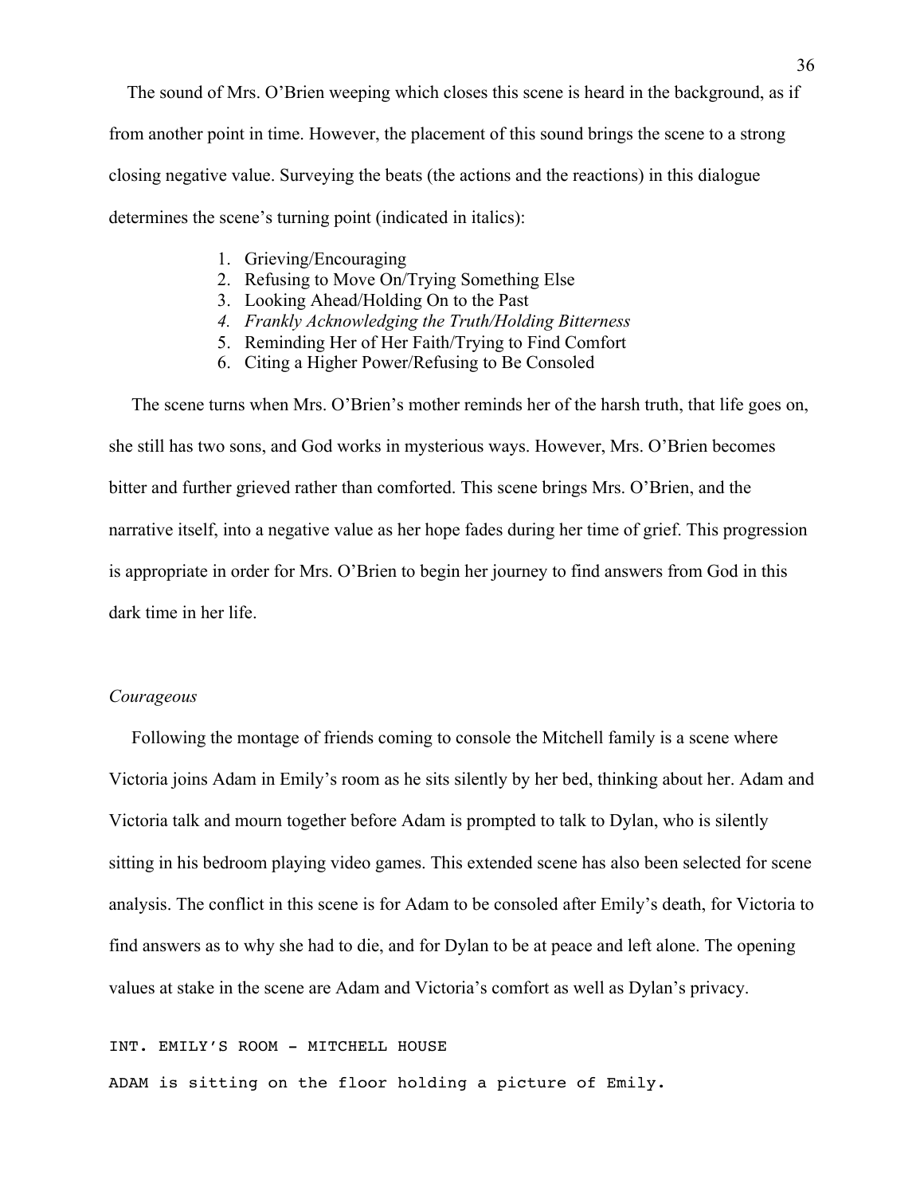The sound of Mrs. O'Brien weeping which closes this scene is heard in the background, as if from another point in time. However, the placement of this sound brings the scene to a strong closing negative value. Surveying the beats (the actions and the reactions) in this dialogue determines the scene's turning point (indicated in italics):

1. Grieving/Encouraging
2. Refusing to Move On/Trying Something Else
3. Looking Ahead/Holding On to the Past
4. *Frankly Acknowledging the Truth/Holding Bitterness*
5. Reminding Her of Her Faith/Trying to Find Comfort
6. Citing a Higher Power/Refusing to Be Consoled

The scene turns when Mrs. O'Brien's mother reminds her of the harsh truth, that life goes on, she still has two sons, and God works in mysterious ways. However, Mrs. O'Brien becomes bitter and further grieved rather than comforted. This scene brings Mrs. O'Brien, and the narrative itself, into a negative value as her hope fades during her time of grief. This progression is appropriate in order for Mrs. O'Brien to begin her journey to find answers from God in this dark time in her life.

### *Courageous*

Following the montage of friends coming to console the Mitchell family is a scene where Victoria joins Adam in Emily's room as he sits silently by her bed, thinking about her. Adam and Victoria talk and mourn together before Adam is prompted to talk to Dylan, who is silently sitting in his bedroom playing video games. This extended scene has also been selected for scene analysis. The conflict in this scene is for Adam to be consoled after Emily's death, for Victoria to find answers as to why she had to die, and for Dylan to be at peace and left alone. The opening values at stake in the scene are Adam and Victoria's comfort as well as Dylan's privacy.

```
INT. EMILY'S ROOM - MITCHELL HOUSE

ADAM is sitting on the floor holding a picture of Emily.
```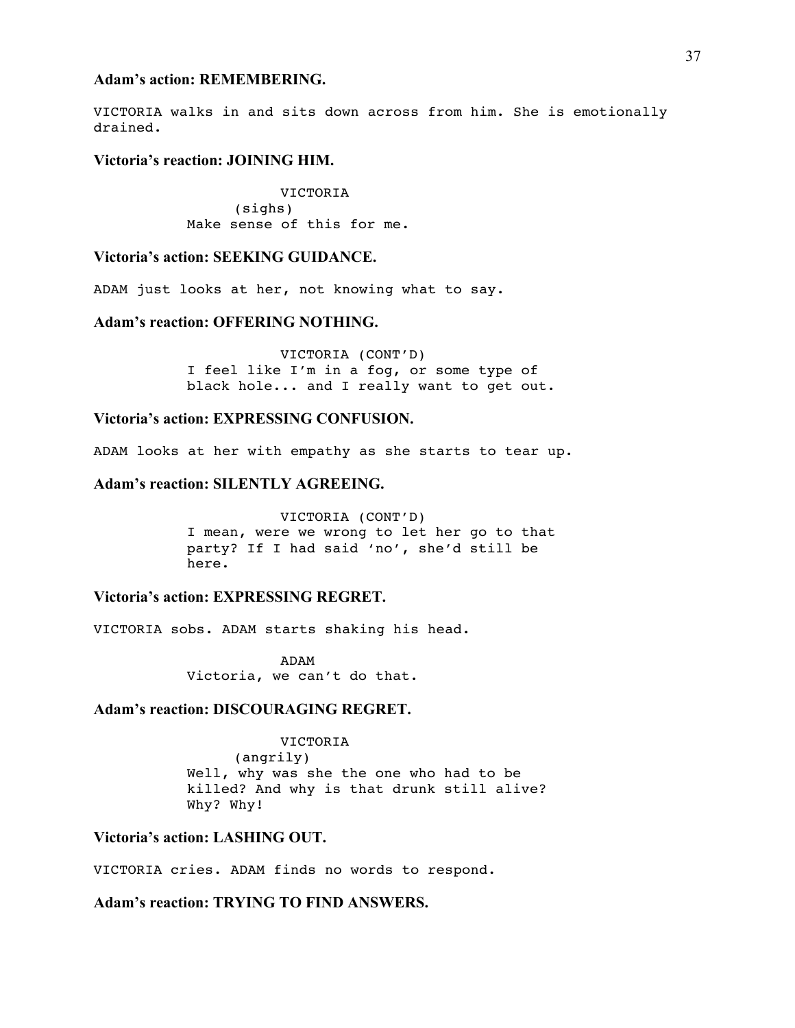**Adam's action: REMEMBERING.**

VICTORIA walks in and sits down across from him. She is emotionally drained.

**Victoria's reaction: JOINING HIM.**

```
                    VICTORIA
              (sighs)
         Make sense of this for me.
```

**Victoria's action: SEEKING GUIDANCE.**

ADAM just looks at her, not knowing what to say.

**Adam's reaction: OFFERING NOTHING.**

```
                    VICTORIA (CONT'D)
         I feel like I'm in a fog, or some type of
         black hole... and I really want to get out.
```

**Victoria's action: EXPRESSING CONFUSION.**

ADAM looks at her with empathy as she starts to tear up.

**Adam's reaction: SILENTLY AGREEING.**

```
                    VICTORIA (CONT'D)
         I mean, were we wrong to let her go to that
         party? If I had said 'no', she'd still be
         here.
```

**Victoria's action: EXPRESSING REGRET.**

VICTORIA sobs. ADAM starts shaking his head.

```
                    ADAM
         Victoria, we can't do that.
```

**Adam's reaction: DISCOURAGING REGRET.**

```
                    VICTORIA
              (angrily)
         Well, why was she the one who had to be
         killed? And why is that drunk still alive?
         Why? Why!
```

**Victoria's action: LASHING OUT.**

VICTORIA cries. ADAM finds no words to respond.

**Adam's reaction: TRYING TO FIND ANSWERS.**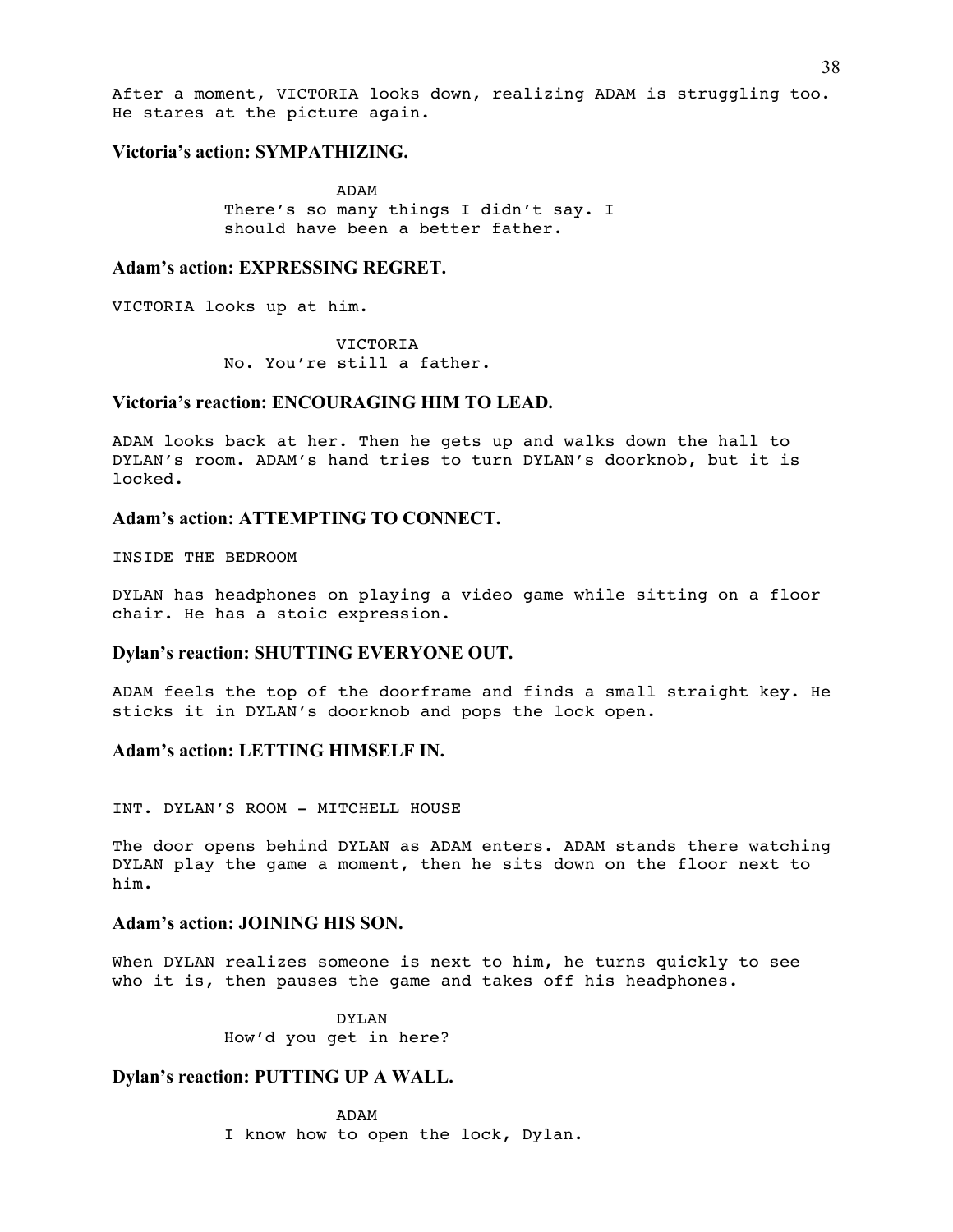After a moment, VICTORIA looks down, realizing ADAM is struggling too. He stares at the picture again.

**Victoria's action: SYMPATHIZING.**

ADAM
There's so many things I didn't say. I should have been a better father.

**Adam's action: EXPRESSING REGRET.**

VICTORIA looks up at him.

VICTORIA
No. You're still a father.

**Victoria's reaction: ENCOURAGING HIM TO LEAD.**

ADAM looks back at her. Then he gets up and walks down the hall to DYLAN's room. ADAM's hand tries to turn DYLAN's doorknob, but it is locked.

**Adam's action: ATTEMPTING TO CONNECT.**

INSIDE THE BEDROOM

DYLAN has headphones on playing a video game while sitting on a floor chair. He has a stoic expression.

**Dylan's reaction: SHUTTING EVERYONE OUT.**

ADAM feels the top of the doorframe and finds a small straight key. He sticks it in DYLAN's doorknob and pops the lock open.

**Adam's action: LETTING HIMSELF IN.**

INT. DYLAN'S ROOM - MITCHELL HOUSE

The door opens behind DYLAN as ADAM enters. ADAM stands there watching DYLAN play the game a moment, then he sits down on the floor next to him.

**Adam's action: JOINING HIS SON.**

When DYLAN realizes someone is next to him, he turns quickly to see who it is, then pauses the game and takes off his headphones.

DYLAN
How'd you get in here?

**Dylan's reaction: PUTTING UP A WALL.**

ADAM
I know how to open the lock, Dylan.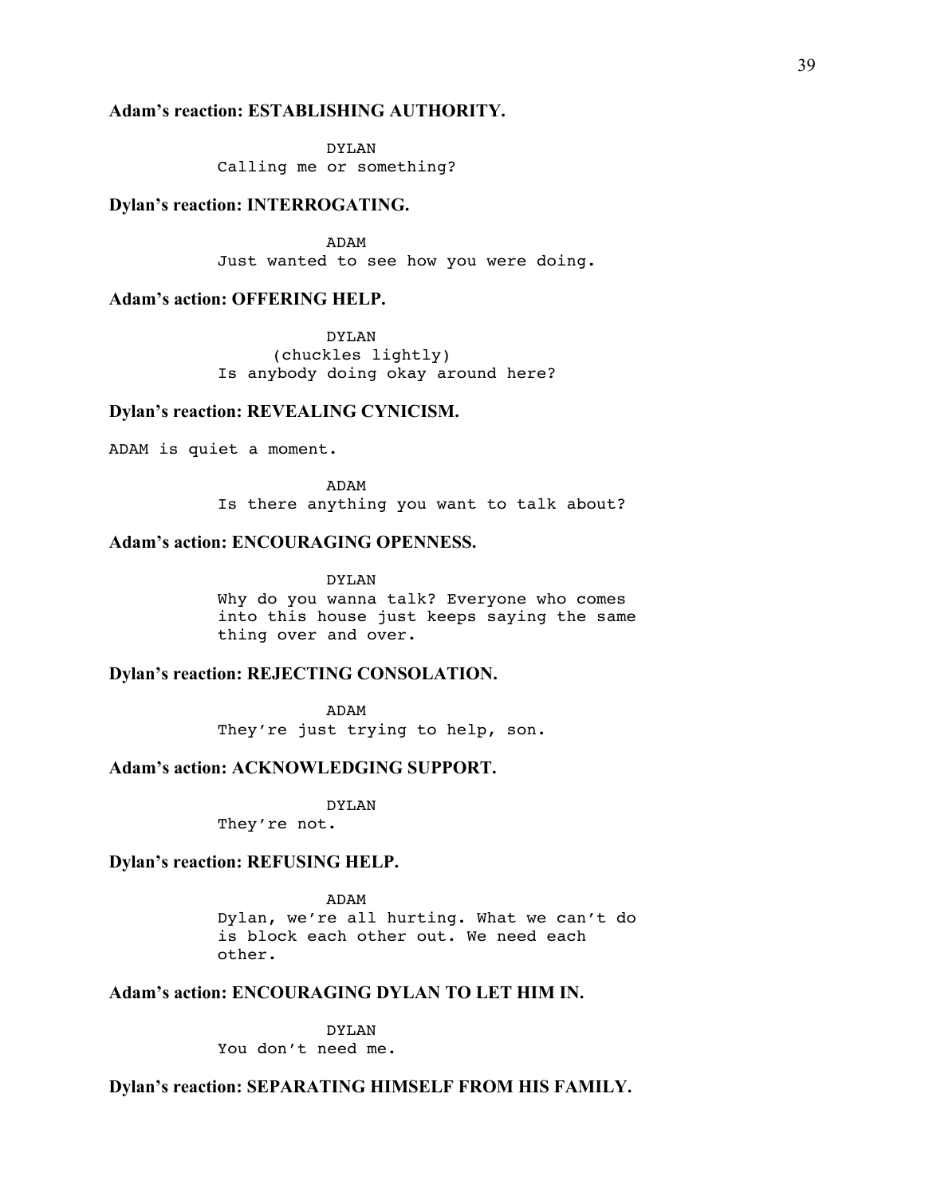**Adam's reaction: ESTABLISHING AUTHORITY.**

```
                    DYLAN
          Calling me or something?
```

**Dylan's reaction: INTERROGATING.**

```
                    ADAM
          Just wanted to see how you were doing.
```

**Adam's action: OFFERING HELP.**

```
                    DYLAN
               (chuckles lightly)
          Is anybody doing okay around here?
```

**Dylan's reaction: REVEALING CYNICISM.**

```
ADAM is quiet a moment.

                    ADAM
          Is there anything you want to talk about?
```

**Adam's action: ENCOURAGING OPENNESS.**

```
                    DYLAN
          Why do you wanna talk? Everyone who comes
          into this house just keeps saying the same
          thing over and over.
```

**Dylan's reaction: REJECTING CONSOLATION.**

```
                    ADAM
          They're just trying to help, son.
```

**Adam's action: ACKNOWLEDGING SUPPORT.**

```
                    DYLAN
          They're not.
```

**Dylan's reaction: REFUSING HELP.**

```
                    ADAM
          Dylan, we're all hurting. What we can't do
          is block each other out. We need each
          other.
```

**Adam's action: ENCOURAGING DYLAN TO LET HIM IN.**

```
                    DYLAN
          You don't need me.
```

**Dylan's reaction: SEPARATING HIMSELF FROM HIS FAMILY.**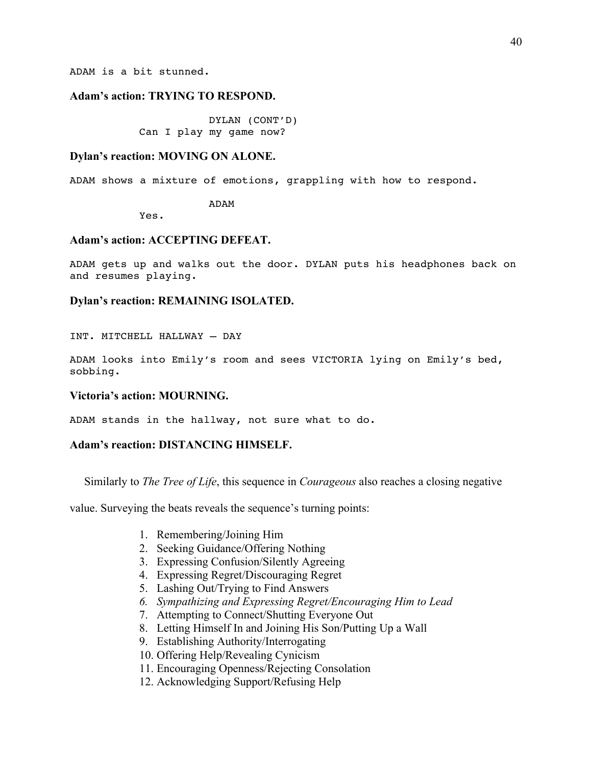ADAM is a bit stunned.

**Adam's action: TRYING TO RESPOND.**

```
                DYLAN (CONT'D)
        Can I play my game now?
```

**Dylan's reaction: MOVING ON ALONE.**

ADAM shows a mixture of emotions, grappling with how to respond.

```
                ADAM
        Yes.
```

**Adam's action: ACCEPTING DEFEAT.**

ADAM gets up and walks out the door. DYLAN puts his headphones back on and resumes playing.

**Dylan's reaction: REMAINING ISOLATED.**

INT. MITCHELL HALLWAY – DAY

ADAM looks into Emily's room and sees VICTORIA lying on Emily's bed, sobbing.

**Victoria's action: MOURNING.**

ADAM stands in the hallway, not sure what to do.

**Adam's reaction: DISTANCING HIMSELF.**

Similarly to *The Tree of Life*, this sequence in *Courageous* also reaches a closing negative value. Surveying the beats reveals the sequence's turning points:

1. Remembering/Joining Him
2. Seeking Guidance/Offering Nothing
3. Expressing Confusion/Silently Agreeing
4. Expressing Regret/Discouraging Regret
5. Lashing Out/Trying to Find Answers
6. *Sympathizing and Expressing Regret/Encouraging Him to Lead*
7. Attempting to Connect/Shutting Everyone Out
8. Letting Himself In and Joining His Son/Putting Up a Wall
9. Establishing Authority/Interrogating
10. Offering Help/Revealing Cynicism
11. Encouraging Openness/Rejecting Consolation
12. Acknowledging Support/Refusing Help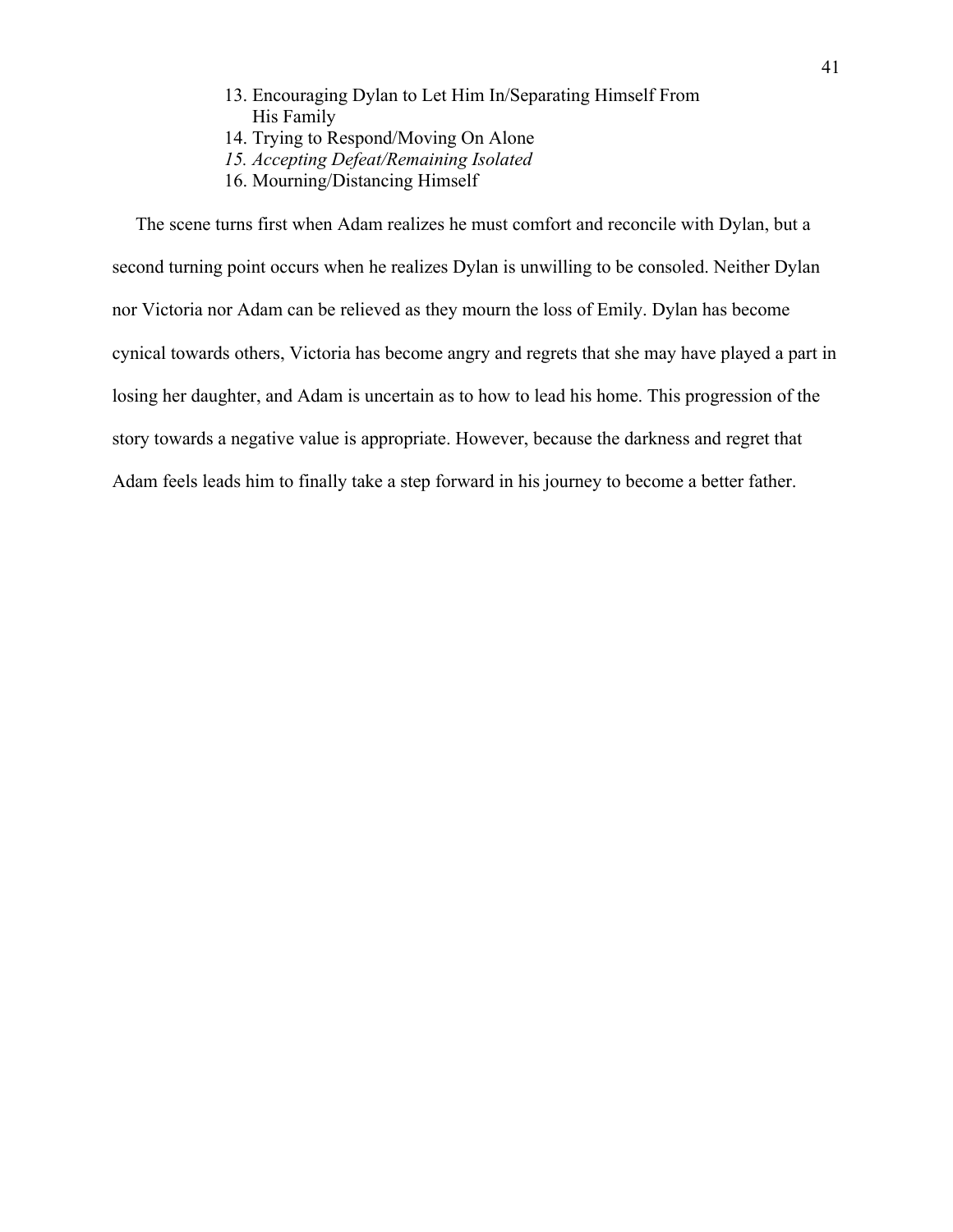13. Encouraging Dylan to Let Him In/Separating Himself From His Family
14. Trying to Respond/Moving On Alone
15. *Accepting Defeat/Remaining Isolated*
16. Mourning/Distancing Himself

The scene turns first when Adam realizes he must comfort and reconcile with Dylan, but a second turning point occurs when he realizes Dylan is unwilling to be consoled. Neither Dylan nor Victoria nor Adam can be relieved as they mourn the loss of Emily. Dylan has become cynical towards others, Victoria has become angry and regrets that she may have played a part in losing her daughter, and Adam is uncertain as to how to lead his home. This progression of the story towards a negative value is appropriate. However, because the darkness and regret that Adam feels leads him to finally take a step forward in his journey to become a better father.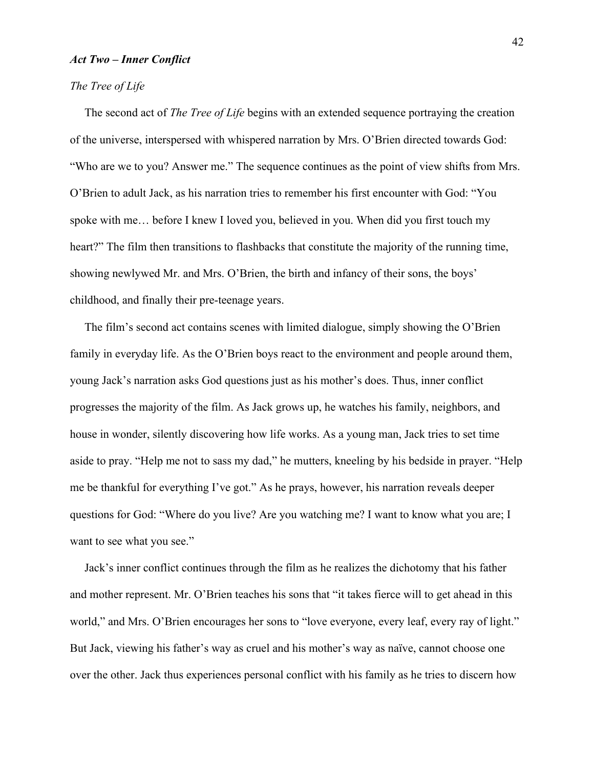***Act Two – Inner Conflict***

*The Tree of Life*

The second act of *The Tree of Life* begins with an extended sequence portraying the creation of the universe, interspersed with whispered narration by Mrs. O'Brien directed towards God: "Who are we to you? Answer me." The sequence continues as the point of view shifts from Mrs. O'Brien to adult Jack, as his narration tries to remember his first encounter with God: "You spoke with me… before I knew I loved you, believed in you. When did you first touch my heart?" The film then transitions to flashbacks that constitute the majority of the running time, showing newlywed Mr. and Mrs. O'Brien, the birth and infancy of their sons, the boys' childhood, and finally their pre-teenage years.

The film's second act contains scenes with limited dialogue, simply showing the O'Brien family in everyday life. As the O'Brien boys react to the environment and people around them, young Jack's narration asks God questions just as his mother's does. Thus, inner conflict progresses the majority of the film. As Jack grows up, he watches his family, neighbors, and house in wonder, silently discovering how life works. As a young man, Jack tries to set time aside to pray. "Help me not to sass my dad," he mutters, kneeling by his bedside in prayer. "Help me be thankful for everything I've got." As he prays, however, his narration reveals deeper questions for God: "Where do you live? Are you watching me? I want to know what you are; I want to see what you see."

Jack's inner conflict continues through the film as he realizes the dichotomy that his father and mother represent. Mr. O'Brien teaches his sons that "it takes fierce will to get ahead in this world," and Mrs. O'Brien encourages her sons to "love everyone, every leaf, every ray of light." But Jack, viewing his father's way as cruel and his mother's way as naïve, cannot choose one over the other. Jack thus experiences personal conflict with his family as he tries to discern how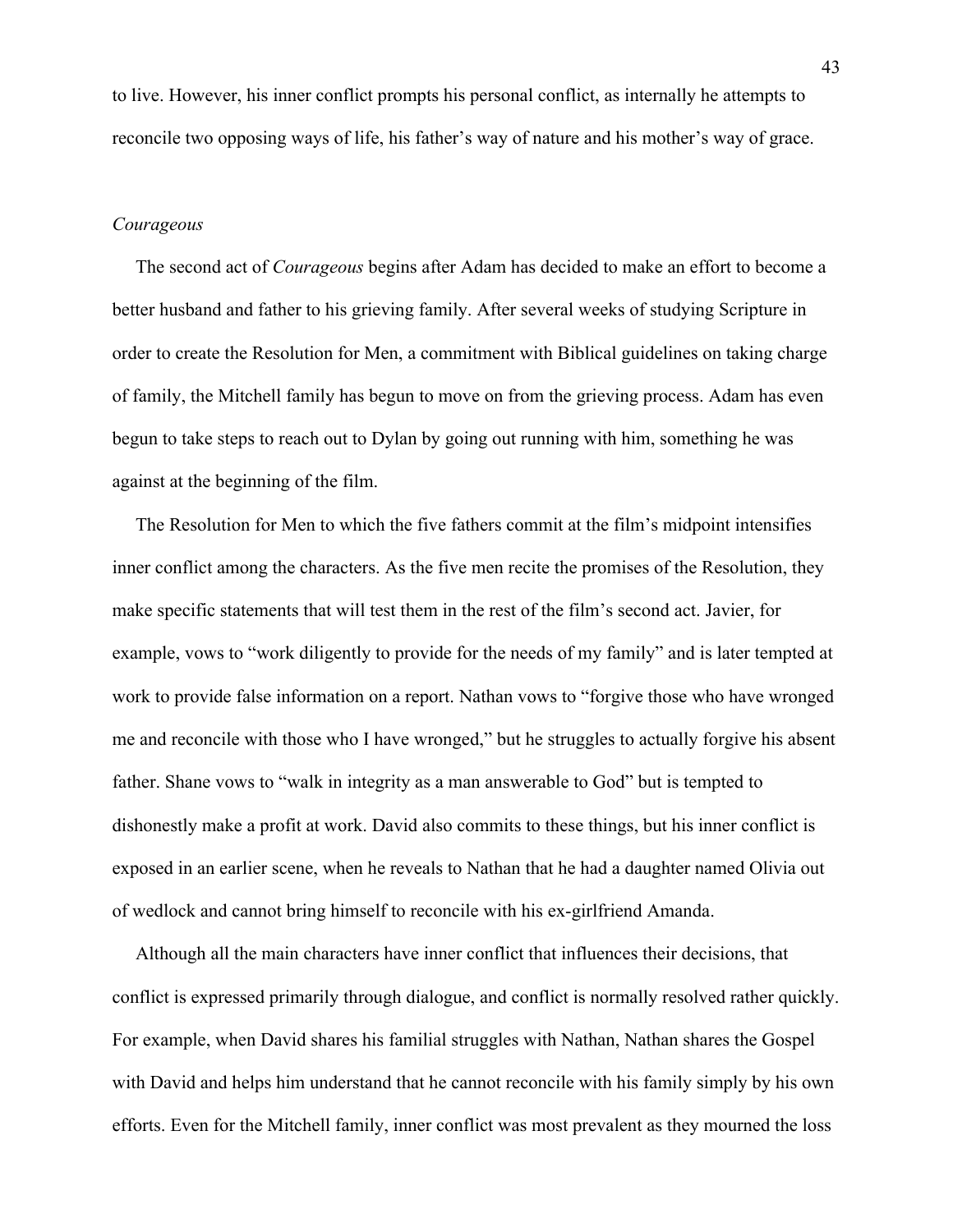to live. However, his inner conflict prompts his personal conflict, as internally he attempts to reconcile two opposing ways of life, his father's way of nature and his mother's way of grace.

### *Courageous*

The second act of *Courageous* begins after Adam has decided to make an effort to become a better husband and father to his grieving family. After several weeks of studying Scripture in order to create the Resolution for Men, a commitment with Biblical guidelines on taking charge of family, the Mitchell family has begun to move on from the grieving process. Adam has even begun to take steps to reach out to Dylan by going out running with him, something he was against at the beginning of the film.

The Resolution for Men to which the five fathers commit at the film's midpoint intensifies inner conflict among the characters. As the five men recite the promises of the Resolution, they make specific statements that will test them in the rest of the film's second act. Javier, for example, vows to "work diligently to provide for the needs of my family" and is later tempted at work to provide false information on a report. Nathan vows to "forgive those who have wronged me and reconcile with those who I have wronged," but he struggles to actually forgive his absent father. Shane vows to "walk in integrity as a man answerable to God" but is tempted to dishonestly make a profit at work. David also commits to these things, but his inner conflict is exposed in an earlier scene, when he reveals to Nathan that he had a daughter named Olivia out of wedlock and cannot bring himself to reconcile with his ex-girlfriend Amanda.

Although all the main characters have inner conflict that influences their decisions, that conflict is expressed primarily through dialogue, and conflict is normally resolved rather quickly. For example, when David shares his familial struggles with Nathan, Nathan shares the Gospel with David and helps him understand that he cannot reconcile with his family simply by his own efforts. Even for the Mitchell family, inner conflict was most prevalent as they mourned the loss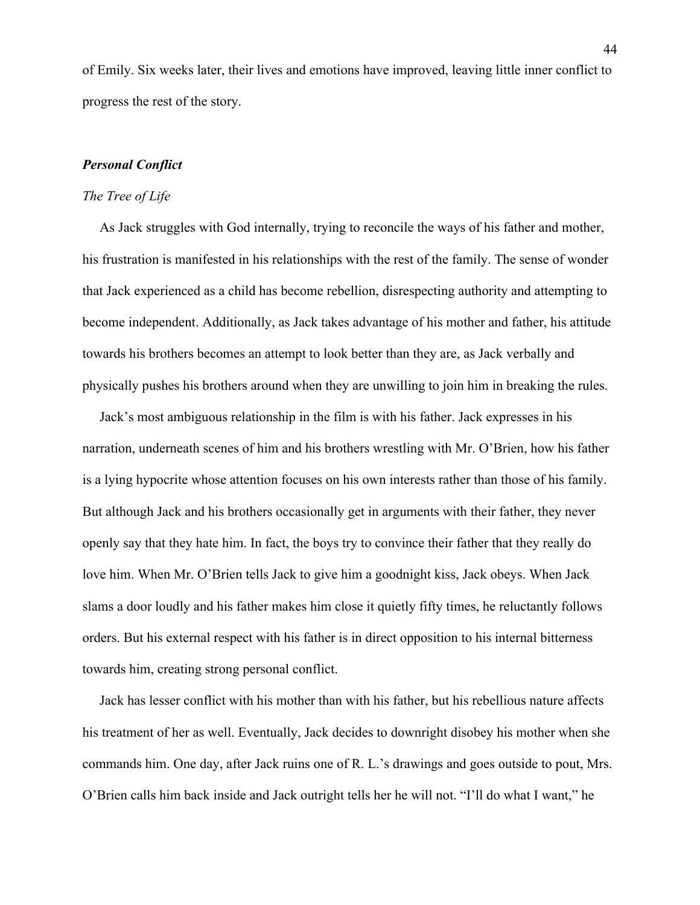of Emily. Six weeks later, their lives and emotions have improved, leaving little inner conflict to progress the rest of the story.

### *Personal Conflict*

*The Tree of Life*

As Jack struggles with God internally, trying to reconcile the ways of his father and mother, his frustration is manifested in his relationships with the rest of the family. The sense of wonder that Jack experienced as a child has become rebellion, disrespecting authority and attempting to become independent. Additionally, as Jack takes advantage of his mother and father, his attitude towards his brothers becomes an attempt to look better than they are, as Jack verbally and physically pushes his brothers around when they are unwilling to join him in breaking the rules.

Jack's most ambiguous relationship in the film is with his father. Jack expresses in his narration, underneath scenes of him and his brothers wrestling with Mr. O'Brien, how his father is a lying hypocrite whose attention focuses on his own interests rather than those of his family. But although Jack and his brothers occasionally get in arguments with their father, they never openly say that they hate him. In fact, the boys try to convince their father that they really do love him. When Mr. O'Brien tells Jack to give him a goodnight kiss, Jack obeys. When Jack slams a door loudly and his father makes him close it quietly fifty times, he reluctantly follows orders. But his external respect with his father is in direct opposition to his internal bitterness towards him, creating strong personal conflict.

Jack has lesser conflict with his mother than with his father, but his rebellious nature affects his treatment of her as well. Eventually, Jack decides to downright disobey his mother when she commands him. One day, after Jack ruins one of R. L.'s drawings and goes outside to pout, Mrs. O'Brien calls him back inside and Jack outright tells her he will not. "I'll do what I want," he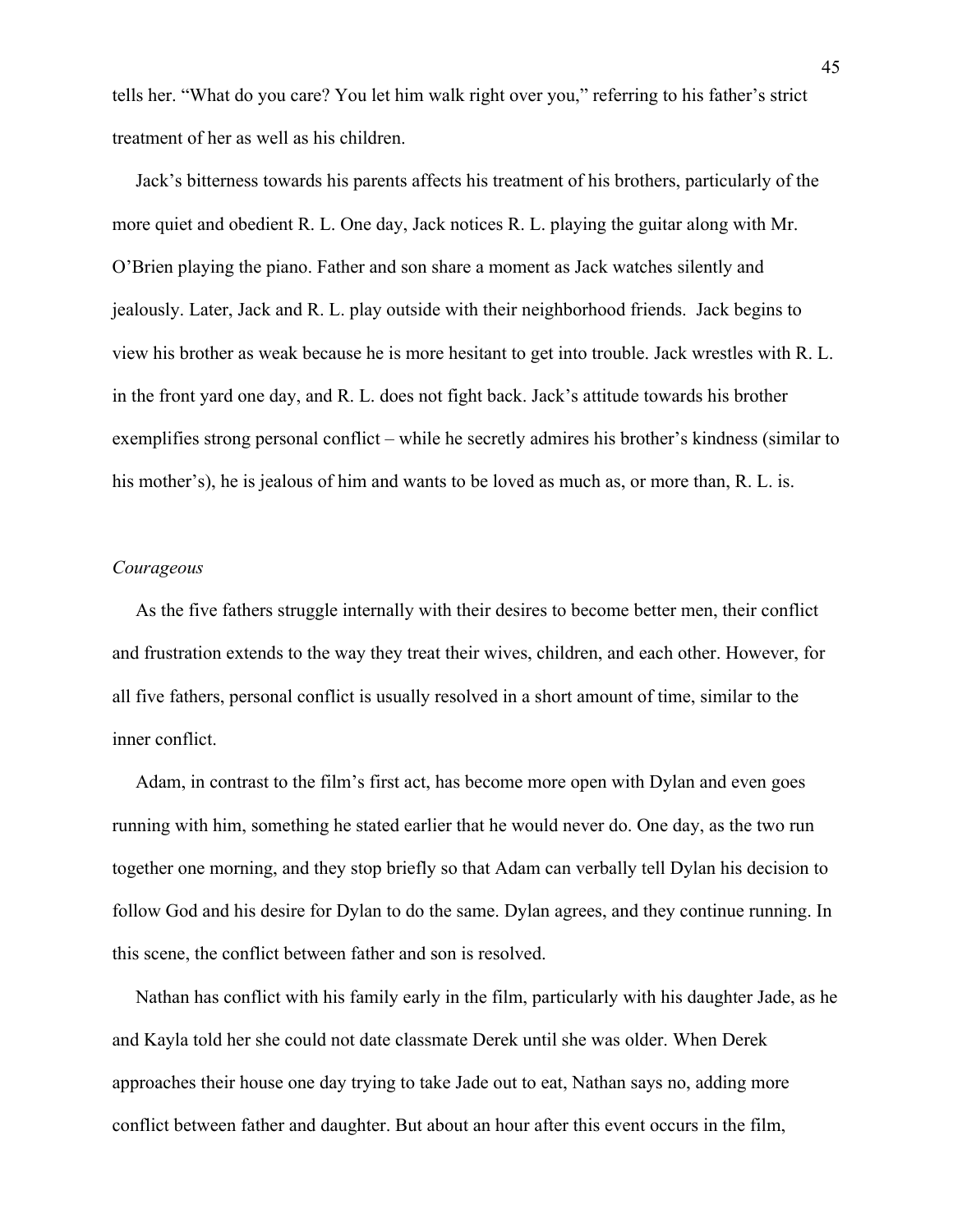tells her. “What do you care? You let him walk right over you,” referring to his father’s strict treatment of her as well as his children.

Jack’s bitterness towards his parents affects his treatment of his brothers, particularly of the more quiet and obedient R. L. One day, Jack notices R. L. playing the guitar along with Mr. O’Brien playing the piano. Father and son share a moment as Jack watches silently and jealously. Later, Jack and R. L. play outside with their neighborhood friends. Jack begins to view his brother as weak because he is more hesitant to get into trouble. Jack wrestles with R. L. in the front yard one day, and R. L. does not fight back. Jack’s attitude towards his brother exemplifies strong personal conflict – while he secretly admires his brother’s kindness (similar to his mother’s), he is jealous of him and wants to be loved as much as, or more than, R. L. is.

*Courageous*

As the five fathers struggle internally with their desires to become better men, their conflict and frustration extends to the way they treat their wives, children, and each other. However, for all five fathers, personal conflict is usually resolved in a short amount of time, similar to the inner conflict.

Adam, in contrast to the film’s first act, has become more open with Dylan and even goes running with him, something he stated earlier that he would never do. One day, as the two run together one morning, and they stop briefly so that Adam can verbally tell Dylan his decision to follow God and his desire for Dylan to do the same. Dylan agrees, and they continue running. In this scene, the conflict between father and son is resolved.

Nathan has conflict with his family early in the film, particularly with his daughter Jade, as he and Kayla told her she could not date classmate Derek until she was older. When Derek approaches their house one day trying to take Jade out to eat, Nathan says no, adding more conflict between father and daughter. But about an hour after this event occurs in the film,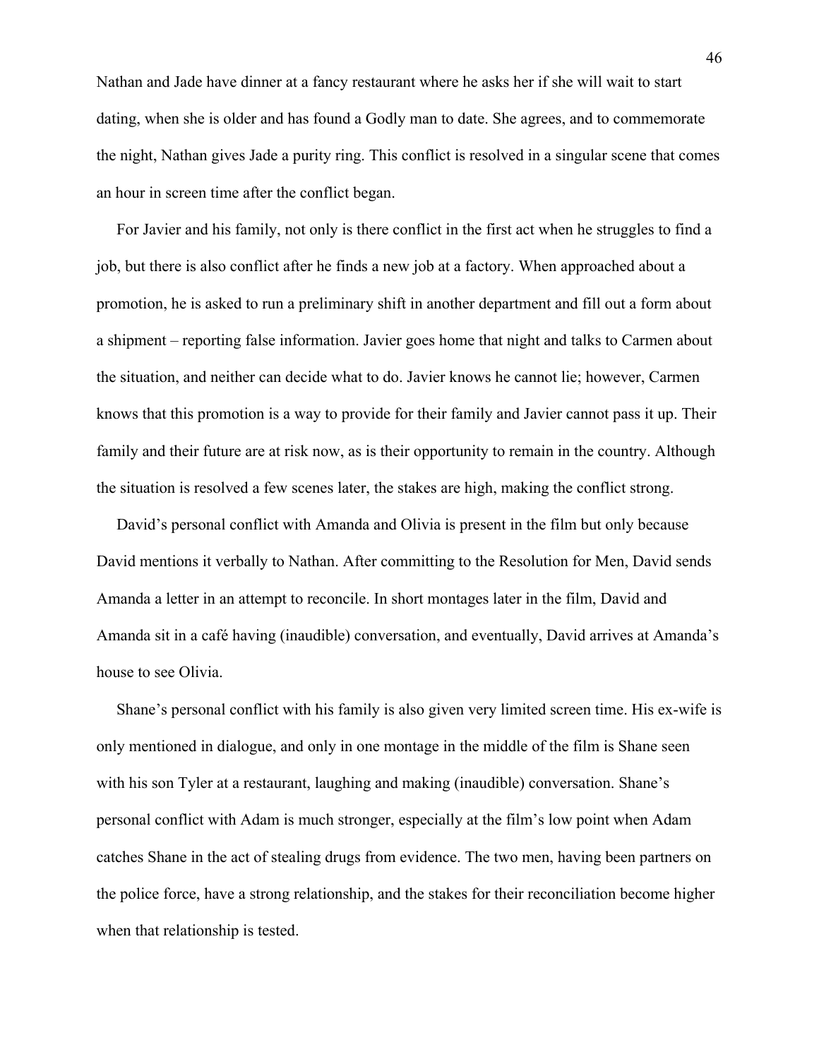Nathan and Jade have dinner at a fancy restaurant where he asks her if she will wait to start dating, when she is older and has found a Godly man to date. She agrees, and to commemorate the night, Nathan gives Jade a purity ring. This conflict is resolved in a singular scene that comes an hour in screen time after the conflict began.

For Javier and his family, not only is there conflict in the first act when he struggles to find a job, but there is also conflict after he finds a new job at a factory. When approached about a promotion, he is asked to run a preliminary shift in another department and fill out a form about a shipment – reporting false information. Javier goes home that night and talks to Carmen about the situation, and neither can decide what to do. Javier knows he cannot lie; however, Carmen knows that this promotion is a way to provide for their family and Javier cannot pass it up. Their family and their future are at risk now, as is their opportunity to remain in the country. Although the situation is resolved a few scenes later, the stakes are high, making the conflict strong.

David's personal conflict with Amanda and Olivia is present in the film but only because David mentions it verbally to Nathan. After committing to the Resolution for Men, David sends Amanda a letter in an attempt to reconcile. In short montages later in the film, David and Amanda sit in a café having (inaudible) conversation, and eventually, David arrives at Amanda's house to see Olivia.

Shane's personal conflict with his family is also given very limited screen time. His ex-wife is only mentioned in dialogue, and only in one montage in the middle of the film is Shane seen with his son Tyler at a restaurant, laughing and making (inaudible) conversation. Shane's personal conflict with Adam is much stronger, especially at the film's low point when Adam catches Shane in the act of stealing drugs from evidence. The two men, having been partners on the police force, have a strong relationship, and the stakes for their reconciliation become higher when that relationship is tested.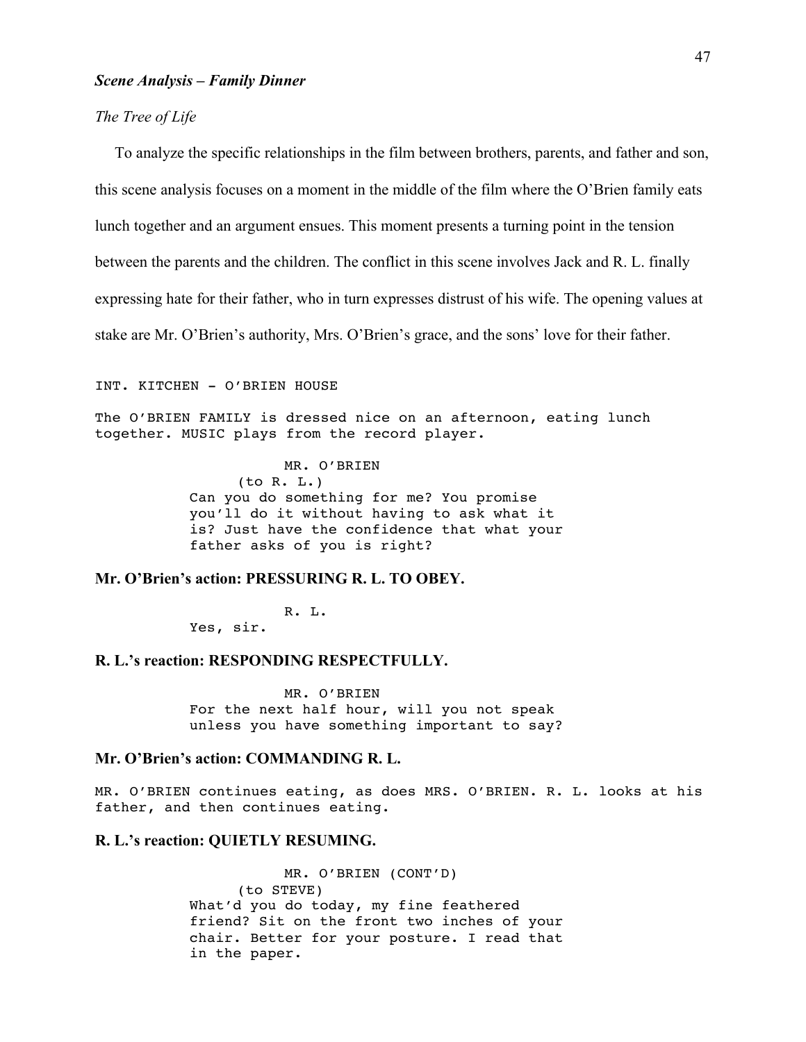***Scene Analysis – Family Dinner***

*The Tree of Life*

To analyze the specific relationships in the film between brothers, parents, and father and son, this scene analysis focuses on a moment in the middle of the film where the O'Brien family eats lunch together and an argument ensues. This moment presents a turning point in the tension between the parents and the children. The conflict in this scene involves Jack and R. L. finally expressing hate for their father, who in turn expresses distrust of his wife. The opening values at stake are Mr. O'Brien's authority, Mrs. O'Brien's grace, and the sons' love for their father.

```
INT. KITCHEN - O'BRIEN HOUSE

The O'BRIEN FAMILY is dressed nice on an afternoon, eating lunch
together. MUSIC plays from the record player.

                    MR. O'BRIEN
               (to R. L.)
          Can you do something for me? You promise
          you'll do it without having to ask what it
          is? Just have the confidence that what your
          father asks of you is right?
```

**Mr. O'Brien's action: PRESSURING R. L. TO OBEY.**

```
                    R. L.
          Yes, sir.
```

**R. L.'s reaction: RESPONDING RESPECTFULLY.**

```
                    MR. O'BRIEN
          For the next half hour, will you not speak
          unless you have something important to say?
```

**Mr. O'Brien's action: COMMANDING R. L.**

```
MR. O'BRIEN continues eating, as does MRS. O'BRIEN. R. L. looks at his
father, and then continues eating.
```

**R. L.'s reaction: QUIETLY RESUMING.**

```
                    MR. O'BRIEN (CONT'D)
               (to STEVE)
          What'd you do today, my fine feathered
          friend? Sit on the front two inches of your
          chair. Better for your posture. I read that
          in the paper.
```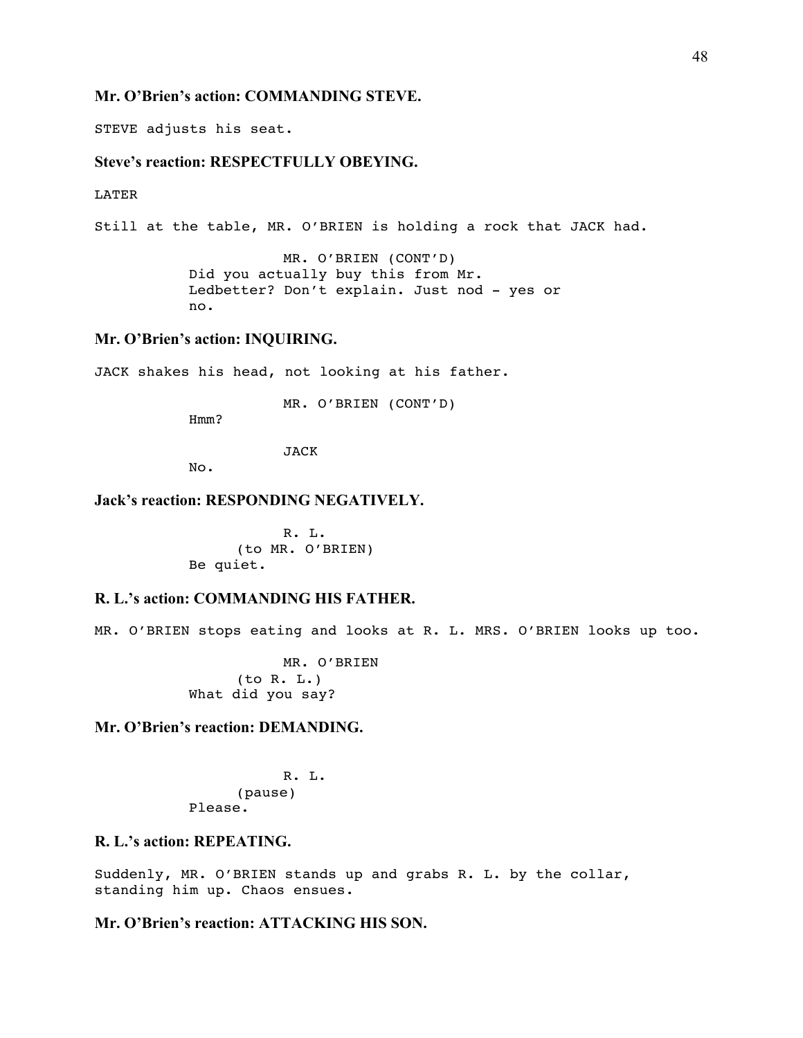**Mr. O'Brien's action: COMMANDING STEVE.**

```
STEVE adjusts his seat.
```

**Steve's reaction: RESPECTFULLY OBEYING.**

```
LATER

Still at the table, MR. O'BRIEN is holding a rock that JACK had.

                    MR. O'BRIEN (CONT'D)
          Did you actually buy this from Mr.
          Ledbetter? Don't explain. Just nod - yes or
          no.
```

**Mr. O'Brien's action: INQUIRING.**

```
JACK shakes his head, not looking at his father.

                    MR. O'BRIEN (CONT'D)
          Hmm?

                    JACK
          No.
```

**Jack's reaction: RESPONDING NEGATIVELY.**

```
                    R. L.
               (to MR. O'BRIEN)
          Be quiet.
```

**R. L.'s action: COMMANDING HIS FATHER.**

```
MR. O'BRIEN stops eating and looks at R. L. MRS. O'BRIEN looks up too.

                    MR. O'BRIEN
               (to R. L.)
          What did you say?
```

**Mr. O'Brien's reaction: DEMANDING.**

```
                    R. L.
               (pause)
          Please.
```

**R. L.'s action: REPEATING.**

```
Suddenly, MR. O'BRIEN stands up and grabs R. L. by the collar,
standing him up. Chaos ensues.
```

**Mr. O'Brien's reaction: ATTACKING HIS SON.**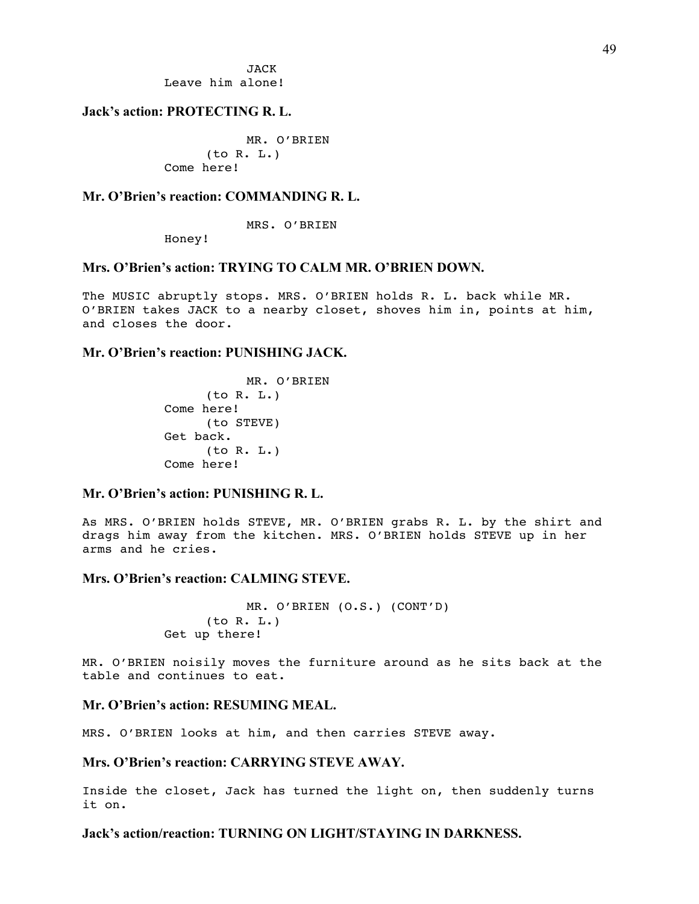JACK
Leave him alone!

**Jack's action: PROTECTING R. L.**

MR. O'BRIEN
(to R. L.)
Come here!

**Mr. O'Brien's reaction: COMMANDING R. L.**

MRS. O'BRIEN
Honey!

**Mrs. O'Brien's action: TRYING TO CALM MR. O'BRIEN DOWN.**

The MUSIC abruptly stops. MRS. O'BRIEN holds R. L. back while MR. O'BRIEN takes JACK to a nearby closet, shoves him in, points at him, and closes the door.

**Mr. O'Brien's reaction: PUNISHING JACK.**

MR. O'BRIEN
(to R. L.)
Come here!
(to STEVE)
Get back.
(to R. L.)
Come here!

**Mr. O'Brien's action: PUNISHING R. L.**

As MRS. O'BRIEN holds STEVE, MR. O'BRIEN grabs R. L. by the shirt and drags him away from the kitchen. MRS. O'BRIEN holds STEVE up in her arms and he cries.

**Mrs. O'Brien's reaction: CALMING STEVE.**

MR. O'BRIEN (O.S.) (CONT'D)
(to R. L.)
Get up there!

MR. O'BRIEN noisily moves the furniture around as he sits back at the table and continues to eat.

**Mr. O'Brien's action: RESUMING MEAL.**

MRS. O'BRIEN looks at him, and then carries STEVE away.

**Mrs. O'Brien's reaction: CARRYING STEVE AWAY.**

Inside the closet, Jack has turned the light on, then suddenly turns it on.

**Jack's action/reaction: TURNING ON LIGHT/STAYING IN DARKNESS.**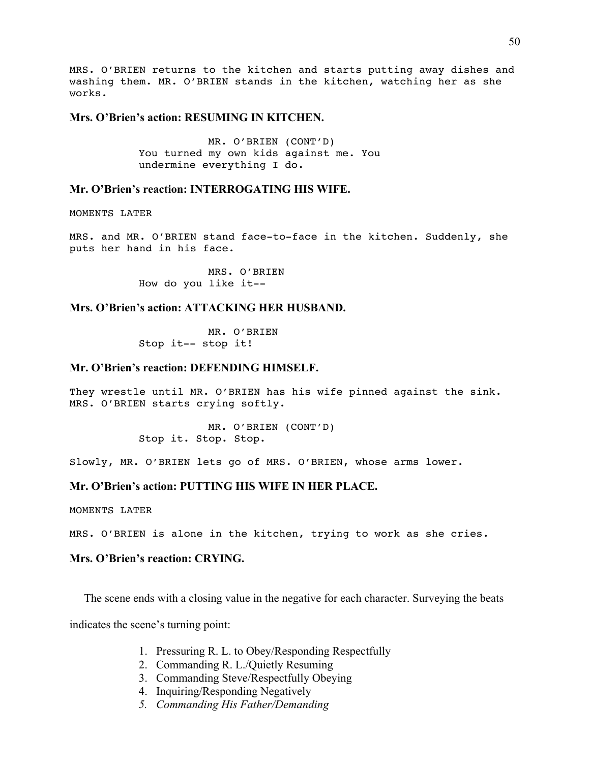```
MRS. O'BRIEN returns to the kitchen and starts putting away dishes and
washing them. MR. O'BRIEN stands in the kitchen, watching her as she
works.
```

**Mrs. O'Brien's action: RESUMING IN KITCHEN.**

```
                      MR. O'BRIEN (CONT'D)
           You turned my own kids against me. You
           undermine everything I do.
```

**Mr. O'Brien's reaction: INTERROGATING HIS WIFE.**

```
MOMENTS LATER

MRS. and MR. O'BRIEN stand face-to-face in the kitchen. Suddenly, she
puts her hand in his face.

                      MRS. O'BRIEN
           How do you like it--
```

**Mrs. O'Brien's action: ATTACKING HER HUSBAND.**

```
                      MR. O'BRIEN
           Stop it-- stop it!
```

**Mr. O'Brien's reaction: DEFENDING HIMSELF.**

```
They wrestle until MR. O'BRIEN has his wife pinned against the sink.
MRS. O'BRIEN starts crying softly.

                      MR. O'BRIEN (CONT'D)
           Stop it. Stop. Stop.

Slowly, MR. O'BRIEN lets go of MRS. O'BRIEN, whose arms lower.
```

**Mr. O'Brien's action: PUTTING HIS WIFE IN HER PLACE.**

```
MOMENTS LATER

MRS. O'BRIEN is alone in the kitchen, trying to work as she cries.
```

**Mrs. O'Brien's reaction: CRYING.**

The scene ends with a closing value in the negative for each character. Surveying the beats indicates the scene's turning point:

1. Pressuring R. L. to Obey/Responding Respectfully
2. Commanding R. L./Quietly Resuming
3. Commanding Steve/Respectfully Obeying
4. Inquiring/Responding Negatively
5. *Commanding His Father/Demanding*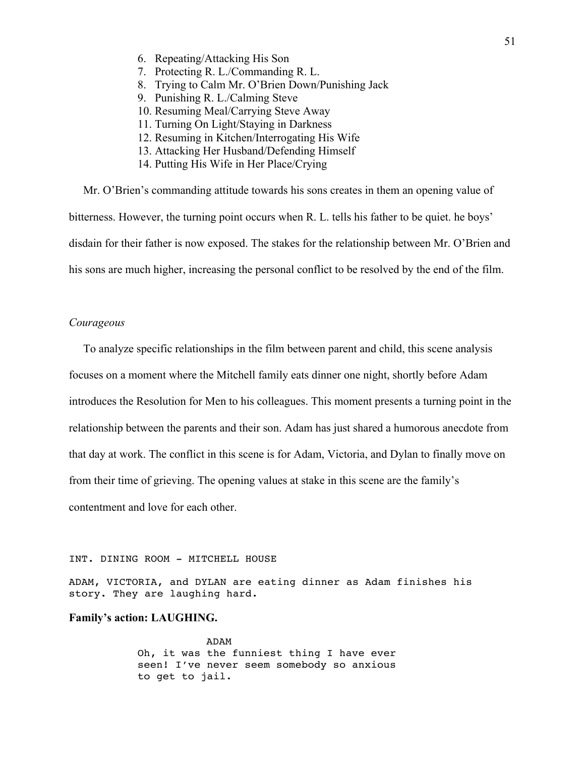6. Repeating/Attacking His Son
7. Protecting R. L./Commanding R. L.
8. Trying to Calm Mr. O'Brien Down/Punishing Jack
9. Punishing R. L./Calming Steve
10. Resuming Meal/Carrying Steve Away
11. Turning On Light/Staying in Darkness
12. Resuming in Kitchen/Interrogating His Wife
13. Attacking Her Husband/Defending Himself
14. Putting His Wife in Her Place/Crying

Mr. O'Brien's commanding attitude towards his sons creates in them an opening value of bitterness. However, the turning point occurs when R. L. tells his father to be quiet. he boys' disdain for their father is now exposed. The stakes for the relationship between Mr. O'Brien and his sons are much higher, increasing the personal conflict to be resolved by the end of the film.

*Courageous*

To analyze specific relationships in the film between parent and child, this scene analysis focuses on a moment where the Mitchell family eats dinner one night, shortly before Adam introduces the Resolution for Men to his colleagues. This moment presents a turning point in the relationship between the parents and their son. Adam has just shared a humorous anecdote from that day at work. The conflict in this scene is for Adam, Victoria, and Dylan to finally move on from their time of grieving. The opening values at stake in this scene are the family's contentment and love for each other.

```
INT. DINING ROOM - MITCHELL HOUSE

ADAM, VICTORIA, and DYLAN are eating dinner as Adam finishes his
story. They are laughing hard.
```

**Family's action: LAUGHING.**

```
                ADAM
      Oh, it was the funniest thing I have ever
      seen! I've never seem somebody so anxious
      to get to jail.
```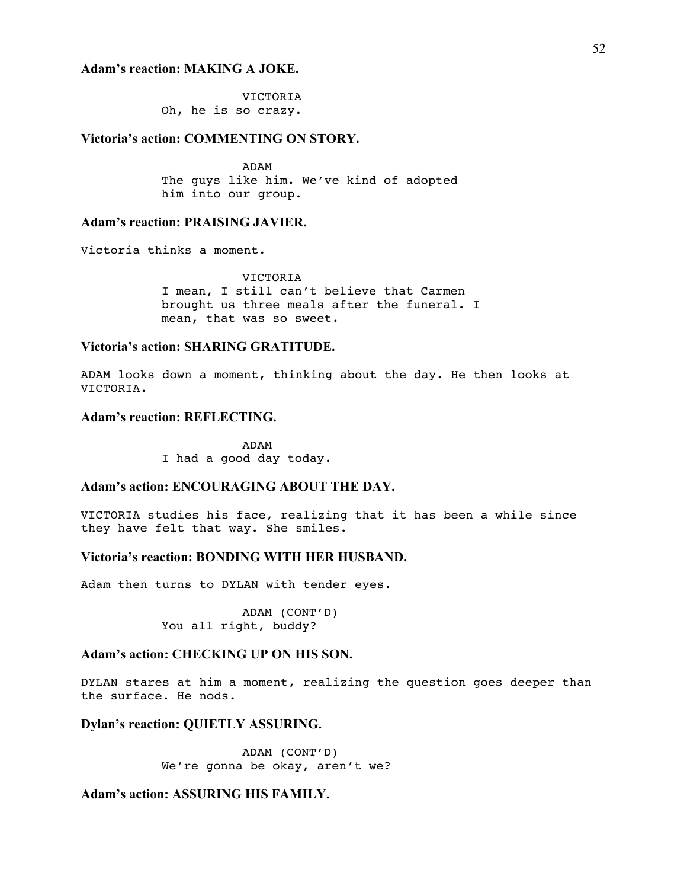**Adam's reaction: MAKING A JOKE.**

```
                VICTORIA
        Oh, he is so crazy.
```

**Victoria's action: COMMENTING ON STORY.**

```
                ADAM
        The guys like him. We've kind of adopted
        him into our group.
```

**Adam's reaction: PRAISING JAVIER.**

Victoria thinks a moment.

```
                VICTORIA
        I mean, I still can't believe that Carmen
        brought us three meals after the funeral. I
        mean, that was so sweet.
```

**Victoria's action: SHARING GRATITUDE.**

ADAM looks down a moment, thinking about the day. He then looks at VICTORIA.

**Adam's reaction: REFLECTING.**

```
                ADAM
        I had a good day today.
```

**Adam's action: ENCOURAGING ABOUT THE DAY.**

VICTORIA studies his face, realizing that it has been a while since they have felt that way. She smiles.

**Victoria's reaction: BONDING WITH HER HUSBAND.**

Adam then turns to DYLAN with tender eyes.

```
                ADAM (CONT'D)
        You all right, buddy?
```

**Adam's action: CHECKING UP ON HIS SON.**

DYLAN stares at him a moment, realizing the question goes deeper than the surface. He nods.

**Dylan's reaction: QUIETLY ASSURING.**

```
                ADAM (CONT'D)
        We're gonna be okay, aren't we?
```

**Adam's action: ASSURING HIS FAMILY.**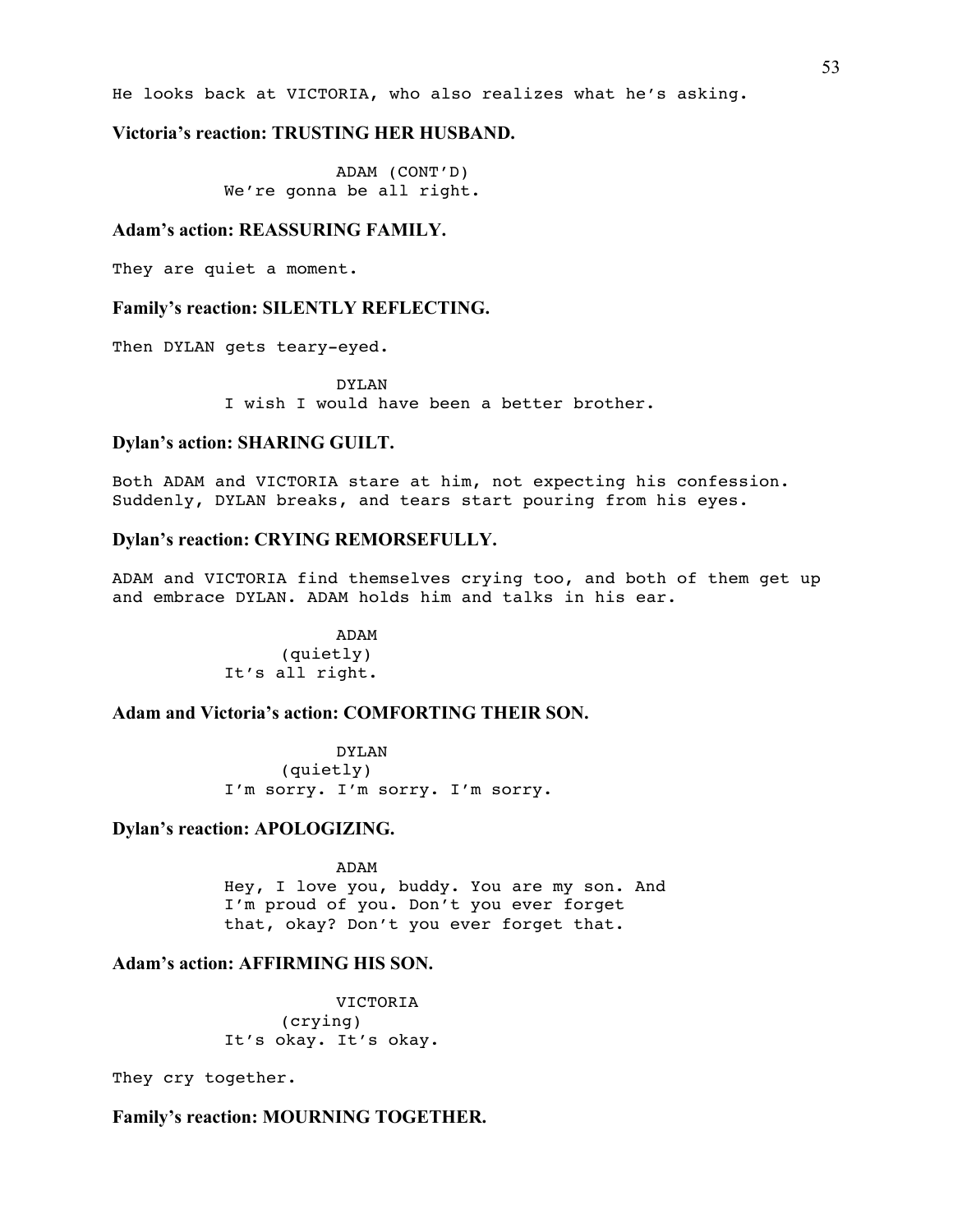He looks back at VICTORIA, who also realizes what he's asking.

**Victoria's reaction: TRUSTING HER HUSBAND.**

```
                    ADAM (CONT'D)
          We're gonna be all right.
```

**Adam's action: REASSURING FAMILY.**

They are quiet a moment.

**Family's reaction: SILENTLY REFLECTING.**

Then DYLAN gets teary-eyed.

```
                    DYLAN
          I wish I would have been a better brother.
```

**Dylan's action: SHARING GUILT.**

Both ADAM and VICTORIA stare at him, not expecting his confession. Suddenly, DYLAN breaks, and tears start pouring from his eyes.

**Dylan's reaction: CRYING REMORSEFULLY.**

ADAM and VICTORIA find themselves crying too, and both of them get up and embrace DYLAN. ADAM holds him and talks in his ear.

```
                    ADAM
                (quietly)
          It's all right.
```

**Adam and Victoria's action: COMFORTING THEIR SON.**

```
                    DYLAN
                (quietly)
          I'm sorry. I'm sorry. I'm sorry.
```

**Dylan's reaction: APOLOGIZING.**

```
                    ADAM
          Hey, I love you, buddy. You are my son. And
          I'm proud of you. Don't you ever forget
          that, okay? Don't you ever forget that.
```

**Adam's action: AFFIRMING HIS SON.**

```
                    VICTORIA
                (crying)
          It's okay. It's okay.
```

They cry together.

**Family's reaction: MOURNING TOGETHER.**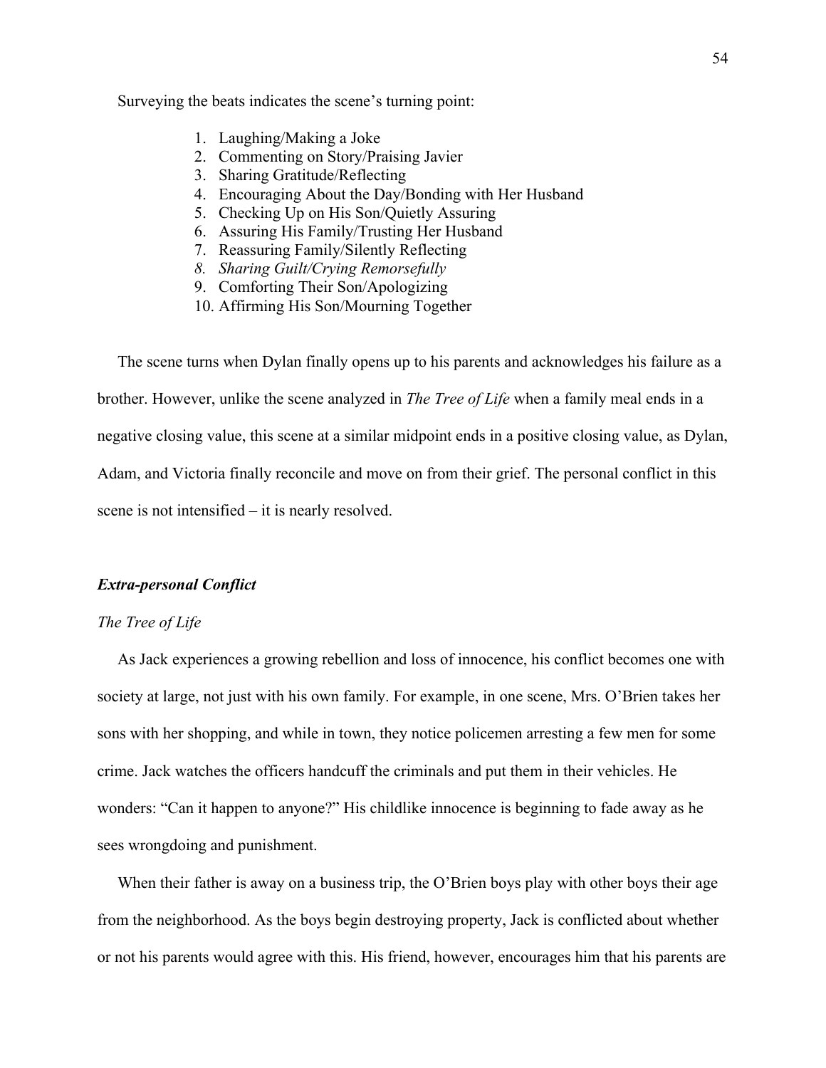Surveying the beats indicates the scene's turning point:

1. Laughing/Making a Joke
2. Commenting on Story/Praising Javier
3. Sharing Gratitude/Reflecting
4. Encouraging About the Day/Bonding with Her Husband
5. Checking Up on His Son/Quietly Assuring
6. Assuring His Family/Trusting Her Husband
7. Reassuring Family/Silently Reflecting
8. *Sharing Guilt/Crying Remorsefully*
9. Comforting Their Son/Apologizing
10. Affirming His Son/Mourning Together

The scene turns when Dylan finally opens up to his parents and acknowledges his failure as a brother. However, unlike the scene analyzed in *The Tree of Life* when a family meal ends in a negative closing value, this scene at a similar midpoint ends in a positive closing value, as Dylan, Adam, and Victoria finally reconcile and move on from their grief. The personal conflict in this scene is not intensified – it is nearly resolved.

### ***Extra-personal Conflict***

#### *The Tree of Life*

As Jack experiences a growing rebellion and loss of innocence, his conflict becomes one with society at large, not just with his own family. For example, in one scene, Mrs. O'Brien takes her sons with her shopping, and while in town, they notice policemen arresting a few men for some crime. Jack watches the officers handcuff the criminals and put them in their vehicles. He wonders: "Can it happen to anyone?" His childlike innocence is beginning to fade away as he sees wrongdoing and punishment.

When their father is away on a business trip, the O'Brien boys play with other boys their age from the neighborhood. As the boys begin destroying property, Jack is conflicted about whether or not his parents would agree with this. His friend, however, encourages him that his parents are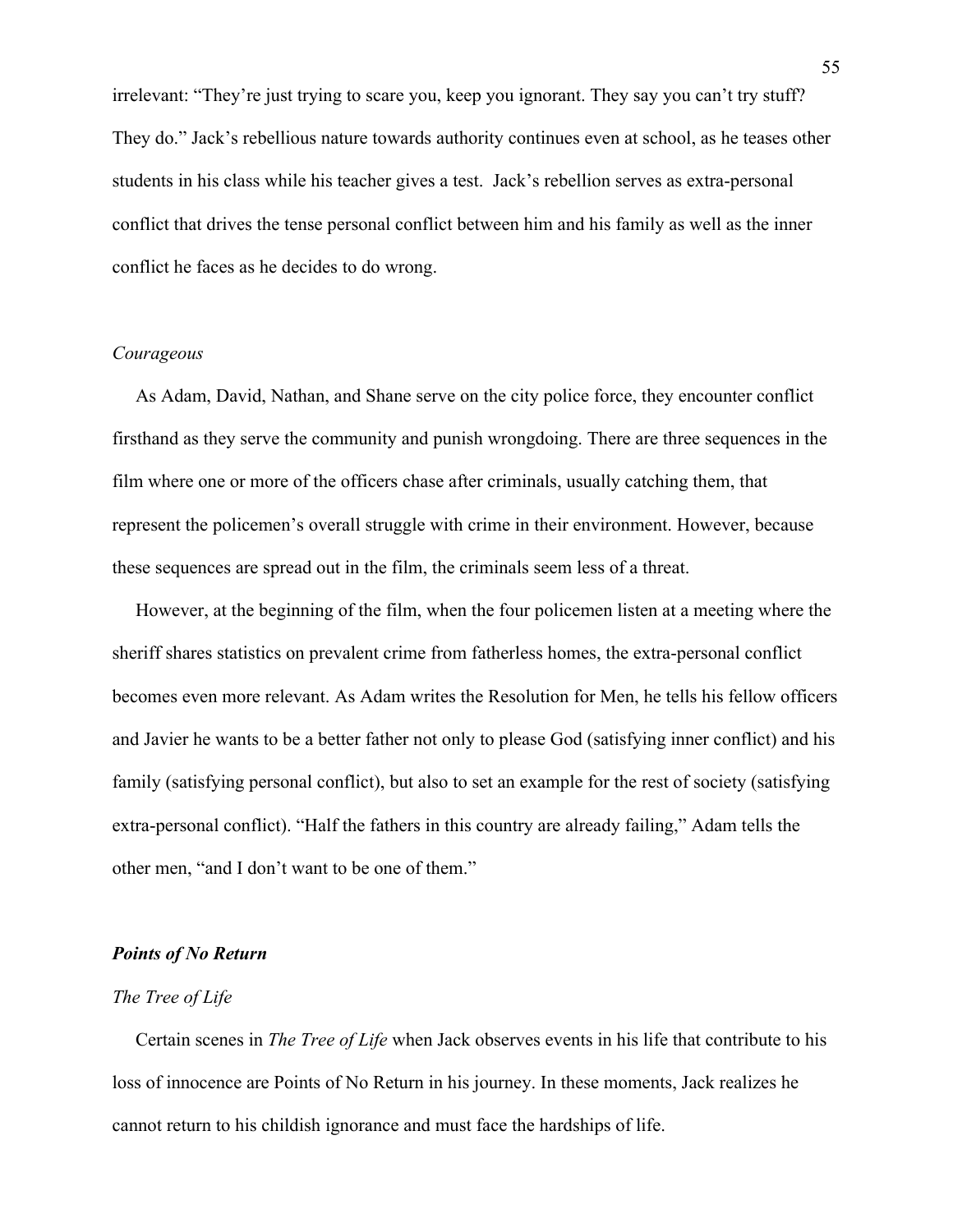irrelevant: "They're just trying to scare you, keep you ignorant. They say you can't try stuff? They do." Jack's rebellious nature towards authority continues even at school, as he teases other students in his class while his teacher gives a test. Jack's rebellion serves as extra-personal conflict that drives the tense personal conflict between him and his family as well as the inner conflict he faces as he decides to do wrong.

### *Courageous*

As Adam, David, Nathan, and Shane serve on the city police force, they encounter conflict firsthand as they serve the community and punish wrongdoing. There are three sequences in the film where one or more of the officers chase after criminals, usually catching them, that represent the policemen's overall struggle with crime in their environment. However, because these sequences are spread out in the film, the criminals seem less of a threat.

However, at the beginning of the film, when the four policemen listen at a meeting where the sheriff shares statistics on prevalent crime from fatherless homes, the extra-personal conflict becomes even more relevant. As Adam writes the Resolution for Men, he tells his fellow officers and Javier he wants to be a better father not only to please God (satisfying inner conflict) and his family (satisfying personal conflict), but also to set an example for the rest of society (satisfying extra-personal conflict). "Half the fathers in this country are already failing," Adam tells the other men, "and I don't want to be one of them."

## ***Points of No Return***

### *The Tree of Life*

Certain scenes in *The Tree of Life* when Jack observes events in his life that contribute to his loss of innocence are Points of No Return in his journey. In these moments, Jack realizes he cannot return to his childish ignorance and must face the hardships of life.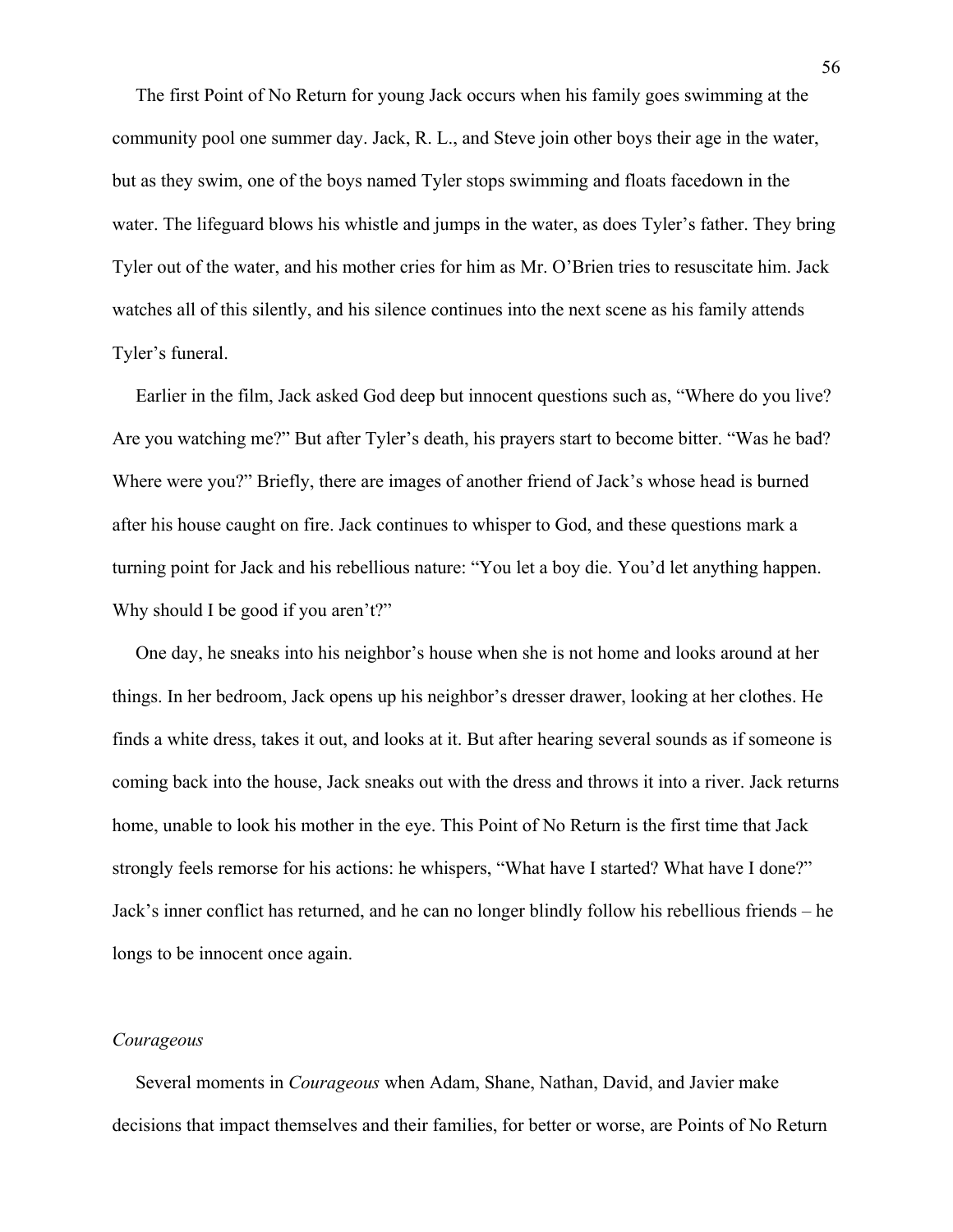The first Point of No Return for young Jack occurs when his family goes swimming at the community pool one summer day. Jack, R. L., and Steve join other boys their age in the water, but as they swim, one of the boys named Tyler stops swimming and floats facedown in the water. The lifeguard blows his whistle and jumps in the water, as does Tyler's father. They bring Tyler out of the water, and his mother cries for him as Mr. O'Brien tries to resuscitate him. Jack watches all of this silently, and his silence continues into the next scene as his family attends Tyler's funeral.

Earlier in the film, Jack asked God deep but innocent questions such as, "Where do you live? Are you watching me?" But after Tyler's death, his prayers start to become bitter. "Was he bad? Where were you?" Briefly, there are images of another friend of Jack's whose head is burned after his house caught on fire. Jack continues to whisper to God, and these questions mark a turning point for Jack and his rebellious nature: "You let a boy die. You'd let anything happen. Why should I be good if you aren't?"

One day, he sneaks into his neighbor's house when she is not home and looks around at her things. In her bedroom, Jack opens up his neighbor's dresser drawer, looking at her clothes. He finds a white dress, takes it out, and looks at it. But after hearing several sounds as if someone is coming back into the house, Jack sneaks out with the dress and throws it into a river. Jack returns home, unable to look his mother in the eye. This Point of No Return is the first time that Jack strongly feels remorse for his actions: he whispers, "What have I started? What have I done?" Jack's inner conflict has returned, and he can no longer blindly follow his rebellious friends – he longs to be innocent once again.

### *Courageous*

Several moments in *Courageous* when Adam, Shane, Nathan, David, and Javier make decisions that impact themselves and their families, for better or worse, are Points of No Return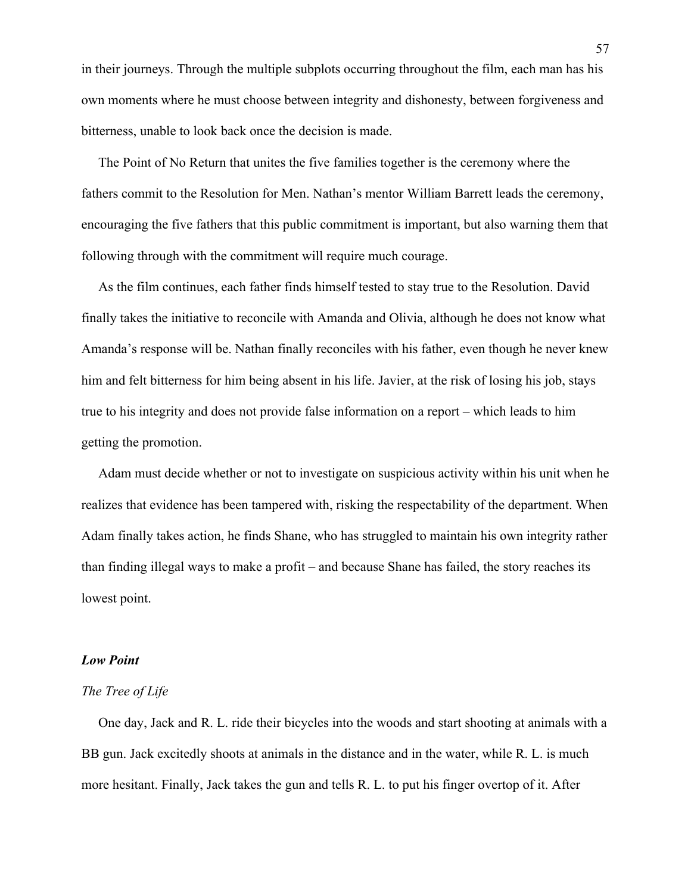in their journeys. Through the multiple subplots occurring throughout the film, each man has his own moments where he must choose between integrity and dishonesty, between forgiveness and bitterness, unable to look back once the decision is made.

The Point of No Return that unites the five families together is the ceremony where the fathers commit to the Resolution for Men. Nathan's mentor William Barrett leads the ceremony, encouraging the five fathers that this public commitment is important, but also warning them that following through with the commitment will require much courage.

As the film continues, each father finds himself tested to stay true to the Resolution. David finally takes the initiative to reconcile with Amanda and Olivia, although he does not know what Amanda's response will be. Nathan finally reconciles with his father, even though he never knew him and felt bitterness for him being absent in his life. Javier, at the risk of losing his job, stays true to his integrity and does not provide false information on a report – which leads to him getting the promotion.

Adam must decide whether or not to investigate on suspicious activity within his unit when he realizes that evidence has been tampered with, risking the respectability of the department. When Adam finally takes action, he finds Shane, who has struggled to maintain his own integrity rather than finding illegal ways to make a profit – and because Shane has failed, the story reaches its lowest point.

### ***Low Point***

*The Tree of Life*

One day, Jack and R. L. ride their bicycles into the woods and start shooting at animals with a BB gun. Jack excitedly shoots at animals in the distance and in the water, while R. L. is much more hesitant. Finally, Jack takes the gun and tells R. L. to put his finger overtop of it. After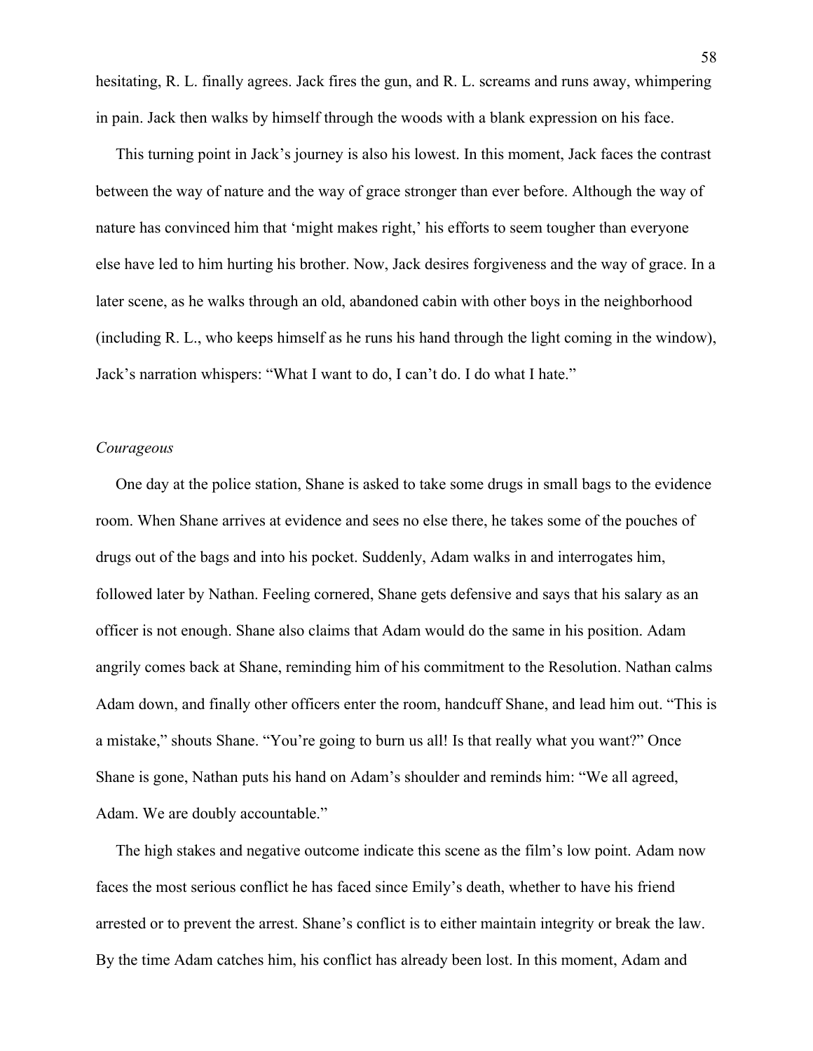hesitating, R. L. finally agrees. Jack fires the gun, and R. L. screams and runs away, whimpering in pain. Jack then walks by himself through the woods with a blank expression on his face.

This turning point in Jack's journey is also his lowest. In this moment, Jack faces the contrast between the way of nature and the way of grace stronger than ever before. Although the way of nature has convinced him that 'might makes right,' his efforts to seem tougher than everyone else have led to him hurting his brother. Now, Jack desires forgiveness and the way of grace. In a later scene, as he walks through an old, abandoned cabin with other boys in the neighborhood (including R. L., who keeps himself as he runs his hand through the light coming in the window), Jack's narration whispers: "What I want to do, I can't do. I do what I hate."

*Courageous*

One day at the police station, Shane is asked to take some drugs in small bags to the evidence room. When Shane arrives at evidence and sees no else there, he takes some of the pouches of drugs out of the bags and into his pocket. Suddenly, Adam walks in and interrogates him, followed later by Nathan. Feeling cornered, Shane gets defensive and says that his salary as an officer is not enough. Shane also claims that Adam would do the same in his position. Adam angrily comes back at Shane, reminding him of his commitment to the Resolution. Nathan calms Adam down, and finally other officers enter the room, handcuff Shane, and lead him out. "This is a mistake," shouts Shane. "You're going to burn us all! Is that really what you want?" Once Shane is gone, Nathan puts his hand on Adam's shoulder and reminds him: "We all agreed, Adam. We are doubly accountable."

The high stakes and negative outcome indicate this scene as the film's low point. Adam now faces the most serious conflict he has faced since Emily's death, whether to have his friend arrested or to prevent the arrest. Shane's conflict is to either maintain integrity or break the law. By the time Adam catches him, his conflict has already been lost. In this moment, Adam and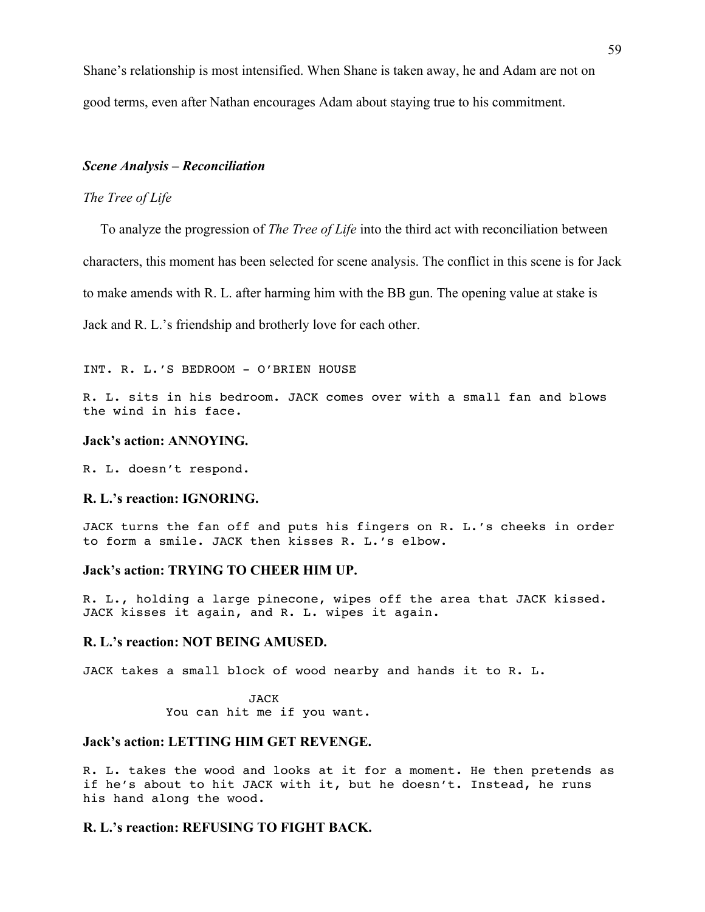Shane's relationship is most intensified. When Shane is taken away, he and Adam are not on good terms, even after Nathan encourages Adam about staying true to his commitment.

### ***Scene Analysis – Reconciliation***

*The Tree of Life*

To analyze the progression of *The Tree of Life* into the third act with reconciliation between characters, this moment has been selected for scene analysis. The conflict in this scene is for Jack to make amends with R. L. after harming him with the BB gun. The opening value at stake is Jack and R. L.'s friendship and brotherly love for each other.

```
INT. R. L.'S BEDROOM - O'BRIEN HOUSE

R. L. sits in his bedroom. JACK comes over with a small fan and blows
the wind in his face.
```

**Jack's action: ANNOYING.**

```
R. L. doesn't respond.
```

**R. L.'s reaction: IGNORING.**

```
JACK turns the fan off and puts his fingers on R. L.'s cheeks in order
to form a smile. JACK then kisses R. L.'s elbow.
```

**Jack's action: TRYING TO CHEER HIM UP.**

```
R. L., holding a large pinecone, wipes off the area that JACK kissed.
JACK kisses it again, and R. L. wipes it again.
```

**R. L.'s reaction: NOT BEING AMUSED.**

```
JACK takes a small block of wood nearby and hands it to R. L.

                    JACK
          You can hit me if you want.
```

**Jack's action: LETTING HIM GET REVENGE.**

```
R. L. takes the wood and looks at it for a moment. He then pretends as
if he's about to hit JACK with it, but he doesn't. Instead, he runs
his hand along the wood.
```

**R. L.'s reaction: REFUSING TO FIGHT BACK.**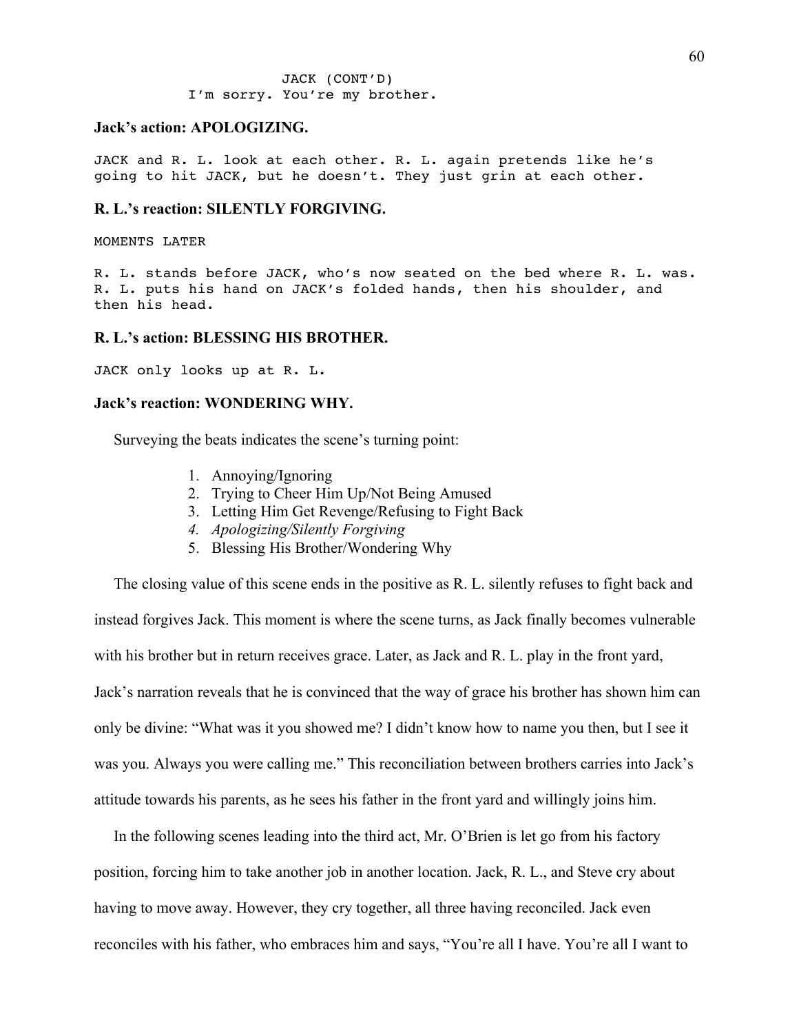```
                JACK (CONT'D)
        I'm sorry. You're my brother.
```

**Jack's action: APOLOGIZING.**

```
JACK and R. L. look at each other. R. L. again pretends like he's
going to hit JACK, but he doesn't. They just grin at each other.
```

**R. L.'s reaction: SILENTLY FORGIVING.**

```
MOMENTS LATER

R. L. stands before JACK, who's now seated on the bed where R. L. was.
R. L. puts his hand on JACK's folded hands, then his shoulder, and
then his head.
```

**R. L.'s action: BLESSING HIS BROTHER.**

```
JACK only looks up at R. L.
```

**Jack's reaction: WONDERING WHY.**

Surveying the beats indicates the scene's turning point:

1. Annoying/Ignoring
2. Trying to Cheer Him Up/Not Being Amused
3. Letting Him Get Revenge/Refusing to Fight Back
4. *Apologizing/Silently Forgiving*
5. Blessing His Brother/Wondering Why

The closing value of this scene ends in the positive as R. L. silently refuses to fight back and instead forgives Jack. This moment is where the scene turns, as Jack finally becomes vulnerable with his brother but in return receives grace. Later, as Jack and R. L. play in the front yard, Jack's narration reveals that he is convinced that the way of grace his brother has shown him can only be divine: "What was it you showed me? I didn't know how to name you then, but I see it was you. Always you were calling me." This reconciliation between brothers carries into Jack's attitude towards his parents, as he sees his father in the front yard and willingly joins him.

In the following scenes leading into the third act, Mr. O'Brien is let go from his factory position, forcing him to take another job in another location. Jack, R. L., and Steve cry about having to move away. However, they cry together, all three having reconciled. Jack even reconciles with his father, who embraces him and says, "You're all I have. You're all I want to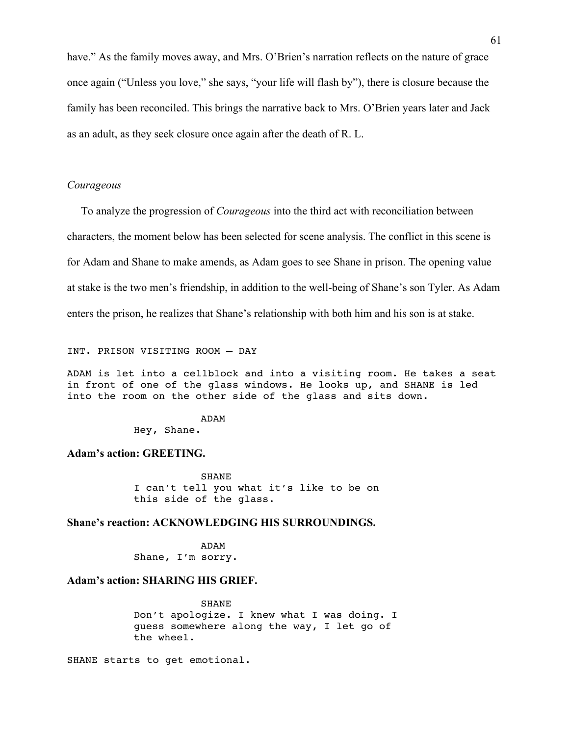have." As the family moves away, and Mrs. O'Brien's narration reflects on the nature of grace once again ("Unless you love," she says, "your life will flash by"), there is closure because the family has been reconciled. This brings the narrative back to Mrs. O'Brien years later and Jack as an adult, as they seek closure once again after the death of R. L.

### *Courageous*

To analyze the progression of *Courageous* into the third act with reconciliation between characters, the moment below has been selected for scene analysis. The conflict in this scene is for Adam and Shane to make amends, as Adam goes to see Shane in prison. The opening value at stake is the two men's friendship, in addition to the well-being of Shane's son Tyler. As Adam enters the prison, he realizes that Shane's relationship with both him and his son is at stake.

```
INT. PRISON VISITING ROOM – DAY

ADAM is let into a cellblock and into a visiting room. He takes a seat
in front of one of the glass windows. He looks up, and SHANE is led
into the room on the other side of the glass and sits down.

                    ADAM
          Hey, Shane.
```

**Adam's action: GREETING.**

```
                    SHANE
          I can't tell you what it's like to be on
          this side of the glass.
```

**Shane's reaction: ACKNOWLEDGING HIS SURROUNDINGS.**

```
                    ADAM
          Shane, I'm sorry.
```

**Adam's action: SHARING HIS GRIEF.**

```
                    SHANE
          Don't apologize. I knew what I was doing. I
          guess somewhere along the way, I let go of
          the wheel.

SHANE starts to get emotional.
```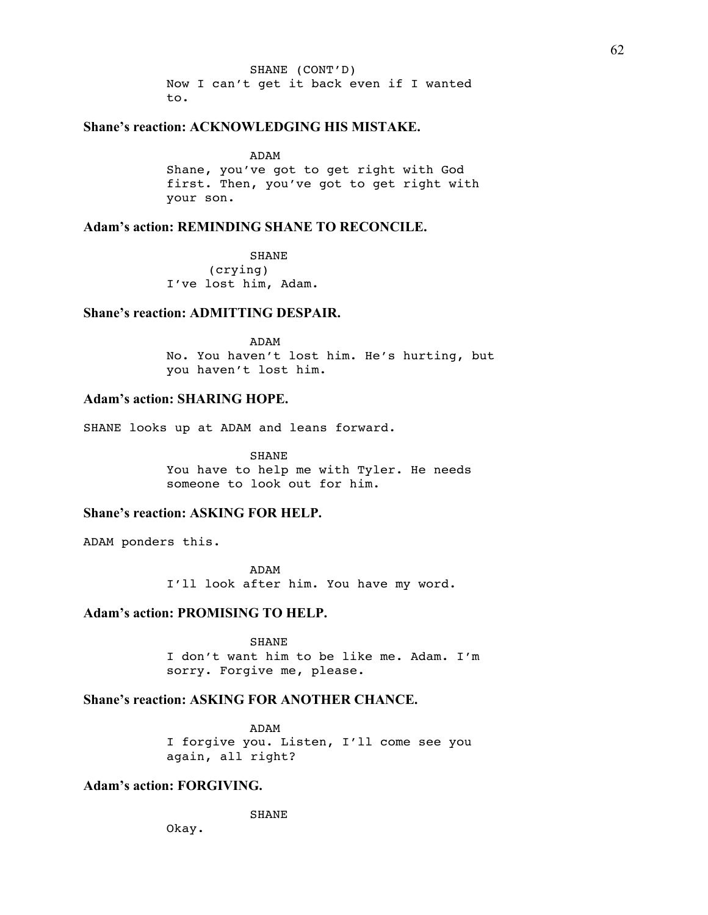SHANE (CONT'D)
Now I can't get it back even if I wanted to.

**Shane's reaction: ACKNOWLEDGING HIS MISTAKE.**

ADAM
Shane, you've got to get right with God first. Then, you've got to get right with your son.

**Adam's action: REMINDING SHANE TO RECONCILE.**

SHANE
(crying)
I've lost him, Adam.

**Shane's reaction: ADMITTING DESPAIR.**

ADAM
No. You haven't lost him. He's hurting, but you haven't lost him.

**Adam's action: SHARING HOPE.**

SHANE looks up at ADAM and leans forward.

SHANE
You have to help me with Tyler. He needs someone to look out for him.

**Shane's reaction: ASKING FOR HELP.**

ADAM ponders this.

ADAM
I'll look after him. You have my word.

**Adam's action: PROMISING TO HELP.**

SHANE
I don't want him to be like me. Adam. I'm sorry. Forgive me, please.

**Shane's reaction: ASKING FOR ANOTHER CHANCE.**

ADAM
I forgive you. Listen, I'll come see you again, all right?

**Adam's action: FORGIVING.**

SHANE
Okay.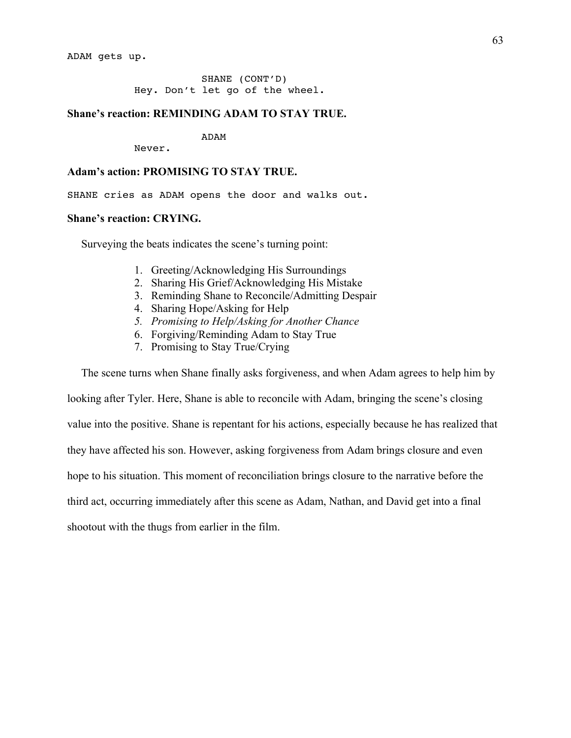```
ADAM gets up.

                    SHANE (CONT'D)
          Hey. Don't let go of the wheel.
```

**Shane's reaction: REMINDING ADAM TO STAY TRUE.**

```
                    ADAM
          Never.
```

**Adam's action: PROMISING TO STAY TRUE.**

```
SHANE cries as ADAM opens the door and walks out.
```

**Shane's reaction: CRYING.**

Surveying the beats indicates the scene's turning point:

1. Greeting/Acknowledging His Surroundings
2. Sharing His Grief/Acknowledging His Mistake
3. Reminding Shane to Reconcile/Admitting Despair
4. Sharing Hope/Asking for Help
5. *Promising to Help/Asking for Another Chance*
6. Forgiving/Reminding Adam to Stay True
7. Promising to Stay True/Crying

The scene turns when Shane finally asks forgiveness, and when Adam agrees to help him by looking after Tyler. Here, Shane is able to reconcile with Adam, bringing the scene's closing value into the positive. Shane is repentant for his actions, especially because he has realized that they have affected his son. However, asking forgiveness from Adam brings closure and even hope to his situation. This moment of reconciliation brings closure to the narrative before the third act, occurring immediately after this scene as Adam, Nathan, and David get into a final shootout with the thugs from earlier in the film.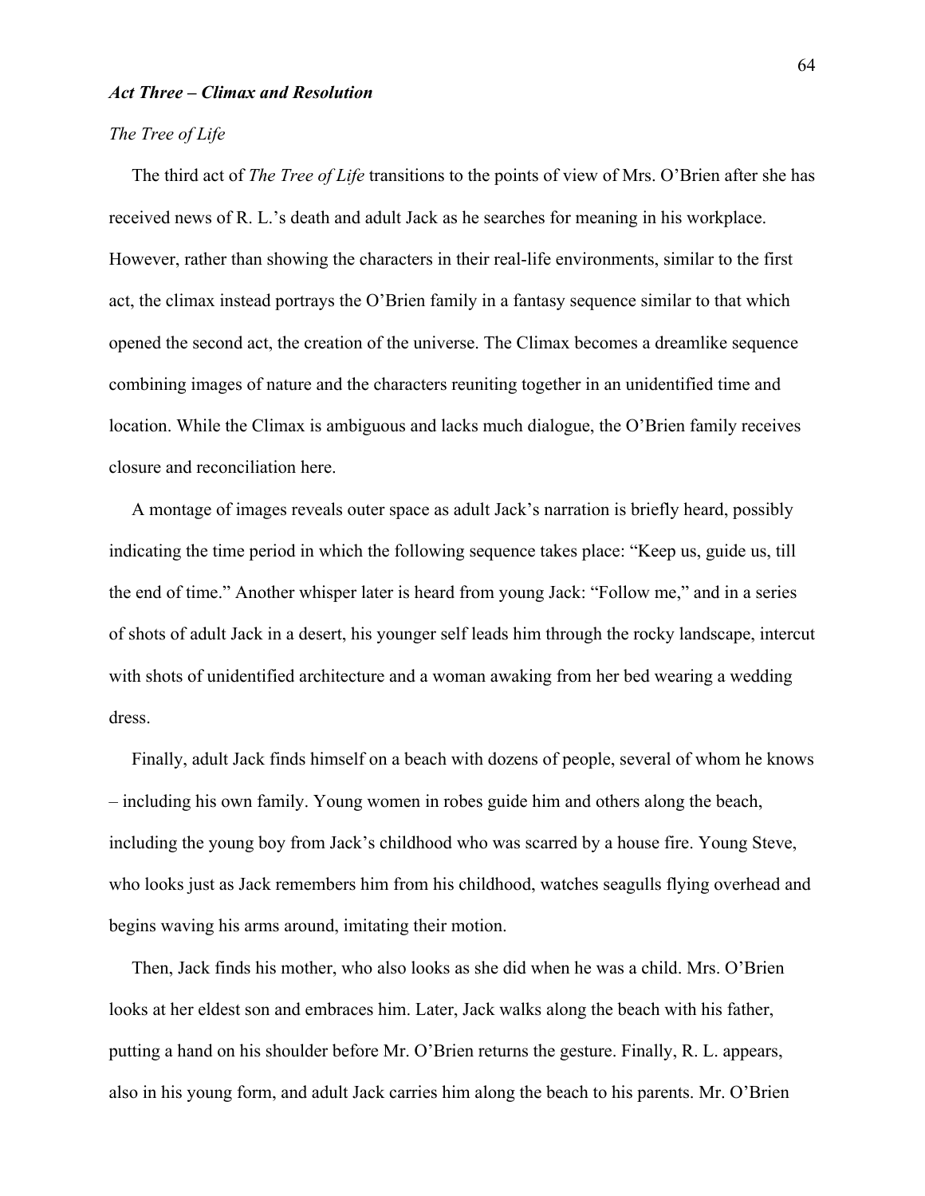***Act Three – Climax and Resolution***

*The Tree of Life*

The third act of *The Tree of Life* transitions to the points of view of Mrs. O'Brien after she has received news of R. L.'s death and adult Jack as he searches for meaning in his workplace. However, rather than showing the characters in their real-life environments, similar to the first act, the climax instead portrays the O'Brien family in a fantasy sequence similar to that which opened the second act, the creation of the universe. The Climax becomes a dreamlike sequence combining images of nature and the characters reuniting together in an unidentified time and location. While the Climax is ambiguous and lacks much dialogue, the O'Brien family receives closure and reconciliation here.

A montage of images reveals outer space as adult Jack's narration is briefly heard, possibly indicating the time period in which the following sequence takes place: "Keep us, guide us, till the end of time." Another whisper later is heard from young Jack: "Follow me," and in a series of shots of adult Jack in a desert, his younger self leads him through the rocky landscape, intercut with shots of unidentified architecture and a woman awaking from her bed wearing a wedding dress.

Finally, adult Jack finds himself on a beach with dozens of people, several of whom he knows – including his own family. Young women in robes guide him and others along the beach, including the young boy from Jack's childhood who was scarred by a house fire. Young Steve, who looks just as Jack remembers him from his childhood, watches seagulls flying overhead and begins waving his arms around, imitating their motion.

Then, Jack finds his mother, who also looks as she did when he was a child. Mrs. O'Brien looks at her eldest son and embraces him. Later, Jack walks along the beach with his father, putting a hand on his shoulder before Mr. O'Brien returns the gesture. Finally, R. L. appears, also in his young form, and adult Jack carries him along the beach to his parents. Mr. O'Brien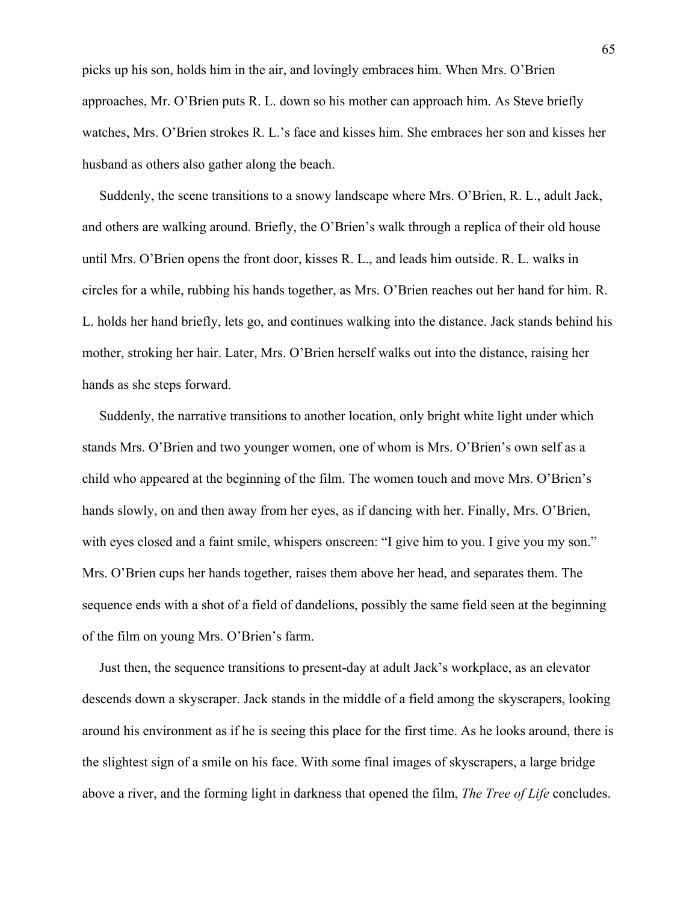picks up his son, holds him in the air, and lovingly embraces him. When Mrs. O'Brien approaches, Mr. O'Brien puts R. L. down so his mother can approach him. As Steve briefly watches, Mrs. O'Brien strokes R. L.'s face and kisses him. She embraces her son and kisses her husband as others also gather along the beach.

Suddenly, the scene transitions to a snowy landscape where Mrs. O'Brien, R. L., adult Jack, and others are walking around. Briefly, the O'Brien's walk through a replica of their old house until Mrs. O'Brien opens the front door, kisses R. L., and leads him outside. R. L. walks in circles for a while, rubbing his hands together, as Mrs. O'Brien reaches out her hand for him. R. L. holds her hand briefly, lets go, and continues walking into the distance. Jack stands behind his mother, stroking her hair. Later, Mrs. O'Brien herself walks out into the distance, raising her hands as she steps forward.

Suddenly, the narrative transitions to another location, only bright white light under which stands Mrs. O'Brien and two younger women, one of whom is Mrs. O'Brien's own self as a child who appeared at the beginning of the film. The women touch and move Mrs. O'Brien's hands slowly, on and then away from her eyes, as if dancing with her. Finally, Mrs. O'Brien, with eyes closed and a faint smile, whispers onscreen: "I give him to you. I give you my son." Mrs. O'Brien cups her hands together, raises them above her head, and separates them. The sequence ends with a shot of a field of dandelions, possibly the same field seen at the beginning of the film on young Mrs. O'Brien's farm.

Just then, the sequence transitions to present-day at adult Jack's workplace, as an elevator descends down a skyscraper. Jack stands in the middle of a field among the skyscrapers, looking around his environment as if he is seeing this place for the first time. As he looks around, there is the slightest sign of a smile on his face. With some final images of skyscrapers, a large bridge above a river, and the forming light in darkness that opened the film, *The Tree of Life* concludes.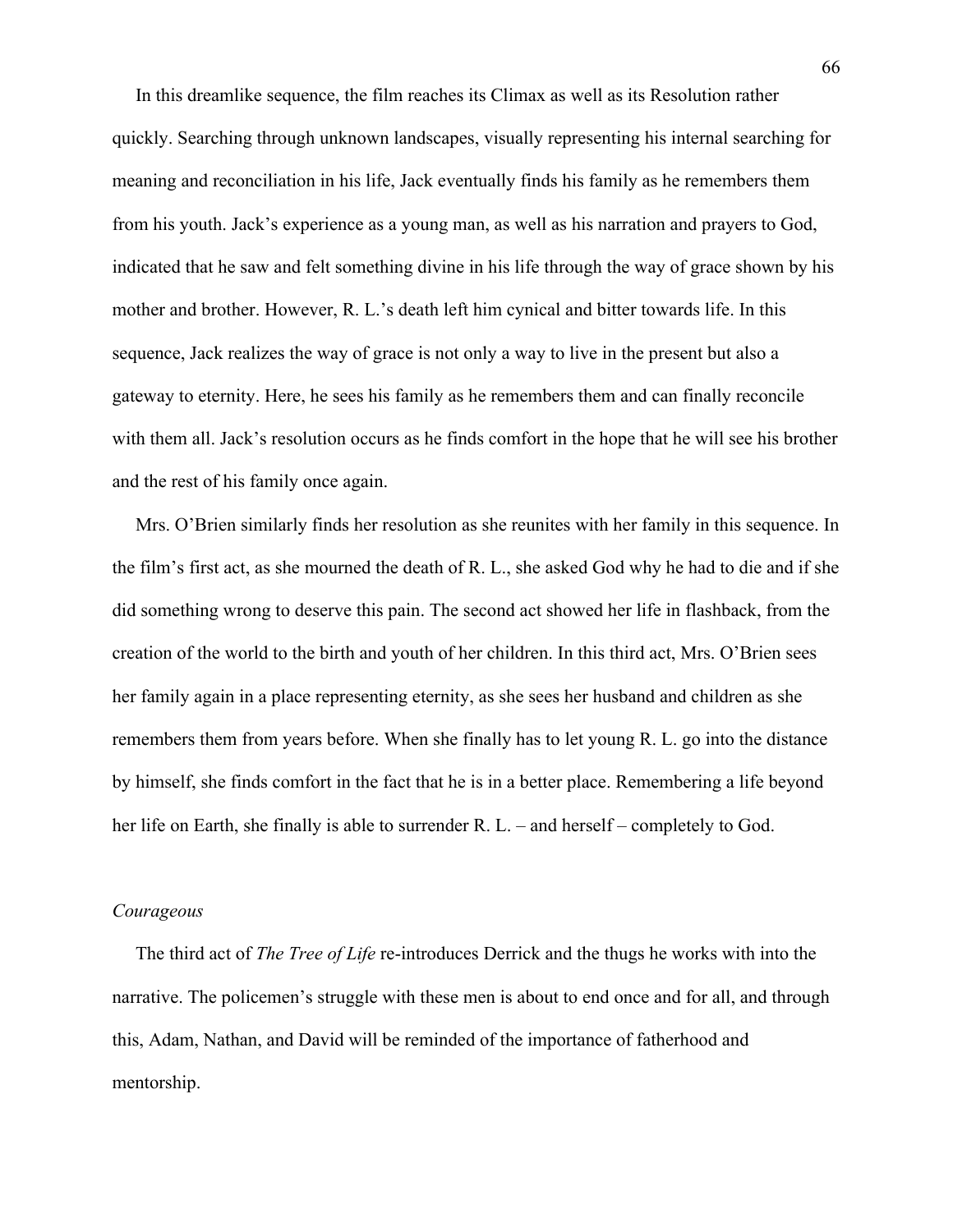In this dreamlike sequence, the film reaches its Climax as well as its Resolution rather quickly. Searching through unknown landscapes, visually representing his internal searching for meaning and reconciliation in his life, Jack eventually finds his family as he remembers them from his youth. Jack's experience as a young man, as well as his narration and prayers to God, indicated that he saw and felt something divine in his life through the way of grace shown by his mother and brother. However, R. L.'s death left him cynical and bitter towards life. In this sequence, Jack realizes the way of grace is not only a way to live in the present but also a gateway to eternity. Here, he sees his family as he remembers them and can finally reconcile with them all. Jack's resolution occurs as he finds comfort in the hope that he will see his brother and the rest of his family once again.

Mrs. O'Brien similarly finds her resolution as she reunites with her family in this sequence. In the film's first act, as she mourned the death of R. L., she asked God why he had to die and if she did something wrong to deserve this pain. The second act showed her life in flashback, from the creation of the world to the birth and youth of her children. In this third act, Mrs. O'Brien sees her family again in a place representing eternity, as she sees her husband and children as she remembers them from years before. When she finally has to let young R. L. go into the distance by himself, she finds comfort in the fact that he is in a better place. Remembering a life beyond her life on Earth, she finally is able to surrender R. L. – and herself – completely to God.

### *Courageous*

The third act of *The Tree of Life* re-introduces Derrick and the thugs he works with into the narrative. The policemen's struggle with these men is about to end once and for all, and through this, Adam, Nathan, and David will be reminded of the importance of fatherhood and mentorship.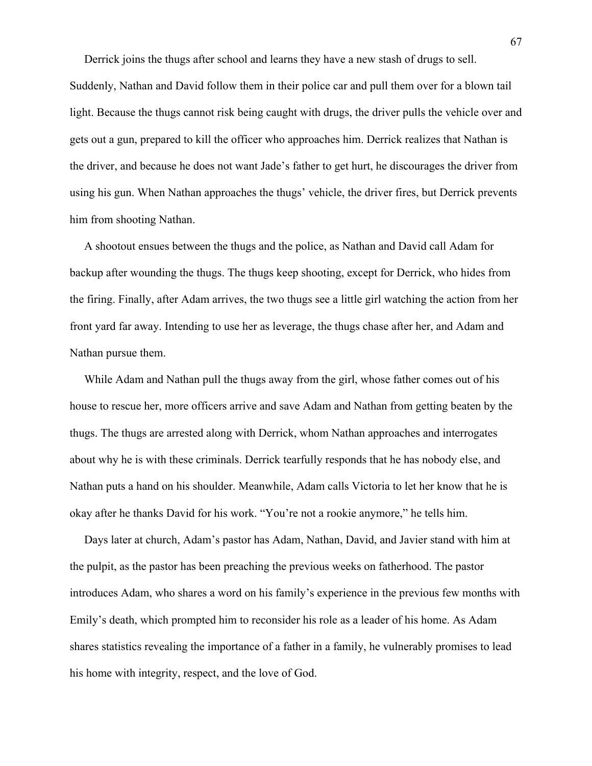Derrick joins the thugs after school and learns they have a new stash of drugs to sell. Suddenly, Nathan and David follow them in their police car and pull them over for a blown tail light. Because the thugs cannot risk being caught with drugs, the driver pulls the vehicle over and gets out a gun, prepared to kill the officer who approaches him. Derrick realizes that Nathan is the driver, and because he does not want Jade's father to get hurt, he discourages the driver from using his gun. When Nathan approaches the thugs' vehicle, the driver fires, but Derrick prevents him from shooting Nathan.

A shootout ensues between the thugs and the police, as Nathan and David call Adam for backup after wounding the thugs. The thugs keep shooting, except for Derrick, who hides from the firing. Finally, after Adam arrives, the two thugs see a little girl watching the action from her front yard far away. Intending to use her as leverage, the thugs chase after her, and Adam and Nathan pursue them.

While Adam and Nathan pull the thugs away from the girl, whose father comes out of his house to rescue her, more officers arrive and save Adam and Nathan from getting beaten by the thugs. The thugs are arrested along with Derrick, whom Nathan approaches and interrogates about why he is with these criminals. Derrick tearfully responds that he has nobody else, and Nathan puts a hand on his shoulder. Meanwhile, Adam calls Victoria to let her know that he is okay after he thanks David for his work. "You're not a rookie anymore," he tells him.

Days later at church, Adam's pastor has Adam, Nathan, David, and Javier stand with him at the pulpit, as the pastor has been preaching the previous weeks on fatherhood. The pastor introduces Adam, who shares a word on his family's experience in the previous few months with Emily's death, which prompted him to reconsider his role as a leader of his home. As Adam shares statistics revealing the importance of a father in a family, he vulnerably promises to lead his home with integrity, respect, and the love of God.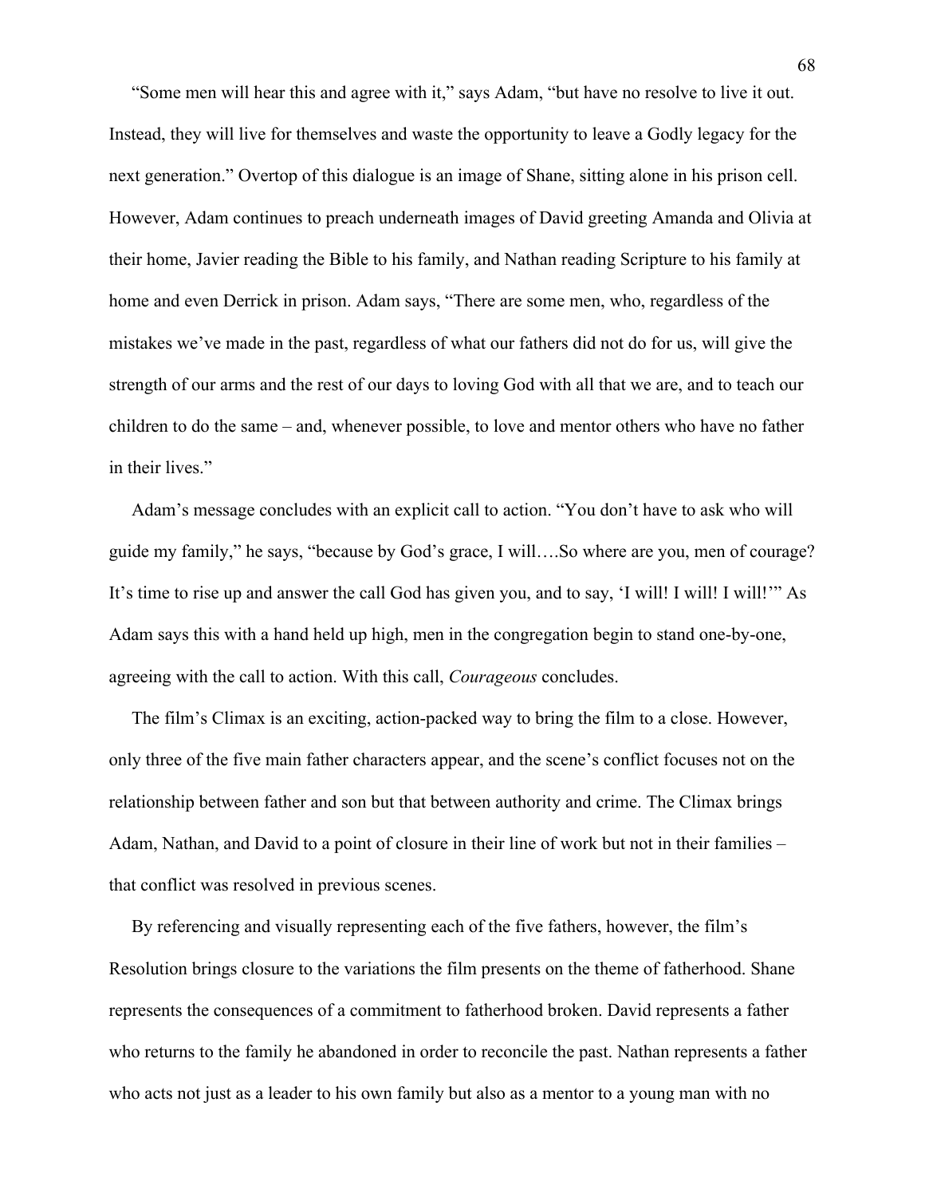"Some men will hear this and agree with it," says Adam, "but have no resolve to live it out. Instead, they will live for themselves and waste the opportunity to leave a Godly legacy for the next generation." Overtop of this dialogue is an image of Shane, sitting alone in his prison cell. However, Adam continues to preach underneath images of David greeting Amanda and Olivia at their home, Javier reading the Bible to his family, and Nathan reading Scripture to his family at home and even Derrick in prison. Adam says, "There are some men, who, regardless of the mistakes we've made in the past, regardless of what our fathers did not do for us, will give the strength of our arms and the rest of our days to loving God with all that we are, and to teach our children to do the same – and, whenever possible, to love and mentor others who have no father in their lives."

Adam's message concludes with an explicit call to action. "You don't have to ask who will guide my family," he says, "because by God's grace, I will….So where are you, men of courage? It's time to rise up and answer the call God has given you, and to say, 'I will! I will! I will!'" As Adam says this with a hand held up high, men in the congregation begin to stand one-by-one, agreeing with the call to action. With this call, *Courageous* concludes.

The film's Climax is an exciting, action-packed way to bring the film to a close. However, only three of the five main father characters appear, and the scene's conflict focuses not on the relationship between father and son but that between authority and crime. The Climax brings Adam, Nathan, and David to a point of closure in their line of work but not in their families – that conflict was resolved in previous scenes.

By referencing and visually representing each of the five fathers, however, the film's Resolution brings closure to the variations the film presents on the theme of fatherhood. Shane represents the consequences of a commitment to fatherhood broken. David represents a father who returns to the family he abandoned in order to reconcile the past. Nathan represents a father who acts not just as a leader to his own family but also as a mentor to a young man with no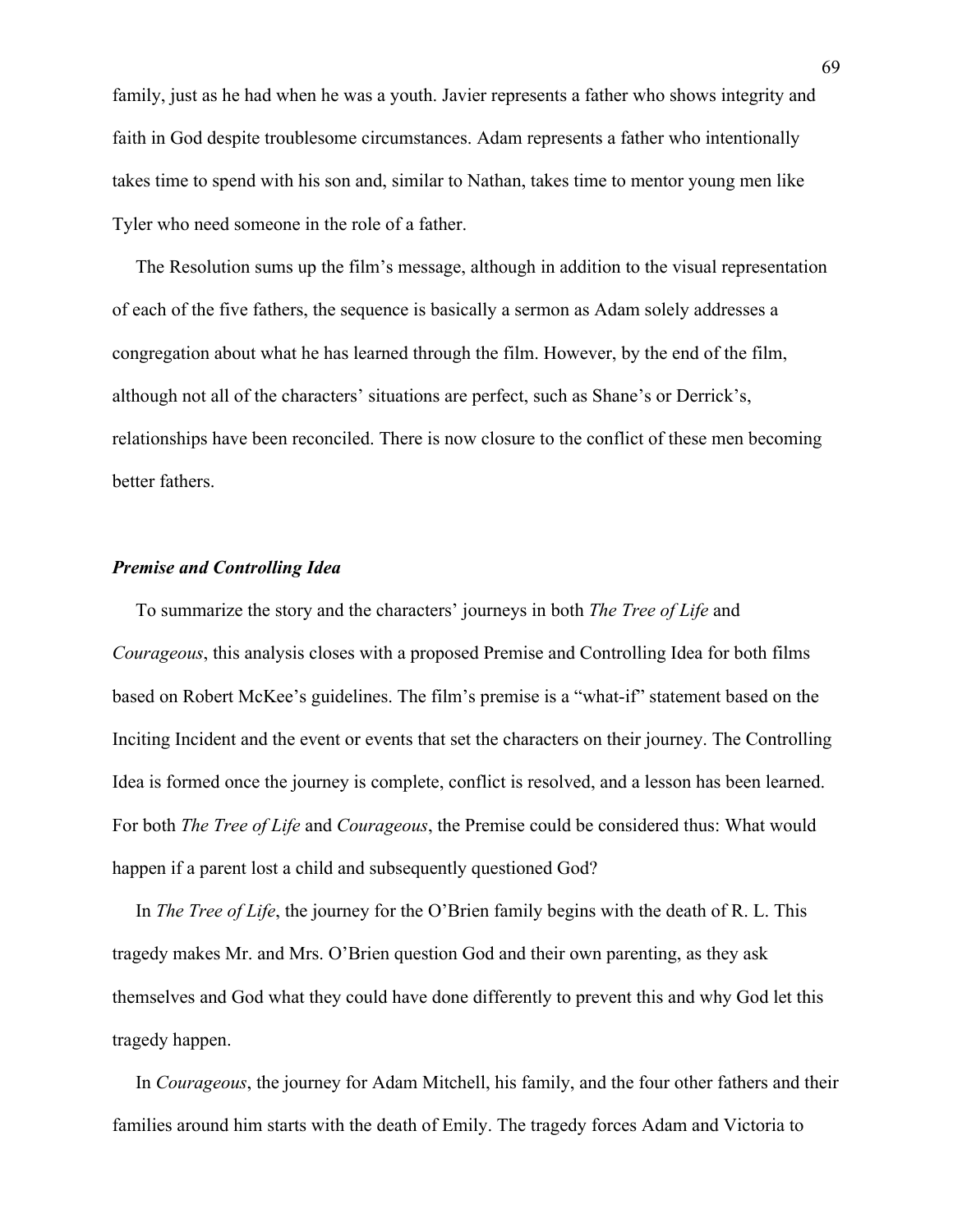family, just as he had when he was a youth. Javier represents a father who shows integrity and faith in God despite troublesome circumstances. Adam represents a father who intentionally takes time to spend with his son and, similar to Nathan, takes time to mentor young men like Tyler who need someone in the role of a father.

The Resolution sums up the film's message, although in addition to the visual representation of each of the five fathers, the sequence is basically a sermon as Adam solely addresses a congregation about what he has learned through the film. However, by the end of the film, although not all of the characters' situations are perfect, such as Shane's or Derrick's, relationships have been reconciled. There is now closure to the conflict of these men becoming better fathers.

### ***Premise and Controlling Idea***

To summarize the story and the characters' journeys in both *The Tree of Life* and *Courageous*, this analysis closes with a proposed Premise and Controlling Idea for both films based on Robert McKee's guidelines. The film's premise is a "what-if" statement based on the Inciting Incident and the event or events that set the characters on their journey. The Controlling Idea is formed once the journey is complete, conflict is resolved, and a lesson has been learned. For both *The Tree of Life* and *Courageous*, the Premise could be considered thus: What would happen if a parent lost a child and subsequently questioned God?

In *The Tree of Life*, the journey for the O'Brien family begins with the death of R. L. This tragedy makes Mr. and Mrs. O'Brien question God and their own parenting, as they ask themselves and God what they could have done differently to prevent this and why God let this tragedy happen.

In *Courageous*, the journey for Adam Mitchell, his family, and the four other fathers and their families around him starts with the death of Emily. The tragedy forces Adam and Victoria to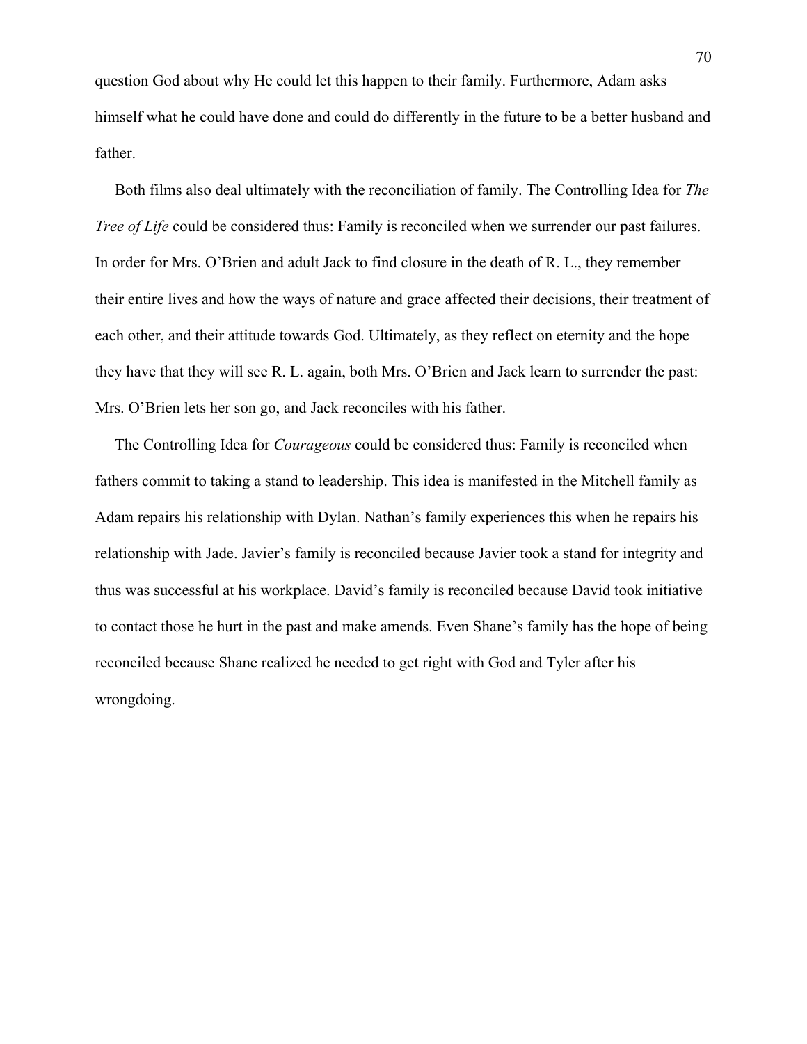question God about why He could let this happen to their family. Furthermore, Adam asks himself what he could have done and could do differently in the future to be a better husband and father.

Both films also deal ultimately with the reconciliation of family. The Controlling Idea for *The Tree of Life* could be considered thus: Family is reconciled when we surrender our past failures. In order for Mrs. O'Brien and adult Jack to find closure in the death of R. L., they remember their entire lives and how the ways of nature and grace affected their decisions, their treatment of each other, and their attitude towards God. Ultimately, as they reflect on eternity and the hope they have that they will see R. L. again, both Mrs. O'Brien and Jack learn to surrender the past: Mrs. O'Brien lets her son go, and Jack reconciles with his father.

The Controlling Idea for *Courageous* could be considered thus: Family is reconciled when fathers commit to taking a stand to leadership. This idea is manifested in the Mitchell family as Adam repairs his relationship with Dylan. Nathan's family experiences this when he repairs his relationship with Jade. Javier's family is reconciled because Javier took a stand for integrity and thus was successful at his workplace. David's family is reconciled because David took initiative to contact those he hurt in the past and make amends. Even Shane's family has the hope of being reconciled because Shane realized he needed to get right with God and Tyler after his wrongdoing.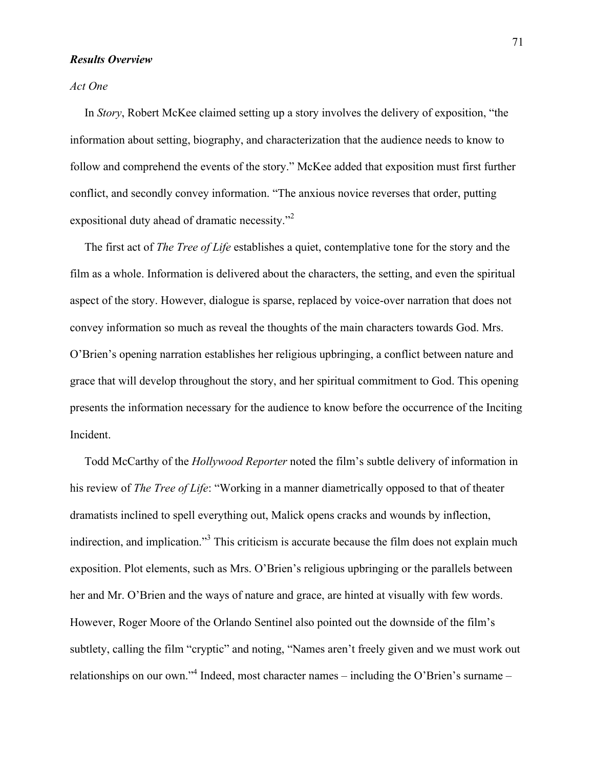***Results Overview***

*Act One*

In *Story*, Robert McKee claimed setting up a story involves the delivery of exposition, "the information about setting, biography, and characterization that the audience needs to know to follow and comprehend the events of the story." McKee added that exposition must first further conflict, and secondly convey information. "The anxious novice reverses that order, putting expositional duty ahead of dramatic necessity."[2]

The first act of *The Tree of Life* establishes a quiet, contemplative tone for the story and the film as a whole. Information is delivered about the characters, the setting, and even the spiritual aspect of the story. However, dialogue is sparse, replaced by voice-over narration that does not convey information so much as reveal the thoughts of the main characters towards God. Mrs. O'Brien's opening narration establishes her religious upbringing, a conflict between nature and grace that will develop throughout the story, and her spiritual commitment to God. This opening presents the information necessary for the audience to know before the occurrence of the Inciting Incident.

Todd McCarthy of the *Hollywood Reporter* noted the film's subtle delivery of information in his review of *The Tree of Life*: "Working in a manner diametrically opposed to that of theater dramatists inclined to spell everything out, Malick opens cracks and wounds by inflection, indirection, and implication."[3] This criticism is accurate because the film does not explain much exposition. Plot elements, such as Mrs. O'Brien's religious upbringing or the parallels between her and Mr. O'Brien and the ways of nature and grace, are hinted at visually with few words. However, Roger Moore of the Orlando Sentinel also pointed out the downside of the film's subtlety, calling the film "cryptic" and noting, "Names aren't freely given and we must work out relationships on our own."[4] Indeed, most character names – including the O'Brien's surname –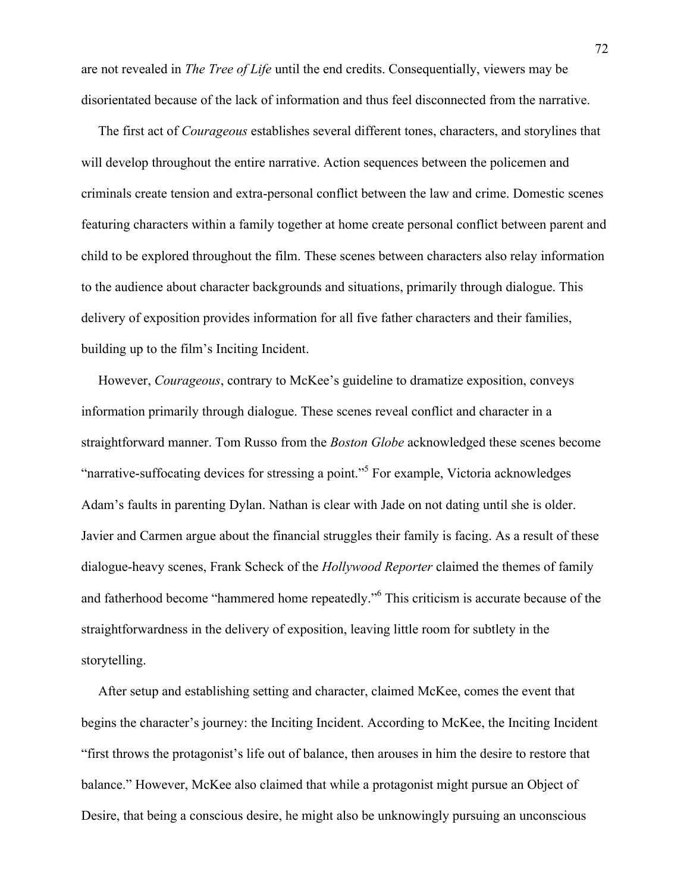are not revealed in *The Tree of Life* until the end credits. Consequentially, viewers may be disorientated because of the lack of information and thus feel disconnected from the narrative.

The first act of *Courageous* establishes several different tones, characters, and storylines that will develop throughout the entire narrative. Action sequences between the policemen and criminals create tension and extra-personal conflict between the law and crime. Domestic scenes featuring characters within a family together at home create personal conflict between parent and child to be explored throughout the film. These scenes between characters also relay information to the audience about character backgrounds and situations, primarily through dialogue. This delivery of exposition provides information for all five father characters and their families, building up to the film's Inciting Incident.

However, *Courageous*, contrary to McKee's guideline to dramatize exposition, conveys information primarily through dialogue. These scenes reveal conflict and character in a straightforward manner. Tom Russo from the *Boston Globe* acknowledged these scenes become "narrative-suffocating devices for stressing a point."[5] For example, Victoria acknowledges Adam's faults in parenting Dylan. Nathan is clear with Jade on not dating until she is older. Javier and Carmen argue about the financial struggles their family is facing. As a result of these dialogue-heavy scenes, Frank Scheck of the *Hollywood Reporter* claimed the themes of family and fatherhood become "hammered home repeatedly."[6] This criticism is accurate because of the straightforwardness in the delivery of exposition, leaving little room for subtlety in the storytelling.

After setup and establishing setting and character, claimed McKee, comes the event that begins the character's journey: the Inciting Incident. According to McKee, the Inciting Incident "first throws the protagonist's life out of balance, then arouses in him the desire to restore that balance." However, McKee also claimed that while a protagonist might pursue an Object of Desire, that being a conscious desire, he might also be unknowingly pursuing an unconscious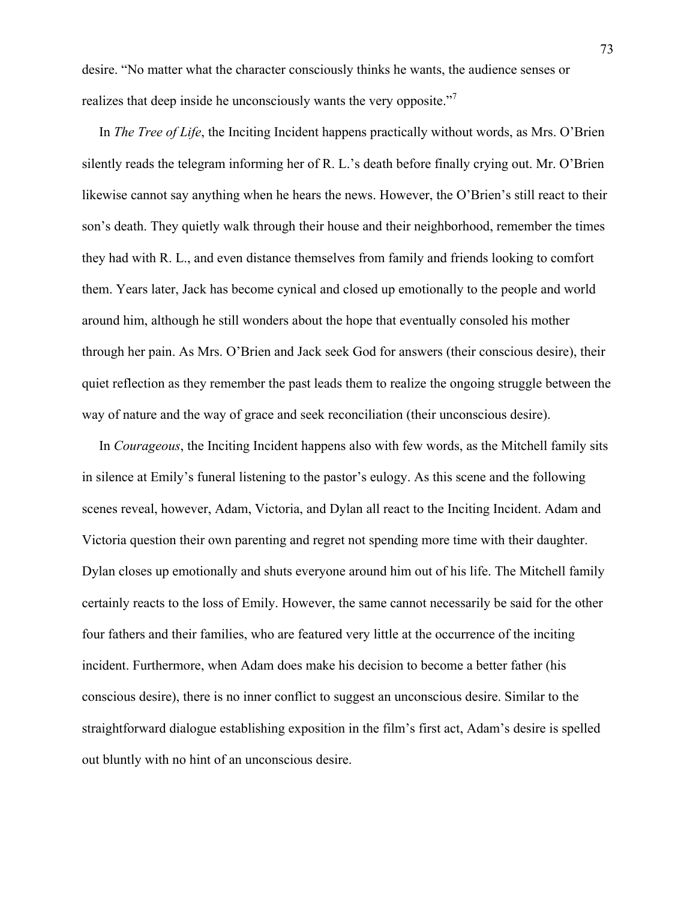desire. "No matter what the character consciously thinks he wants, the audience senses or realizes that deep inside he unconsciously wants the very opposite."[7]

In *The Tree of Life*, the Inciting Incident happens practically without words, as Mrs. O'Brien silently reads the telegram informing her of R. L.'s death before finally crying out. Mr. O'Brien likewise cannot say anything when he hears the news. However, the O'Brien's still react to their son's death. They quietly walk through their house and their neighborhood, remember the times they had with R. L., and even distance themselves from family and friends looking to comfort them. Years later, Jack has become cynical and closed up emotionally to the people and world around him, although he still wonders about the hope that eventually consoled his mother through her pain. As Mrs. O'Brien and Jack seek God for answers (their conscious desire), their quiet reflection as they remember the past leads them to realize the ongoing struggle between the way of nature and the way of grace and seek reconciliation (their unconscious desire).

In *Courageous*, the Inciting Incident happens also with few words, as the Mitchell family sits in silence at Emily's funeral listening to the pastor's eulogy. As this scene and the following scenes reveal, however, Adam, Victoria, and Dylan all react to the Inciting Incident. Adam and Victoria question their own parenting and regret not spending more time with their daughter. Dylan closes up emotionally and shuts everyone around him out of his life. The Mitchell family certainly reacts to the loss of Emily. However, the same cannot necessarily be said for the other four fathers and their families, who are featured very little at the occurrence of the inciting incident. Furthermore, when Adam does make his decision to become a better father (his conscious desire), there is no inner conflict to suggest an unconscious desire. Similar to the straightforward dialogue establishing exposition in the film's first act, Adam's desire is spelled out bluntly with no hint of an unconscious desire.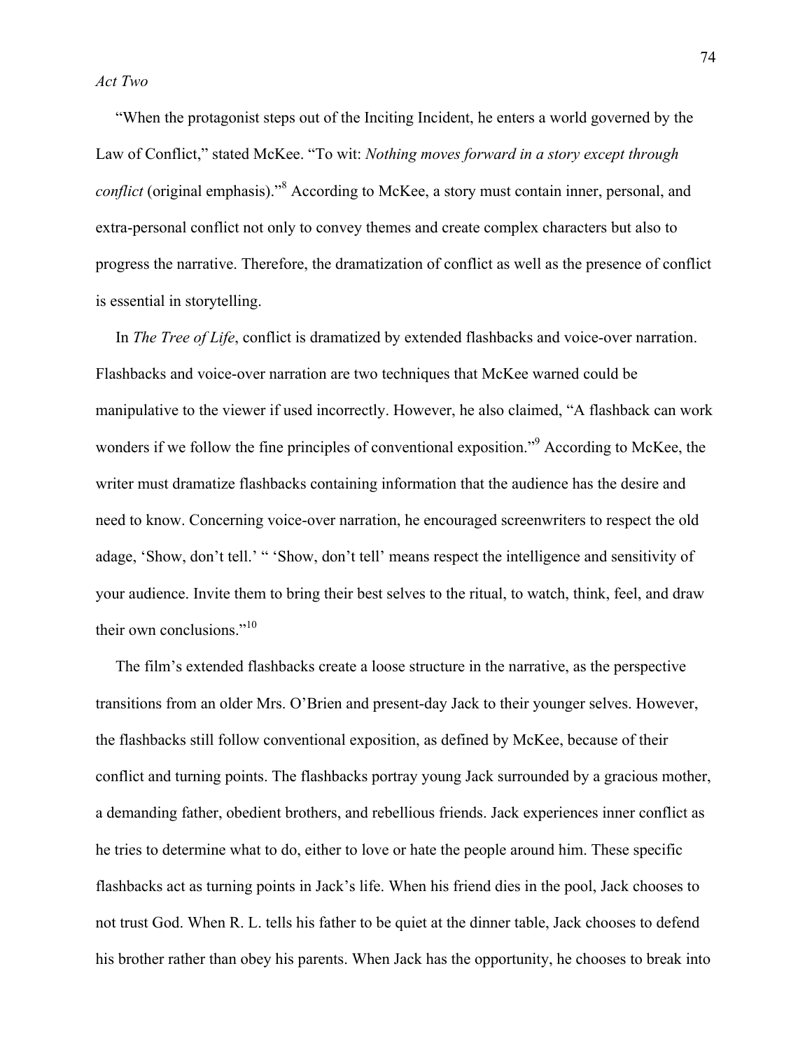*Act Two*

"When the protagonist steps out of the Inciting Incident, he enters a world governed by the Law of Conflict," stated McKee. "To wit: *Nothing moves forward in a story except through conflict* (original emphasis)."[8] According to McKee, a story must contain inner, personal, and extra-personal conflict not only to convey themes and create complex characters but also to progress the narrative. Therefore, the dramatization of conflict as well as the presence of conflict is essential in storytelling.

In *The Tree of Life*, conflict is dramatized by extended flashbacks and voice-over narration. Flashbacks and voice-over narration are two techniques that McKee warned could be manipulative to the viewer if used incorrectly. However, he also claimed, "A flashback can work wonders if we follow the fine principles of conventional exposition."[9] According to McKee, the writer must dramatize flashbacks containing information that the audience has the desire and need to know. Concerning voice-over narration, he encouraged screenwriters to respect the old adage, 'Show, don't tell.' " 'Show, don't tell' means respect the intelligence and sensitivity of your audience. Invite them to bring their best selves to the ritual, to watch, think, feel, and draw their own conclusions."[10]

The film's extended flashbacks create a loose structure in the narrative, as the perspective transitions from an older Mrs. O'Brien and present-day Jack to their younger selves. However, the flashbacks still follow conventional exposition, as defined by McKee, because of their conflict and turning points. The flashbacks portray young Jack surrounded by a gracious mother, a demanding father, obedient brothers, and rebellious friends. Jack experiences inner conflict as he tries to determine what to do, either to love or hate the people around him. These specific flashbacks act as turning points in Jack's life. When his friend dies in the pool, Jack chooses to not trust God. When R. L. tells his father to be quiet at the dinner table, Jack chooses to defend his brother rather than obey his parents. When Jack has the opportunity, he chooses to break into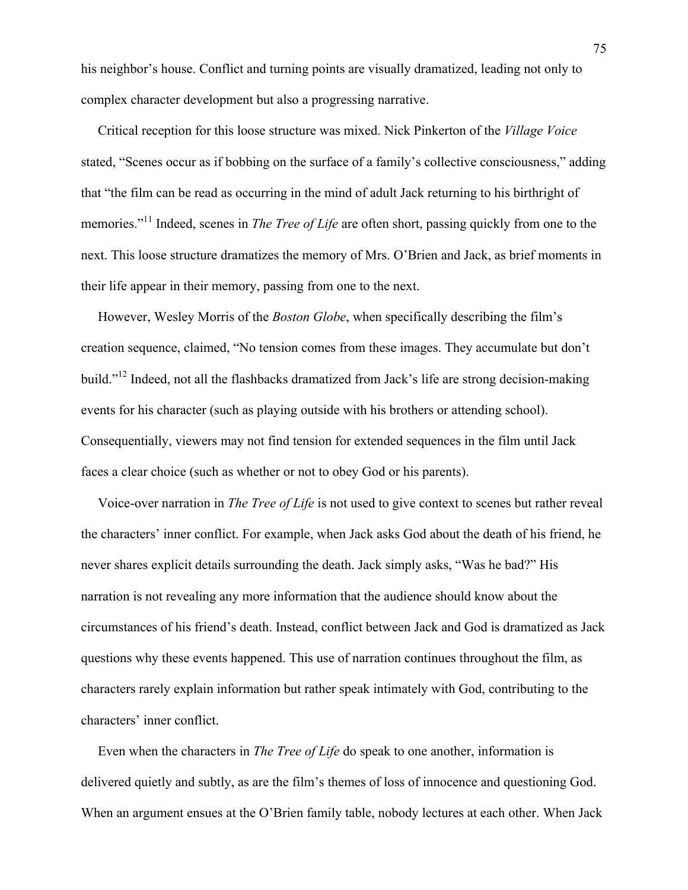his neighbor's house. Conflict and turning points are visually dramatized, leading not only to complex character development but also a progressing narrative.

Critical reception for this loose structure was mixed. Nick Pinkerton of the *Village Voice* stated, "Scenes occur as if bobbing on the surface of a family's collective consciousness," adding that "the film can be read as occurring in the mind of adult Jack returning to his birthright of memories."[11] Indeed, scenes in *The Tree of Life* are often short, passing quickly from one to the next. This loose structure dramatizes the memory of Mrs. O'Brien and Jack, as brief moments in their life appear in their memory, passing from one to the next.

However, Wesley Morris of the *Boston Globe*, when specifically describing the film's creation sequence, claimed, "No tension comes from these images. They accumulate but don't build."[12] Indeed, not all the flashbacks dramatized from Jack's life are strong decision-making events for his character (such as playing outside with his brothers or attending school). Consequentially, viewers may not find tension for extended sequences in the film until Jack faces a clear choice (such as whether or not to obey God or his parents).

Voice-over narration in *The Tree of Life* is not used to give context to scenes but rather reveal the characters' inner conflict. For example, when Jack asks God about the death of his friend, he never shares explicit details surrounding the death. Jack simply asks, "Was he bad?" His narration is not revealing any more information that the audience should know about the circumstances of his friend's death. Instead, conflict between Jack and God is dramatized as Jack questions why these events happened. This use of narration continues throughout the film, as characters rarely explain information but rather speak intimately with God, contributing to the characters' inner conflict.

Even when the characters in *The Tree of Life* do speak to one another, information is delivered quietly and subtly, as are the film's themes of loss of innocence and questioning God. When an argument ensues at the O'Brien family table, nobody lectures at each other. When Jack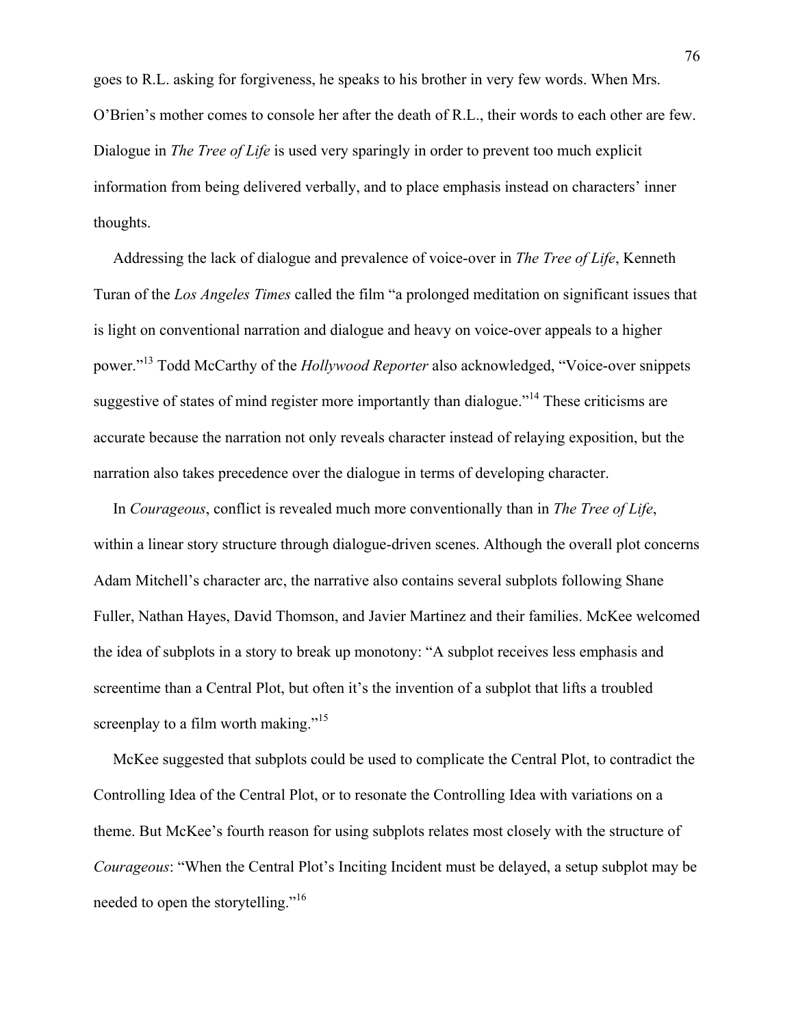goes to R.L. asking for forgiveness, he speaks to his brother in very few words. When Mrs. O'Brien's mother comes to console her after the death of R.L., their words to each other are few. Dialogue in *The Tree of Life* is used very sparingly in order to prevent too much explicit information from being delivered verbally, and to place emphasis instead on characters' inner thoughts.

Addressing the lack of dialogue and prevalence of voice-over in *The Tree of Life*, Kenneth Turan of the *Los Angeles Times* called the film "a prolonged meditation on significant issues that is light on conventional narration and dialogue and heavy on voice-over appeals to a higher power."[13] Todd McCarthy of the *Hollywood Reporter* also acknowledged, "Voice-over snippets suggestive of states of mind register more importantly than dialogue."[14] These criticisms are accurate because the narration not only reveals character instead of relaying exposition, but the narration also takes precedence over the dialogue in terms of developing character.

In *Courageous*, conflict is revealed much more conventionally than in *The Tree of Life*, within a linear story structure through dialogue-driven scenes. Although the overall plot concerns Adam Mitchell's character arc, the narrative also contains several subplots following Shane Fuller, Nathan Hayes, David Thomson, and Javier Martinez and their families. McKee welcomed the idea of subplots in a story to break up monotony: "A subplot receives less emphasis and screentime than a Central Plot, but often it's the invention of a subplot that lifts a troubled screenplay to a film worth making."[15]

McKee suggested that subplots could be used to complicate the Central Plot, to contradict the Controlling Idea of the Central Plot, or to resonate the Controlling Idea with variations on a theme. But McKee's fourth reason for using subplots relates most closely with the structure of *Courageous*: "When the Central Plot's Inciting Incident must be delayed, a setup subplot may be needed to open the storytelling."[16]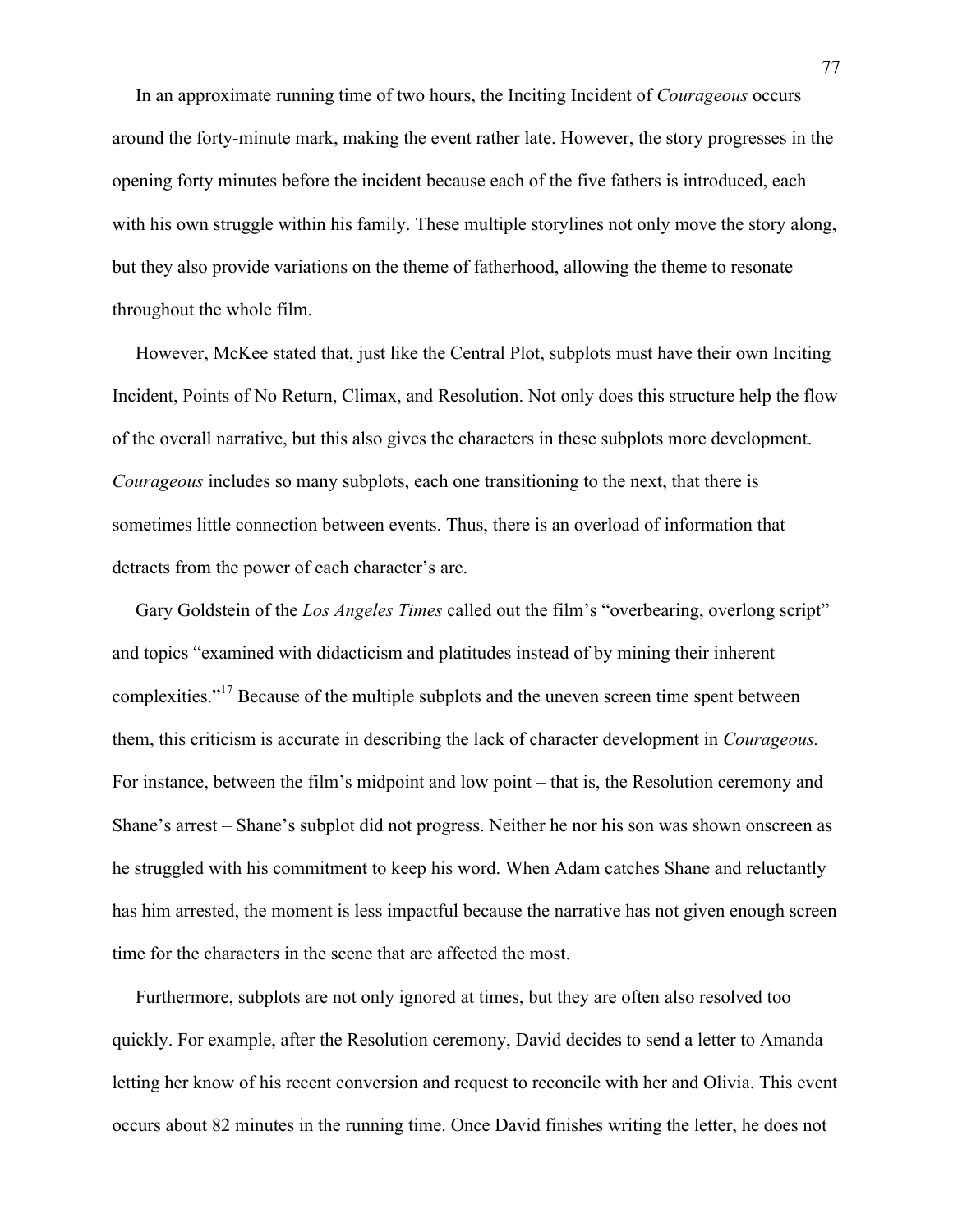In an approximate running time of two hours, the Inciting Incident of *Courageous* occurs around the forty-minute mark, making the event rather late. However, the story progresses in the opening forty minutes before the incident because each of the five fathers is introduced, each with his own struggle within his family. These multiple storylines not only move the story along, but they also provide variations on the theme of fatherhood, allowing the theme to resonate throughout the whole film.

However, McKee stated that, just like the Central Plot, subplots must have their own Inciting Incident, Points of No Return, Climax, and Resolution. Not only does this structure help the flow of the overall narrative, but this also gives the characters in these subplots more development. *Courageous* includes so many subplots, each one transitioning to the next, that there is sometimes little connection between events. Thus, there is an overload of information that detracts from the power of each character's arc.

Gary Goldstein of the *Los Angeles Times* called out the film's "overbearing, overlong script" and topics "examined with didacticism and platitudes instead of by mining their inherent complexities."[17] Because of the multiple subplots and the uneven screen time spent between them, this criticism is accurate in describing the lack of character development in *Courageous.* For instance, between the film's midpoint and low point – that is, the Resolution ceremony and Shane's arrest – Shane's subplot did not progress. Neither he nor his son was shown onscreen as he struggled with his commitment to keep his word. When Adam catches Shane and reluctantly has him arrested, the moment is less impactful because the narrative has not given enough screen time for the characters in the scene that are affected the most.

Furthermore, subplots are not only ignored at times, but they are often also resolved too quickly. For example, after the Resolution ceremony, David decides to send a letter to Amanda letting her know of his recent conversion and request to reconcile with her and Olivia. This event occurs about 82 minutes in the running time. Once David finishes writing the letter, he does not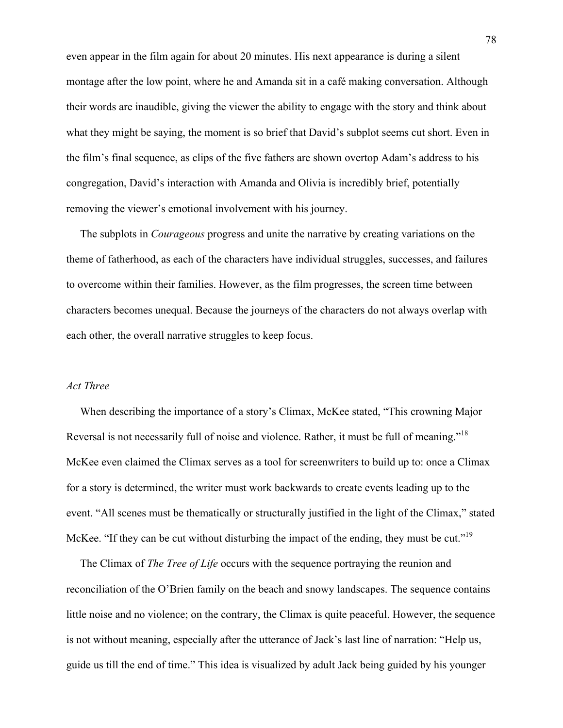even appear in the film again for about 20 minutes. His next appearance is during a silent montage after the low point, where he and Amanda sit in a café making conversation. Although their words are inaudible, giving the viewer the ability to engage with the story and think about what they might be saying, the moment is so brief that David's subplot seems cut short. Even in the film's final sequence, as clips of the five fathers are shown overtop Adam's address to his congregation, David's interaction with Amanda and Olivia is incredibly brief, potentially removing the viewer's emotional involvement with his journey.

The subplots in *Courageous* progress and unite the narrative by creating variations on the theme of fatherhood, as each of the characters have individual struggles, successes, and failures to overcome within their families. However, as the film progresses, the screen time between characters becomes unequal. Because the journeys of the characters do not always overlap with each other, the overall narrative struggles to keep focus.

### *Act Three*

When describing the importance of a story's Climax, McKee stated, "This crowning Major Reversal is not necessarily full of noise and violence. Rather, it must be full of meaning."[18] McKee even claimed the Climax serves as a tool for screenwriters to build up to: once a Climax for a story is determined, the writer must work backwards to create events leading up to the event. "All scenes must be thematically or structurally justified in the light of the Climax," stated McKee. "If they can be cut without disturbing the impact of the ending, they must be cut."[19]

The Climax of *The Tree of Life* occurs with the sequence portraying the reunion and reconciliation of the O'Brien family on the beach and snowy landscapes. The sequence contains little noise and no violence; on the contrary, the Climax is quite peaceful. However, the sequence is not without meaning, especially after the utterance of Jack's last line of narration: "Help us, guide us till the end of time." This idea is visualized by adult Jack being guided by his younger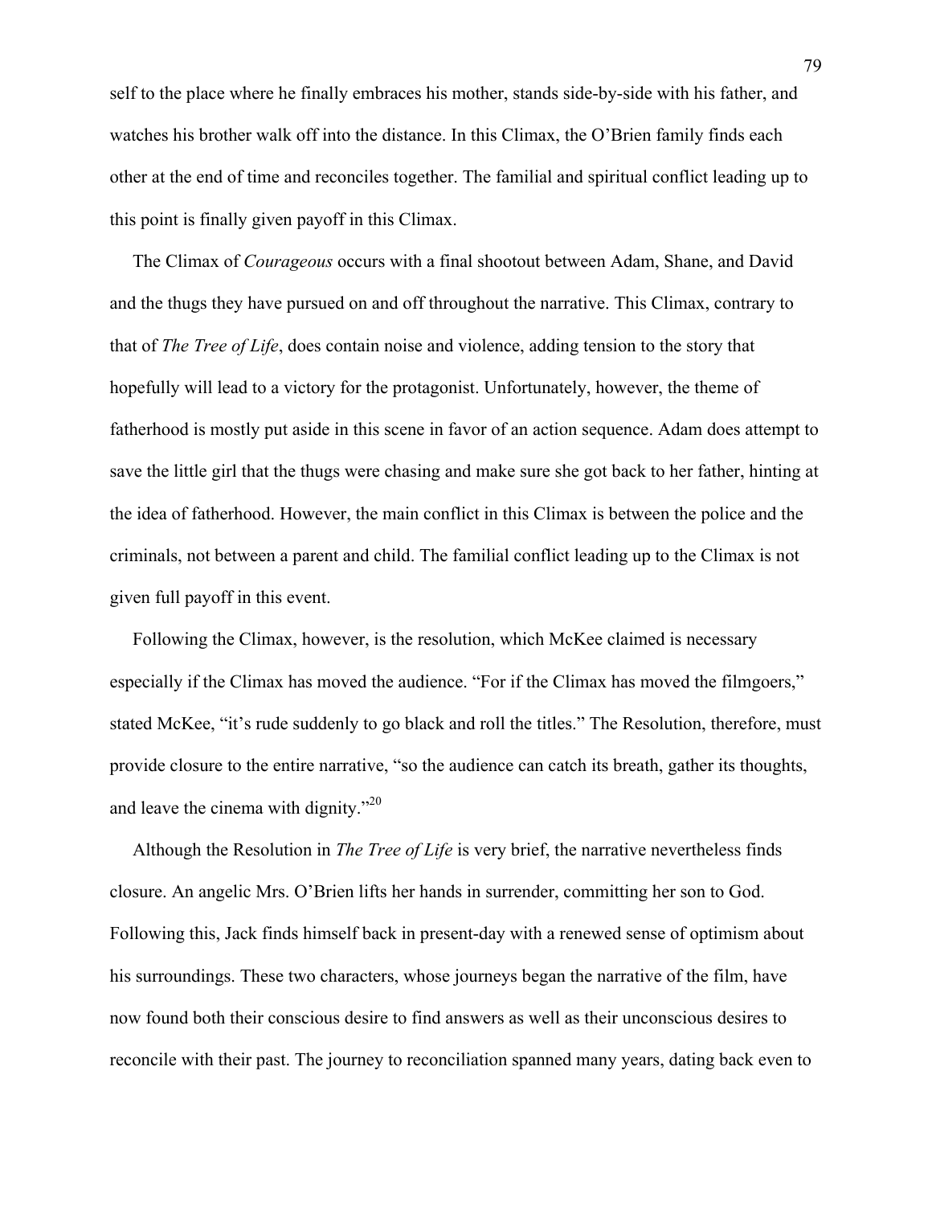self to the place where he finally embraces his mother, stands side-by-side with his father, and watches his brother walk off into the distance. In this Climax, the O'Brien family finds each other at the end of time and reconciles together. The familial and spiritual conflict leading up to this point is finally given payoff in this Climax.

The Climax of *Courageous* occurs with a final shootout between Adam, Shane, and David and the thugs they have pursued on and off throughout the narrative. This Climax, contrary to that of *The Tree of Life*, does contain noise and violence, adding tension to the story that hopefully will lead to a victory for the protagonist. Unfortunately, however, the theme of fatherhood is mostly put aside in this scene in favor of an action sequence. Adam does attempt to save the little girl that the thugs were chasing and make sure she got back to her father, hinting at the idea of fatherhood. However, the main conflict in this Climax is between the police and the criminals, not between a parent and child. The familial conflict leading up to the Climax is not given full payoff in this event.

Following the Climax, however, is the resolution, which McKee claimed is necessary especially if the Climax has moved the audience. "For if the Climax has moved the filmgoers," stated McKee, "it's rude suddenly to go black and roll the titles." The Resolution, therefore, must provide closure to the entire narrative, "so the audience can catch its breath, gather its thoughts, and leave the cinema with dignity."[20]

Although the Resolution in *The Tree of Life* is very brief, the narrative nevertheless finds closure. An angelic Mrs. O'Brien lifts her hands in surrender, committing her son to God. Following this, Jack finds himself back in present-day with a renewed sense of optimism about his surroundings. These two characters, whose journeys began the narrative of the film, have now found both their conscious desire to find answers as well as their unconscious desires to reconcile with their past. The journey to reconciliation spanned many years, dating back even to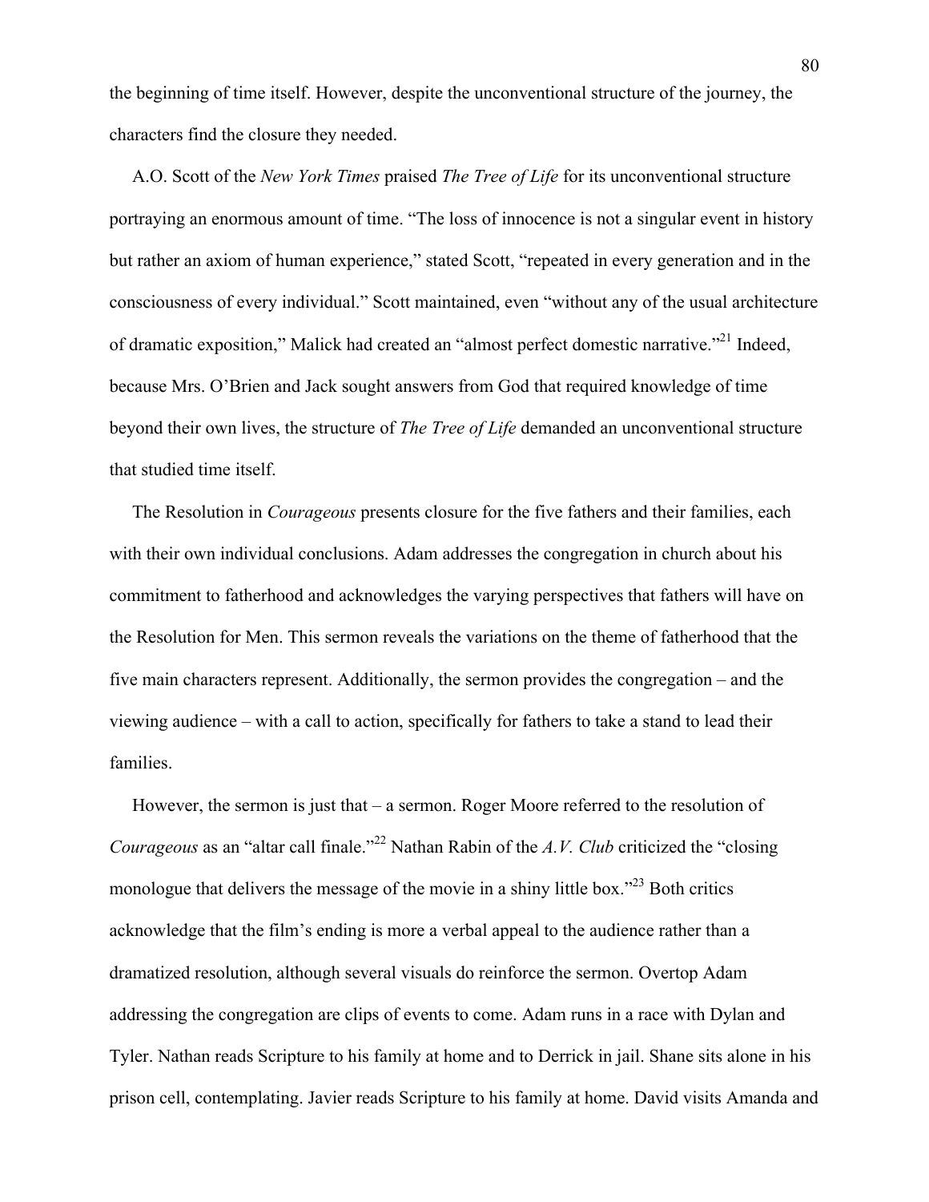the beginning of time itself. However, despite the unconventional structure of the journey, the characters find the closure they needed.

A.O. Scott of the *New York Times* praised *The Tree of Life* for its unconventional structure portraying an enormous amount of time. "The loss of innocence is not a singular event in history but rather an axiom of human experience," stated Scott, "repeated in every generation and in the consciousness of every individual." Scott maintained, even "without any of the usual architecture of dramatic exposition," Malick had created an "almost perfect domestic narrative."[21] Indeed, because Mrs. O'Brien and Jack sought answers from God that required knowledge of time beyond their own lives, the structure of *The Tree of Life* demanded an unconventional structure that studied time itself.

The Resolution in *Courageous* presents closure for the five fathers and their families, each with their own individual conclusions. Adam addresses the congregation in church about his commitment to fatherhood and acknowledges the varying perspectives that fathers will have on the Resolution for Men. This sermon reveals the variations on the theme of fatherhood that the five main characters represent. Additionally, the sermon provides the congregation – and the viewing audience – with a call to action, specifically for fathers to take a stand to lead their families.

However, the sermon is just that – a sermon. Roger Moore referred to the resolution of *Courageous* as an "altar call finale."[22] Nathan Rabin of the *A.V. Club* criticized the "closing monologue that delivers the message of the movie in a shiny little box."[23] Both critics acknowledge that the film's ending is more a verbal appeal to the audience rather than a dramatized resolution, although several visuals do reinforce the sermon. Overtop Adam addressing the congregation are clips of events to come. Adam runs in a race with Dylan and Tyler. Nathan reads Scripture to his family at home and to Derrick in jail. Shane sits alone in his prison cell, contemplating. Javier reads Scripture to his family at home. David visits Amanda and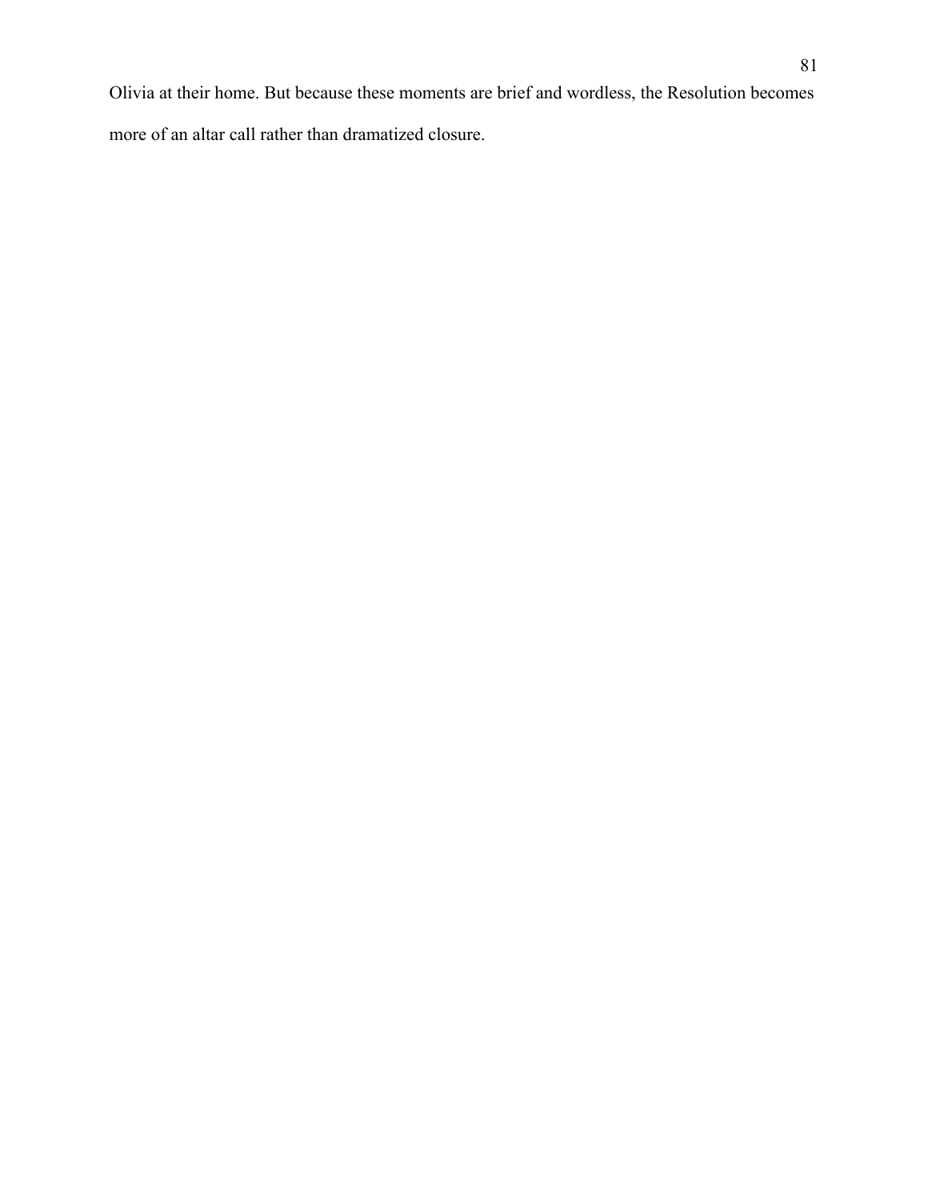Olivia at their home. But because these moments are brief and wordless, the Resolution becomes more of an altar call rather than dramatized closure.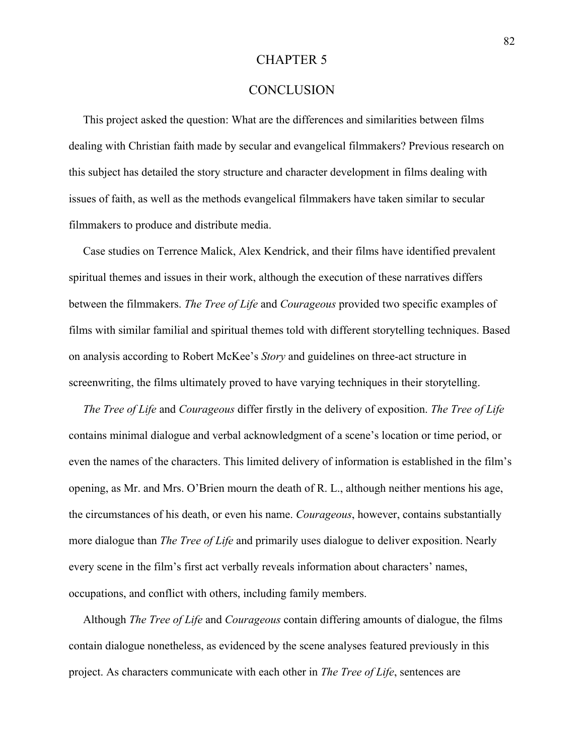# CHAPTER 5

# CONCLUSION

This project asked the question: What are the differences and similarities between films dealing with Christian faith made by secular and evangelical filmmakers? Previous research on this subject has detailed the story structure and character development in films dealing with issues of faith, as well as the methods evangelical filmmakers have taken similar to secular filmmakers to produce and distribute media.

Case studies on Terrence Malick, Alex Kendrick, and their films have identified prevalent spiritual themes and issues in their work, although the execution of these narratives differs between the filmmakers. *The Tree of Life* and *Courageous* provided two specific examples of films with similar familial and spiritual themes told with different storytelling techniques. Based on analysis according to Robert McKee's *Story* and guidelines on three-act structure in screenwriting, the films ultimately proved to have varying techniques in their storytelling.

*The Tree of Life* and *Courageous* differ firstly in the delivery of exposition. *The Tree of Life* contains minimal dialogue and verbal acknowledgment of a scene's location or time period, or even the names of the characters. This limited delivery of information is established in the film's opening, as Mr. and Mrs. O'Brien mourn the death of R. L., although neither mentions his age, the circumstances of his death, or even his name. *Courageous*, however, contains substantially more dialogue than *The Tree of Life* and primarily uses dialogue to deliver exposition. Nearly every scene in the film's first act verbally reveals information about characters' names, occupations, and conflict with others, including family members.

Although *The Tree of Life* and *Courageous* contain differing amounts of dialogue, the films contain dialogue nonetheless, as evidenced by the scene analyses featured previously in this project. As characters communicate with each other in *The Tree of Life*, sentences are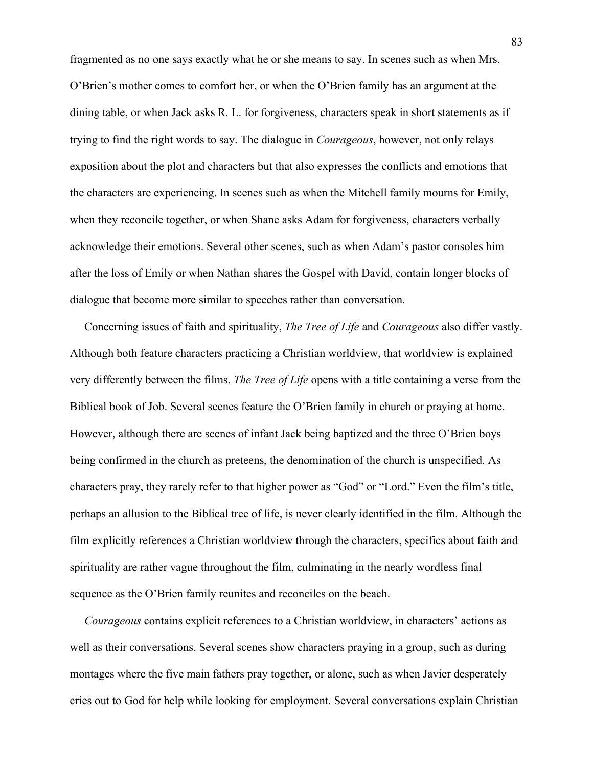fragmented as no one says exactly what he or she means to say. In scenes such as when Mrs. O'Brien's mother comes to comfort her, or when the O'Brien family has an argument at the dining table, or when Jack asks R. L. for forgiveness, characters speak in short statements as if trying to find the right words to say. The dialogue in *Courageous*, however, not only relays exposition about the plot and characters but that also expresses the conflicts and emotions that the characters are experiencing. In scenes such as when the Mitchell family mourns for Emily, when they reconcile together, or when Shane asks Adam for forgiveness, characters verbally acknowledge their emotions. Several other scenes, such as when Adam's pastor consoles him after the loss of Emily or when Nathan shares the Gospel with David, contain longer blocks of dialogue that become more similar to speeches rather than conversation.

Concerning issues of faith and spirituality, *The Tree of Life* and *Courageous* also differ vastly. Although both feature characters practicing a Christian worldview, that worldview is explained very differently between the films. *The Tree of Life* opens with a title containing a verse from the Biblical book of Job. Several scenes feature the O'Brien family in church or praying at home. However, although there are scenes of infant Jack being baptized and the three O'Brien boys being confirmed in the church as preteens, the denomination of the church is unspecified. As characters pray, they rarely refer to that higher power as "God" or "Lord." Even the film's title, perhaps an allusion to the Biblical tree of life, is never clearly identified in the film. Although the film explicitly references a Christian worldview through the characters, specifics about faith and spirituality are rather vague throughout the film, culminating in the nearly wordless final sequence as the O'Brien family reunites and reconciles on the beach.

*Courageous* contains explicit references to a Christian worldview, in characters' actions as well as their conversations. Several scenes show characters praying in a group, such as during montages where the five main fathers pray together, or alone, such as when Javier desperately cries out to God for help while looking for employment. Several conversations explain Christian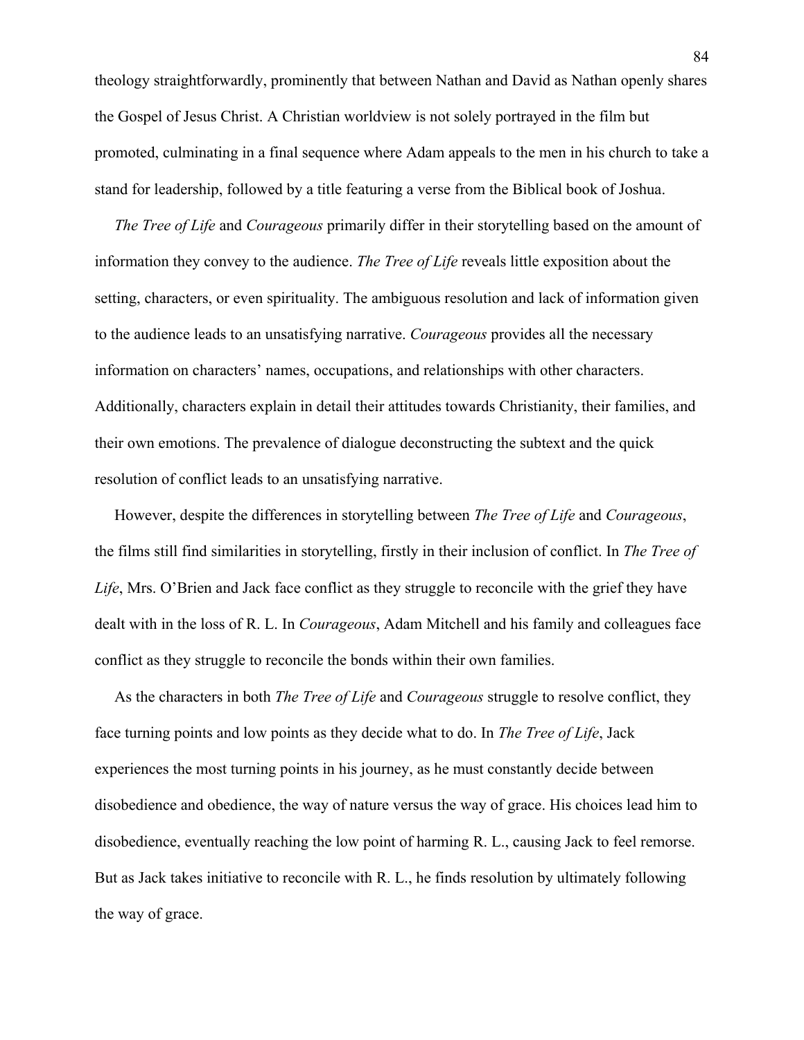theology straightforwardly, prominently that between Nathan and David as Nathan openly shares the Gospel of Jesus Christ. A Christian worldview is not solely portrayed in the film but promoted, culminating in a final sequence where Adam appeals to the men in his church to take a stand for leadership, followed by a title featuring a verse from the Biblical book of Joshua.

*The Tree of Life* and *Courageous* primarily differ in their storytelling based on the amount of information they convey to the audience. *The Tree of Life* reveals little exposition about the setting, characters, or even spirituality. The ambiguous resolution and lack of information given to the audience leads to an unsatisfying narrative. *Courageous* provides all the necessary information on characters' names, occupations, and relationships with other characters. Additionally, characters explain in detail their attitudes towards Christianity, their families, and their own emotions. The prevalence of dialogue deconstructing the subtext and the quick resolution of conflict leads to an unsatisfying narrative.

However, despite the differences in storytelling between *The Tree of Life* and *Courageous*, the films still find similarities in storytelling, firstly in their inclusion of conflict. In *The Tree of Life*, Mrs. O'Brien and Jack face conflict as they struggle to reconcile with the grief they have dealt with in the loss of R. L. In *Courageous*, Adam Mitchell and his family and colleagues face conflict as they struggle to reconcile the bonds within their own families.

As the characters in both *The Tree of Life* and *Courageous* struggle to resolve conflict, they face turning points and low points as they decide what to do. In *The Tree of Life*, Jack experiences the most turning points in his journey, as he must constantly decide between disobedience and obedience, the way of nature versus the way of grace. His choices lead him to disobedience, eventually reaching the low point of harming R. L., causing Jack to feel remorse. But as Jack takes initiative to reconcile with R. L., he finds resolution by ultimately following the way of grace.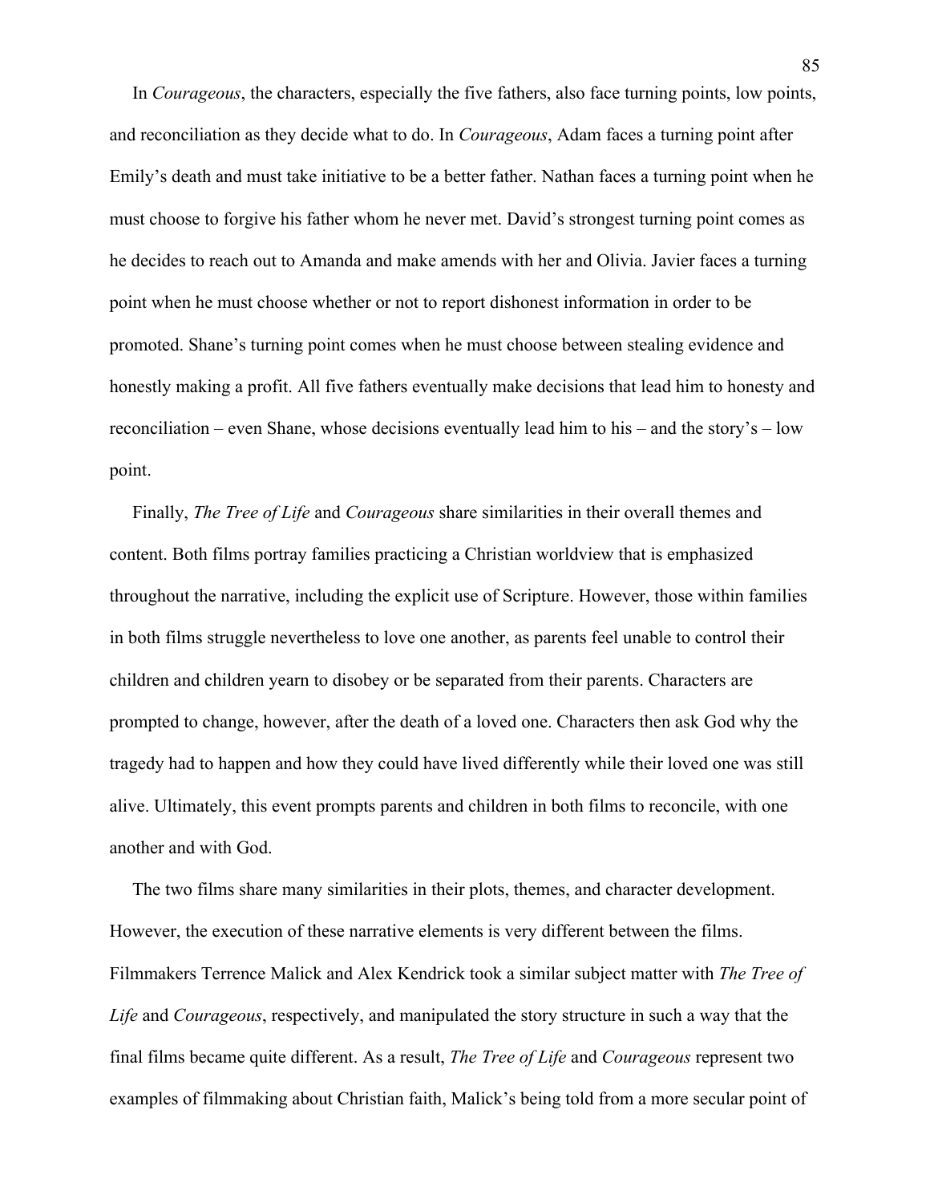In *Courageous*, the characters, especially the five fathers, also face turning points, low points, and reconciliation as they decide what to do. In *Courageous*, Adam faces a turning point after Emily's death and must take initiative to be a better father. Nathan faces a turning point when he must choose to forgive his father whom he never met. David's strongest turning point comes as he decides to reach out to Amanda and make amends with her and Olivia. Javier faces a turning point when he must choose whether or not to report dishonest information in order to be promoted. Shane's turning point comes when he must choose between stealing evidence and honestly making a profit. All five fathers eventually make decisions that lead him to honesty and reconciliation – even Shane, whose decisions eventually lead him to his – and the story's – low point.

Finally, *The Tree of Life* and *Courageous* share similarities in their overall themes and content. Both films portray families practicing a Christian worldview that is emphasized throughout the narrative, including the explicit use of Scripture. However, those within families in both films struggle nevertheless to love one another, as parents feel unable to control their children and children yearn to disobey or be separated from their parents. Characters are prompted to change, however, after the death of a loved one. Characters then ask God why the tragedy had to happen and how they could have lived differently while their loved one was still alive. Ultimately, this event prompts parents and children in both films to reconcile, with one another and with God.

The two films share many similarities in their plots, themes, and character development. However, the execution of these narrative elements is very different between the films. Filmmakers Terrence Malick and Alex Kendrick took a similar subject matter with *The Tree of Life* and *Courageous*, respectively, and manipulated the story structure in such a way that the final films became quite different. As a result, *The Tree of Life* and *Courageous* represent two examples of filmmaking about Christian faith, Malick's being told from a more secular point of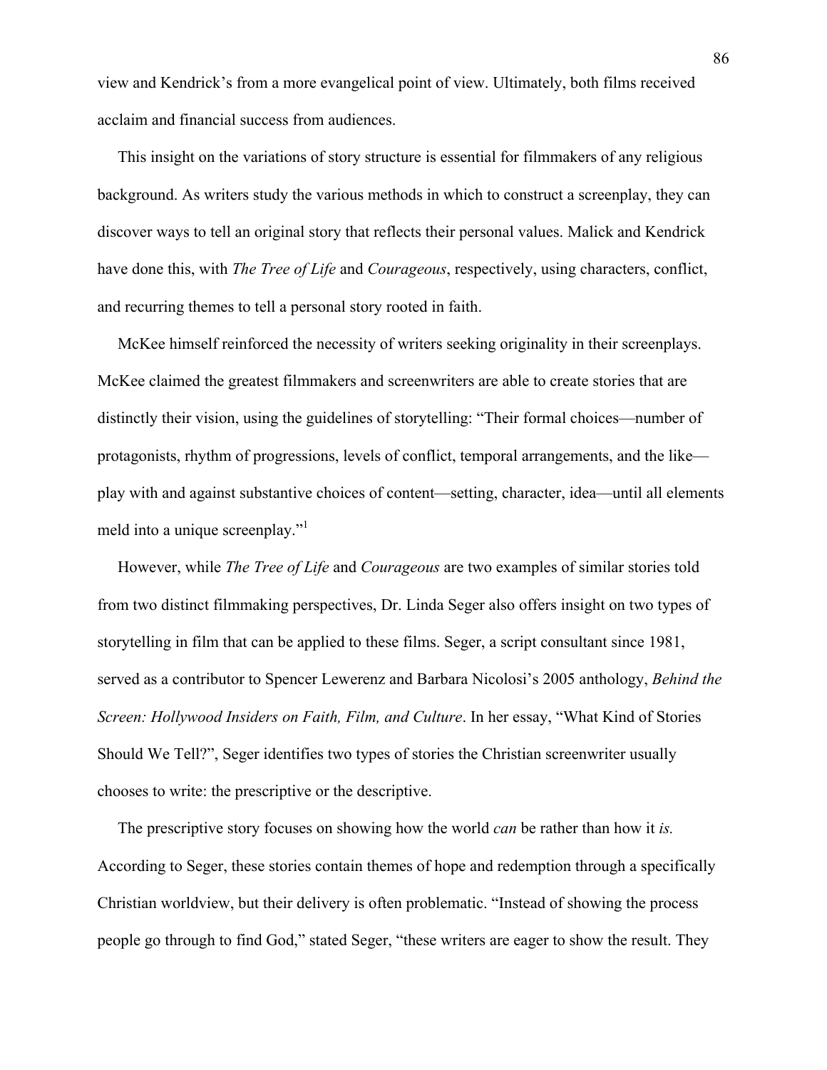view and Kendrick's from a more evangelical point of view. Ultimately, both films received acclaim and financial success from audiences.

This insight on the variations of story structure is essential for filmmakers of any religious background. As writers study the various methods in which to construct a screenplay, they can discover ways to tell an original story that reflects their personal values. Malick and Kendrick have done this, with *The Tree of Life* and *Courageous*, respectively, using characters, conflict, and recurring themes to tell a personal story rooted in faith.

McKee himself reinforced the necessity of writers seeking originality in their screenplays. McKee claimed the greatest filmmakers and screenwriters are able to create stories that are distinctly their vision, using the guidelines of storytelling: "Their formal choices—number of protagonists, rhythm of progressions, levels of conflict, temporal arrangements, and the like—play with and against substantive choices of content—setting, character, idea—until all elements meld into a unique screenplay."[1]

However, while *The Tree of Life* and *Courageous* are two examples of similar stories told from two distinct filmmaking perspectives, Dr. Linda Seger also offers insight on two types of storytelling in film that can be applied to these films. Seger, a script consultant since 1981, served as a contributor to Spencer Lewerenz and Barbara Nicolosi's 2005 anthology, *Behind the Screen: Hollywood Insiders on Faith, Film, and Culture*. In her essay, "What Kind of Stories Should We Tell?", Seger identifies two types of stories the Christian screenwriter usually chooses to write: the prescriptive or the descriptive.

The prescriptive story focuses on showing how the world *can* be rather than how it *is.* According to Seger, these stories contain themes of hope and redemption through a specifically Christian worldview, but their delivery is often problematic. "Instead of showing the process people go through to find God," stated Seger, "these writers are eager to show the result. They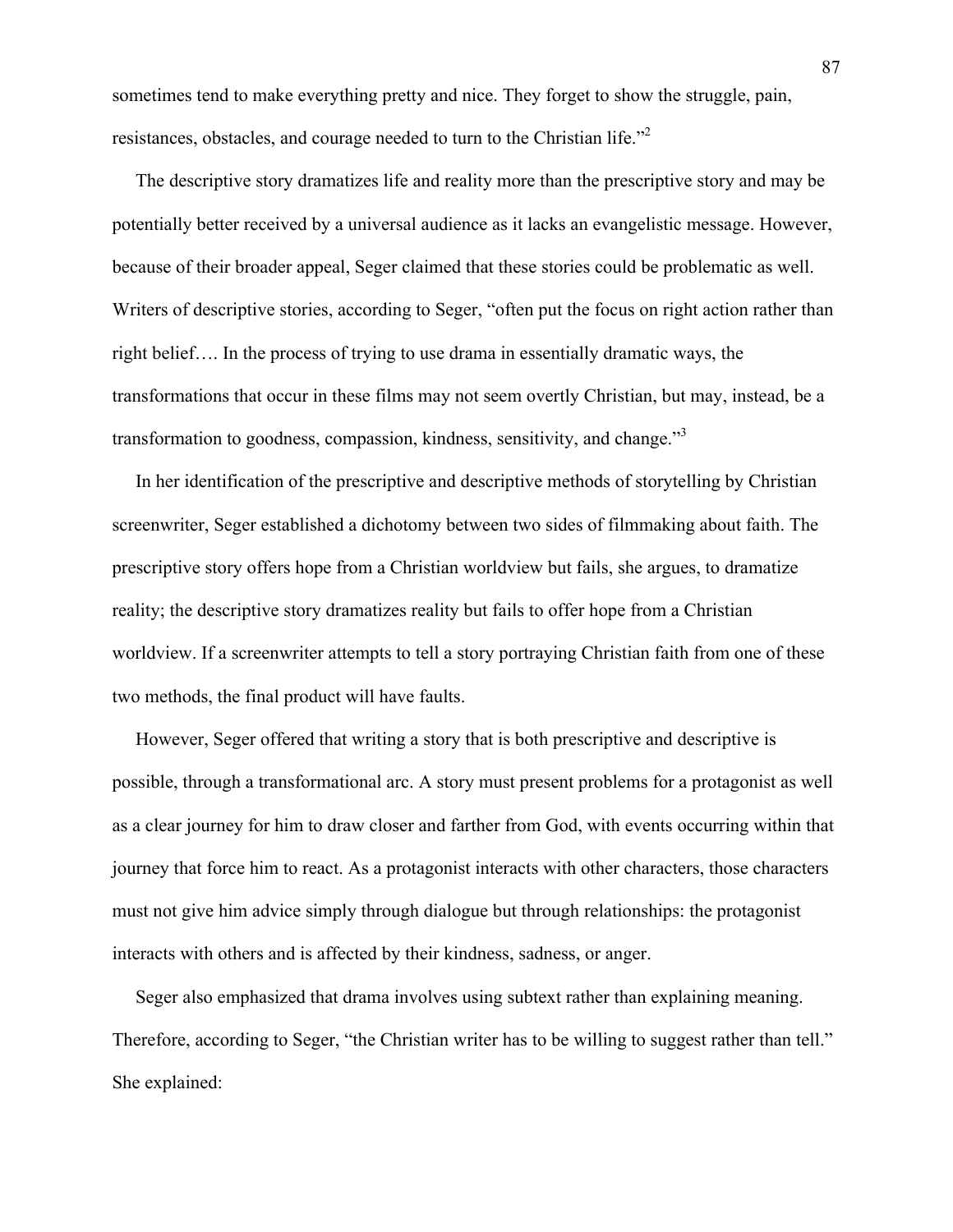sometimes tend to make everything pretty and nice. They forget to show the struggle, pain, resistances, obstacles, and courage needed to turn to the Christian life."[2]

The descriptive story dramatizes life and reality more than the prescriptive story and may be potentially better received by a universal audience as it lacks an evangelistic message. However, because of their broader appeal, Seger claimed that these stories could be problematic as well. Writers of descriptive stories, according to Seger, "often put the focus on right action rather than right belief…. In the process of trying to use drama in essentially dramatic ways, the transformations that occur in these films may not seem overtly Christian, but may, instead, be a transformation to goodness, compassion, kindness, sensitivity, and change."[3]

In her identification of the prescriptive and descriptive methods of storytelling by Christian screenwriter, Seger established a dichotomy between two sides of filmmaking about faith. The prescriptive story offers hope from a Christian worldview but fails, she argues, to dramatize reality; the descriptive story dramatizes reality but fails to offer hope from a Christian worldview. If a screenwriter attempts to tell a story portraying Christian faith from one of these two methods, the final product will have faults.

However, Seger offered that writing a story that is both prescriptive and descriptive is possible, through a transformational arc. A story must present problems for a protagonist as well as a clear journey for him to draw closer and farther from God, with events occurring within that journey that force him to react. As a protagonist interacts with other characters, those characters must not give him advice simply through dialogue but through relationships: the protagonist interacts with others and is affected by their kindness, sadness, or anger.

Seger also emphasized that drama involves using subtext rather than explaining meaning. Therefore, according to Seger, "the Christian writer has to be willing to suggest rather than tell." She explained: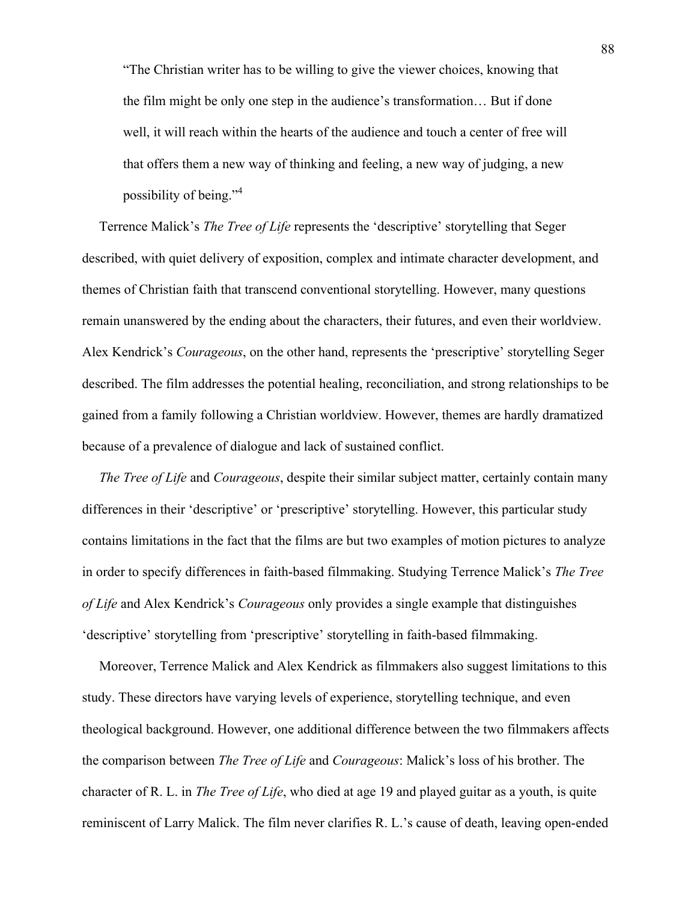> "The Christian writer has to be willing to give the viewer choices, knowing that the film might be only one step in the audience's transformation… But if done well, it will reach within the hearts of the audience and touch a center of free will that offers them a new way of thinking and feeling, a new way of judging, a new possibility of being."[4]

Terrence Malick's *The Tree of Life* represents the 'descriptive' storytelling that Seger described, with quiet delivery of exposition, complex and intimate character development, and themes of Christian faith that transcend conventional storytelling. However, many questions remain unanswered by the ending about the characters, their futures, and even their worldview. Alex Kendrick's *Courageous*, on the other hand, represents the 'prescriptive' storytelling Seger described. The film addresses the potential healing, reconciliation, and strong relationships to be gained from a family following a Christian worldview. However, themes are hardly dramatized because of a prevalence of dialogue and lack of sustained conflict.

*The Tree of Life* and *Courageous*, despite their similar subject matter, certainly contain many differences in their 'descriptive' or 'prescriptive' storytelling. However, this particular study contains limitations in the fact that the films are but two examples of motion pictures to analyze in order to specify differences in faith-based filmmaking. Studying Terrence Malick's *The Tree of Life* and Alex Kendrick's *Courageous* only provides a single example that distinguishes 'descriptive' storytelling from 'prescriptive' storytelling in faith-based filmmaking.

Moreover, Terrence Malick and Alex Kendrick as filmmakers also suggest limitations to this study. These directors have varying levels of experience, storytelling technique, and even theological background. However, one additional difference between the two filmmakers affects the comparison between *The Tree of Life* and *Courageous*: Malick's loss of his brother. The character of R. L. in *The Tree of Life*, who died at age 19 and played guitar as a youth, is quite reminiscent of Larry Malick. The film never clarifies R. L.'s cause of death, leaving open-ended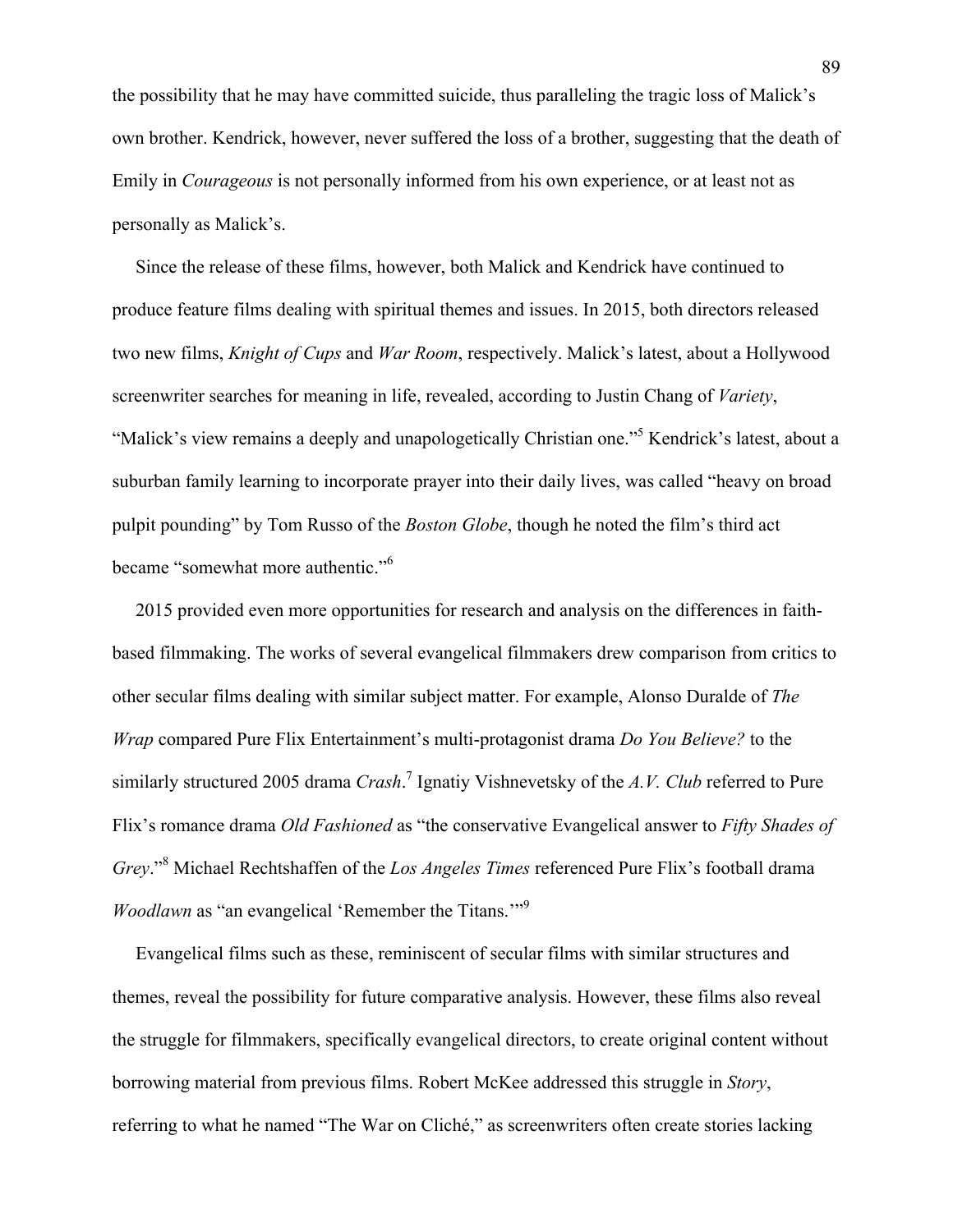the possibility that he may have committed suicide, thus paralleling the tragic loss of Malick's own brother. Kendrick, however, never suffered the loss of a brother, suggesting that the death of Emily in *Courageous* is not personally informed from his own experience, or at least not as personally as Malick's.

Since the release of these films, however, both Malick and Kendrick have continued to produce feature films dealing with spiritual themes and issues. In 2015, both directors released two new films, *Knight of Cups* and *War Room*, respectively. Malick's latest, about a Hollywood screenwriter searches for meaning in life, revealed, according to Justin Chang of *Variety*, "Malick's view remains a deeply and unapologetically Christian one."[5] Kendrick's latest, about a suburban family learning to incorporate prayer into their daily lives, was called "heavy on broad pulpit pounding" by Tom Russo of the *Boston Globe*, though he noted the film's third act became "somewhat more authentic."[6]

2015 provided even more opportunities for research and analysis on the differences in faith-based filmmaking. The works of several evangelical filmmakers drew comparison from critics to other secular films dealing with similar subject matter. For example, Alonso Duralde of *The Wrap* compared Pure Flix Entertainment's multi-protagonist drama *Do You Believe?* to the similarly structured 2005 drama *Crash*.[7] Ignatiy Vishnevetsky of the *A.V. Club* referred to Pure Flix's romance drama *Old Fashioned* as "the conservative Evangelical answer to *Fifty Shades of Grey*."[8] Michael Rechtshaffen of the *Los Angeles Times* referenced Pure Flix's football drama *Woodlawn* as "an evangelical 'Remember the Titans.'"[9]

Evangelical films such as these, reminiscent of secular films with similar structures and themes, reveal the possibility for future comparative analysis. However, these films also reveal the struggle for filmmakers, specifically evangelical directors, to create original content without borrowing material from previous films. Robert McKee addressed this struggle in *Story*, referring to what he named "The War on Cliché," as screenwriters often create stories lacking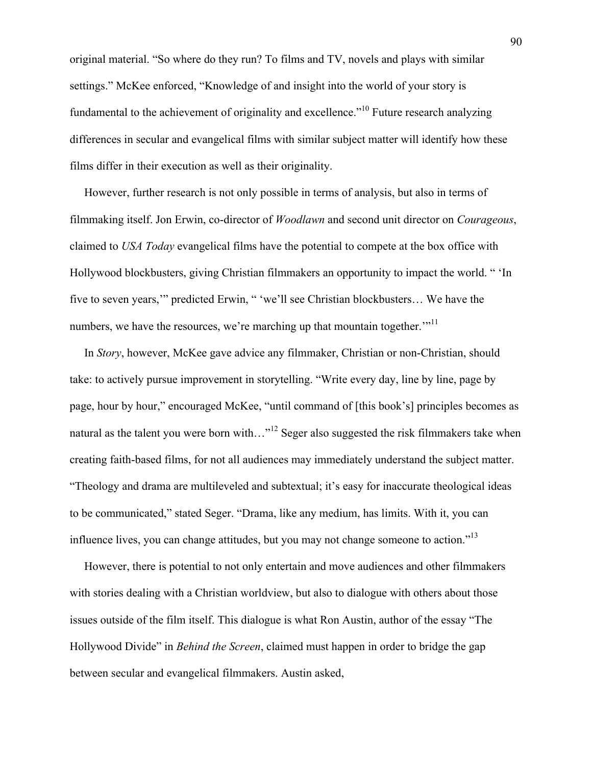original material. "So where do they run? To films and TV, novels and plays with similar settings." McKee enforced, "Knowledge of and insight into the world of your story is fundamental to the achievement of originality and excellence."[10] Future research analyzing differences in secular and evangelical films with similar subject matter will identify how these films differ in their execution as well as their originality.

However, further research is not only possible in terms of analysis, but also in terms of filmmaking itself. Jon Erwin, co-director of *Woodlawn* and second unit director on *Courageous*, claimed to *USA Today* evangelical films have the potential to compete at the box office with Hollywood blockbusters, giving Christian filmmakers an opportunity to impact the world. " 'In five to seven years,'" predicted Erwin, " 'we'll see Christian blockbusters… We have the numbers, we have the resources, we're marching up that mountain together.'"[11]

In *Story*, however, McKee gave advice any filmmaker, Christian or non-Christian, should take: to actively pursue improvement in storytelling. "Write every day, line by line, page by page, hour by hour," encouraged McKee, "until command of [this book's] principles becomes as natural as the talent you were born with…"[12] Seger also suggested the risk filmmakers take when creating faith-based films, for not all audiences may immediately understand the subject matter. "Theology and drama are multileveled and subtextual; it's easy for inaccurate theological ideas to be communicated," stated Seger. "Drama, like any medium, has limits. With it, you can influence lives, you can change attitudes, but you may not change someone to action."[13]

However, there is potential to not only entertain and move audiences and other filmmakers with stories dealing with a Christian worldview, but also to dialogue with others about those issues outside of the film itself. This dialogue is what Ron Austin, author of the essay "The Hollywood Divide" in *Behind the Screen*, claimed must happen in order to bridge the gap between secular and evangelical filmmakers. Austin asked,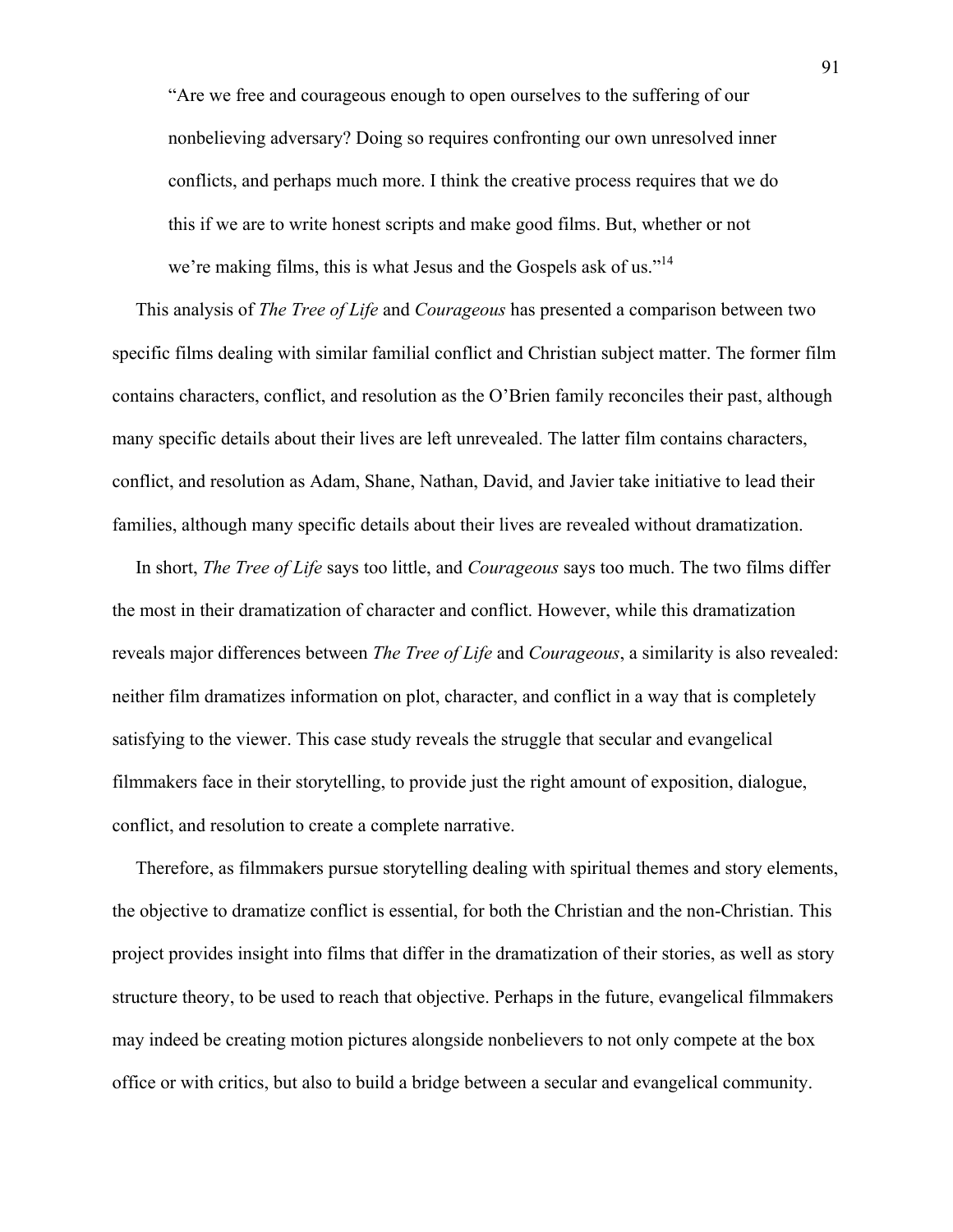> "Are we free and courageous enough to open ourselves to the suffering of our nonbelieving adversary? Doing so requires confronting our own unresolved inner conflicts, and perhaps much more. I think the creative process requires that we do this if we are to write honest scripts and make good films. But, whether or not we're making films, this is what Jesus and the Gospels ask of us."[14]

This analysis of *The Tree of Life* and *Courageous* has presented a comparison between two specific films dealing with similar familial conflict and Christian subject matter. The former film contains characters, conflict, and resolution as the O'Brien family reconciles their past, although many specific details about their lives are left unrevealed. The latter film contains characters, conflict, and resolution as Adam, Shane, Nathan, David, and Javier take initiative to lead their families, although many specific details about their lives are revealed without dramatization.

In short, *The Tree of Life* says too little, and *Courageous* says too much. The two films differ the most in their dramatization of character and conflict. However, while this dramatization reveals major differences between *The Tree of Life* and *Courageous*, a similarity is also revealed: neither film dramatizes information on plot, character, and conflict in a way that is completely satisfying to the viewer. This case study reveals the struggle that secular and evangelical filmmakers face in their storytelling, to provide just the right amount of exposition, dialogue, conflict, and resolution to create a complete narrative.

Therefore, as filmmakers pursue storytelling dealing with spiritual themes and story elements, the objective to dramatize conflict is essential, for both the Christian and the non-Christian. This project provides insight into films that differ in the dramatization of their stories, as well as story structure theory, to be used to reach that objective. Perhaps in the future, evangelical filmmakers may indeed be creating motion pictures alongside nonbelievers to not only compete at the box office or with critics, but also to build a bridge between a secular and evangelical community.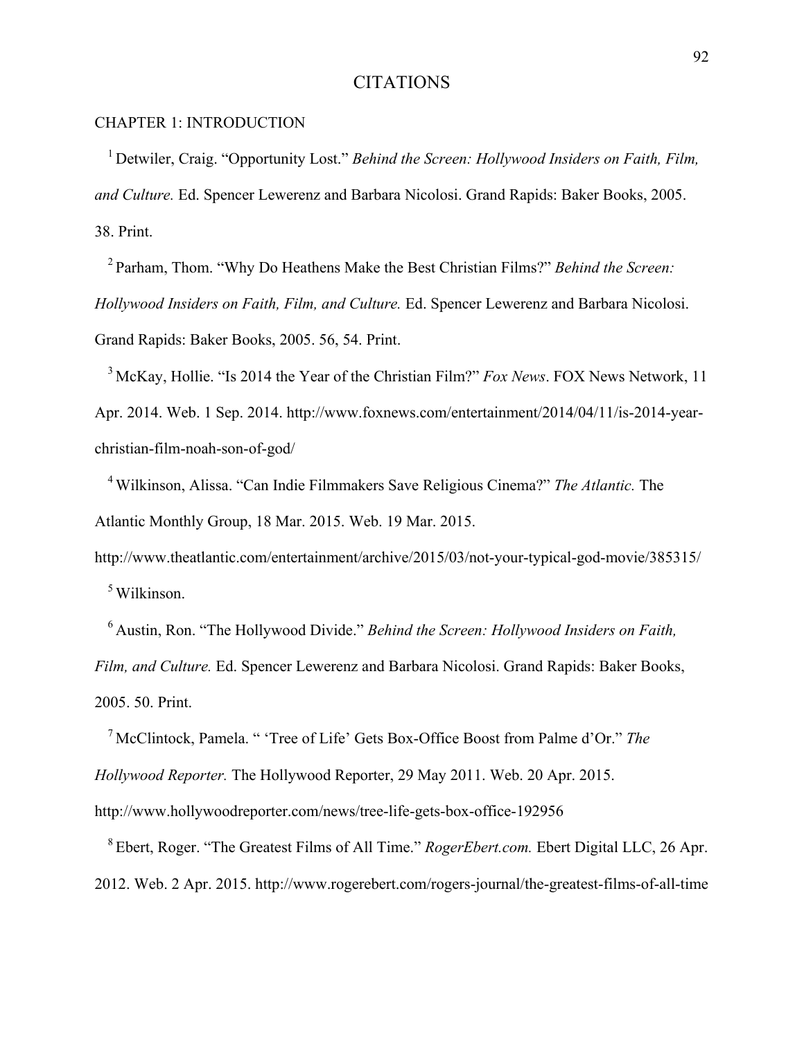# CITATIONS

## CHAPTER 1: INTRODUCTION

[1] Detwiler, Craig. "Opportunity Lost." *Behind the Screen: Hollywood Insiders on Faith, Film, and Culture.* Ed. Spencer Lewerenz and Barbara Nicolosi. Grand Rapids: Baker Books, 2005. 38. Print.

[2] Parham, Thom. "Why Do Heathens Make the Best Christian Films?" *Behind the Screen: Hollywood Insiders on Faith, Film, and Culture.* Ed. Spencer Lewerenz and Barbara Nicolosi. Grand Rapids: Baker Books, 2005. 56, 54. Print.

[3] McKay, Hollie. "Is 2014 the Year of the Christian Film?" *Fox News*. FOX News Network, 11 Apr. 2014. Web. 1 Sep. 2014. http://www.foxnews.com/entertainment/2014/04/11/is-2014-year-christian-film-noah-son-of-god/

[4] Wilkinson, Alissa. "Can Indie Filmmakers Save Religious Cinema?" *The Atlantic.* The Atlantic Monthly Group, 18 Mar. 2015. Web. 19 Mar. 2015. http://www.theatlantic.com/entertainment/archive/2015/03/not-your-typical-god-movie/385315/

[5] Wilkinson.

[6] Austin, Ron. "The Hollywood Divide." *Behind the Screen: Hollywood Insiders on Faith, Film, and Culture.* Ed. Spencer Lewerenz and Barbara Nicolosi. Grand Rapids: Baker Books, 2005. 50. Print.

[7] McClintock, Pamela. " 'Tree of Life' Gets Box-Office Boost from Palme d'Or." *The Hollywood Reporter.* The Hollywood Reporter, 29 May 2011. Web. 20 Apr. 2015. http://www.hollywoodreporter.com/news/tree-life-gets-box-office-192956

[8] Ebert, Roger. "The Greatest Films of All Time." *RogerEbert.com.* Ebert Digital LLC, 26 Apr. 2012. Web. 2 Apr. 2015. http://www.rogerebert.com/rogers-journal/the-greatest-films-of-all-time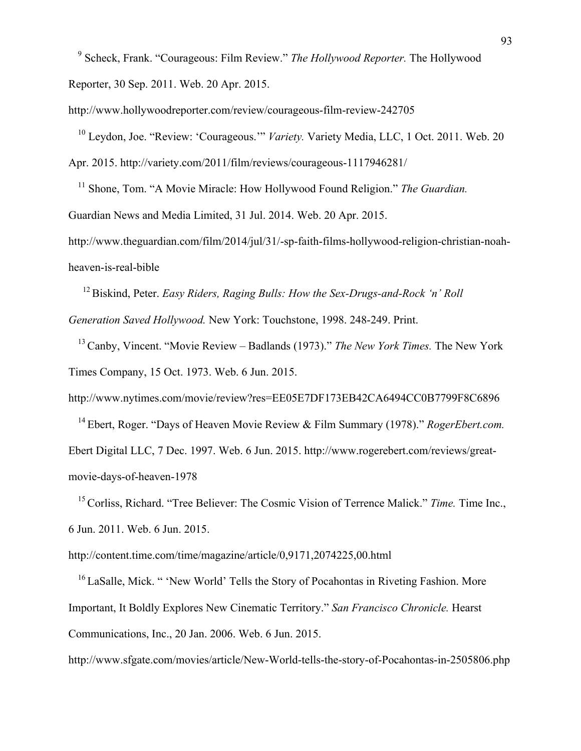[9] Scheck, Frank. "Courageous: Film Review." *The Hollywood Reporter.* The Hollywood Reporter, 30 Sep. 2011. Web. 20 Apr. 2015. http://www.hollywoodreporter.com/review/courageous-film-review-242705

[10] Leydon, Joe. "Review: 'Courageous.'" *Variety.* Variety Media, LLC, 1 Oct. 2011. Web. 20 Apr. 2015. http://variety.com/2011/film/reviews/courageous-1117946281/

[11] Shone, Tom. "A Movie Miracle: How Hollywood Found Religion." *The Guardian.* Guardian News and Media Limited, 31 Jul. 2014. Web. 20 Apr. 2015. http://www.theguardian.com/film/2014/jul/31/-sp-faith-films-hollywood-religion-christian-noah-heaven-is-real-bible

[12] Biskind, Peter. *Easy Riders, Raging Bulls: How the Sex-Drugs-and-Rock 'n' Roll Generation Saved Hollywood.* New York: Touchstone, 1998. 248-249. Print.

[13] Canby, Vincent. "Movie Review – Badlands (1973)." *The New York Times.* The New York Times Company, 15 Oct. 1973. Web. 6 Jun. 2015. http://www.nytimes.com/movie/review?res=EE05E7DF173EB42CA6494CC0B7799F8C6896

[14] Ebert, Roger. "Days of Heaven Movie Review & Film Summary (1978)." *RogerEbert.com.* Ebert Digital LLC, 7 Dec. 1997. Web. 6 Jun. 2015. http://www.rogerebert.com/reviews/great-movie-days-of-heaven-1978

[15] Corliss, Richard. "Tree Believer: The Cosmic Vision of Terrence Malick." *Time.* Time Inc., 6 Jun. 2011. Web. 6 Jun. 2015. http://content.time.com/time/magazine/article/0,9171,2074225,00.html

[16] LaSalle, Mick. " 'New World' Tells the Story of Pocahontas in Riveting Fashion. More Important, It Boldly Explores New Cinematic Territory." *San Francisco Chronicle.* Hearst Communications, Inc., 20 Jan. 2006. Web. 6 Jun. 2015. http://www.sfgate.com/movies/article/New-World-tells-the-story-of-Pocahontas-in-2505806.php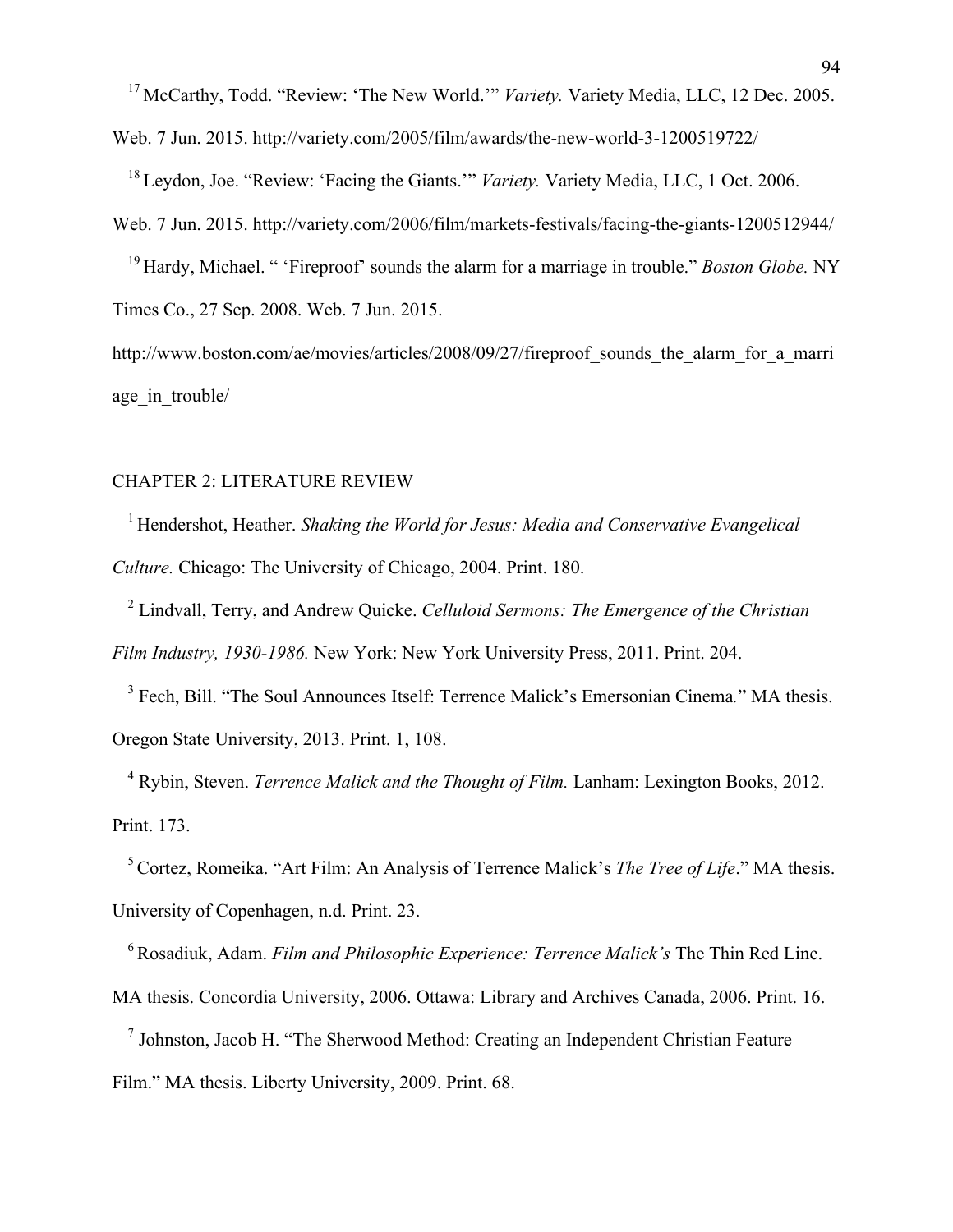[17] McCarthy, Todd. "Review: 'The New World.'" *Variety.* Variety Media, LLC, 12 Dec. 2005. Web. 7 Jun. 2015. http://variety.com/2005/film/awards/the-new-world-3-1200519722/

[18] Leydon, Joe. "Review: 'Facing the Giants.'" *Variety.* Variety Media, LLC, 1 Oct. 2006. Web. 7 Jun. 2015. http://variety.com/2006/film/markets-festivals/facing-the-giants-1200512944/

[19] Hardy, Michael. " 'Fireproof' sounds the alarm for a marriage in trouble." *Boston Globe.* NY Times Co., 27 Sep. 2008. Web. 7 Jun. 2015. http://www.boston.com/ae/movies/articles/2008/09/27/fireproof_sounds_the_alarm_for_a_marriage_in_trouble/

## CHAPTER 2: LITERATURE REVIEW

[1] Hendershot, Heather. *Shaking the World for Jesus: Media and Conservative Evangelical Culture.* Chicago: The University of Chicago, 2004. Print. 180.

[2] Lindvall, Terry, and Andrew Quicke. *Celluloid Sermons: The Emergence of the Christian Film Industry, 1930-1986.* New York: New York University Press, 2011. Print. 204.

[3] Fech, Bill. "The Soul Announces Itself: Terrence Malick's Emersonian Cinema." MA thesis. Oregon State University, 2013. Print. 1, 108.

[4] Rybin, Steven. *Terrence Malick and the Thought of Film.* Lanham: Lexington Books, 2012. Print. 173.

[5] Cortez, Romeika. "Art Film: An Analysis of Terrence Malick's *The Tree of Life*." MA thesis. University of Copenhagen, n.d. Print. 23.

[6] Rosadiuk, Adam. *Film and Philosophic Experience: Terrence Malick's* The Thin Red Line. MA thesis. Concordia University, 2006. Ottawa: Library and Archives Canada, 2006. Print. 16.

[7] Johnston, Jacob H. "The Sherwood Method: Creating an Independent Christian Feature Film." MA thesis. Liberty University, 2009. Print. 68.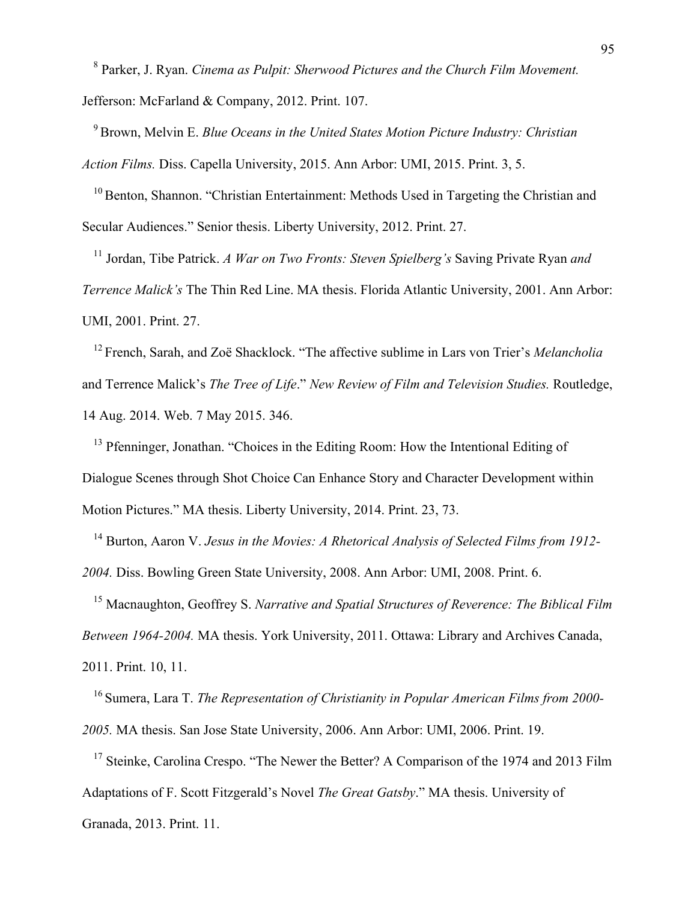[8] Parker, J. Ryan. *Cinema as Pulpit: Sherwood Pictures and the Church Film Movement.* Jefferson: McFarland & Company, 2012. Print. 107.

[9] Brown, Melvin E. *Blue Oceans in the United States Motion Picture Industry: Christian Action Films.* Diss. Capella University, 2015. Ann Arbor: UMI, 2015. Print. 3, 5.

[10] Benton, Shannon. "Christian Entertainment: Methods Used in Targeting the Christian and Secular Audiences." Senior thesis. Liberty University, 2012. Print. 27.

[11] Jordan, Tibe Patrick. *A War on Two Fronts: Steven Spielberg's* Saving Private Ryan *and Terrence Malick's* The Thin Red Line. MA thesis. Florida Atlantic University, 2001. Ann Arbor: UMI, 2001. Print. 27.

[12] French, Sarah, and Zoë Shacklock. "The affective sublime in Lars von Trier's *Melancholia* and Terrence Malick's *The Tree of Life*." *New Review of Film and Television Studies.* Routledge, 14 Aug. 2014. Web. 7 May 2015. 346.

[13] Pfenninger, Jonathan. "Choices in the Editing Room: How the Intentional Editing of Dialogue Scenes through Shot Choice Can Enhance Story and Character Development within Motion Pictures." MA thesis. Liberty University, 2014. Print. 23, 73.

[14] Burton, Aaron V. *Jesus in the Movies: A Rhetorical Analysis of Selected Films from 1912-2004.* Diss. Bowling Green State University, 2008. Ann Arbor: UMI, 2008. Print. 6.

[15] Macnaughton, Geoffrey S. *Narrative and Spatial Structures of Reverence: The Biblical Film Between 1964-2004.* MA thesis. York University, 2011. Ottawa: Library and Archives Canada, 2011. Print. 10, 11.

[16] Sumera, Lara T. *The Representation of Christianity in Popular American Films from 2000-2005.* MA thesis. San Jose State University, 2006. Ann Arbor: UMI, 2006. Print. 19.

[17] Steinke, Carolina Crespo. "The Newer the Better? A Comparison of the 1974 and 2013 Film Adaptations of F. Scott Fitzgerald's Novel *The Great Gatsby*." MA thesis. University of Granada, 2013. Print. 11.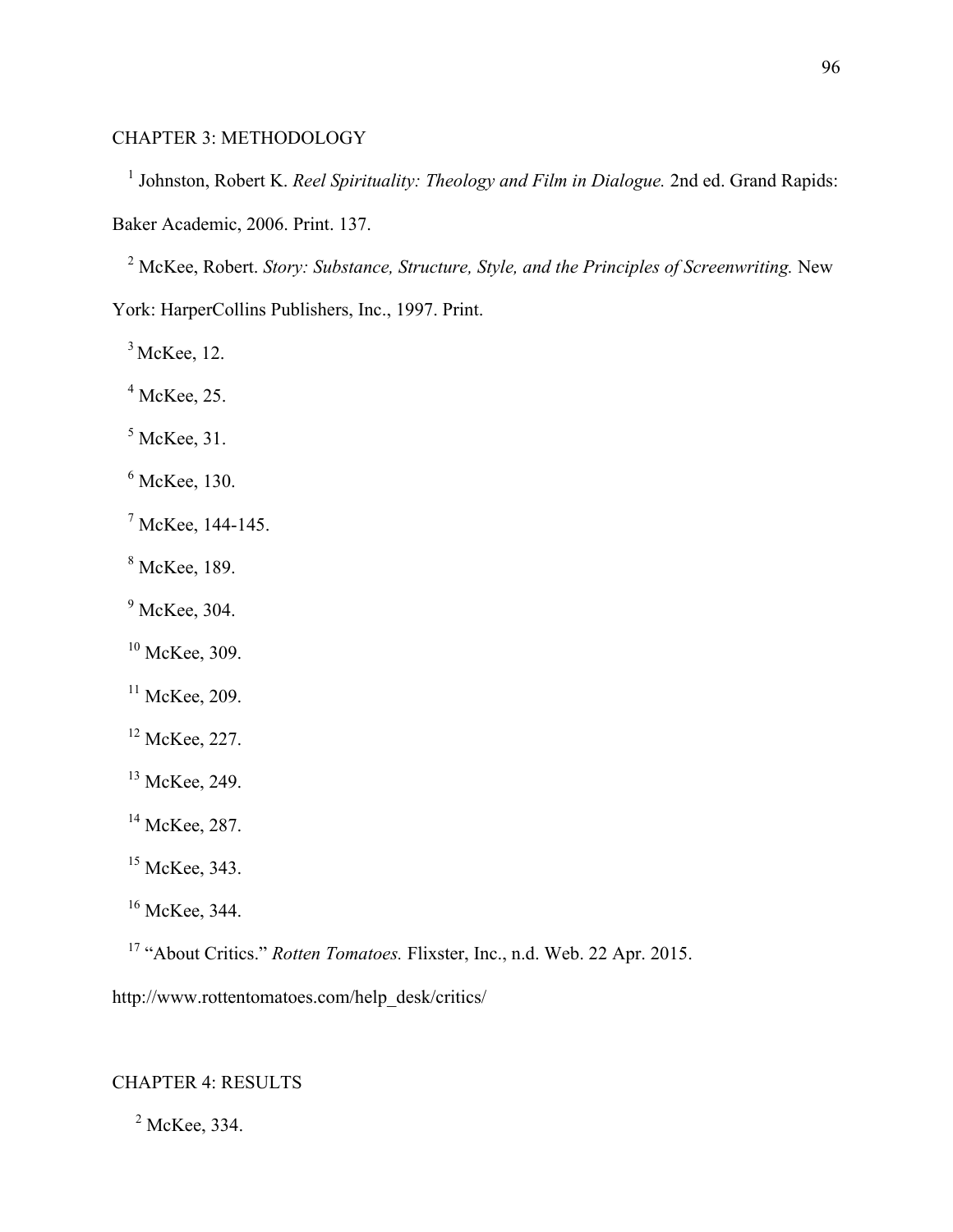CHAPTER 3: METHODOLOGY

[1] Johnston, Robert K. *Reel Spirituality: Theology and Film in Dialogue.* 2nd ed. Grand Rapids: Baker Academic, 2006. Print. 137.

[2] McKee, Robert. *Story: Substance, Structure, Style, and the Principles of Screenwriting.* New York: HarperCollins Publishers, Inc., 1997. Print.

[3] McKee, 12.

[4] McKee, 25.

[5] McKee, 31.

[6] McKee, 130.

[7] McKee, 144-145.

[8] McKee, 189.

[9] McKee, 304.

[10] McKee, 309.

[11] McKee, 209.

[12] McKee, 227.

[13] McKee, 249.

[14] McKee, 287.

[15] McKee, 343.

[16] McKee, 344.

[17] "About Critics." *Rotten Tomatoes.* Flixster, Inc., n.d. Web. 22 Apr. 2015. http://www.rottentomatoes.com/help_desk/critics/

CHAPTER 4: RESULTS

[2] McKee, 334.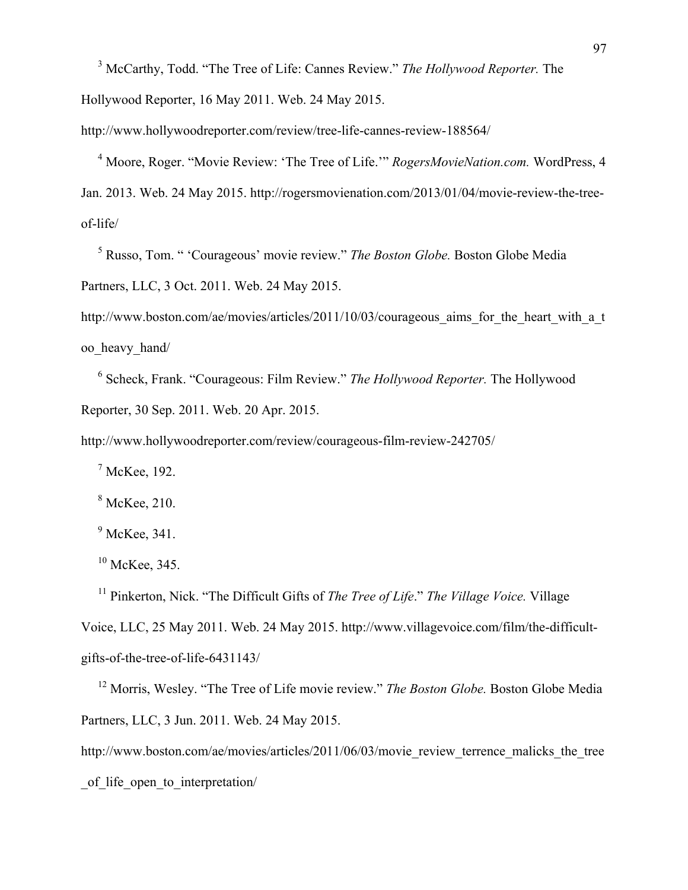[3] McCarthy, Todd. "The Tree of Life: Cannes Review." *The Hollywood Reporter.* The Hollywood Reporter, 16 May 2011. Web. 24 May 2015. http://www.hollywoodreporter.com/review/tree-life-cannes-review-188564/

[4] Moore, Roger. "Movie Review: 'The Tree of Life.'" *RogersMovieNation.com.* WordPress, 4 Jan. 2013. Web. 24 May 2015. http://rogersmovienation.com/2013/01/04/movie-review-the-tree-of-life/

[5] Russo, Tom. " 'Courageous' movie review." *The Boston Globe.* Boston Globe Media Partners, LLC, 3 Oct. 2011. Web. 24 May 2015. http://www.boston.com/ae/movies/articles/2011/10/03/courageous_aims_for_the_heart_with_a_too_heavy_hand/

[6] Scheck, Frank. "Courageous: Film Review." *The Hollywood Reporter.* The Hollywood Reporter, 30 Sep. 2011. Web. 20 Apr. 2015. http://www.hollywoodreporter.com/review/courageous-film-review-242705/

[7] McKee, 192.

[8] McKee, 210.

[9] McKee, 341.

[10] McKee, 345.

[11] Pinkerton, Nick. "The Difficult Gifts of *The Tree of Life*." *The Village Voice.* Village Voice, LLC, 25 May 2011. Web. 24 May 2015. http://www.villagevoice.com/film/the-difficult-gifts-of-the-tree-of-life-6431143/

[12] Morris, Wesley. "The Tree of Life movie review." *The Boston Globe.* Boston Globe Media Partners, LLC, 3 Jun. 2011. Web. 24 May 2015. http://www.boston.com/ae/movies/articles/2011/06/03/movie_review_terrence_malicks_the_tree_of_life_open_to_interpretation/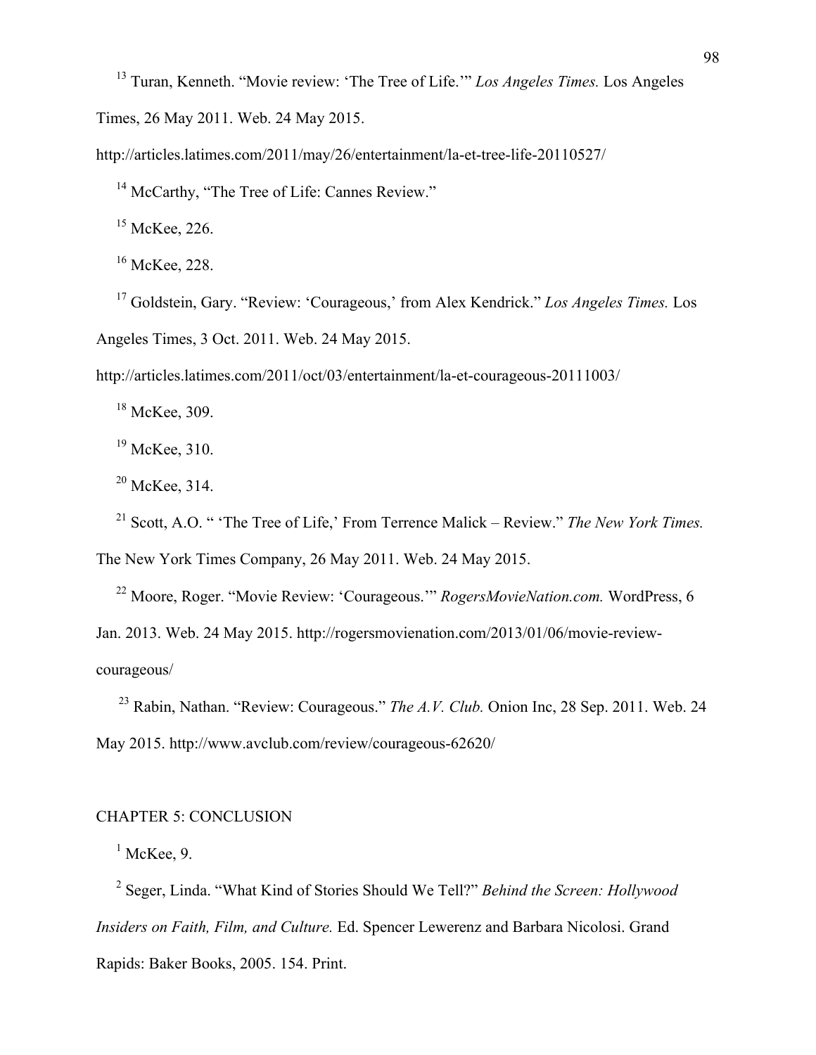[13] Turan, Kenneth. "Movie review: 'The Tree of Life.'" *Los Angeles Times.* Los Angeles Times, 26 May 2011. Web. 24 May 2015. http://articles.latimes.com/2011/may/26/entertainment/la-et-tree-life-20110527/

[14] McCarthy, "The Tree of Life: Cannes Review."

[15] McKee, 226.

[16] McKee, 228.

[17] Goldstein, Gary. "Review: 'Courageous,' from Alex Kendrick." *Los Angeles Times.* Los Angeles Times, 3 Oct. 2011. Web. 24 May 2015. http://articles.latimes.com/2011/oct/03/entertainment/la-et-courageous-20111003/

[18] McKee, 309.

[19] McKee, 310.

[20] McKee, 314.

[21] Scott, A.O. " 'The Tree of Life,' From Terrence Malick – Review." *The New York Times.* The New York Times Company, 26 May 2011. Web. 24 May 2015.

[22] Moore, Roger. "Movie Review: 'Courageous.'" *RogersMovieNation.com.* WordPress, 6 Jan. 2013. Web. 24 May 2015. http://rogersmovienation.com/2013/01/06/movie-review-courageous/

[23] Rabin, Nathan. "Review: Courageous." *The A.V. Club.* Onion Inc, 28 Sep. 2011. Web. 24 May 2015. http://www.avclub.com/review/courageous-62620/

## CHAPTER 5: CONCLUSION

[1] McKee, 9.

[2] Seger, Linda. "What Kind of Stories Should We Tell?" *Behind the Screen: Hollywood Insiders on Faith, Film, and Culture.* Ed. Spencer Lewerenz and Barbara Nicolosi. Grand Rapids: Baker Books, 2005. 154. Print.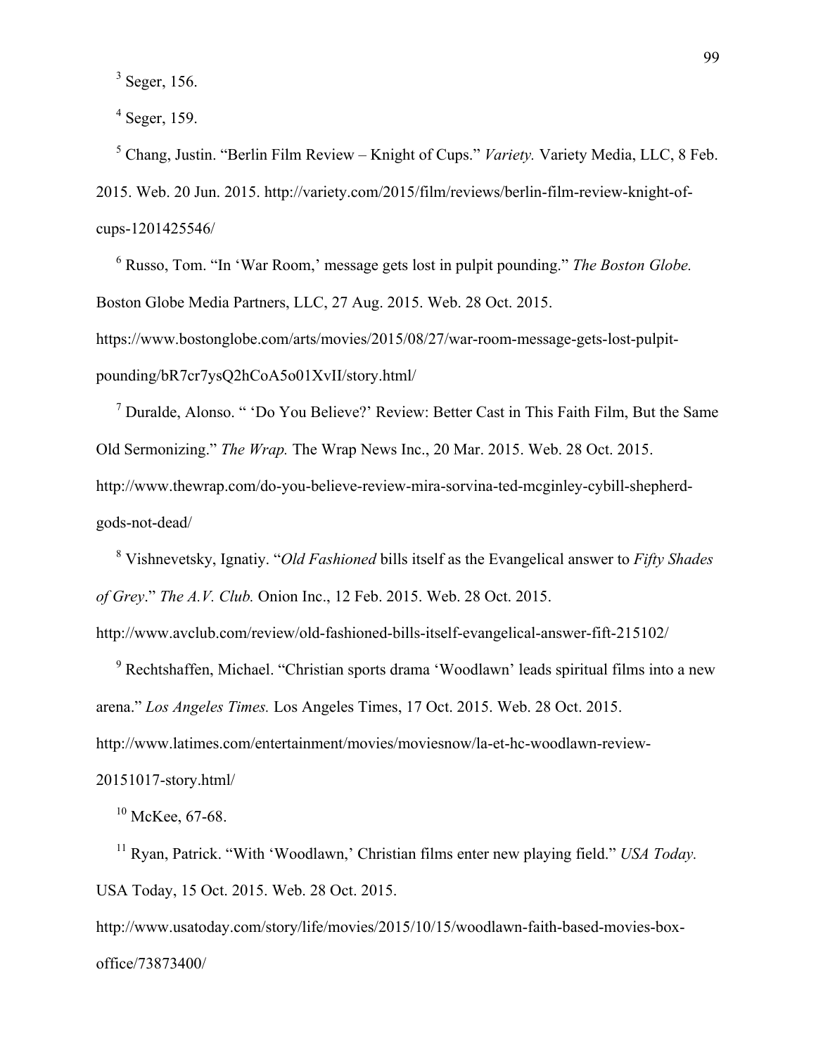[3] Seger, 156.

[4] Seger, 159.

[5] Chang, Justin. "Berlin Film Review – Knight of Cups." *Variety.* Variety Media, LLC, 8 Feb. 2015. Web. 20 Jun. 2015. http://variety.com/2015/film/reviews/berlin-film-review-knight-of-cups-1201425546/

[6] Russo, Tom. "In 'War Room,' message gets lost in pulpit pounding." *The Boston Globe.* Boston Globe Media Partners, LLC, 27 Aug. 2015. Web. 28 Oct. 2015. https://www.bostonglobe.com/arts/movies/2015/08/27/war-room-message-gets-lost-pulpit-pounding/bR7cr7ysQ2hCoA5o01XvII/story.html/

[7] Duralde, Alonso. " 'Do You Believe?' Review: Better Cast in This Faith Film, But the Same Old Sermonizing." *The Wrap.* The Wrap News Inc., 20 Mar. 2015. Web. 28 Oct. 2015. http://www.thewrap.com/do-you-believe-review-mira-sorvina-ted-mcginley-cybill-shepherd-gods-not-dead/

[8] Vishnevetsky, Ignatiy. "*Old Fashioned* bills itself as the Evangelical answer to *Fifty Shades of Grey*." *The A.V. Club.* Onion Inc., 12 Feb. 2015. Web. 28 Oct. 2015. http://www.avclub.com/review/old-fashioned-bills-itself-evangelical-answer-fift-215102/

[9] Rechtshaffen, Michael. "Christian sports drama 'Woodlawn' leads spiritual films into a new arena." *Los Angeles Times.* Los Angeles Times, 17 Oct. 2015. Web. 28 Oct. 2015. http://www.latimes.com/entertainment/movies/moviesnow/la-et-hc-woodlawn-review-20151017-story.html/

[10] McKee, 67-68.

[11] Ryan, Patrick. "With 'Woodlawn,' Christian films enter new playing field." *USA Today.* USA Today, 15 Oct. 2015. Web. 28 Oct. 2015. http://www.usatoday.com/story/life/movies/2015/10/15/woodlawn-faith-based-movies-box-office/73873400/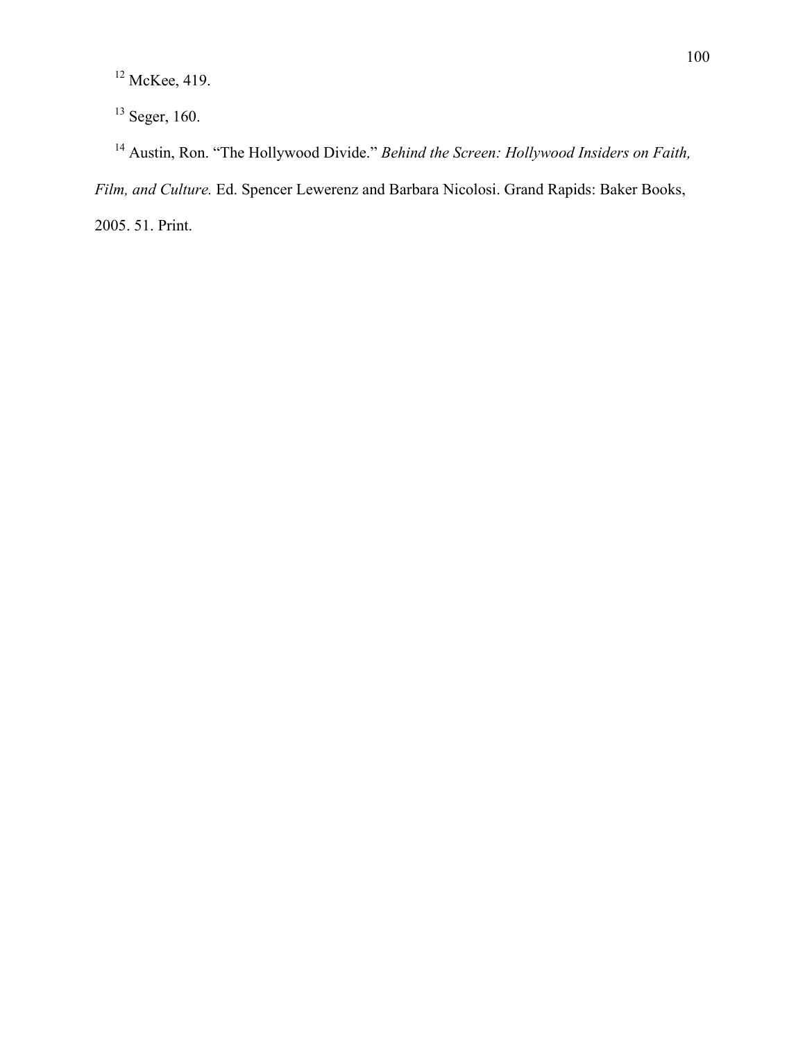[12] McKee, 419.

[13] Seger, 160.

[14] Austin, Ron. "The Hollywood Divide." *Behind the Screen: Hollywood Insiders on Faith, Film, and Culture.* Ed. Spencer Lewerenz and Barbara Nicolosi. Grand Rapids: Baker Books, 2005. 51. Print.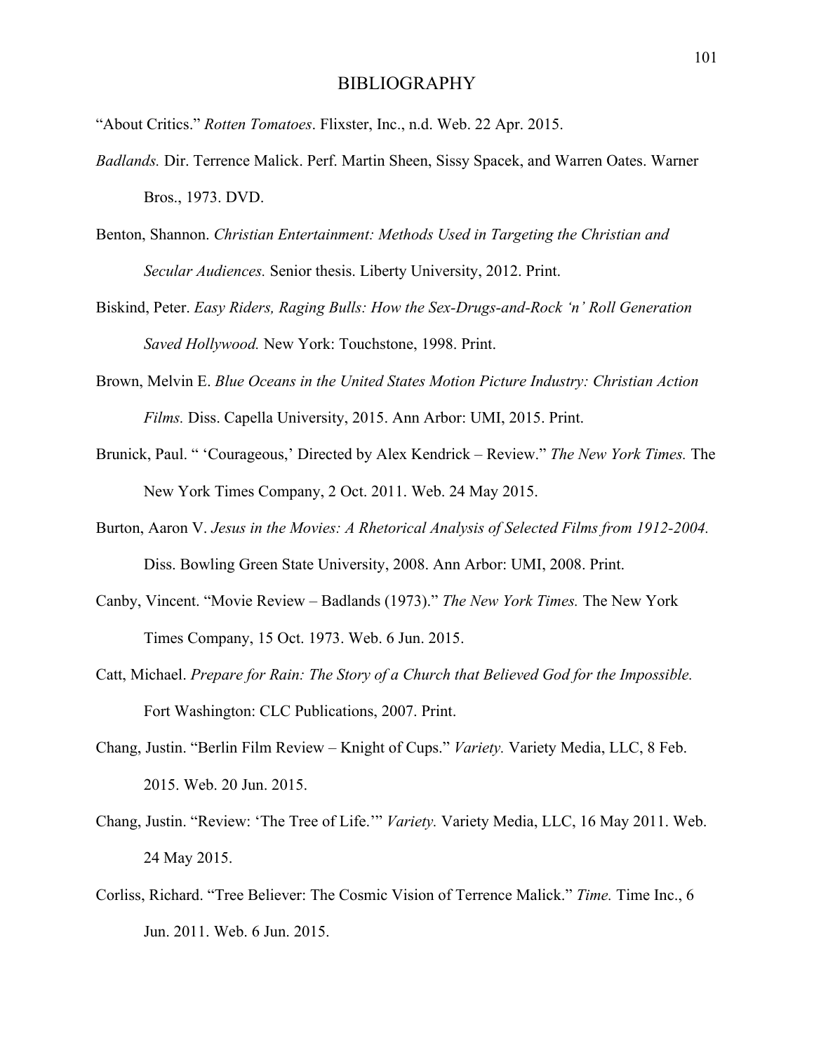# BIBLIOGRAPHY

"About Critics." *Rotten Tomatoes*. Flixster, Inc., n.d. Web. 22 Apr. 2015.

*Badlands.* Dir. Terrence Malick. Perf. Martin Sheen, Sissy Spacek, and Warren Oates. Warner Bros., 1973. DVD.

Benton, Shannon. *Christian Entertainment: Methods Used in Targeting the Christian and Secular Audiences.* Senior thesis. Liberty University, 2012. Print.

Biskind, Peter. *Easy Riders, Raging Bulls: How the Sex-Drugs-and-Rock 'n' Roll Generation Saved Hollywood.* New York: Touchstone, 1998. Print.

Brown, Melvin E. *Blue Oceans in the United States Motion Picture Industry: Christian Action Films.* Diss. Capella University, 2015. Ann Arbor: UMI, 2015. Print.

Brunick, Paul. " 'Courageous,' Directed by Alex Kendrick – Review." *The New York Times.* The New York Times Company, 2 Oct. 2011. Web. 24 May 2015.

Burton, Aaron V. *Jesus in the Movies: A Rhetorical Analysis of Selected Films from 1912-2004.* Diss. Bowling Green State University, 2008. Ann Arbor: UMI, 2008. Print.

Canby, Vincent. "Movie Review – Badlands (1973)." *The New York Times.* The New York Times Company, 15 Oct. 1973. Web. 6 Jun. 2015.

Catt, Michael. *Prepare for Rain: The Story of a Church that Believed God for the Impossible.* Fort Washington: CLC Publications, 2007. Print.

Chang, Justin. "Berlin Film Review – Knight of Cups." *Variety.* Variety Media, LLC, 8 Feb. 2015. Web. 20 Jun. 2015.

Chang, Justin. "Review: 'The Tree of Life.'" *Variety.* Variety Media, LLC, 16 May 2011. Web. 24 May 2015.

Corliss, Richard. "Tree Believer: The Cosmic Vision of Terrence Malick." *Time.* Time Inc., 6 Jun. 2011. Web. 6 Jun. 2015.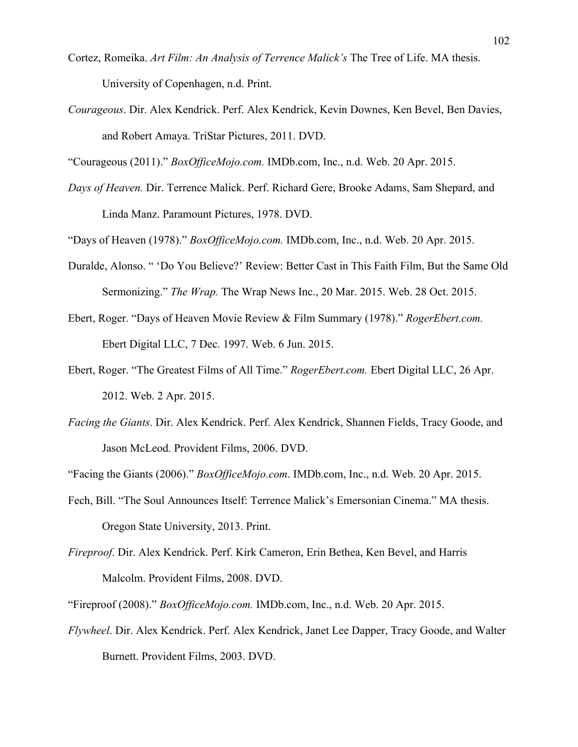Cortez, Romeika. *Art Film: An Analysis of Terrence Malick's* The Tree of Life. MA thesis. University of Copenhagen, n.d. Print.

*Courageous*. Dir. Alex Kendrick. Perf. Alex Kendrick, Kevin Downes, Ken Bevel, Ben Davies, and Robert Amaya. TriStar Pictures, 2011. DVD.

"Courageous (2011)." *BoxOfficeMojo.com.* IMDb.com, Inc., n.d. Web. 20 Apr. 2015.

*Days of Heaven.* Dir. Terrence Malick. Perf. Richard Gere, Brooke Adams, Sam Shepard, and Linda Manz. Paramount Pictures, 1978. DVD.

"Days of Heaven (1978)." *BoxOfficeMojo.com.* IMDb.com, Inc., n.d. Web. 20 Apr. 2015.

Duralde, Alonso. " 'Do You Believe?' Review: Better Cast in This Faith Film, But the Same Old Sermonizing." *The Wrap.* The Wrap News Inc., 20 Mar. 2015. Web. 28 Oct. 2015.

Ebert, Roger. "Days of Heaven Movie Review & Film Summary (1978)." *RogerEbert.com.* Ebert Digital LLC, 7 Dec. 1997. Web. 6 Jun. 2015.

Ebert, Roger. "The Greatest Films of All Time." *RogerEbert.com.* Ebert Digital LLC, 26 Apr. 2012. Web. 2 Apr. 2015.

*Facing the Giants*. Dir. Alex Kendrick. Perf. Alex Kendrick, Shannen Fields, Tracy Goode, and Jason McLeod. Provident Films, 2006. DVD.

"Facing the Giants (2006)." *BoxOfficeMojo.com*. IMDb.com, Inc., n.d. Web. 20 Apr. 2015.

Fech, Bill. "The Soul Announces Itself: Terrence Malick's Emersonian Cinema." MA thesis. Oregon State University, 2013. Print.

*Fireproof*. Dir. Alex Kendrick. Perf. Kirk Cameron, Erin Bethea, Ken Bevel, and Harris Malcolm. Provident Films, 2008. DVD.

"Fireproof (2008)." *BoxOfficeMojo.com.* IMDb.com, Inc., n.d. Web. 20 Apr. 2015.

*Flywheel*. Dir. Alex Kendrick. Perf. Alex Kendrick, Janet Lee Dapper, Tracy Goode, and Walter Burnett. Provident Films, 2003. DVD.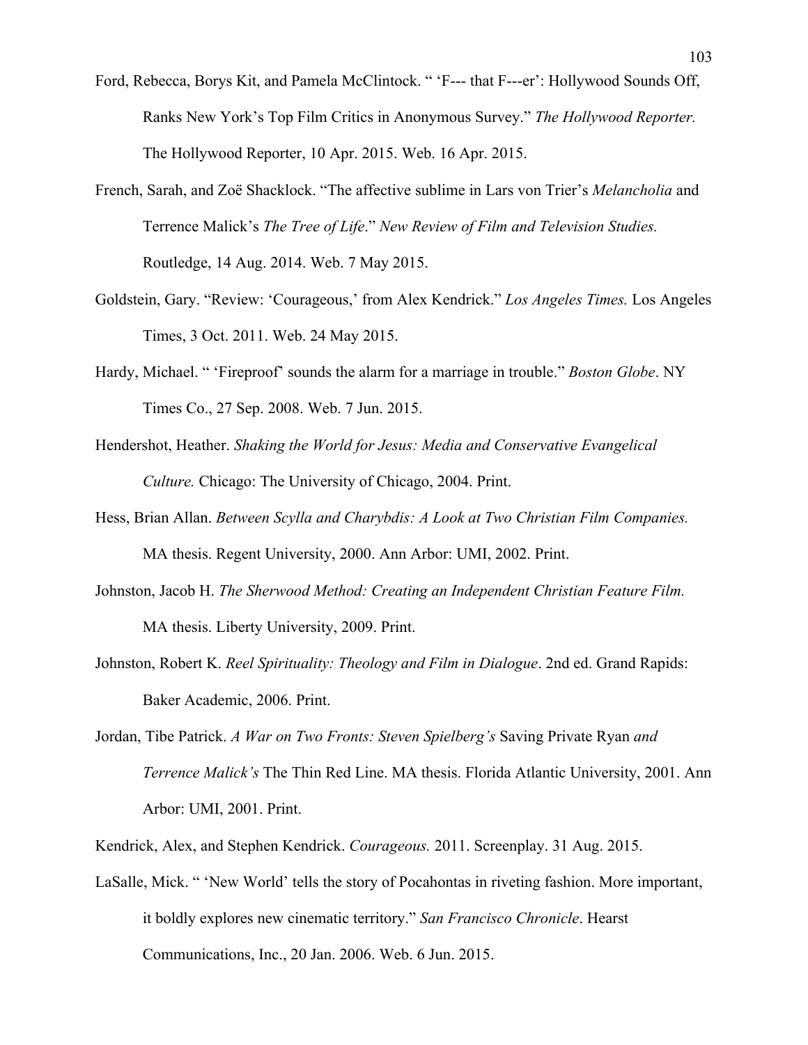Ford, Rebecca, Borys Kit, and Pamela McClintock. " 'F--- that F---er': Hollywood Sounds Off, Ranks New York's Top Film Critics in Anonymous Survey." *The Hollywood Reporter.* The Hollywood Reporter, 10 Apr. 2015. Web. 16 Apr. 2015.

French, Sarah, and Zoë Shacklock. "The affective sublime in Lars von Trier's *Melancholia* and Terrence Malick's *The Tree of Life*." *New Review of Film and Television Studies.* Routledge, 14 Aug. 2014. Web. 7 May 2015.

Goldstein, Gary. "Review: 'Courageous,' from Alex Kendrick." *Los Angeles Times.* Los Angeles Times, 3 Oct. 2011. Web. 24 May 2015.

Hardy, Michael. " 'Fireproof' sounds the alarm for a marriage in trouble." *Boston Globe*. NY Times Co., 27 Sep. 2008. Web. 7 Jun. 2015.

Hendershot, Heather. *Shaking the World for Jesus: Media and Conservative Evangelical Culture.* Chicago: The University of Chicago, 2004. Print.

Hess, Brian Allan. *Between Scylla and Charybdis: A Look at Two Christian Film Companies.* MA thesis. Regent University, 2000. Ann Arbor: UMI, 2002. Print.

Johnston, Jacob H. *The Sherwood Method: Creating an Independent Christian Feature Film.* MA thesis. Liberty University, 2009. Print.

Johnston, Robert K. *Reel Spirituality: Theology and Film in Dialogue*. 2nd ed. Grand Rapids: Baker Academic, 2006. Print.

Jordan, Tibe Patrick. *A War on Two Fronts: Steven Spielberg's* Saving Private Ryan *and Terrence Malick's* The Thin Red Line. MA thesis. Florida Atlantic University, 2001. Ann Arbor: UMI, 2001. Print.

Kendrick, Alex, and Stephen Kendrick. *Courageous.* 2011. Screenplay. 31 Aug. 2015.

LaSalle, Mick. " 'New World' tells the story of Pocahontas in riveting fashion. More important, it boldly explores new cinematic territory." *San Francisco Chronicle*. Hearst Communications, Inc., 20 Jan. 2006. Web. 6 Jun. 2015.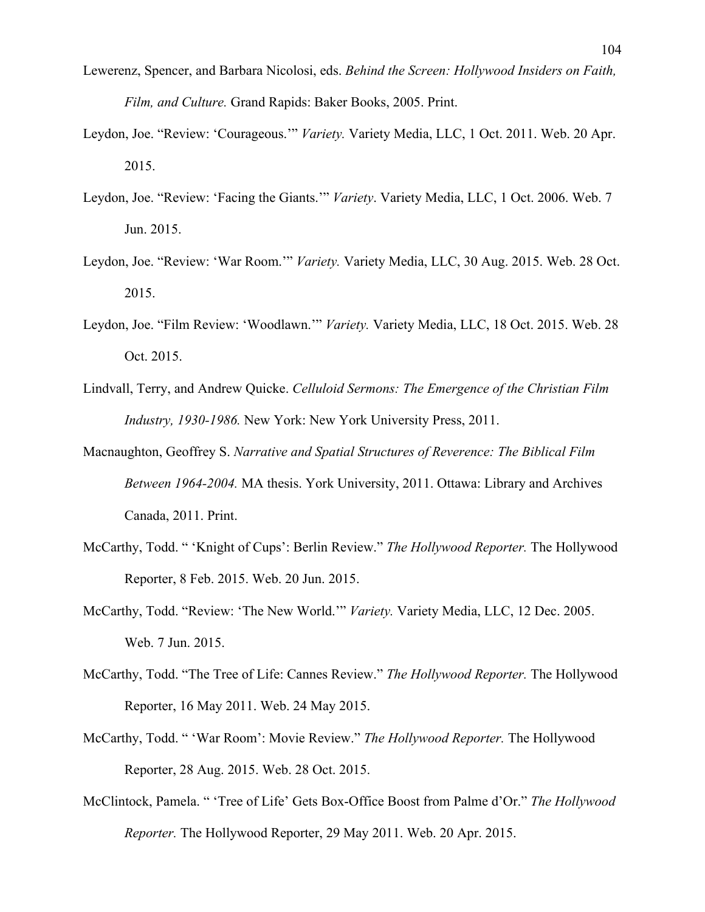Lewerenz, Spencer, and Barbara Nicolosi, eds. *Behind the Screen: Hollywood Insiders on Faith, Film, and Culture.* Grand Rapids: Baker Books, 2005. Print.

Leydon, Joe. "Review: 'Courageous.'" *Variety.* Variety Media, LLC, 1 Oct. 2011. Web. 20 Apr. 2015.

Leydon, Joe. "Review: 'Facing the Giants.'" *Variety*. Variety Media, LLC, 1 Oct. 2006. Web. 7 Jun. 2015.

Leydon, Joe. "Review: 'War Room.'" *Variety.* Variety Media, LLC, 30 Aug. 2015. Web. 28 Oct. 2015.

Leydon, Joe. "Film Review: 'Woodlawn.'" *Variety.* Variety Media, LLC, 18 Oct. 2015. Web. 28 Oct. 2015.

Lindvall, Terry, and Andrew Quicke. *Celluloid Sermons: The Emergence of the Christian Film Industry, 1930-1986.* New York: New York University Press, 2011.

Macnaughton, Geoffrey S. *Narrative and Spatial Structures of Reverence: The Biblical Film Between 1964-2004.* MA thesis. York University, 2011. Ottawa: Library and Archives Canada, 2011. Print.

McCarthy, Todd. " 'Knight of Cups': Berlin Review." *The Hollywood Reporter.* The Hollywood Reporter, 8 Feb. 2015. Web. 20 Jun. 2015.

McCarthy, Todd. "Review: 'The New World.'" *Variety.* Variety Media, LLC, 12 Dec. 2005. Web. 7 Jun. 2015.

McCarthy, Todd. "The Tree of Life: Cannes Review." *The Hollywood Reporter.* The Hollywood Reporter, 16 May 2011. Web. 24 May 2015.

McCarthy, Todd. " 'War Room': Movie Review." *The Hollywood Reporter.* The Hollywood Reporter, 28 Aug. 2015. Web. 28 Oct. 2015.

McClintock, Pamela. " 'Tree of Life' Gets Box-Office Boost from Palme d'Or." *The Hollywood Reporter.* The Hollywood Reporter, 29 May 2011. Web. 20 Apr. 2015.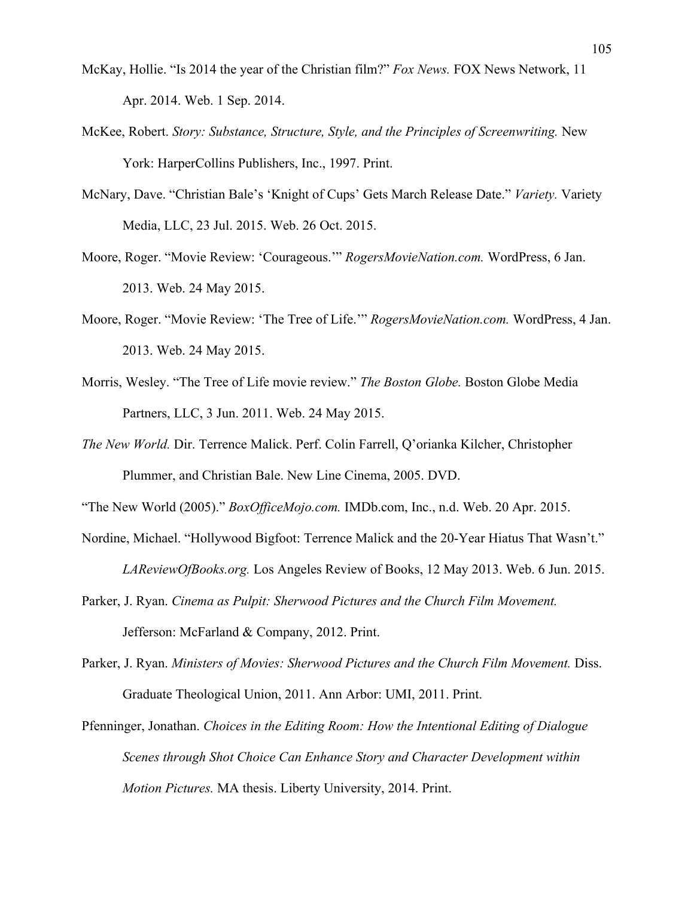McKay, Hollie. "Is 2014 the year of the Christian film?" *Fox News.* FOX News Network, 11 Apr. 2014. Web. 1 Sep. 2014.

McKee, Robert. *Story: Substance, Structure, Style, and the Principles of Screenwriting.* New York: HarperCollins Publishers, Inc., 1997. Print.

McNary, Dave. "Christian Bale's 'Knight of Cups' Gets March Release Date." *Variety.* Variety Media, LLC, 23 Jul. 2015. Web. 26 Oct. 2015.

Moore, Roger. "Movie Review: 'Courageous.'" *RogersMovieNation.com.* WordPress, 6 Jan. 2013. Web. 24 May 2015.

Moore, Roger. "Movie Review: 'The Tree of Life.'" *RogersMovieNation.com.* WordPress, 4 Jan. 2013. Web. 24 May 2015.

Morris, Wesley. "The Tree of Life movie review." *The Boston Globe.* Boston Globe Media Partners, LLC, 3 Jun. 2011. Web. 24 May 2015.

*The New World.* Dir. Terrence Malick. Perf. Colin Farrell, Q'orianka Kilcher, Christopher Plummer, and Christian Bale. New Line Cinema, 2005. DVD.

"The New World (2005)." *BoxOfficeMojo.com.* IMDb.com, Inc., n.d. Web. 20 Apr. 2015.

Nordine, Michael. "Hollywood Bigfoot: Terrence Malick and the 20-Year Hiatus That Wasn't." *LAReviewOfBooks.org.* Los Angeles Review of Books, 12 May 2013. Web. 6 Jun. 2015.

Parker, J. Ryan. *Cinema as Pulpit: Sherwood Pictures and the Church Film Movement.* Jefferson: McFarland & Company, 2012. Print.

Parker, J. Ryan. *Ministers of Movies: Sherwood Pictures and the Church Film Movement.* Diss. Graduate Theological Union, 2011. Ann Arbor: UMI, 2011. Print.

Pfenninger, Jonathan. *Choices in the Editing Room: How the Intentional Editing of Dialogue Scenes through Shot Choice Can Enhance Story and Character Development within Motion Pictures.* MA thesis. Liberty University, 2014. Print.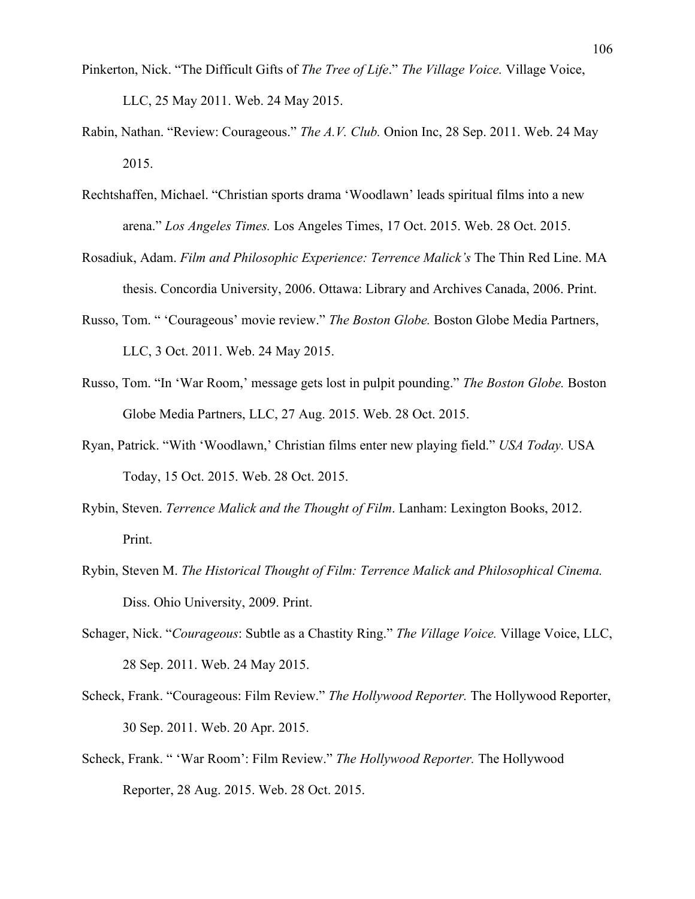Pinkerton, Nick. "The Difficult Gifts of *The Tree of Life*." *The Village Voice.* Village Voice, LLC, 25 May 2011. Web. 24 May 2015.

Rabin, Nathan. "Review: Courageous." *The A.V. Club.* Onion Inc, 28 Sep. 2011. Web. 24 May 2015.

Rechtshaffen, Michael. "Christian sports drama 'Woodlawn' leads spiritual films into a new arena." *Los Angeles Times.* Los Angeles Times, 17 Oct. 2015. Web. 28 Oct. 2015.

Rosadiuk, Adam. *Film and Philosophic Experience: Terrence Malick's* The Thin Red Line. MA thesis. Concordia University, 2006. Ottawa: Library and Archives Canada, 2006. Print.

Russo, Tom. " 'Courageous' movie review." *The Boston Globe.* Boston Globe Media Partners, LLC, 3 Oct. 2011. Web. 24 May 2015.

Russo, Tom. "In 'War Room,' message gets lost in pulpit pounding." *The Boston Globe.* Boston Globe Media Partners, LLC, 27 Aug. 2015. Web. 28 Oct. 2015.

Ryan, Patrick. "With 'Woodlawn,' Christian films enter new playing field." *USA Today.* USA Today, 15 Oct. 2015. Web. 28 Oct. 2015.

Rybin, Steven. *Terrence Malick and the Thought of Film*. Lanham: Lexington Books, 2012. Print.

Rybin, Steven M. *The Historical Thought of Film: Terrence Malick and Philosophical Cinema.* Diss. Ohio University, 2009. Print.

Schager, Nick. "*Courageous*: Subtle as a Chastity Ring." *The Village Voice.* Village Voice, LLC, 28 Sep. 2011. Web. 24 May 2015.

Scheck, Frank. "Courageous: Film Review." *The Hollywood Reporter.* The Hollywood Reporter, 30 Sep. 2011. Web. 20 Apr. 2015.

Scheck, Frank. " 'War Room': Film Review." *The Hollywood Reporter.* The Hollywood Reporter, 28 Aug. 2015. Web. 28 Oct. 2015.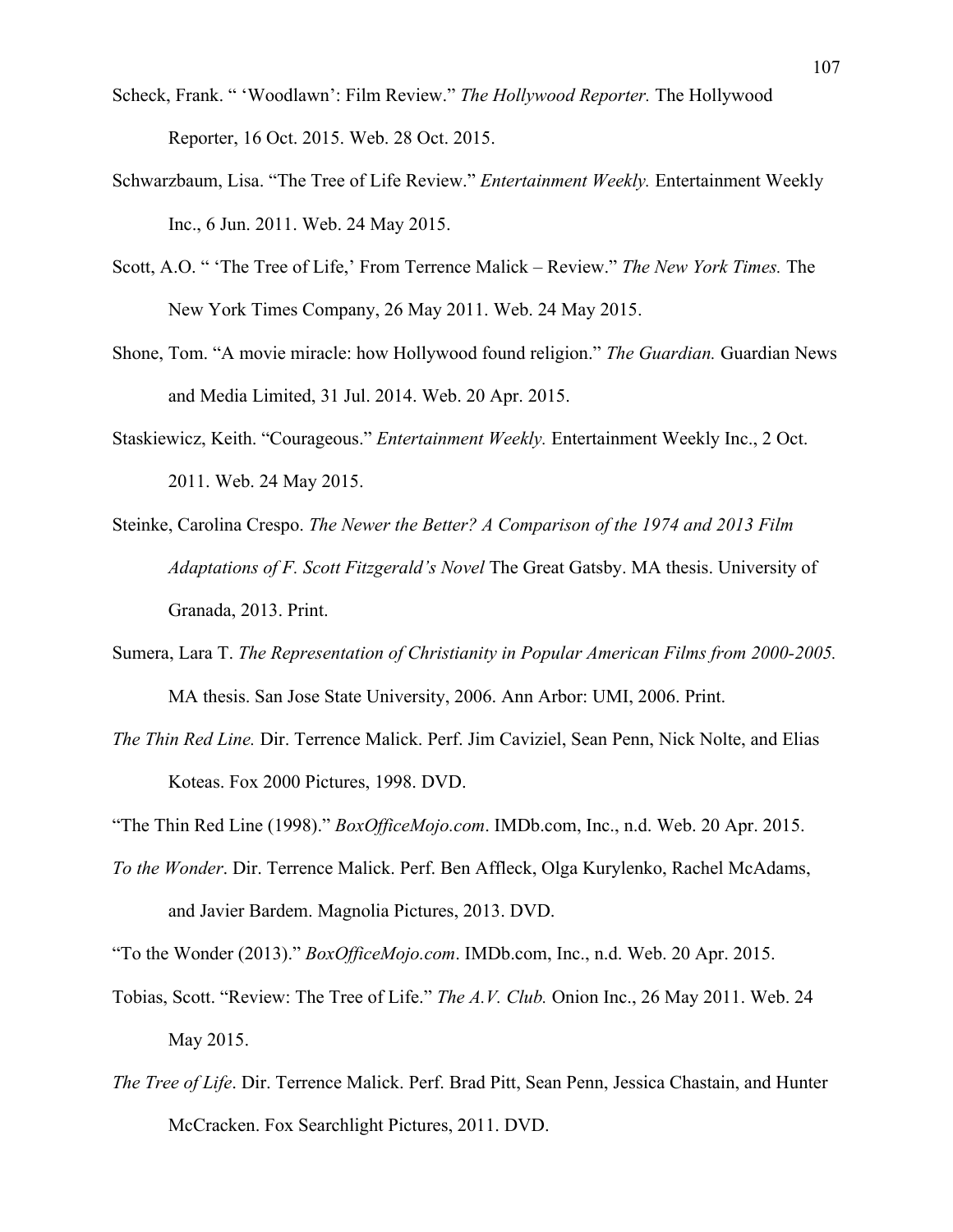Scheck, Frank. " 'Woodlawn': Film Review." *The Hollywood Reporter.* The Hollywood Reporter, 16 Oct. 2015. Web. 28 Oct. 2015.

Schwarzbaum, Lisa. "The Tree of Life Review." *Entertainment Weekly.* Entertainment Weekly Inc., 6 Jun. 2011. Web. 24 May 2015.

Scott, A.O. " 'The Tree of Life,' From Terrence Malick – Review." *The New York Times.* The New York Times Company, 26 May 2011. Web. 24 May 2015.

Shone, Tom. "A movie miracle: how Hollywood found religion." *The Guardian.* Guardian News and Media Limited, 31 Jul. 2014. Web. 20 Apr. 2015.

Staskiewicz, Keith. "Courageous." *Entertainment Weekly.* Entertainment Weekly Inc., 2 Oct. 2011. Web. 24 May 2015.

Steinke, Carolina Crespo. *The Newer the Better? A Comparison of the 1974 and 2013 Film Adaptations of F. Scott Fitzgerald's Novel* The Great Gatsby. MA thesis. University of Granada, 2013. Print.

Sumera, Lara T. *The Representation of Christianity in Popular American Films from 2000-2005.* MA thesis. San Jose State University, 2006. Ann Arbor: UMI, 2006. Print.

*The Thin Red Line.* Dir. Terrence Malick. Perf. Jim Caviziel, Sean Penn, Nick Nolte, and Elias Koteas. Fox 2000 Pictures, 1998. DVD.

"The Thin Red Line (1998)." *BoxOfficeMojo.com*. IMDb.com, Inc., n.d. Web. 20 Apr. 2015.

*To the Wonder*. Dir. Terrence Malick. Perf. Ben Affleck, Olga Kurylenko, Rachel McAdams, and Javier Bardem. Magnolia Pictures, 2013. DVD.

"To the Wonder (2013)." *BoxOfficeMojo.com*. IMDb.com, Inc., n.d. Web. 20 Apr. 2015.

Tobias, Scott. "Review: The Tree of Life." *The A.V. Club.* Onion Inc., 26 May 2011. Web. 24 May 2015.

*The Tree of Life*. Dir. Terrence Malick. Perf. Brad Pitt, Sean Penn, Jessica Chastain, and Hunter McCracken. Fox Searchlight Pictures, 2011. DVD.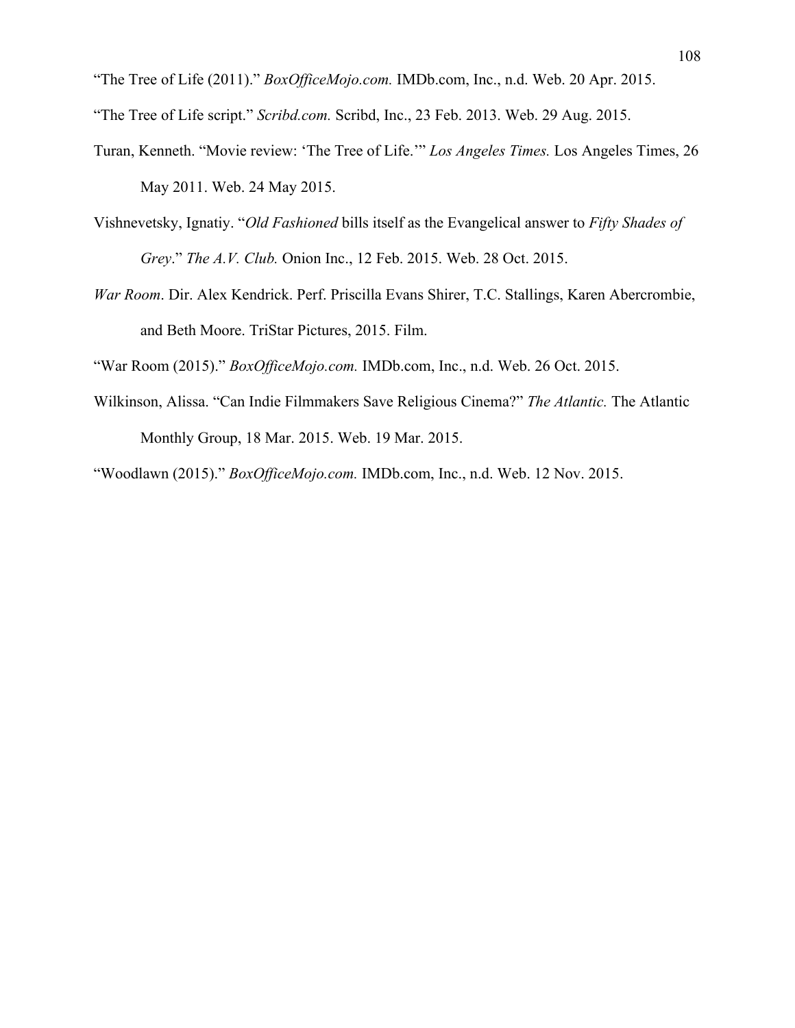"The Tree of Life (2011)." *BoxOfficeMojo.com.* IMDb.com, Inc., n.d. Web. 20 Apr. 2015.

"The Tree of Life script." *Scribd.com.* Scribd, Inc., 23 Feb. 2013. Web. 29 Aug. 2015.

Turan, Kenneth. "Movie review: 'The Tree of Life.'" *Los Angeles Times.* Los Angeles Times, 26 May 2011. Web. 24 May 2015.

Vishnevetsky, Ignatiy. "*Old Fashioned* bills itself as the Evangelical answer to *Fifty Shades of Grey*." *The A.V. Club.* Onion Inc., 12 Feb. 2015. Web. 28 Oct. 2015.

*War Room*. Dir. Alex Kendrick. Perf. Priscilla Evans Shirer, T.C. Stallings, Karen Abercrombie, and Beth Moore. TriStar Pictures, 2015. Film.

"War Room (2015)." *BoxOfficeMojo.com.* IMDb.com, Inc., n.d. Web. 26 Oct. 2015.

Wilkinson, Alissa. "Can Indie Filmmakers Save Religious Cinema?" *The Atlantic.* The Atlantic Monthly Group, 18 Mar. 2015. Web. 19 Mar. 2015.

"Woodlawn (2015)." *BoxOfficeMojo.com.* IMDb.com, Inc., n.d. Web. 12 Nov. 2015.